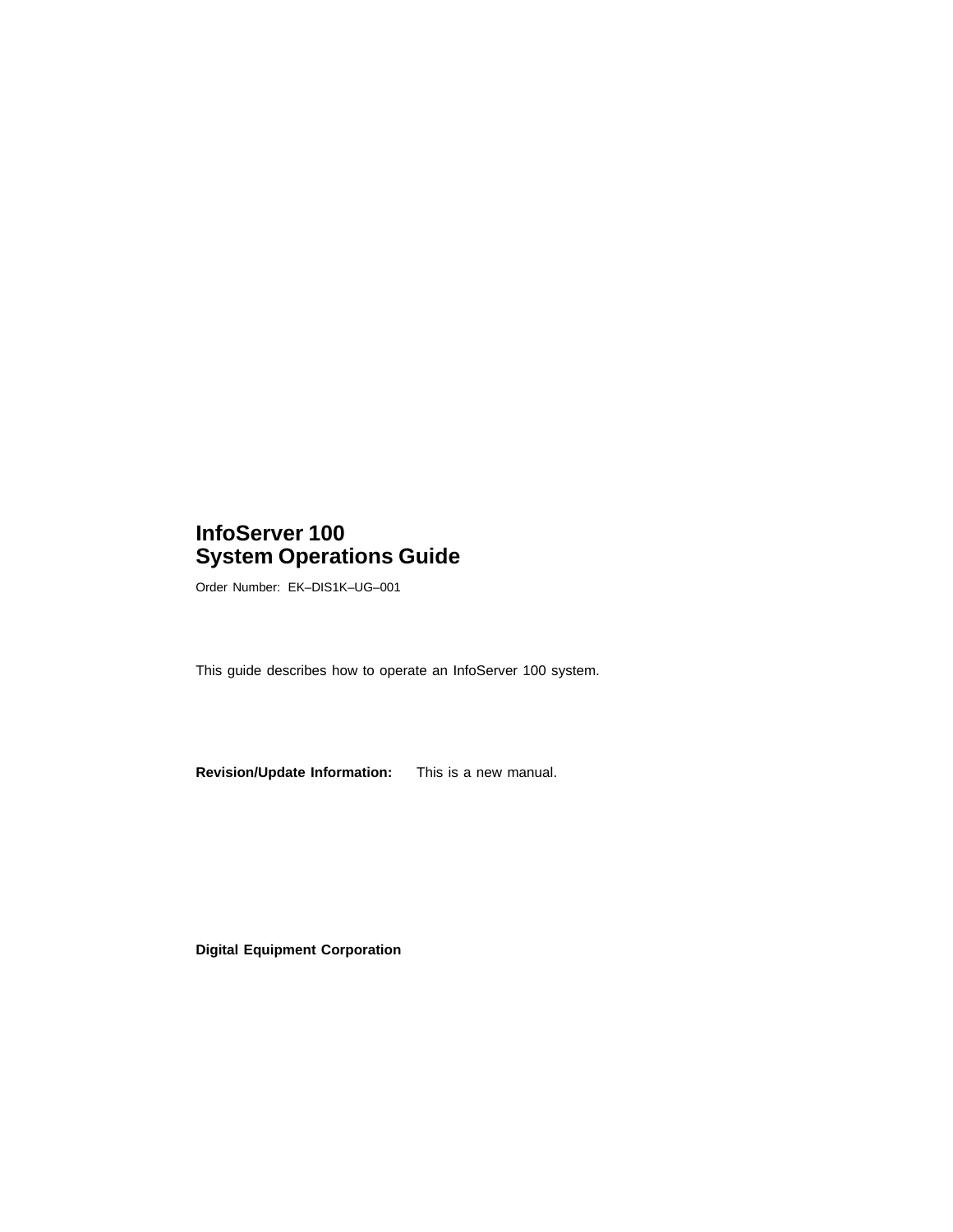# InfoServer 100
# System Operations Guide

Order Number: EK–DIS1K–UG–001

This guide describes how to operate an InfoServer 100 system.

**Revision/Update Information:** This is a new manual.

**Digital Equipment Corporation**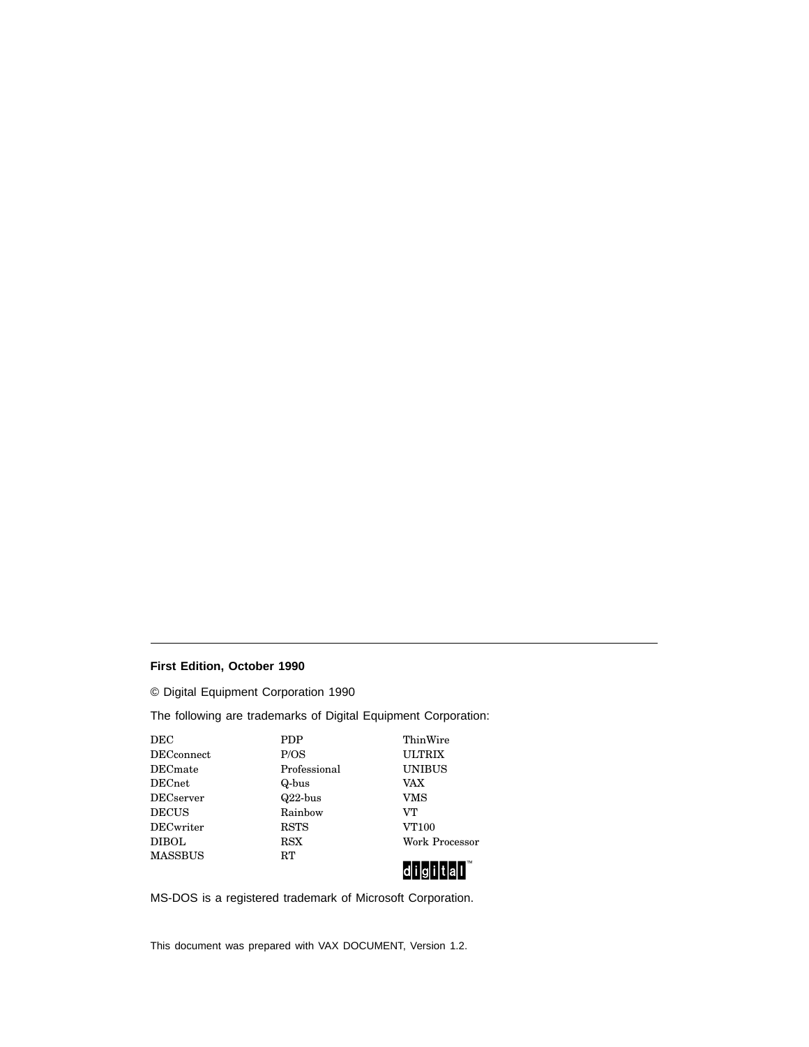**First Edition, October 1990**

© Digital Equipment Corporation 1990

The following are trademarks of Digital Equipment Corporation:

| | | |
|---|---|---|
| DEC | PDP | ThinWire |
| DECconnect | P/OS | ULTRIX |
| DECmate | Professional | UNIBUS |
| DECnet | Q-bus | VAX |
| DECserver | Q22-bus | VMS |
| DECUS | Rainbow | VT |
| DECwriter | RSTS | VT100 |
| DIBOL | RSX | Work Processor |
| MASSBUS | RT | digital™ |

MS-DOS is a registered trademark of Microsoft Corporation.

This document was prepared with VAX DOCUMENT, Version 1.2.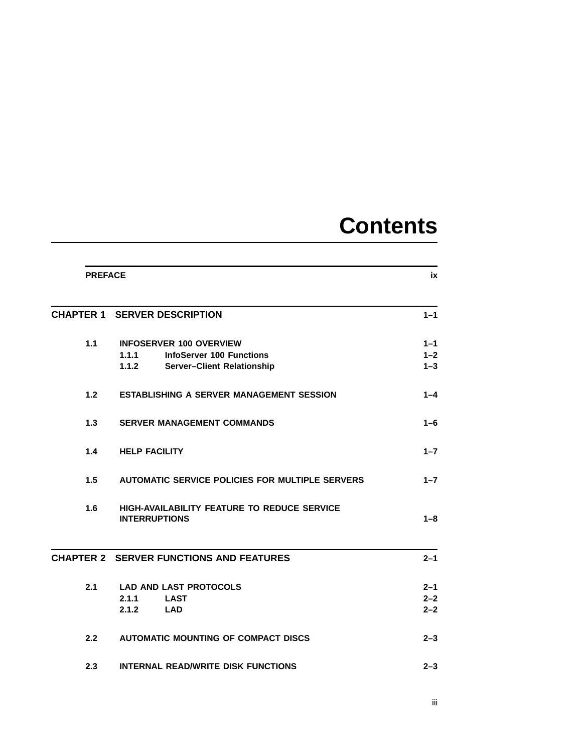# Contents

| | | |
|---|---|---|
| **PREFACE** | | **ix** |

| | | |
|---|---|---|
| **CHAPTER 1** | **SERVER DESCRIPTION** | **1–1** |
| **1.1** | **INFOSERVER 100 OVERVIEW** | **1–1** |
| | **1.1.1 InfoServer 100 Functions** | **1–2** |
| | **1.1.2 Server–Client Relationship** | **1–3** |
| **1.2** | **ESTABLISHING A SERVER MANAGEMENT SESSION** | **1–4** |
| **1.3** | **SERVER MANAGEMENT COMMANDS** | **1–6** |
| **1.4** | **HELP FACILITY** | **1–7** |
| **1.5** | **AUTOMATIC SERVICE POLICIES FOR MULTIPLE SERVERS** | **1–7** |
| **1.6** | **HIGH-AVAILABILITY FEATURE TO REDUCE SERVICE INTERRUPTIONS** | **1–8** |

| | | |
|---|---|---|
| **CHAPTER 2** | **SERVER FUNCTIONS AND FEATURES** | **2–1** |
| **2.1** | **LAD AND LAST PROTOCOLS** | **2–1** |
| | **2.1.1 LAST** | **2–2** |
| | **2.1.2 LAD** | **2–2** |
| **2.2** | **AUTOMATIC MOUNTING OF COMPACT DISCS** | **2–3** |
| **2.3** | **INTERNAL READ/WRITE DISK FUNCTIONS** | **2–3** |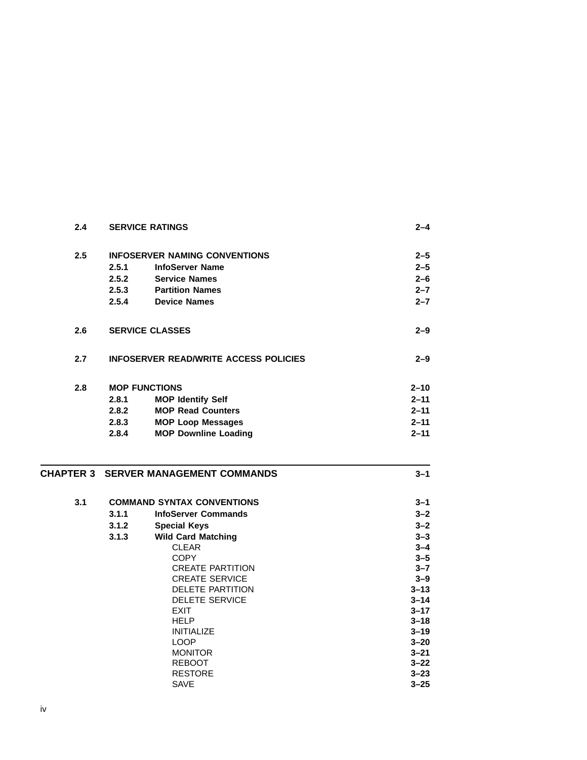| | | | |
|---|---|---|---|
| **2.4** | **SERVICE RATINGS** | | **2–4** |
| **2.5** | **INFOSERVER NAMING CONVENTIONS** | | **2–5** |
| | **2.5.1** | **InfoServer Name** | **2–5** |
| | **2.5.2** | **Service Names** | **2–6** |
| | **2.5.3** | **Partition Names** | **2–7** |
| | **2.5.4** | **Device Names** | **2–7** |
| **2.6** | **SERVICE CLASSES** | | **2–9** |
| **2.7** | **INFOSERVER READ/WRITE ACCESS POLICIES** | | **2–9** |
| **2.8** | **MOP FUNCTIONS** | | **2–10** |
| | **2.8.1** | **MOP Identify Self** | **2–11** |
| | **2.8.2** | **MOP Read Counters** | **2–11** |
| | **2.8.3** | **MOP Loop Messages** | **2–11** |
| | **2.8.4** | **MOP Downline Loading** | **2–11** |

## CHAPTER 3 SERVER MANAGEMENT COMMANDS 3–1

| | | | |
|---|---|---|---|
| **3.1** | **COMMAND SYNTAX CONVENTIONS** | | **3–1** |
| | **3.1.1** | **InfoServer Commands** | **3–2** |
| | **3.1.2** | **Special Keys** | **3–2** |
| | **3.1.3** | **Wild Card Matching** | **3–3** |
| | | CLEAR | **3–4** |
| | | COPY | **3–5** |
| | | CREATE PARTITION | **3–7** |
| | | CREATE SERVICE | **3–9** |
| | | DELETE PARTITION | **3–13** |
| | | DELETE SERVICE | **3–14** |
| | | EXIT | **3–17** |
| | | HELP | **3–18** |
| | | INITIALIZE | **3–19** |
| | | LOOP | **3–20** |
| | | MONITOR | **3–21** |
| | | REBOOT | **3–22** |
| | | RESTORE | **3–23** |
| | | SAVE | **3–25** |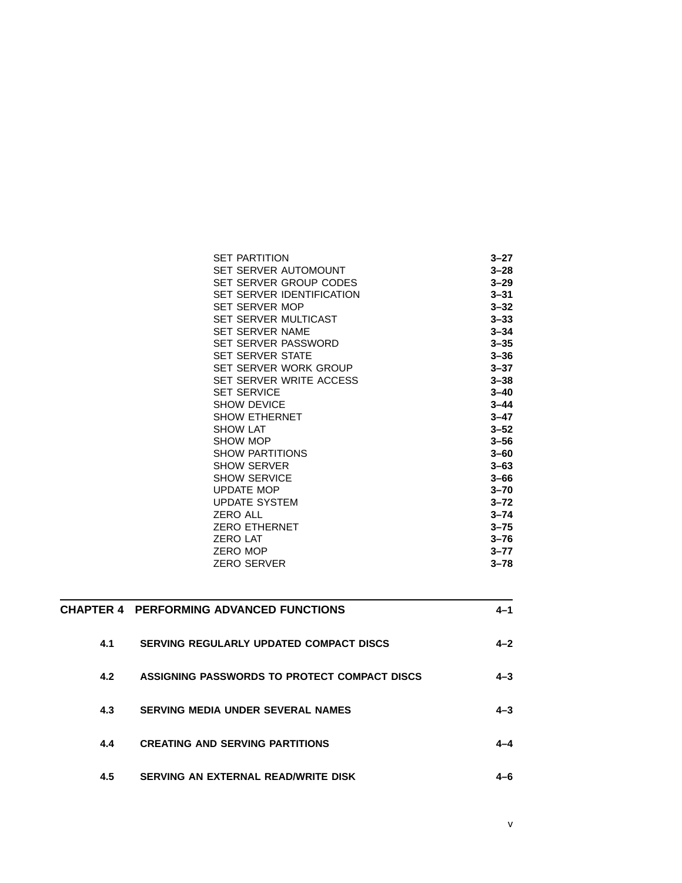| | |
|---|---|
| SET PARTITION | **3–27** |
| SET SERVER AUTOMOUNT | **3–28** |
| SET SERVER GROUP CODES | **3–29** |
| SET SERVER IDENTIFICATION | **3–31** |
| SET SERVER MOP | **3–32** |
| SET SERVER MULTICAST | **3–33** |
| SET SERVER NAME | **3–34** |
| SET SERVER PASSWORD | **3–35** |
| SET SERVER STATE | **3–36** |
| SET SERVER WORK GROUP | **3–37** |
| SET SERVER WRITE ACCESS | **3–38** |
| SET SERVICE | **3–40** |
| SHOW DEVICE | **3–44** |
| SHOW ETHERNET | **3–47** |
| SHOW LAT | **3–52** |
| SHOW MOP | **3–56** |
| SHOW PARTITIONS | **3–60** |
| SHOW SERVER | **3–63** |
| SHOW SERVICE | **3–66** |
| UPDATE MOP | **3–70** |
| UPDATE SYSTEM | **3–72** |
| ZERO ALL | **3–74** |
| ZERO ETHERNET | **3–75** |
| ZERO LAT | **3–76** |
| ZERO MOP | **3–77** |
| ZERO SERVER | **3–78** |

---

**CHAPTER 4 PERFORMING ADVANCED FUNCTIONS** **4–1**

**4.1 SERVING REGULARLY UPDATED COMPACT DISCS** **4–2**

**4.2 ASSIGNING PASSWORDS TO PROTECT COMPACT DISCS** **4–3**

**4.3 SERVING MEDIA UNDER SEVERAL NAMES** **4–3**

**4.4 CREATING AND SERVING PARTITIONS** **4–4**

**4.5 SERVING AN EXTERNAL READ/WRITE DISK** **4–6**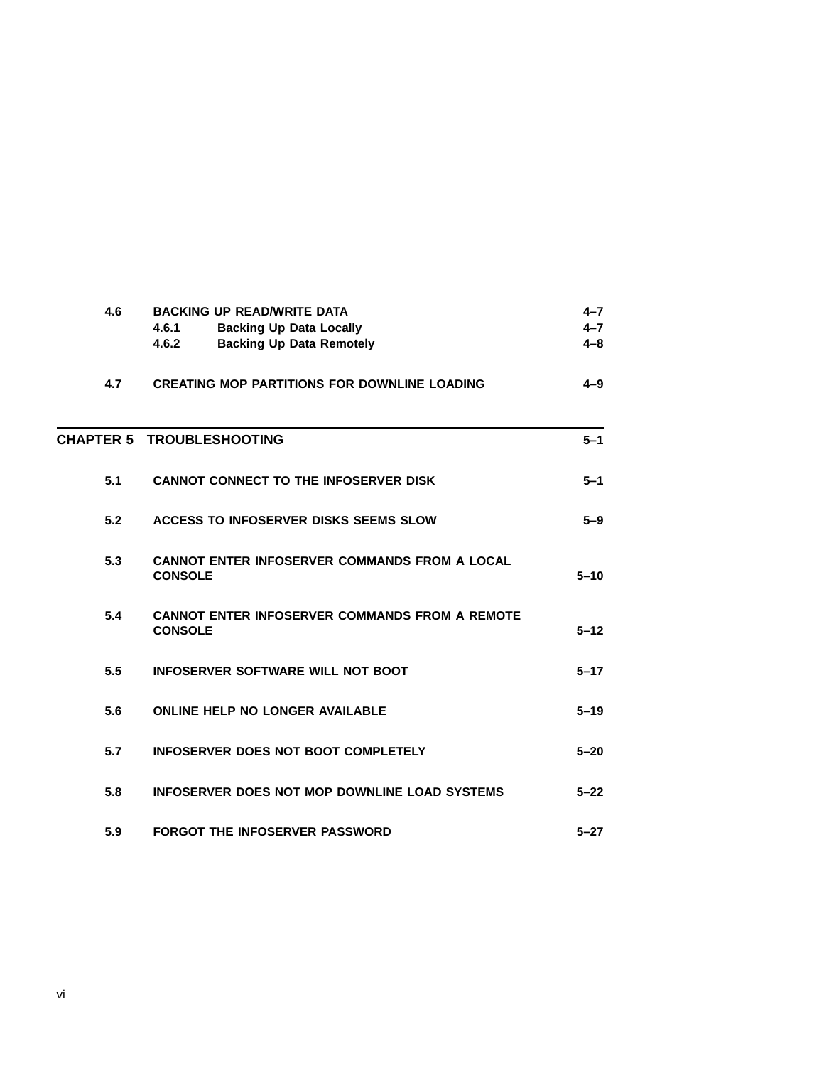| | | |
|---|---|---|
| **4.6** | **BACKING UP READ/WRITE DATA** | **4–7** |
| | **4.6.1 Backing Up Data Locally** | **4–7** |
| | **4.6.2 Backing Up Data Remotely** | **4–8** |
| **4.7** | **CREATING MOP PARTITIONS FOR DOWNLINE LOADING** | **4–9** |

## CHAPTER 5 TROUBLESHOOTING 5–1

| | | |
|---|---|---|
| **5.1** | **CANNOT CONNECT TO THE INFOSERVER DISK** | **5–1** |
| **5.2** | **ACCESS TO INFOSERVER DISKS SEEMS SLOW** | **5–9** |
| **5.3** | **CANNOT ENTER INFOSERVER COMMANDS FROM A LOCAL CONSOLE** | **5–10** |
| **5.4** | **CANNOT ENTER INFOSERVER COMMANDS FROM A REMOTE CONSOLE** | **5–12** |
| **5.5** | **INFOSERVER SOFTWARE WILL NOT BOOT** | **5–17** |
| **5.6** | **ONLINE HELP NO LONGER AVAILABLE** | **5–19** |
| **5.7** | **INFOSERVER DOES NOT BOOT COMPLETELY** | **5–20** |
| **5.8** | **INFOSERVER DOES NOT MOP DOWNLINE LOAD SYSTEMS** | **5–22** |
| **5.9** | **FORGOT THE INFOSERVER PASSWORD** | **5–27** |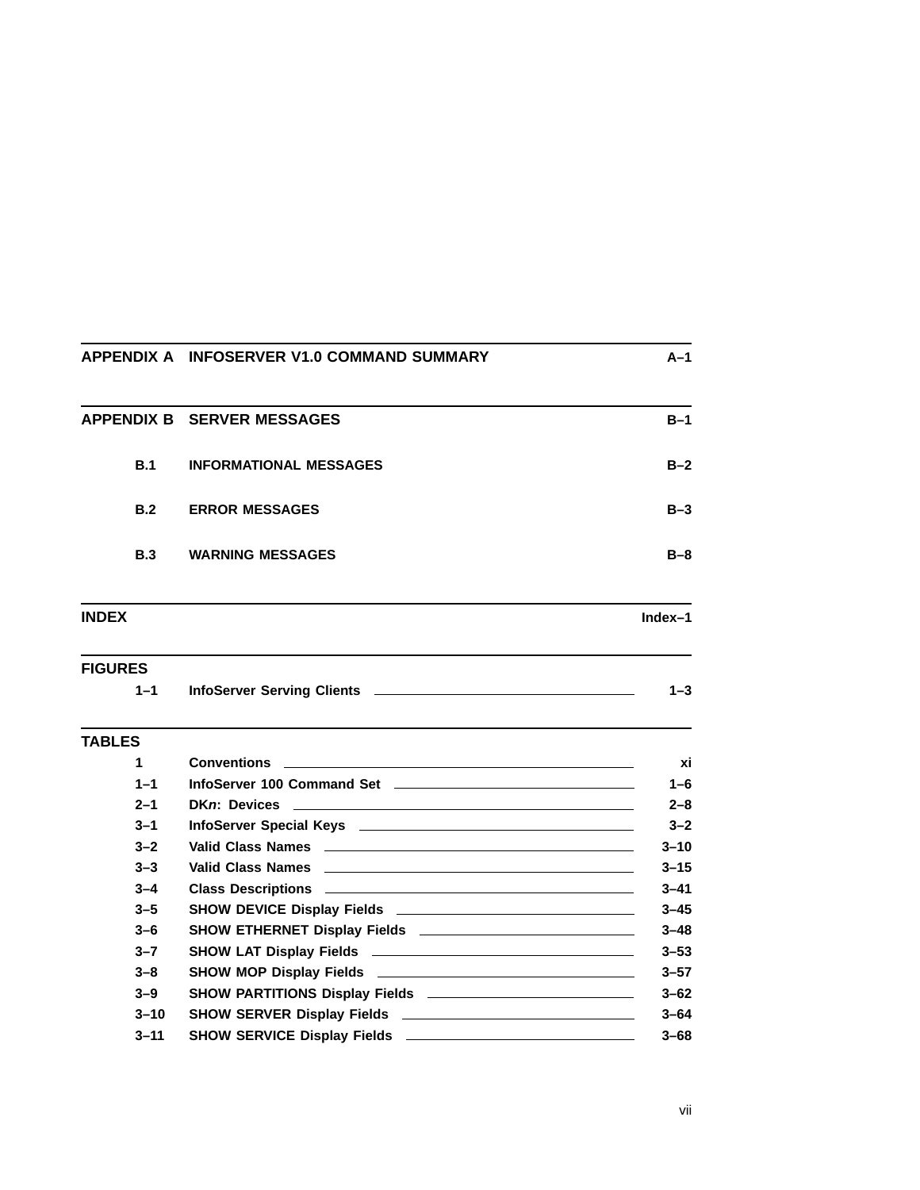| | | |
|---|---|---|
| **APPENDIX A** | **INFOSERVER V1.0 COMMAND SUMMARY** | **A–1** |
| **APPENDIX B** | **SERVER MESSAGES** | **B–1** |
| **B.1** | **INFORMATIONAL MESSAGES** | **B–2** |
| **B.2** | **ERROR MESSAGES** | **B–3** |
| **B.3** | **WARNING MESSAGES** | **B–8** |
| **INDEX** | | **Index–1** |

**FIGURES**

| | | |
|---|---|---|
| **1–1** | **InfoServer Serving Clients** | **1–3** |

**TABLES**

| | | |
|---|---|---|
| **1** | **Conventions** | **xi** |
| **1–1** | **InfoServer 100 Command Set** | **1–6** |
| **2–1** | **DK*n*: Devices** | **2–8** |
| **3–1** | **InfoServer Special Keys** | **3–2** |
| **3–2** | **Valid Class Names** | **3–10** |
| **3–3** | **Valid Class Names** | **3–15** |
| **3–4** | **Class Descriptions** | **3–41** |
| **3–5** | **SHOW DEVICE Display Fields** | **3–45** |
| **3–6** | **SHOW ETHERNET Display Fields** | **3–48** |
| **3–7** | **SHOW LAT Display Fields** | **3–53** |
| **3–8** | **SHOW MOP Display Fields** | **3–57** |
| **3–9** | **SHOW PARTITIONS Display Fields** | **3–62** |
| **3–10** | **SHOW SERVER Display Fields** | **3–64** |
| **3–11** | **SHOW SERVICE Display Fields** | **3–68** |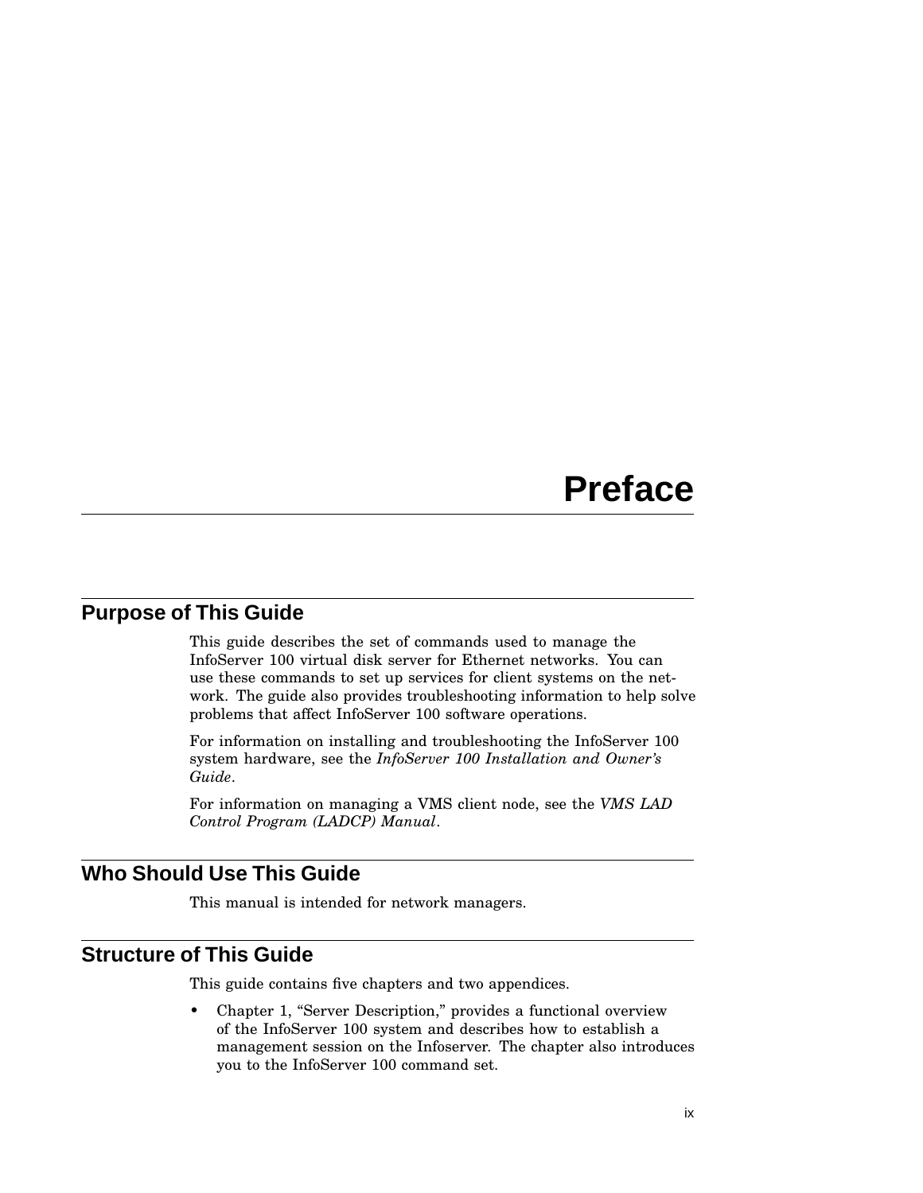# Preface

## Purpose of This Guide

This guide describes the set of commands used to manage the InfoServer 100 virtual disk server for Ethernet networks. You can use these commands to set up services for client systems on the network. The guide also provides troubleshooting information to help solve problems that affect InfoServer 100 software operations.

For information on installing and troubleshooting the InfoServer 100 system hardware, see the *InfoServer 100 Installation and Owner's Guide*.

For information on managing a VMS client node, see the *VMS LAD Control Program (LADCP) Manual*.

## Who Should Use This Guide

This manual is intended for network managers.

## Structure of This Guide

This guide contains five chapters and two appendices.

- Chapter 1, "Server Description," provides a functional overview of the InfoServer 100 system and describes how to establish a management session on the Infoserver. The chapter also introduces you to the InfoServer 100 command set.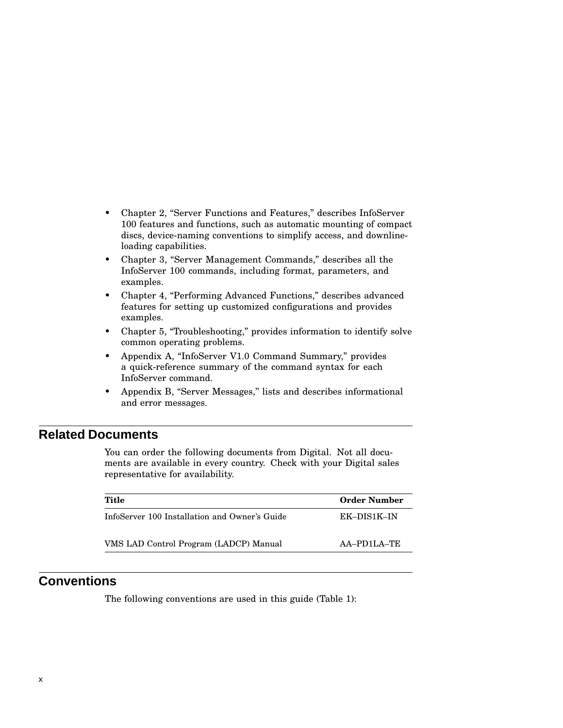- Chapter 2, “Server Functions and Features,” describes InfoServer 100 features and functions, such as automatic mounting of compact discs, device-naming conventions to simplify access, and downline-loading capabilities.
- Chapter 3, “Server Management Commands,” describes all the InfoServer 100 commands, including format, parameters, and examples.
- Chapter 4, “Performing Advanced Functions,” describes advanced features for setting up customized configurations and provides examples.
- Chapter 5, “Troubleshooting,” provides information to identify solve common operating problems.
- Appendix A, “InfoServer V1.0 Command Summary,” provides a quick-reference summary of the command syntax for each InfoServer command.
- Appendix B, “Server Messages,” lists and describes informational and error messages.

## Related Documents

You can order the following documents from Digital. Not all documents are available in every country. Check with your Digital sales representative for availability.

| **Title** | **Order Number** |
|---|---|
| InfoServer 100 Installation and Owner’s Guide | EK–DIS1K–IN |
| VMS LAD Control Program (LADCP) Manual | AA–PD1LA–TE |

## Conventions

The following conventions are used in this guide (Table 1):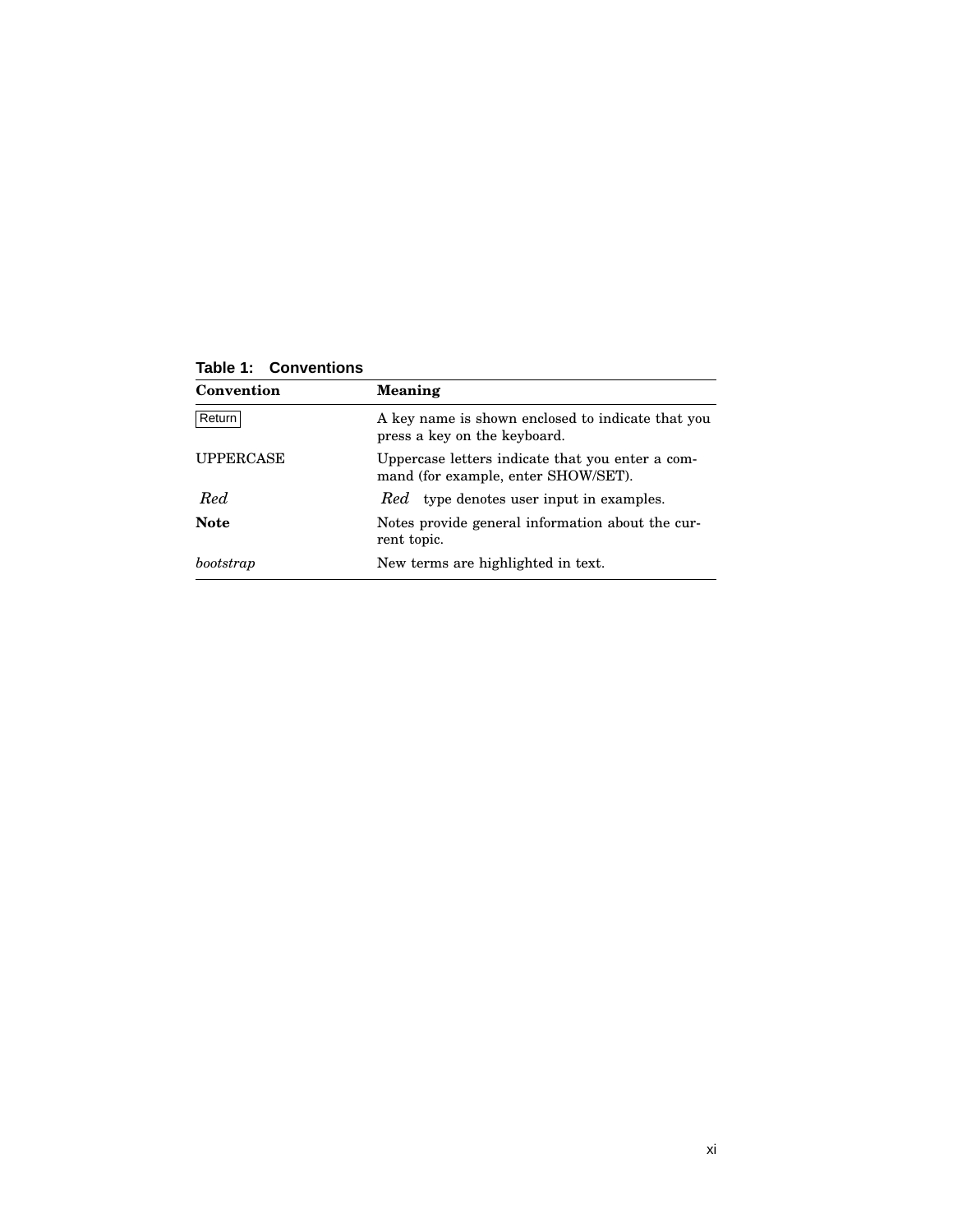**Table 1: Conventions**

| Convention | Meaning |
|---|---|
| Return | A key name is shown enclosed to indicate that you press a key on the keyboard. |
| UPPERCASE | Uppercase letters indicate that you enter a command (for example, enter SHOW/SET). |
| *Red* | *Red* type denotes user input in examples. |
| **Note** | Notes provide general information about the current topic. |
| *bootstrap* | New terms are highlighted in text. |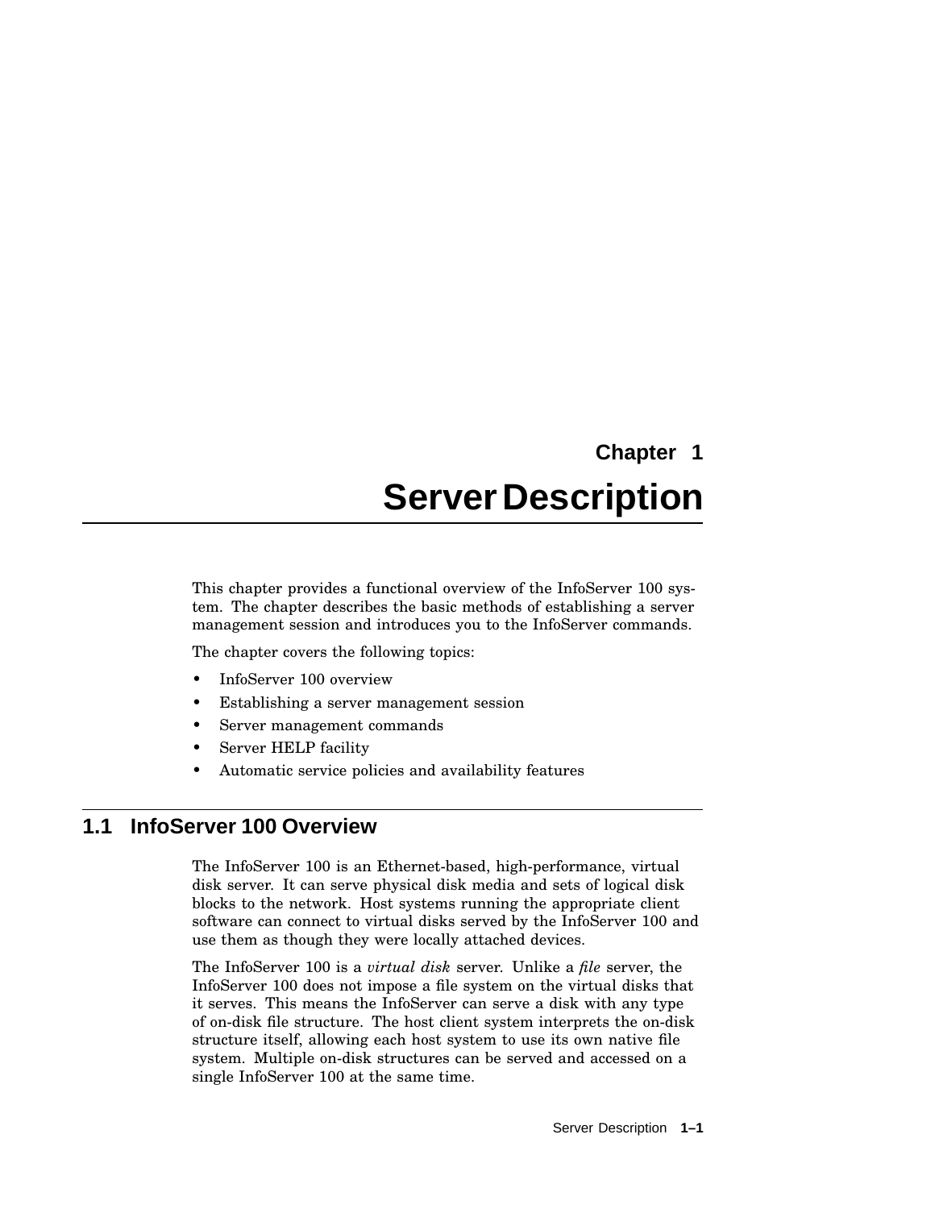# Chapter 1

# Server Description

This chapter provides a functional overview of the InfoServer 100 system. The chapter describes the basic methods of establishing a server management session and introduces you to the InfoServer commands.

The chapter covers the following topics:

- InfoServer 100 overview
- Establishing a server management session
- Server management commands
- Server HELP facility
- Automatic service policies and availability features

## 1.1 InfoServer 100 Overview

The InfoServer 100 is an Ethernet-based, high-performance, virtual disk server. It can serve physical disk media and sets of logical disk blocks to the network. Host systems running the appropriate client software can connect to virtual disks served by the InfoServer 100 and use them as though they were locally attached devices.

The InfoServer 100 is a *virtual disk* server. Unlike a *file* server, the InfoServer 100 does not impose a file system on the virtual disks that it serves. This means the InfoServer can serve a disk with any type of on-disk file structure. The host client system interprets the on-disk structure itself, allowing each host system to use its own native file system. Multiple on-disk structures can be served and accessed on a single InfoServer 100 at the same time.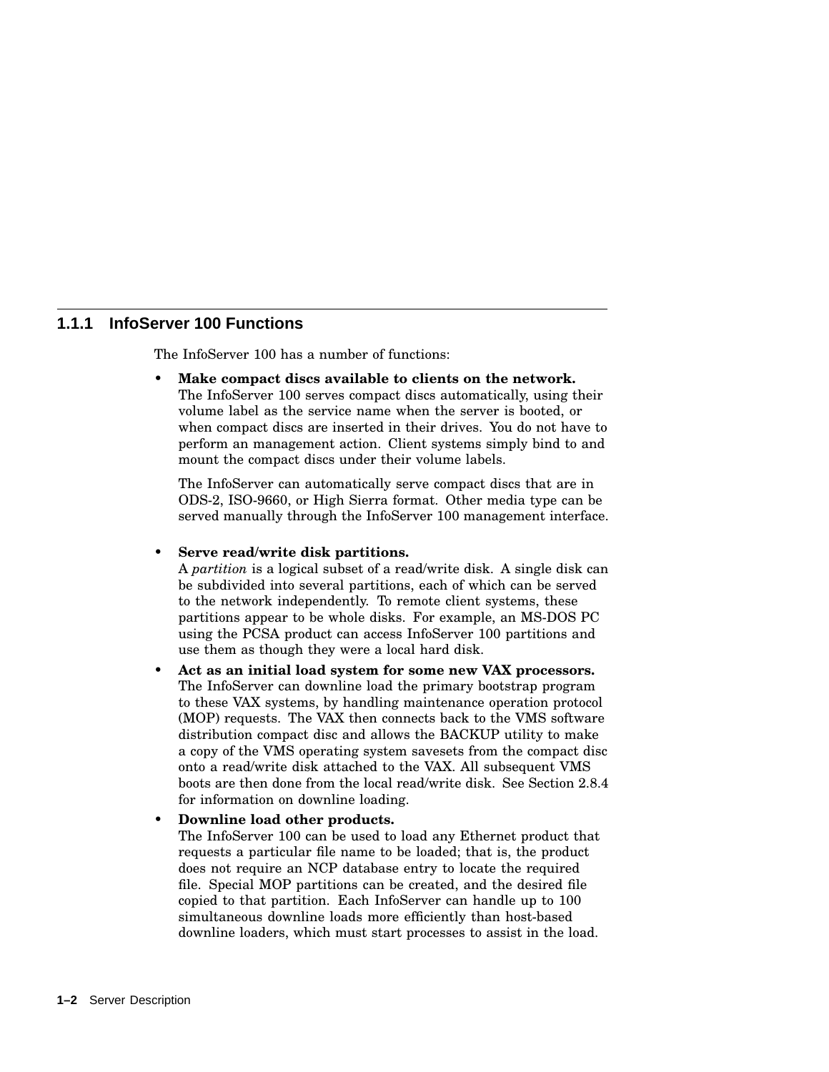### 1.1.1 InfoServer 100 Functions

The InfoServer 100 has a number of functions:

- **Make compact discs available to clients on the network.**
  The InfoServer 100 serves compact discs automatically, using their volume label as the service name when the server is booted, or when compact discs are inserted in their drives. You do not have to perform an management action. Client systems simply bind to and mount the compact discs under their volume labels.

  The InfoServer can automatically serve compact discs that are in ODS-2, ISO-9660, or High Sierra format. Other media type can be served manually through the InfoServer 100 management interface.

- **Serve read/write disk partitions.**
  A *partition* is a logical subset of a read/write disk. A single disk can be subdivided into several partitions, each of which can be served to the network independently. To remote client systems, these partitions appear to be whole disks. For example, an MS-DOS PC using the PCSA product can access InfoServer 100 partitions and use them as though they were a local hard disk.
- **Act as an initial load system for some new VAX processors.**
  The InfoServer can downline load the primary bootstrap program to these VAX systems, by handling maintenance operation protocol (MOP) requests. The VAX then connects back to the VMS software distribution compact disc and allows the BACKUP utility to make a copy of the VMS operating system savesets from the compact disc onto a read/write disk attached to the VAX. All subsequent VMS boots are then done from the local read/write disk. See Section 2.8.4 for information on downline loading.
- **Downline load other products.**
  The InfoServer 100 can be used to load any Ethernet product that requests a particular file name to be loaded; that is, the product does not require an NCP database entry to locate the required file. Special MOP partitions can be created, and the desired file copied to that partition. Each InfoServer can handle up to 100 simultaneous downline loads more efficiently than host-based downline loaders, which must start processes to assist in the load.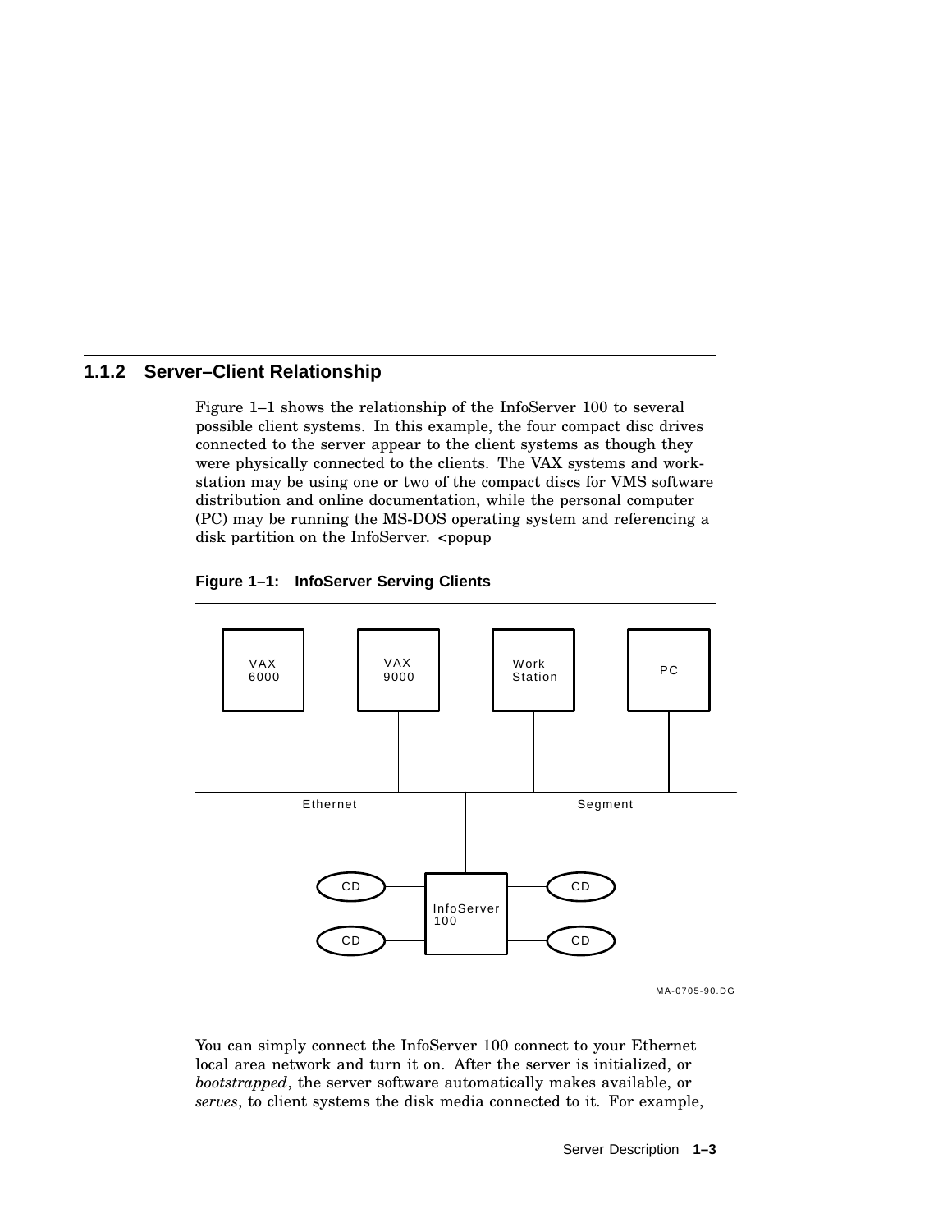### 1.1.2 Server–Client Relationship

Figure 1–1 shows the relationship of the InfoServer 100 to several possible client systems. In this example, the four compact disc drives connected to the server appear to the client systems as though they were physically connected to the clients. The VAX systems and workstation may be using one or two of the compact discs for VMS software distribution and online documentation, while the personal computer (PC) may be running the MS-DOS operating system and referencing a disk partition on the InfoServer. <popup

**Figure 1–1: InfoServer Serving Clients**

VAX 6000

VAX 9000

Work Station

PC

Ethernet Segment

CD

CD

InfoServer 100

CD

CD

MA-0705-90.DG

You can simply connect the InfoServer 100 connect to your Ethernet local area network and turn it on. After the server is initialized, or *bootstrapped*, the server software automatically makes available, or *serves*, to client systems the disk media connected to it. For example,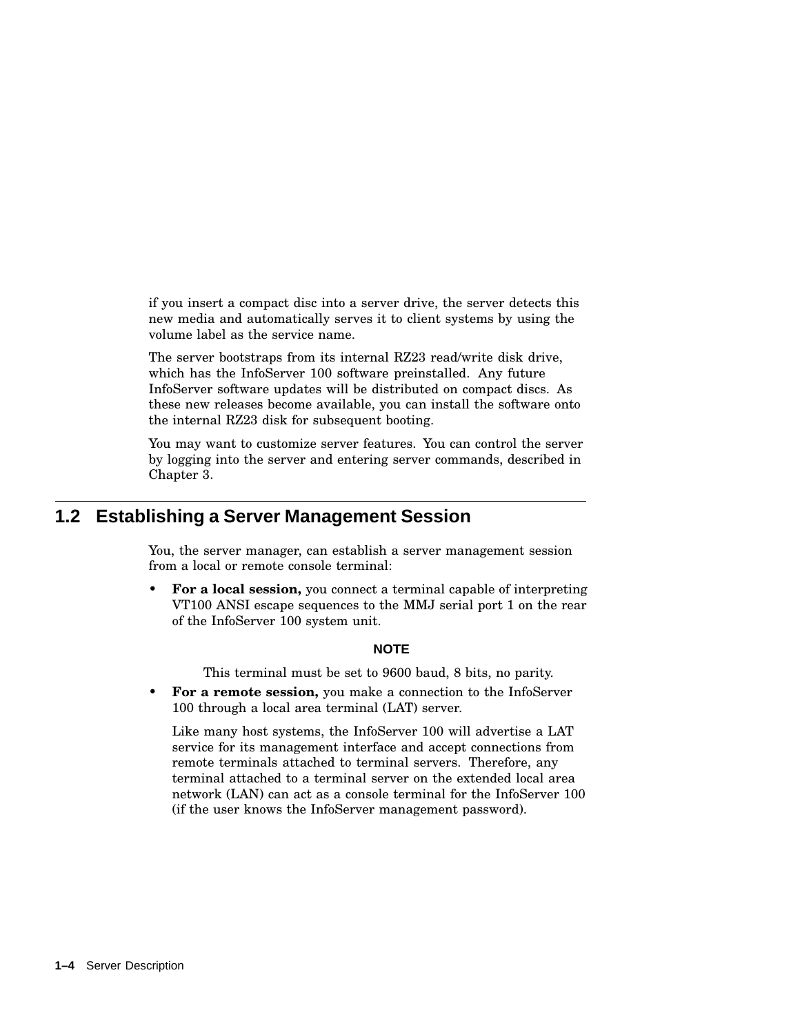if you insert a compact disc into a server drive, the server detects this new media and automatically serves it to client systems by using the volume label as the service name.

The server bootstraps from its internal RZ23 read/write disk drive, which has the InfoServer 100 software preinstalled. Any future InfoServer software updates will be distributed on compact discs. As these new releases become available, you can install the software onto the internal RZ23 disk for subsequent booting.

You may want to customize server features. You can control the server by logging into the server and entering server commands, described in Chapter 3.

## 1.2 Establishing a Server Management Session

You, the server manager, can establish a server management session from a local or remote console terminal:

- **For a local session,** you connect a terminal capable of interpreting VT100 ANSI escape sequences to the MMJ serial port 1 on the rear of the InfoServer 100 system unit.

  **NOTE**

  This terminal must be set to 9600 baud, 8 bits, no parity.

- **For a remote session,** you make a connection to the InfoServer 100 through a local area terminal (LAT) server.

  Like many host systems, the InfoServer 100 will advertise a LAT service for its management interface and accept connections from remote terminals attached to terminal servers. Therefore, any terminal attached to a terminal server on the extended local area network (LAN) can act as a console terminal for the InfoServer 100 (if the user knows the InfoServer management password).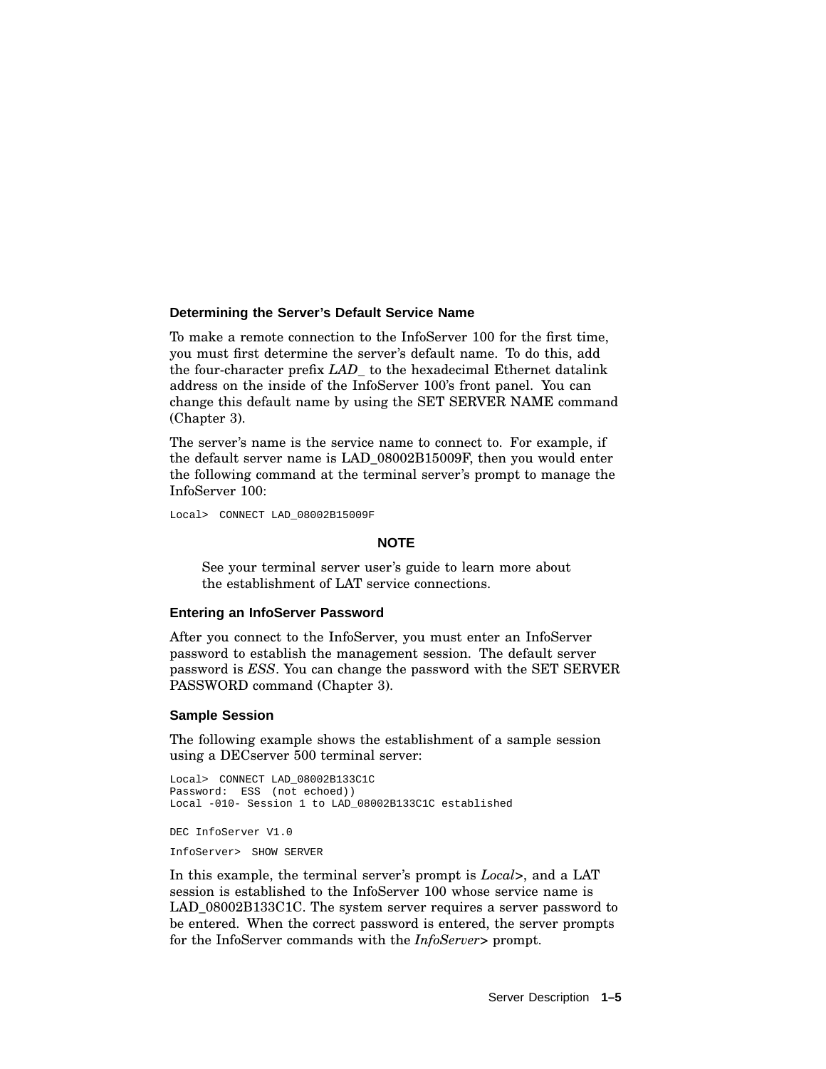### Determining the Server's Default Service Name

To make a remote connection to the InfoServer 100 for the first time, you must first determine the server's default name. To do this, add the four-character prefix *LAD_* to the hexadecimal Ethernet datalink address on the inside of the InfoServer 100's front panel. You can change this default name by using the SET SERVER NAME command (Chapter 3).

The server's name is the service name to connect to. For example, if the default server name is LAD_08002B15009F, then you would enter the following command at the terminal server's prompt to manage the InfoServer 100:

```
Local>  CONNECT LAD_08002B15009F
```

**NOTE**

> See your terminal server user's guide to learn more about the establishment of LAT service connections.

### Entering an InfoServer Password

After you connect to the InfoServer, you must enter an InfoServer password to establish the management session. The default server password is *ESS*. You can change the password with the SET SERVER PASSWORD command (Chapter 3).

### Sample Session

The following example shows the establishment of a sample session using a DECserver 500 terminal server:

```
Local>  CONNECT LAD_08002B133C1C
Password:  ESS  (not echoed))
Local -010- Session 1 to LAD_08002B133C1C established

DEC InfoServer V1.0

InfoServer>  SHOW SERVER
```

In this example, the terminal server's prompt is *Local>*, and a LAT session is established to the InfoServer 100 whose service name is LAD_08002B133C1C. The system server requires a server password to be entered. When the correct password is entered, the server prompts for the InfoServer commands with the *InfoServer>* prompt.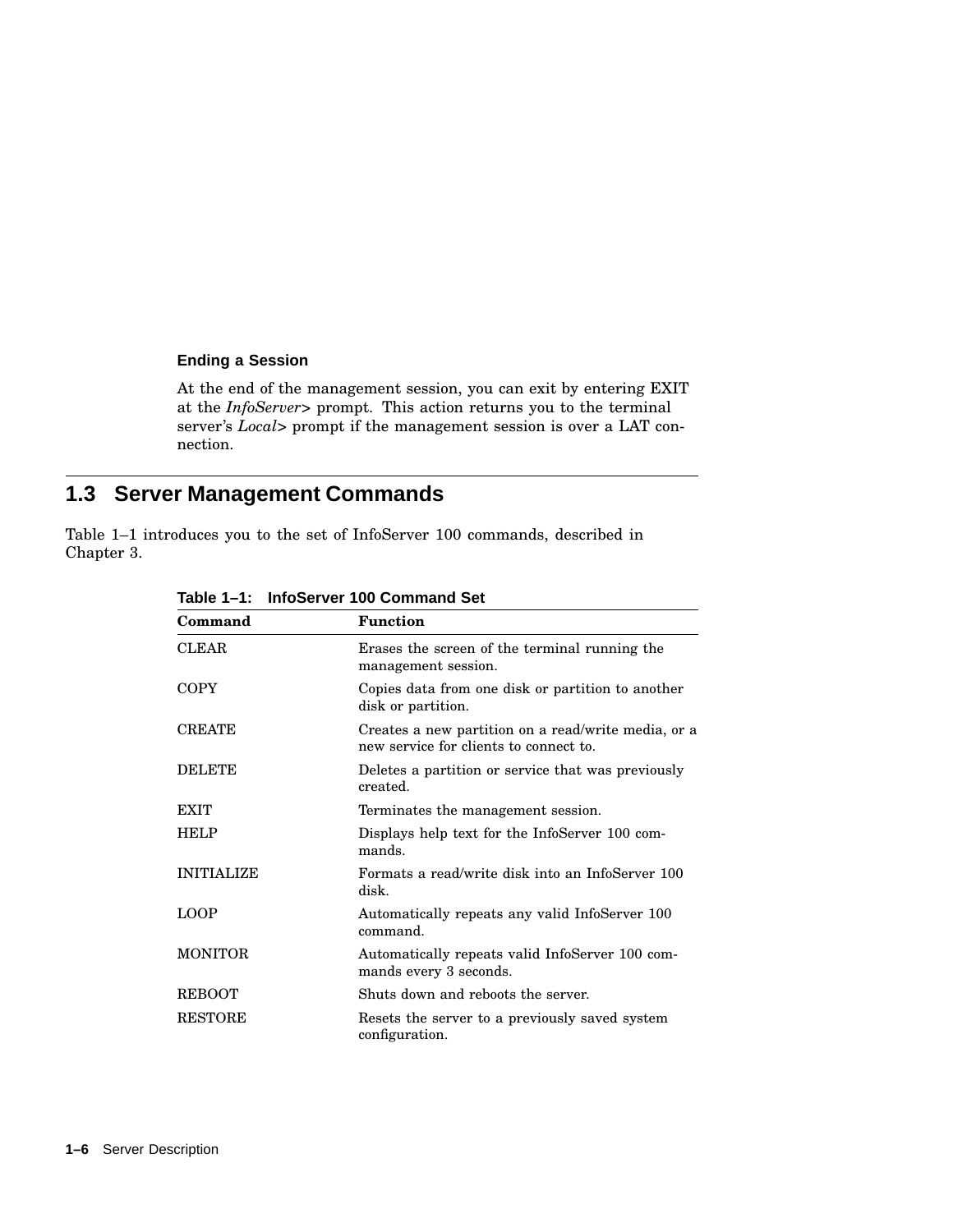### Ending a Session

At the end of the management session, you can exit by entering EXIT at the *InfoServer>* prompt. This action returns you to the terminal server's *Local>* prompt if the management session is over a LAT connection.

## 1.3 Server Management Commands

Table 1–1 introduces you to the set of InfoServer 100 commands, described in Chapter 3.

**Table 1–1: InfoServer 100 Command Set**

| Command | Function |
|---|---|
| CLEAR | Erases the screen of the terminal running the management session. |
| COPY | Copies data from one disk or partition to another disk or partition. |
| CREATE | Creates a new partition on a read/write media, or a new service for clients to connect to. |
| DELETE | Deletes a partition or service that was previously created. |
| EXIT | Terminates the management session. |
| HELP | Displays help text for the InfoServer 100 commands. |
| INITIALIZE | Formats a read/write disk into an InfoServer 100 disk. |
| LOOP | Automatically repeats any valid InfoServer 100 command. |
| MONITOR | Automatically repeats valid InfoServer 100 commands every 3 seconds. |
| REBOOT | Shuts down and reboots the server. |
| RESTORE | Resets the server to a previously saved system configuration. |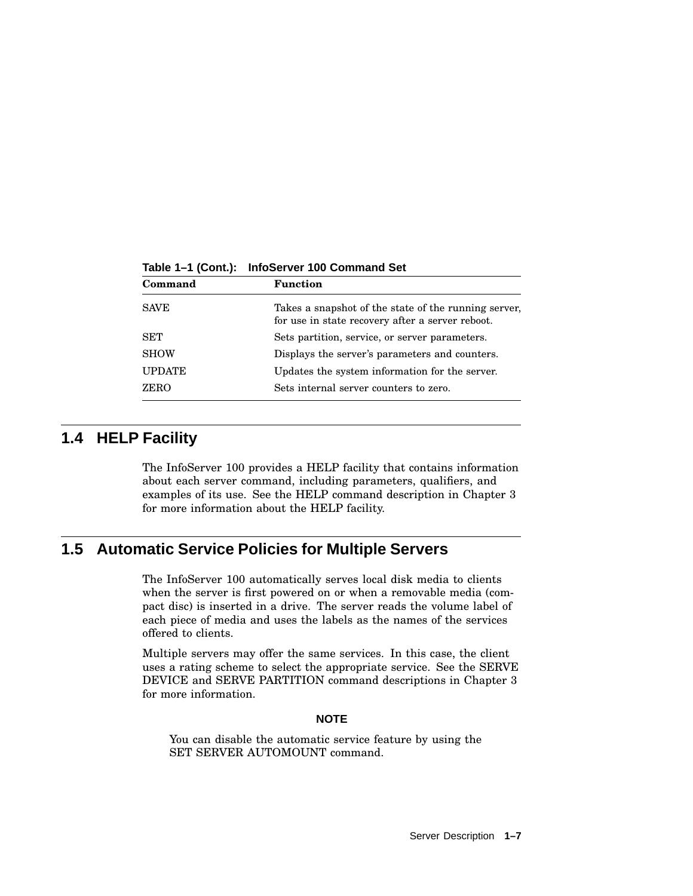**Table 1–1 (Cont.): InfoServer 100 Command Set**

| Command | Function |
| --- | --- |
| SAVE | Takes a snapshot of the state of the running server, for use in state recovery after a server reboot. |
| SET | Sets partition, service, or server parameters. |
| SHOW | Displays the server's parameters and counters. |
| UPDATE | Updates the system information for the server. |
| ZERO | Sets internal server counters to zero. |

## 1.4 HELP Facility

The InfoServer 100 provides a HELP facility that contains information about each server command, including parameters, qualifiers, and examples of its use. See the HELP command description in Chapter 3 for more information about the HELP facility.

## 1.5 Automatic Service Policies for Multiple Servers

The InfoServer 100 automatically serves local disk media to clients when the server is first powered on or when a removable media (compact disc) is inserted in a drive. The server reads the volume label of each piece of media and uses the labels as the names of the services offered to clients.

Multiple servers may offer the same services. In this case, the client uses a rating scheme to select the appropriate service. See the SERVE DEVICE and SERVE PARTITION command descriptions in Chapter 3 for more information.

**NOTE**

You can disable the automatic service feature by using the SET SERVER AUTOMOUNT command.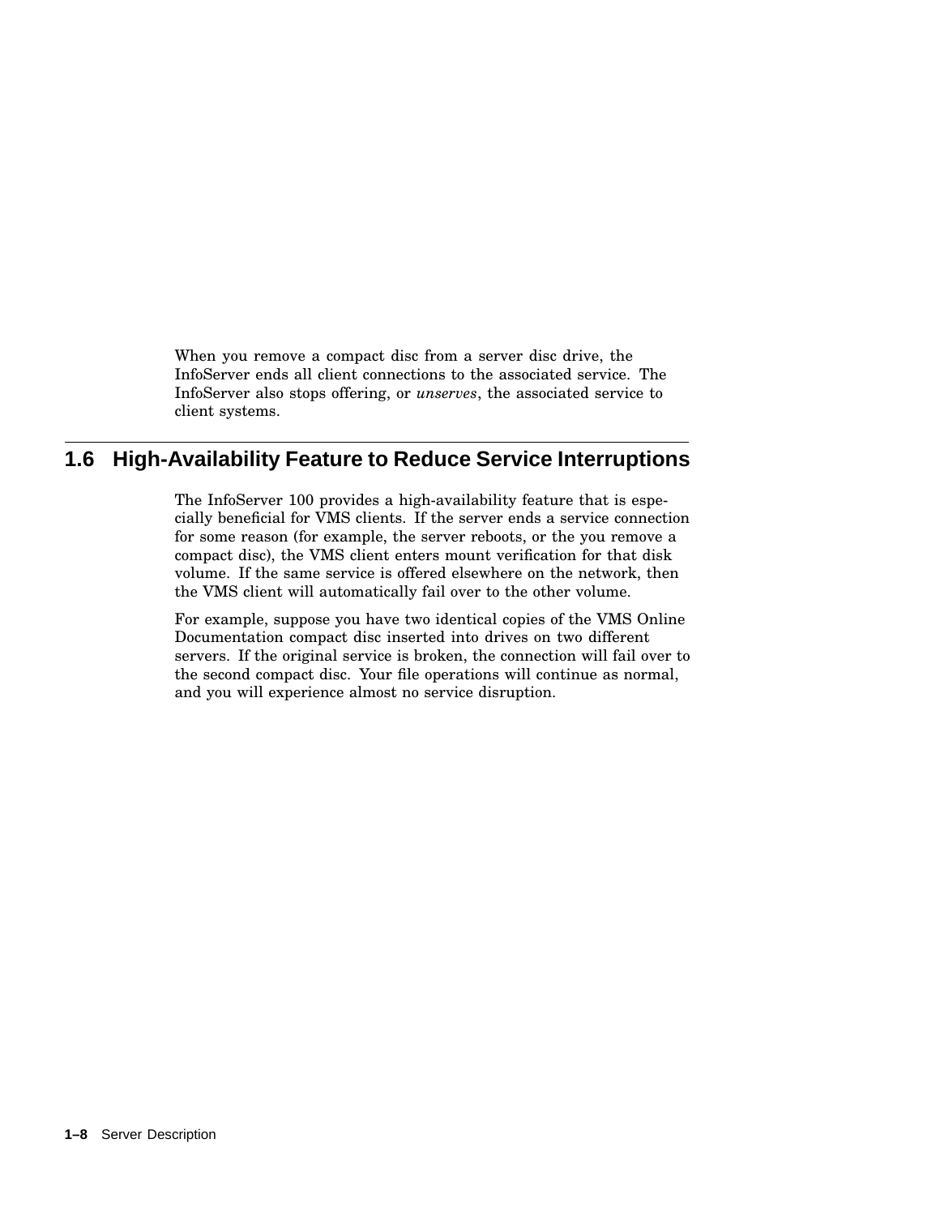When you remove a compact disc from a server disc drive, the InfoServer ends all client connections to the associated service. The InfoServer also stops offering, or *unserves*, the associated service to client systems.

## 1.6 High-Availability Feature to Reduce Service Interruptions

The InfoServer 100 provides a high-availability feature that is especially beneficial for VMS clients. If the server ends a service connection for some reason (for example, the server reboots, or the you remove a compact disc), the VMS client enters mount verification for that disk volume. If the same service is offered elsewhere on the network, then the VMS client will automatically fail over to the other volume.

For example, suppose you have two identical copies of the VMS Online Documentation compact disc inserted into drives on two different servers. If the original service is broken, the connection will fail over to the second compact disc. Your file operations will continue as normal, and you will experience almost no service disruption.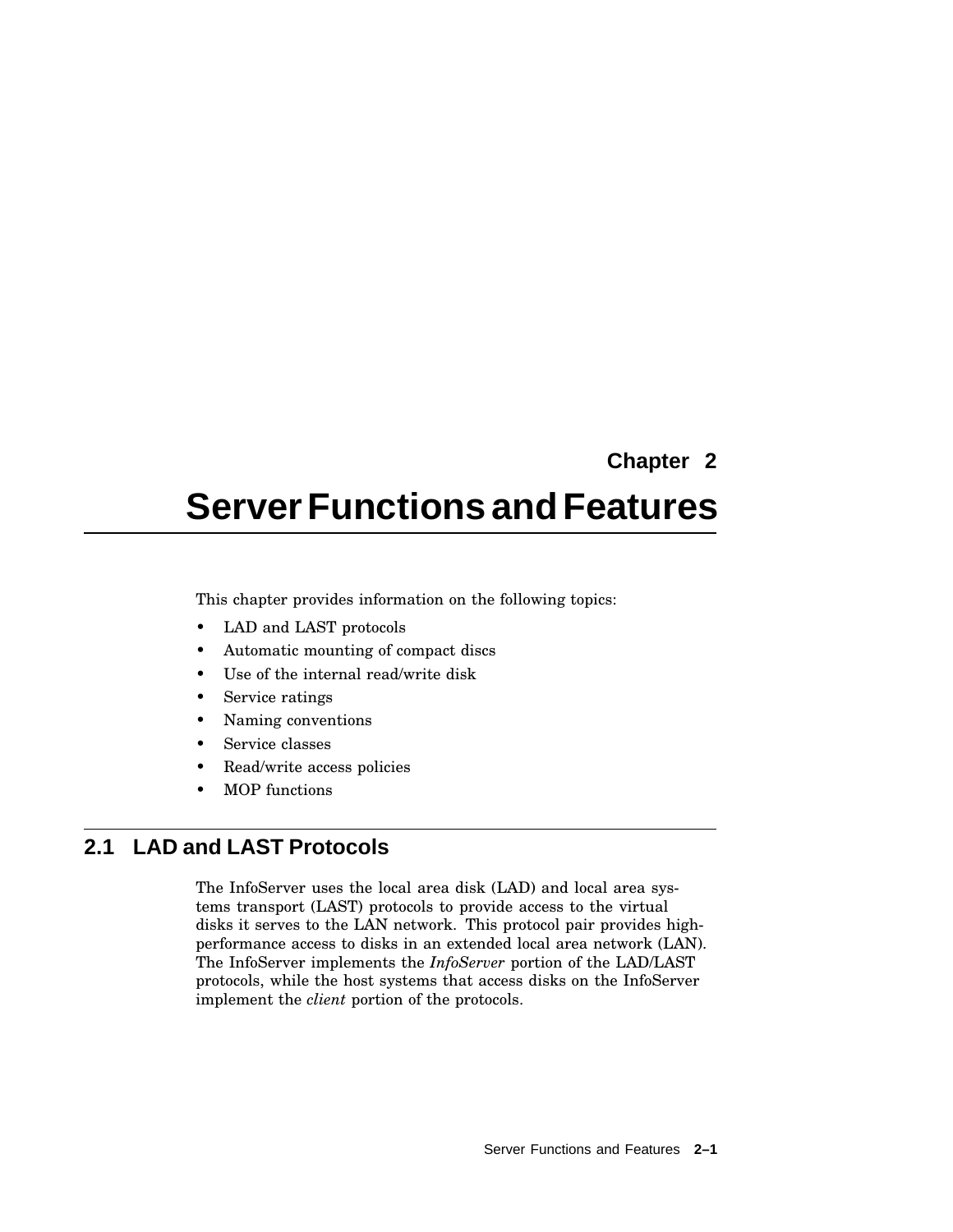# Chapter 2
# Server Functions and Features

This chapter provides information on the following topics:

- LAD and LAST protocols
- Automatic mounting of compact discs
- Use of the internal read/write disk
- Service ratings
- Naming conventions
- Service classes
- Read/write access policies
- MOP functions

## 2.1 LAD and LAST Protocols

The InfoServer uses the local area disk (LAD) and local area systems transport (LAST) protocols to provide access to the virtual disks it serves to the LAN network. This protocol pair provides high-performance access to disks in an extended local area network (LAN). The InfoServer implements the *InfoServer* portion of the LAD/LAST protocols, while the host systems that access disks on the InfoServer implement the *client* portion of the protocols.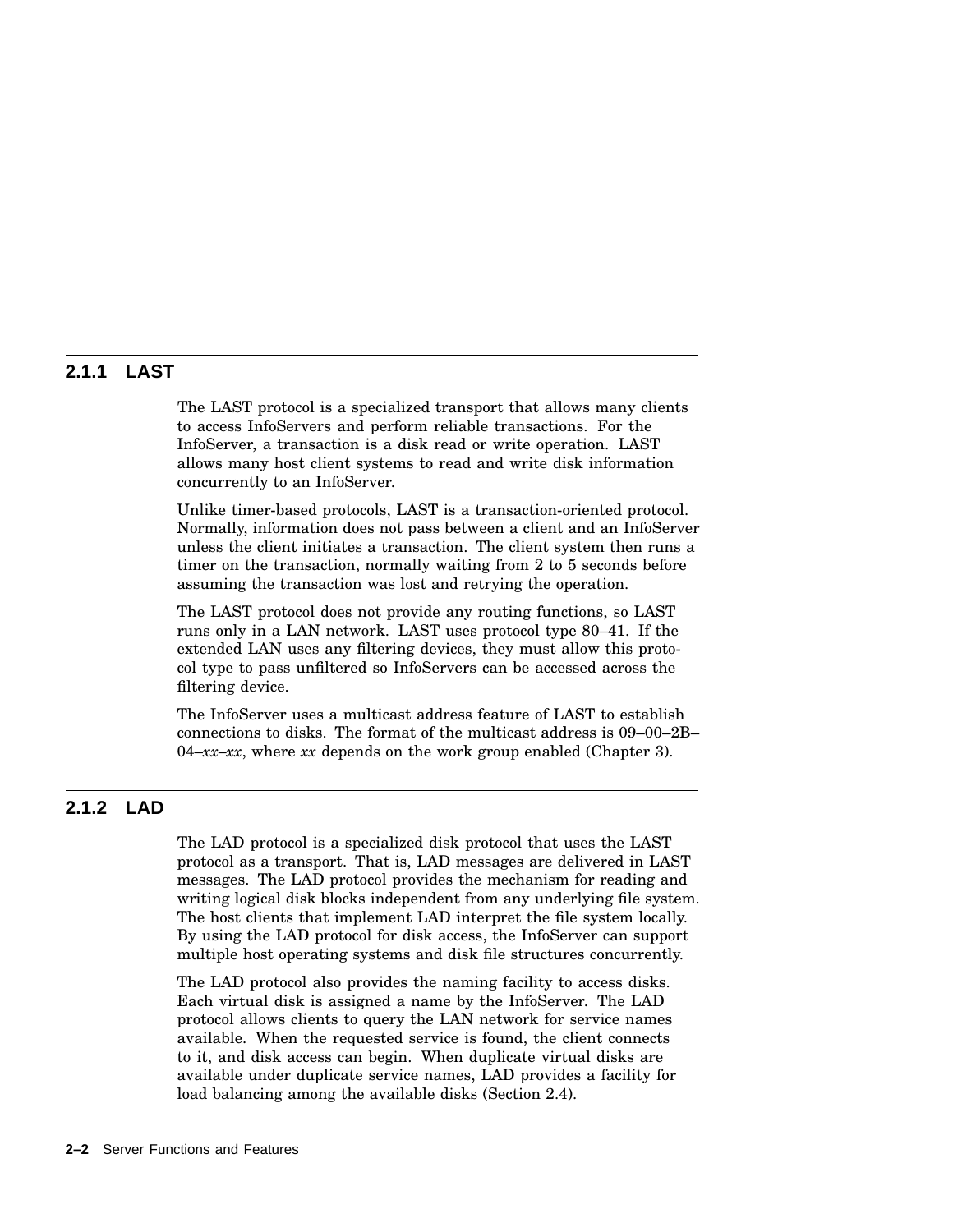### 2.1.1 LAST

The LAST protocol is a specialized transport that allows many clients to access InfoServers and perform reliable transactions. For the InfoServer, a transaction is a disk read or write operation. LAST allows many host client systems to read and write disk information concurrently to an InfoServer.

Unlike timer-based protocols, LAST is a transaction-oriented protocol. Normally, information does not pass between a client and an InfoServer unless the client initiates a transaction. The client system then runs a timer on the transaction, normally waiting from 2 to 5 seconds before assuming the transaction was lost and retrying the operation.

The LAST protocol does not provide any routing functions, so LAST runs only in a LAN network. LAST uses protocol type 80–41. If the extended LAN uses any filtering devices, they must allow this protocol type to pass unfiltered so InfoServers can be accessed across the filtering device.

The InfoServer uses a multicast address feature of LAST to establish connections to disks. The format of the multicast address is 09–00–2B–04–*xx*–*xx*, where *xx* depends on the work group enabled (Chapter 3).

### 2.1.2 LAD

The LAD protocol is a specialized disk protocol that uses the LAST protocol as a transport. That is, LAD messages are delivered in LAST messages. The LAD protocol provides the mechanism for reading and writing logical disk blocks independent from any underlying file system. The host clients that implement LAD interpret the file system locally. By using the LAD protocol for disk access, the InfoServer can support multiple host operating systems and disk file structures concurrently.

The LAD protocol also provides the naming facility to access disks. Each virtual disk is assigned a name by the InfoServer. The LAD protocol allows clients to query the LAN network for service names available. When the requested service is found, the client connects to it, and disk access can begin. When duplicate virtual disks are available under duplicate service names, LAD provides a facility for load balancing among the available disks (Section 2.4).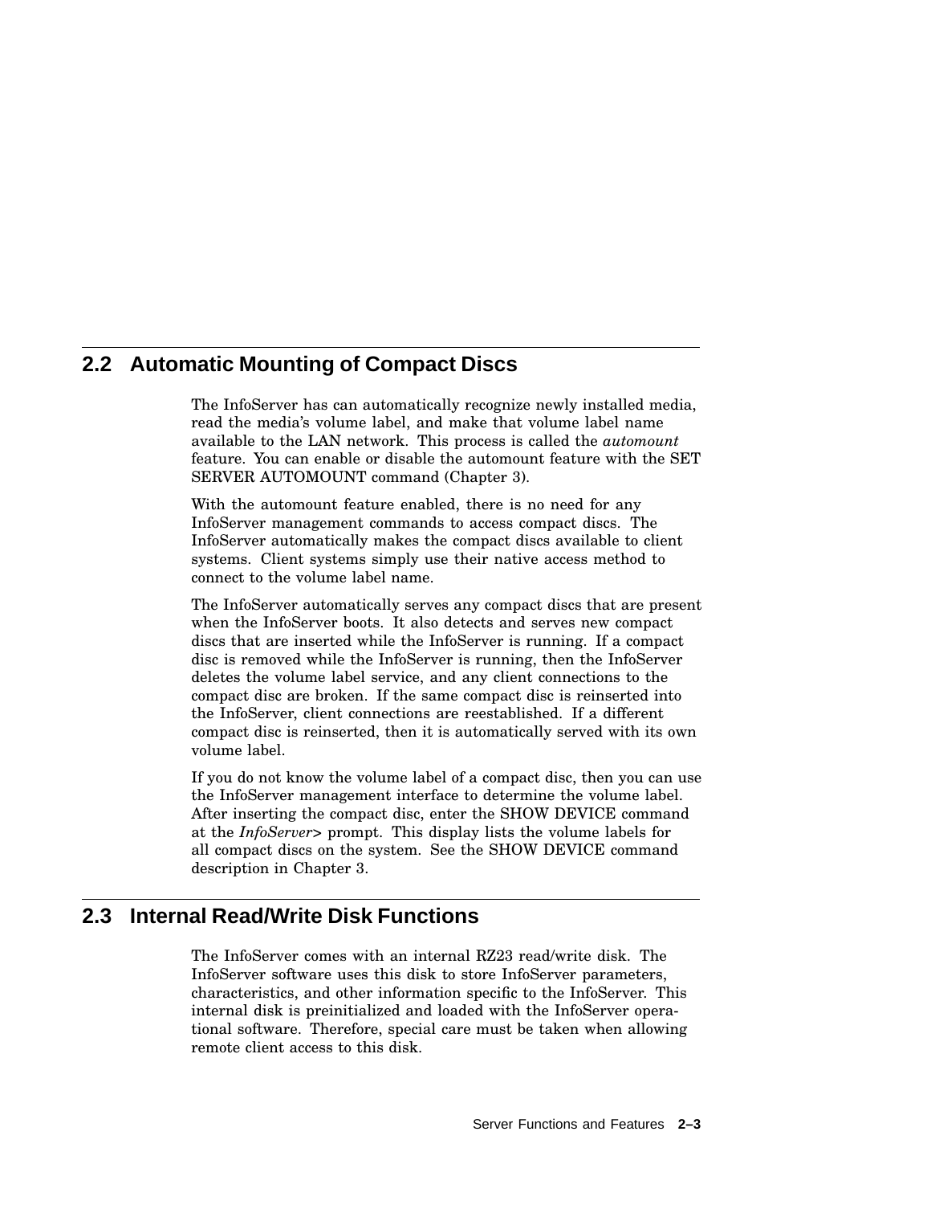## 2.2 Automatic Mounting of Compact Discs

The InfoServer has can automatically recognize newly installed media, read the media's volume label, and make that volume label name available to the LAN network. This process is called the *automount* feature. You can enable or disable the automount feature with the SET SERVER AUTOMOUNT command (Chapter 3).

With the automount feature enabled, there is no need for any InfoServer management commands to access compact discs. The InfoServer automatically makes the compact discs available to client systems. Client systems simply use their native access method to connect to the volume label name.

The InfoServer automatically serves any compact discs that are present when the InfoServer boots. It also detects and serves new compact discs that are inserted while the InfoServer is running. If a compact disc is removed while the InfoServer is running, then the InfoServer deletes the volume label service, and any client connections to the compact disc are broken. If the same compact disc is reinserted into the InfoServer, client connections are reestablished. If a different compact disc is reinserted, then it is automatically served with its own volume label.

If you do not know the volume label of a compact disc, then you can use the InfoServer management interface to determine the volume label. After inserting the compact disc, enter the SHOW DEVICE command at the *InfoServer>* prompt. This display lists the volume labels for all compact discs on the system. See the SHOW DEVICE command description in Chapter 3.

## 2.3 Internal Read/Write Disk Functions

The InfoServer comes with an internal RZ23 read/write disk. The InfoServer software uses this disk to store InfoServer parameters, characteristics, and other information specific to the InfoServer. This internal disk is preinitialized and loaded with the InfoServer operational software. Therefore, special care must be taken when allowing remote client access to this disk.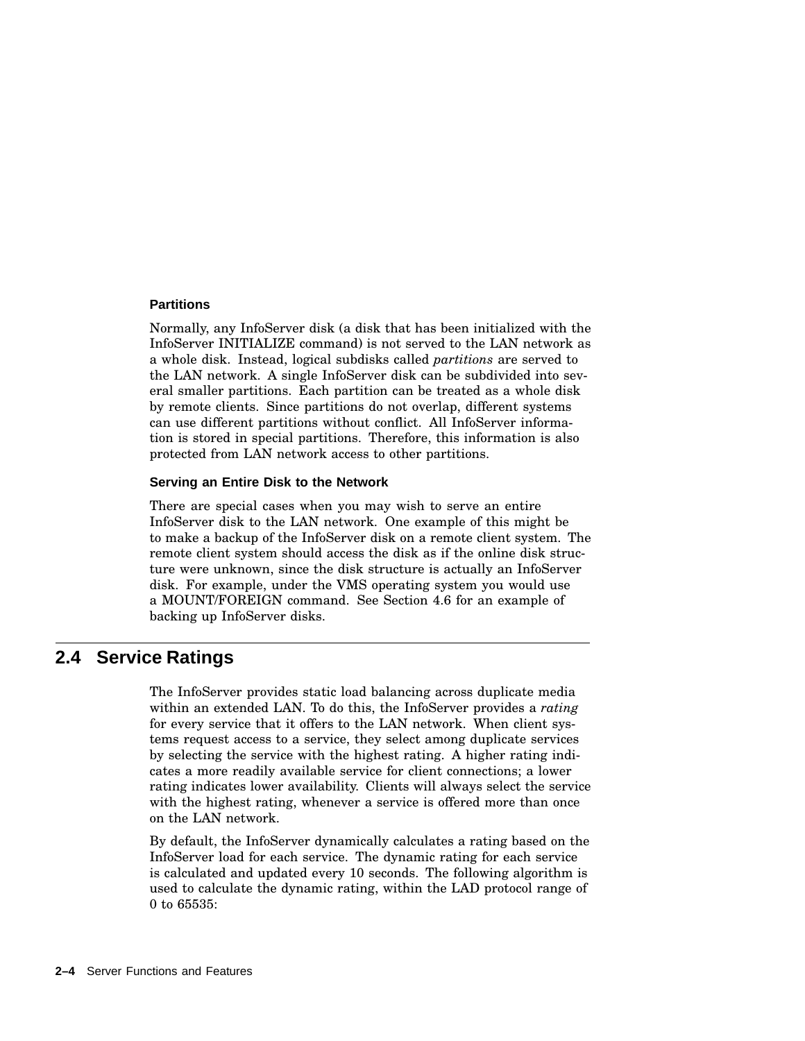### Partitions

Normally, any InfoServer disk (a disk that has been initialized with the InfoServer INITIALIZE command) is not served to the LAN network as a whole disk. Instead, logical subdisks called *partitions* are served to the LAN network. A single InfoServer disk can be subdivided into several smaller partitions. Each partition can be treated as a whole disk by remote clients. Since partitions do not overlap, different systems can use different partitions without conflict. All InfoServer information is stored in special partitions. Therefore, this information is also protected from LAN network access to other partitions.

### Serving an Entire Disk to the Network

There are special cases when you may wish to serve an entire InfoServer disk to the LAN network. One example of this might be to make a backup of the InfoServer disk on a remote client system. The remote client system should access the disk as if the online disk structure were unknown, since the disk structure is actually an InfoServer disk. For example, under the VMS operating system you would use a MOUNT/FOREIGN command. See Section 4.6 for an example of backing up InfoServer disks.

## 2.4 Service Ratings

The InfoServer provides static load balancing across duplicate media within an extended LAN. To do this, the InfoServer provides a *rating* for every service that it offers to the LAN network. When client systems request access to a service, they select among duplicate services by selecting the service with the highest rating. A higher rating indicates a more readily available service for client connections; a lower rating indicates lower availability. Clients will always select the service with the highest rating, whenever a service is offered more than once on the LAN network.

By default, the InfoServer dynamically calculates a rating based on the InfoServer load for each service. The dynamic rating for each service is calculated and updated every 10 seconds. The following algorithm is used to calculate the dynamic rating, within the LAD protocol range of 0 to 65535: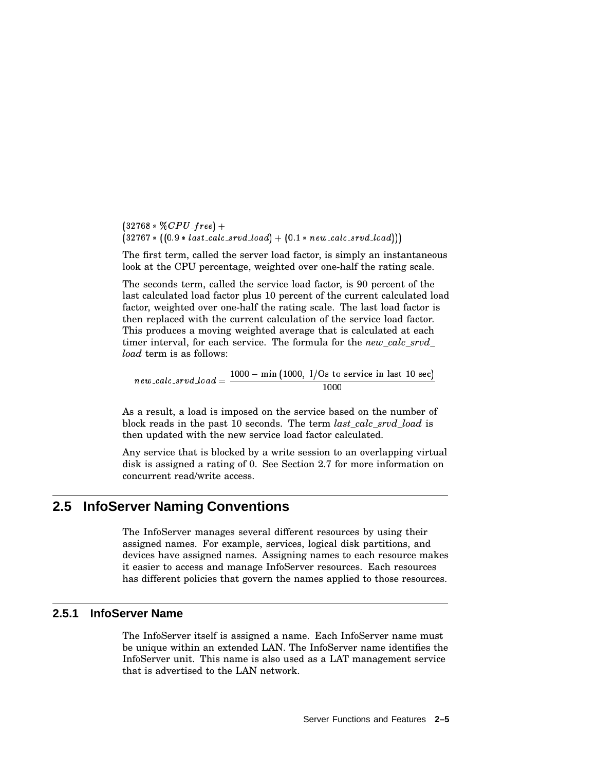$$(32768 * \%CPU\_free) +$$
$$(32767 * ((0.9 * last\_calc\_srvd\_load) + (0.1 * new\_calc\_srvd\_load)))$$

The first term, called the server load factor, is simply an instantaneous look at the CPU percentage, weighted over one-half the rating scale.

The seconds term, called the service load factor, is 90 percent of the last calculated load factor plus 10 percent of the current calculated load factor, weighted over one-half the rating scale. The last load factor is then replaced with the current calculation of the service load factor. This produces a moving weighted average that is calculated at each timer interval, for each service. The formula for the *new_calc_srvd_load* term is as follows:

$$new\_calc\_srvd\_load = \frac{1000 - \min(1000,\ \text{I/Os to service in last 10 sec})}{1000}$$

As a result, a load is imposed on the service based on the number of block reads in the past 10 seconds. The term *last_calc_srvd_load* is then updated with the new service load factor calculated.

Any service that is blocked by a write session to an overlapping virtual disk is assigned a rating of 0. See Section 2.7 for more information on concurrent read/write access.

## 2.5 InfoServer Naming Conventions

The InfoServer manages several different resources by using their assigned names. For example, services, logical disk partitions, and devices have assigned names. Assigning names to each resource makes it easier to access and manage InfoServer resources. Each resources has different policies that govern the names applied to those resources.

### 2.5.1 InfoServer Name

The InfoServer itself is assigned a name. Each InfoServer name must be unique within an extended LAN. The InfoServer name identifies the InfoServer unit. This name is also used as a LAT management service that is advertised to the LAN network.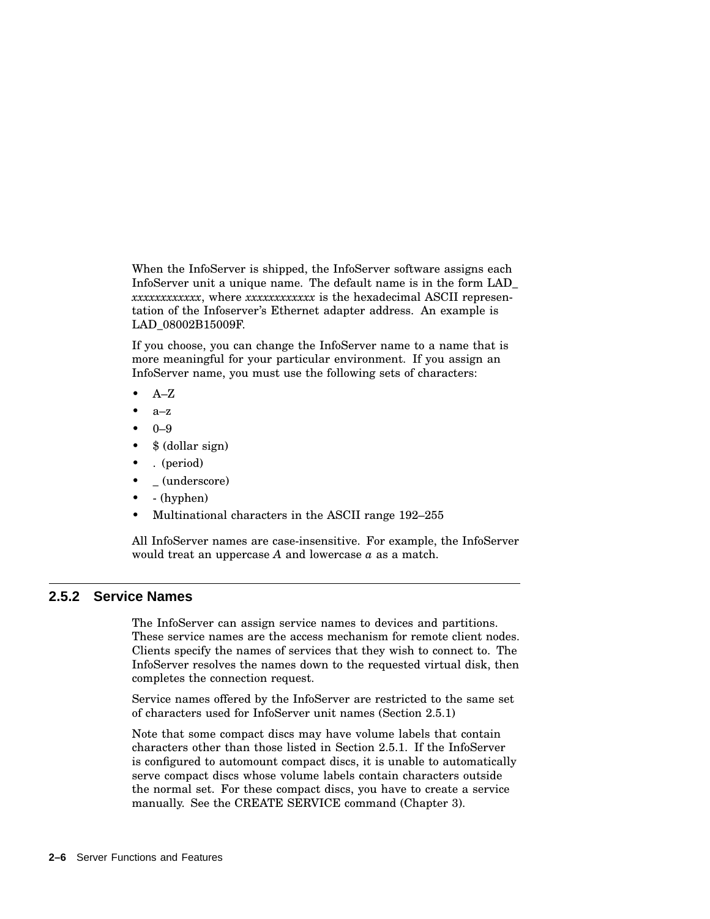When the InfoServer is shipped, the InfoServer software assigns each InfoServer unit a unique name. The default name is in the form LAD_ *xxxxxxxxxxxx*, where *xxxxxxxxxxxx* is the hexadecimal ASCII representation of the Infoserver's Ethernet adapter address. An example is LAD_08002B15009F.

If you choose, you can change the InfoServer name to a name that is more meaningful for your particular environment. If you assign an InfoServer name, you must use the following sets of characters:

- A–Z
- a–z
- 0–9
- $ (dollar sign)
- . (period)
- _ (underscore)
- - (hyphen)
- Multinational characters in the ASCII range 192–255

All InfoServer names are case-insensitive. For example, the InfoServer would treat an uppercase *A* and lowercase *a* as a match.

### 2.5.2 Service Names

The InfoServer can assign service names to devices and partitions. These service names are the access mechanism for remote client nodes. Clients specify the names of services that they wish to connect to. The InfoServer resolves the names down to the requested virtual disk, then completes the connection request.

Service names offered by the InfoServer are restricted to the same set of characters used for InfoServer unit names (Section 2.5.1)

Note that some compact discs may have volume labels that contain characters other than those listed in Section 2.5.1. If the InfoServer is configured to automount compact discs, it is unable to automatically serve compact discs whose volume labels contain characters outside the normal set. For these compact discs, you have to create a service manually. See the CREATE SERVICE command (Chapter 3).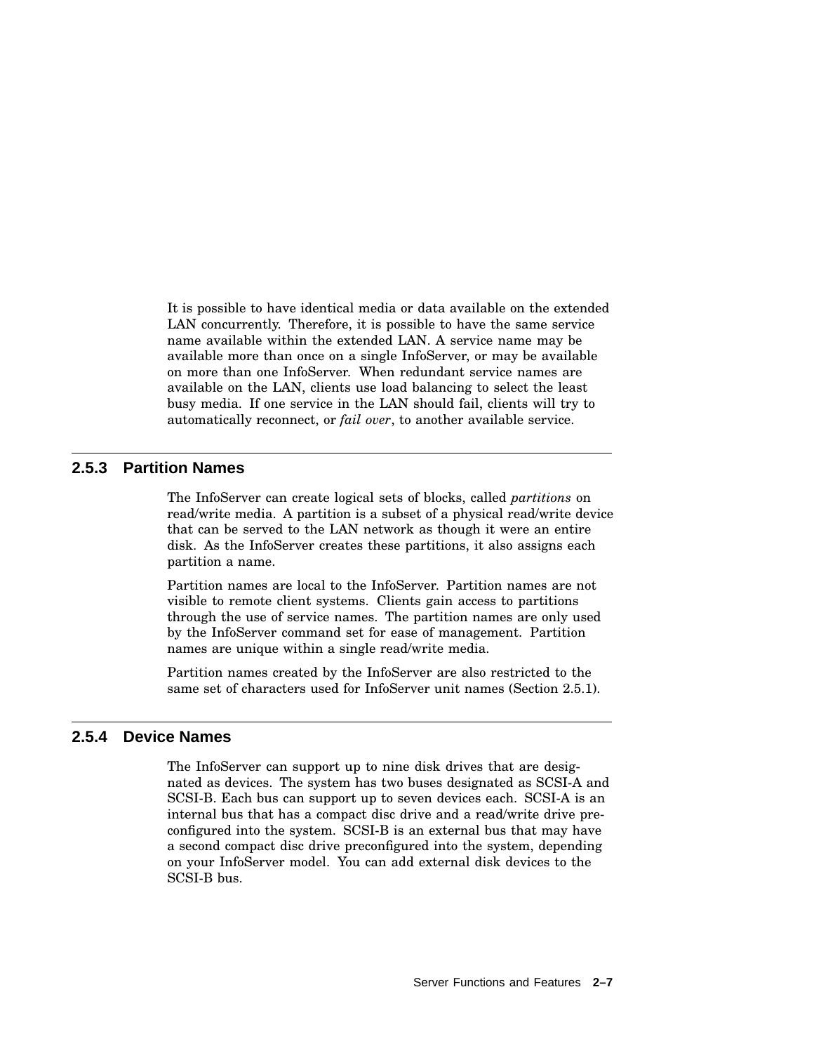It is possible to have identical media or data available on the extended LAN concurrently. Therefore, it is possible to have the same service name available within the extended LAN. A service name may be available more than once on a single InfoServer, or may be available on more than one InfoServer. When redundant service names are available on the LAN, clients use load balancing to select the least busy media. If one service in the LAN should fail, clients will try to automatically reconnect, or *fail over*, to another available service.

### 2.5.3 Partition Names

The InfoServer can create logical sets of blocks, called *partitions* on read/write media. A partition is a subset of a physical read/write device that can be served to the LAN network as though it were an entire disk. As the InfoServer creates these partitions, it also assigns each partition a name.

Partition names are local to the InfoServer. Partition names are not visible to remote client systems. Clients gain access to partitions through the use of service names. The partition names are only used by the InfoServer command set for ease of management. Partition names are unique within a single read/write media.

Partition names created by the InfoServer are also restricted to the same set of characters used for InfoServer unit names (Section 2.5.1).

### 2.5.4 Device Names

The InfoServer can support up to nine disk drives that are designated as devices. The system has two buses designated as SCSI-A and SCSI-B. Each bus can support up to seven devices each. SCSI-A is an internal bus that has a compact disc drive and a read/write drive preconfigured into the system. SCSI-B is an external bus that may have a second compact disc drive preconfigured into the system, depending on your InfoServer model. You can add external disk devices to the SCSI-B bus.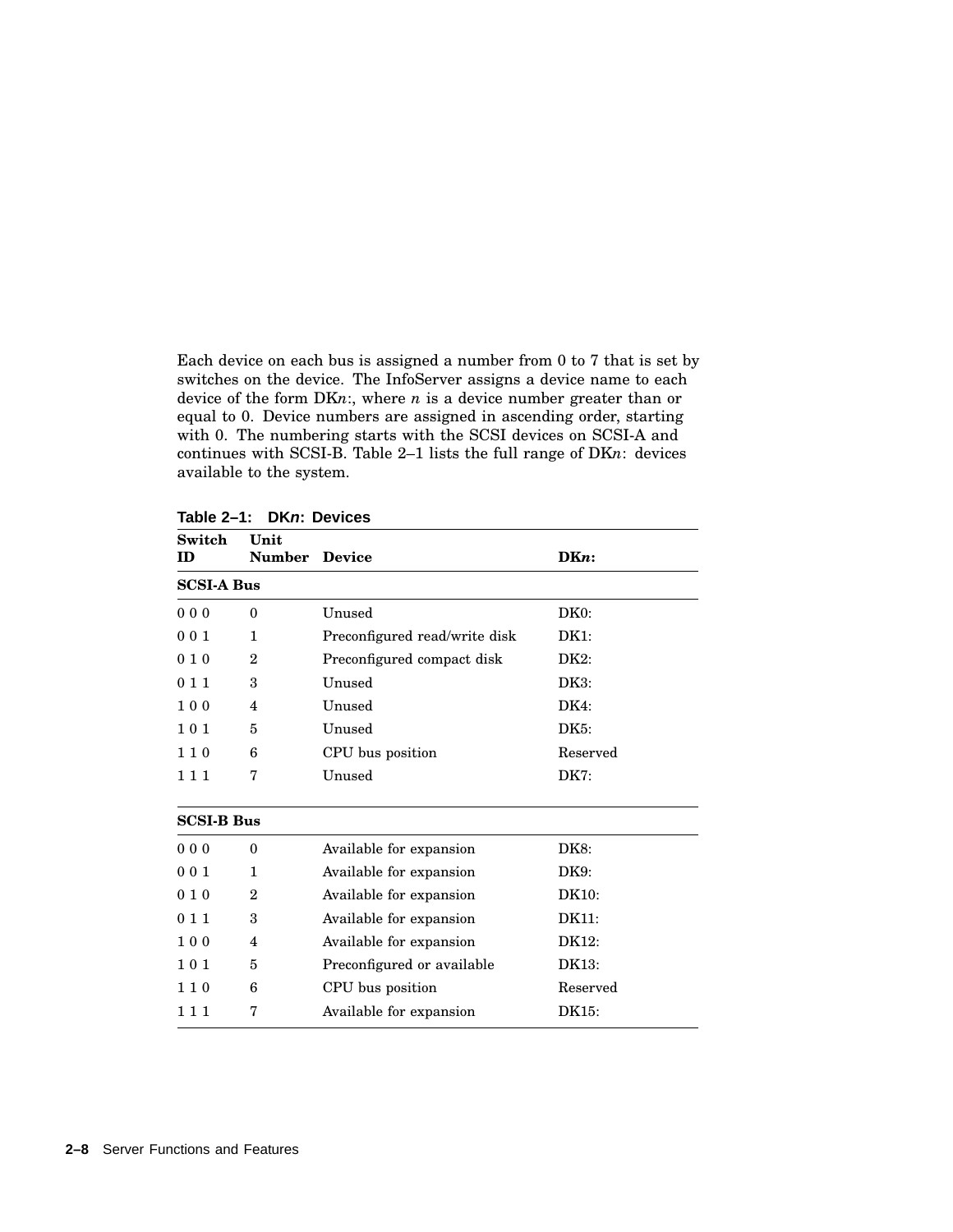Each device on each bus is assigned a number from 0 to 7 that is set by switches on the device. The InfoServer assigns a device name to each device of the form DK*n*:, where *n* is a device number greater than or equal to 0. Device numbers are assigned in ascending order, starting with 0. The numbering starts with the SCSI devices on SCSI-A and continues with SCSI-B. Table 2–1 lists the full range of DK*n*: devices available to the system.

**Table 2–1: DK*n*: Devices**

| Switch ID | Unit Number | Device | DK*n*: |
|---|---|---|---|
| **SCSI-A Bus** | | | |
| 0 0 0 | 0 | Unused | DK0: |
| 0 0 1 | 1 | Preconfigured read/write disk | DK1: |
| 0 1 0 | 2 | Preconfigured compact disk | DK2: |
| 0 1 1 | 3 | Unused | DK3: |
| 1 0 0 | 4 | Unused | DK4: |
| 1 0 1 | 5 | Unused | DK5: |
| 1 1 0 | 6 | CPU bus position | Reserved |
| 1 1 1 | 7 | Unused | DK7: |
| **SCSI-B Bus** | | | |
| 0 0 0 | 0 | Available for expansion | DK8: |
| 0 0 1 | 1 | Available for expansion | DK9: |
| 0 1 0 | 2 | Available for expansion | DK10: |
| 0 1 1 | 3 | Available for expansion | DK11: |
| 1 0 0 | 4 | Available for expansion | DK12: |
| 1 0 1 | 5 | Preconfigured or available | DK13: |
| 1 1 0 | 6 | CPU bus position | Reserved |
| 1 1 1 | 7 | Available for expansion | DK15: |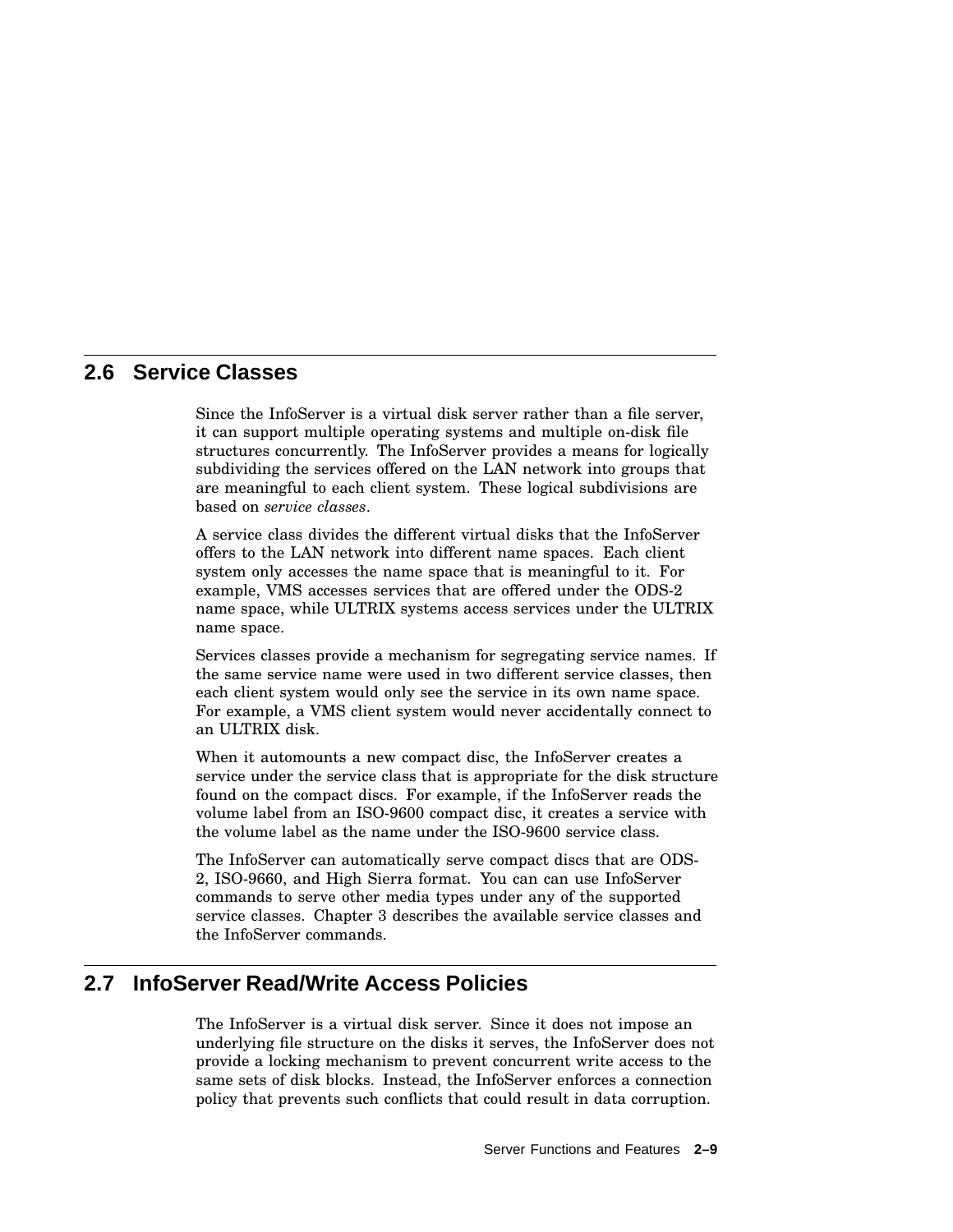## 2.6 Service Classes

Since the InfoServer is a virtual disk server rather than a file server, it can support multiple operating systems and multiple on-disk file structures concurrently. The InfoServer provides a means for logically subdividing the services offered on the LAN network into groups that are meaningful to each client system. These logical subdivisions are based on *service classes*.

A service class divides the different virtual disks that the InfoServer offers to the LAN network into different name spaces. Each client system only accesses the name space that is meaningful to it. For example, VMS accesses services that are offered under the ODS-2 name space, while ULTRIX systems access services under the ULTRIX name space.

Services classes provide a mechanism for segregating service names. If the same service name were used in two different service classes, then each client system would only see the service in its own name space. For example, a VMS client system would never accidentally connect to an ULTRIX disk.

When it automounts a new compact disc, the InfoServer creates a service under the service class that is appropriate for the disk structure found on the compact discs. For example, if the InfoServer reads the volume label from an ISO-9600 compact disc, it creates a service with the volume label as the name under the ISO-9600 service class.

The InfoServer can automatically serve compact discs that are ODS-2, ISO-9660, and High Sierra format. You can can use InfoServer commands to serve other media types under any of the supported service classes. Chapter 3 describes the available service classes and the InfoServer commands.

## 2.7 InfoServer Read/Write Access Policies

The InfoServer is a virtual disk server. Since it does not impose an underlying file structure on the disks it serves, the InfoServer does not provide a locking mechanism to prevent concurrent write access to the same sets of disk blocks. Instead, the InfoServer enforces a connection policy that prevents such conflicts that could result in data corruption.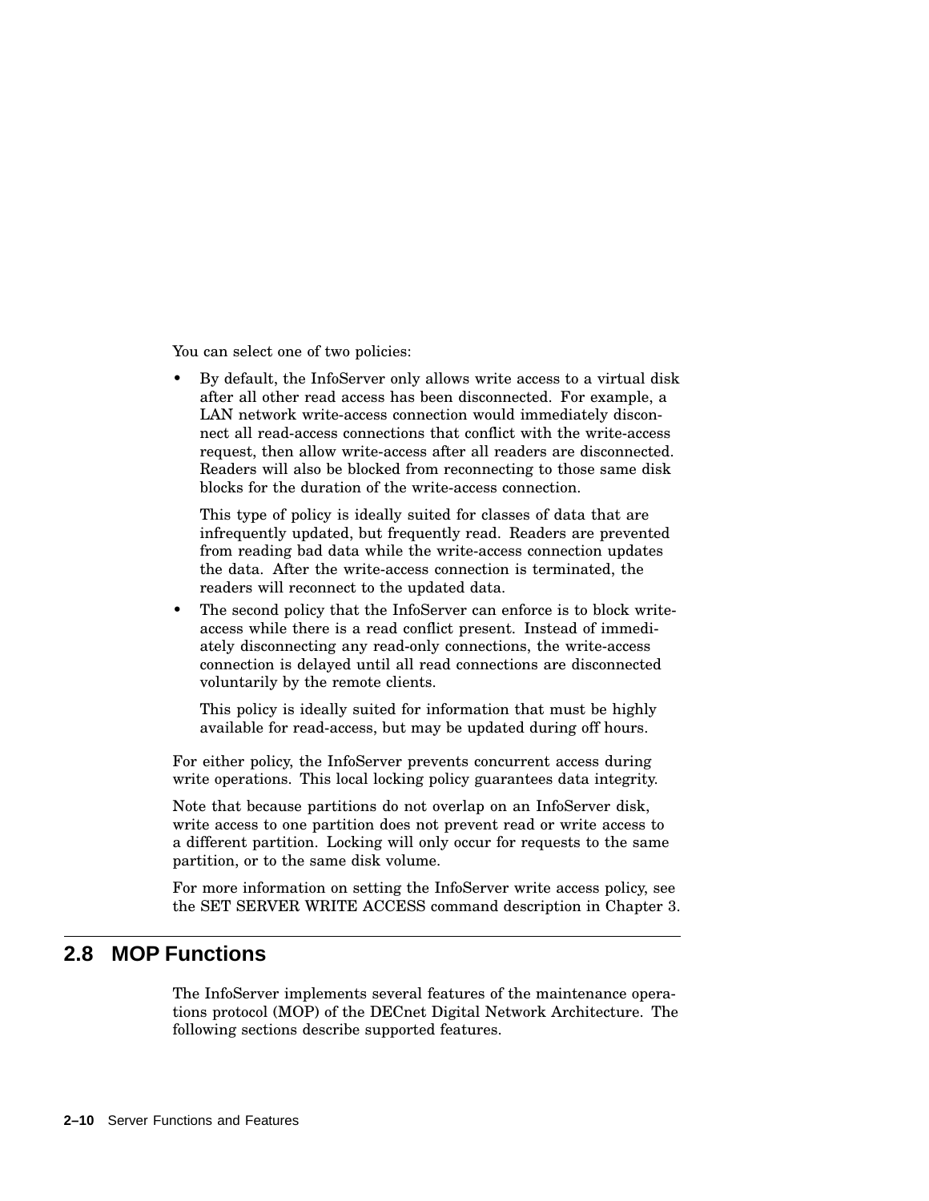You can select one of two policies:

- By default, the InfoServer only allows write access to a virtual disk after all other read access has been disconnected. For example, a LAN network write-access connection would immediately disconnect all read-access connections that conflict with the write-access request, then allow write-access after all readers are disconnected. Readers will also be blocked from reconnecting to those same disk blocks for the duration of the write-access connection.

  This type of policy is ideally suited for classes of data that are infrequently updated, but frequently read. Readers are prevented from reading bad data while the write-access connection updates the data. After the write-access connection is terminated, the readers will reconnect to the updated data.

- The second policy that the InfoServer can enforce is to block write-access while there is a read conflict present. Instead of immediately disconnecting any read-only connections, the write-access connection is delayed until all read connections are disconnected voluntarily by the remote clients.

  This policy is ideally suited for information that must be highly available for read-access, but may be updated during off hours.

For either policy, the InfoServer prevents concurrent access during write operations. This local locking policy guarantees data integrity.

Note that because partitions do not overlap on an InfoServer disk, write access to one partition does not prevent read or write access to a different partition. Locking will only occur for requests to the same partition, or to the same disk volume.

For more information on setting the InfoServer write access policy, see the SET SERVER WRITE ACCESS command description in Chapter 3.

## 2.8 MOP Functions

The InfoServer implements several features of the maintenance operations protocol (MOP) of the DECnet Digital Network Architecture. The following sections describe supported features.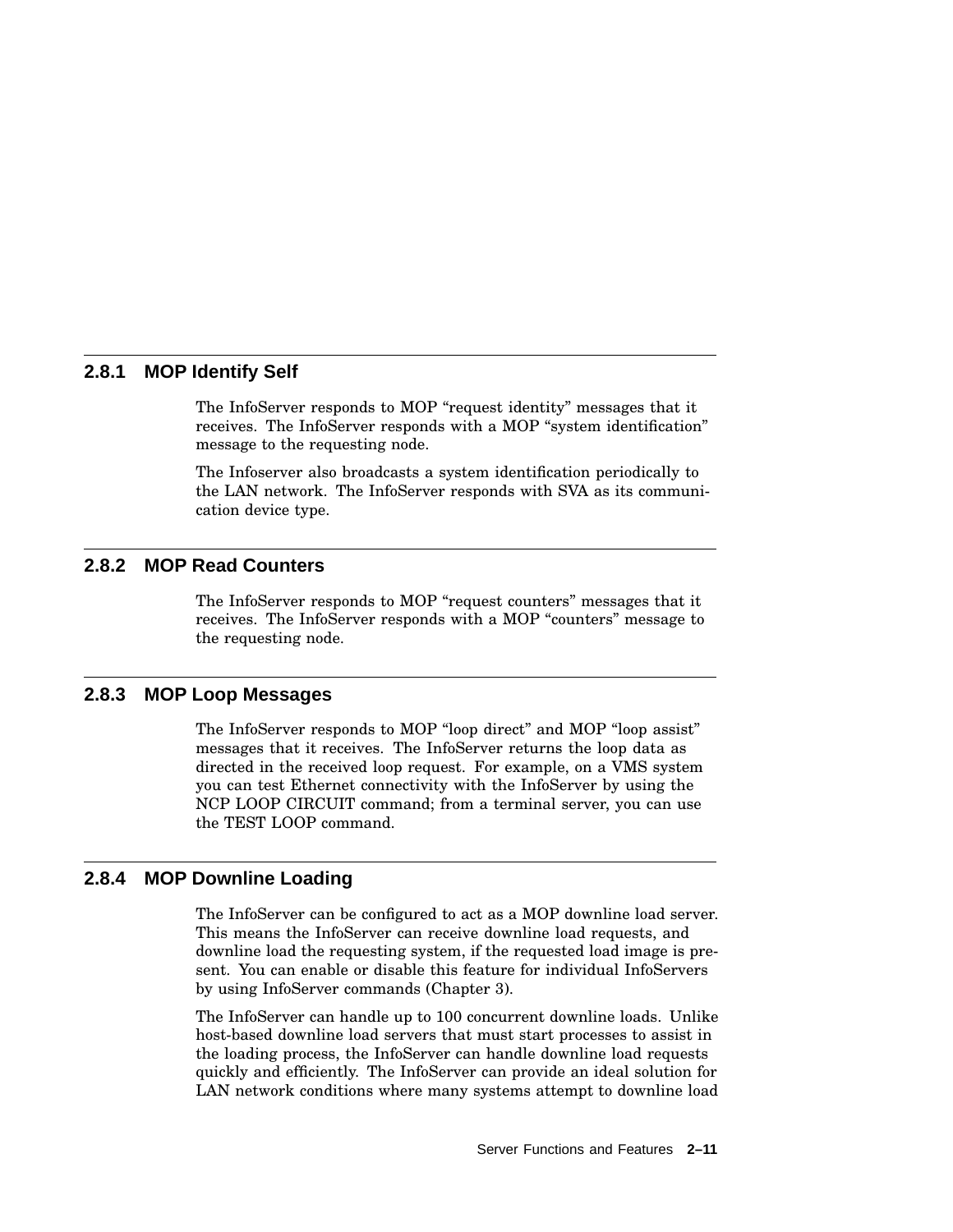### 2.8.1 MOP Identify Self

The InfoServer responds to MOP "request identity" messages that it receives. The InfoServer responds with a MOP "system identification" message to the requesting node.

The Infoserver also broadcasts a system identification periodically to the LAN network. The InfoServer responds with SVA as its communication device type.

### 2.8.2 MOP Read Counters

The InfoServer responds to MOP "request counters" messages that it receives. The InfoServer responds with a MOP "counters" message to the requesting node.

### 2.8.3 MOP Loop Messages

The InfoServer responds to MOP "loop direct" and MOP "loop assist" messages that it receives. The InfoServer returns the loop data as directed in the received loop request. For example, on a VMS system you can test Ethernet connectivity with the InfoServer by using the NCP LOOP CIRCUIT command; from a terminal server, you can use the TEST LOOP command.

### 2.8.4 MOP Downline Loading

The InfoServer can be configured to act as a MOP downline load server. This means the InfoServer can receive downline load requests, and downline load the requesting system, if the requested load image is present. You can enable or disable this feature for individual InfoServers by using InfoServer commands (Chapter 3).

The InfoServer can handle up to 100 concurrent downline loads. Unlike host-based downline load servers that must start processes to assist in the loading process, the InfoServer can handle downline load requests quickly and efficiently. The InfoServer can provide an ideal solution for LAN network conditions where many systems attempt to downline load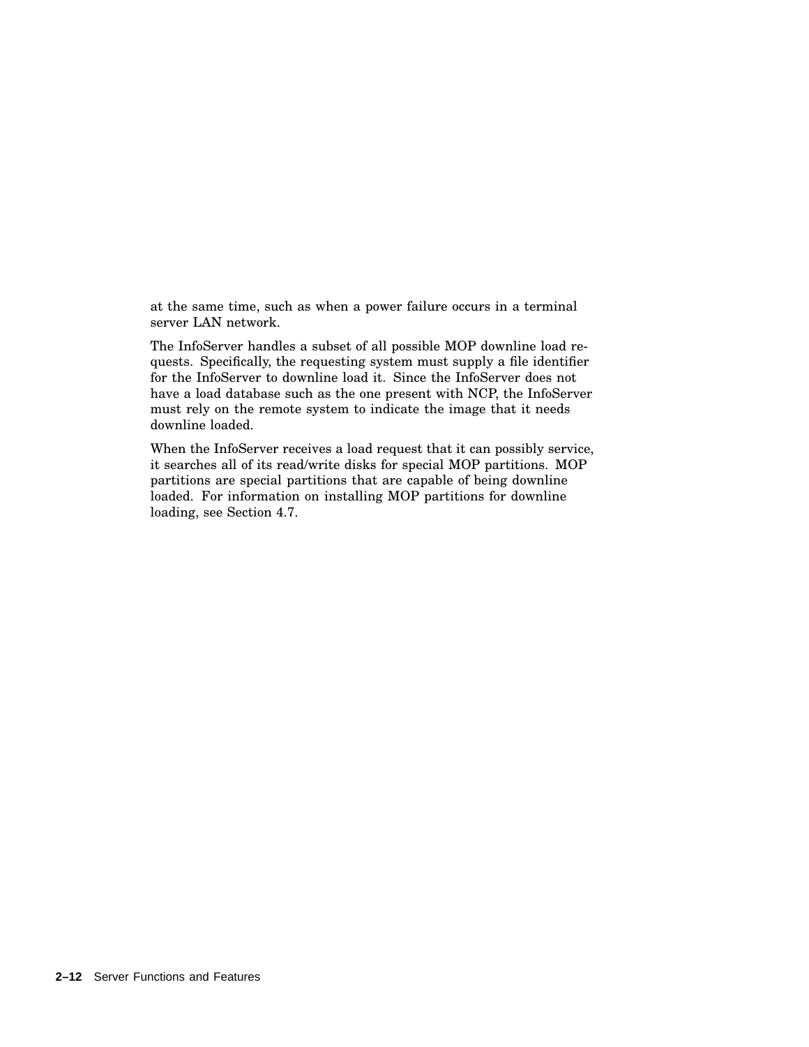at the same time, such as when a power failure occurs in a terminal server LAN network.

The InfoServer handles a subset of all possible MOP downline load requests. Specifically, the requesting system must supply a file identifier for the InfoServer to downline load it. Since the InfoServer does not have a load database such as the one present with NCP, the InfoServer must rely on the remote system to indicate the image that it needs downline loaded.

When the InfoServer receives a load request that it can possibly service, it searches all of its read/write disks for special MOP partitions. MOP partitions are special partitions that are capable of being downline loaded. For information on installing MOP partitions for downline loading, see Section 4.7.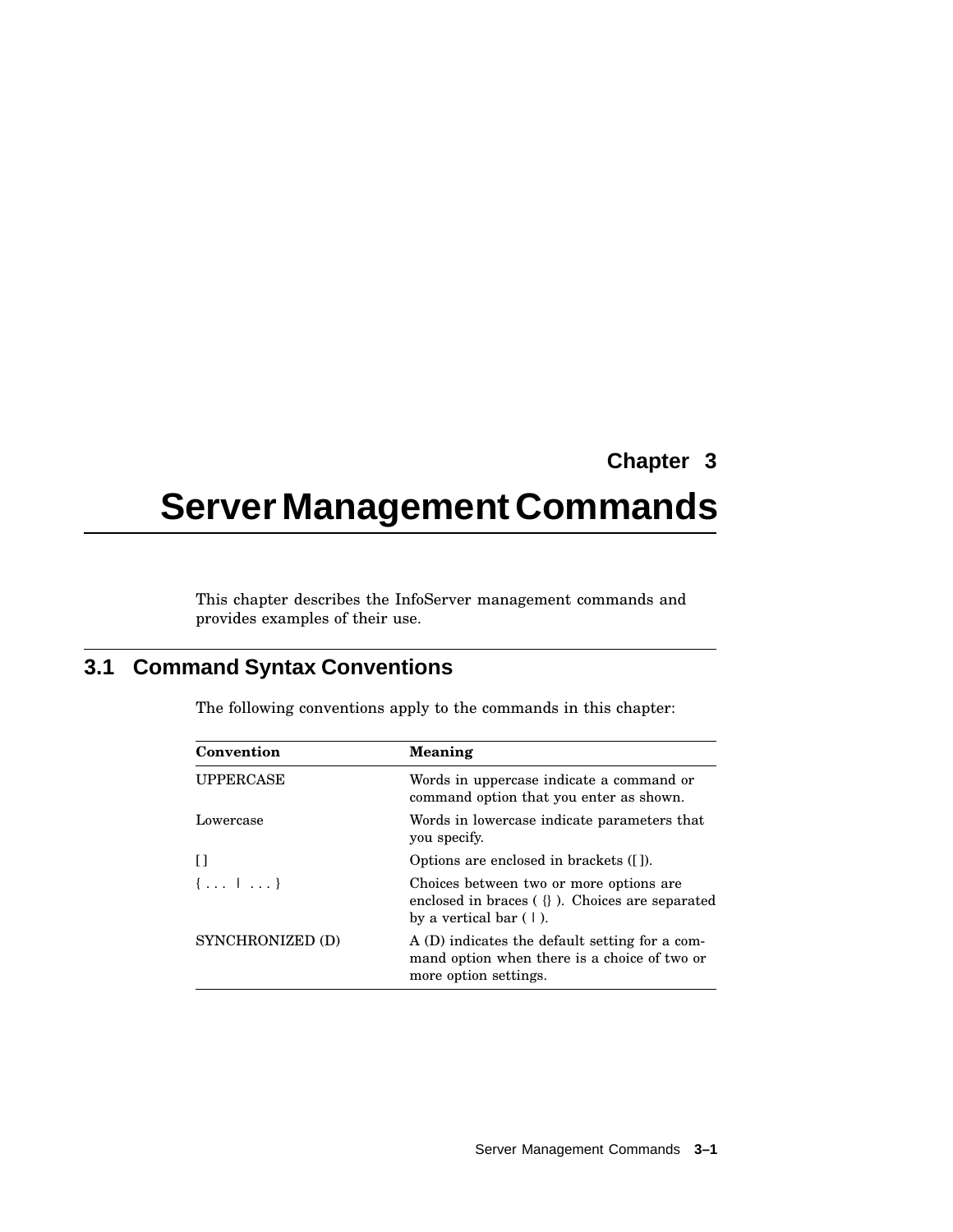# Chapter 3

# Server Management Commands

This chapter describes the InfoServer management commands and provides examples of their use.

## 3.1 Command Syntax Conventions

The following conventions apply to the commands in this chapter:

| Convention | Meaning |
| --- | --- |
| UPPERCASE | Words in uppercase indicate a command or command option that you enter as shown. |
| Lowercase | Words in lowercase indicate parameters that you specify. |
| [ ] | Options are enclosed in brackets ([ ]). |
| { . . . \| . . . } | Choices between two or more options are enclosed in braces ( {} ). Choices are separated by a vertical bar ( \| ). |
| SYNCHRONIZED (D) | A (D) indicates the default setting for a command option when there is a choice of two or more option settings. |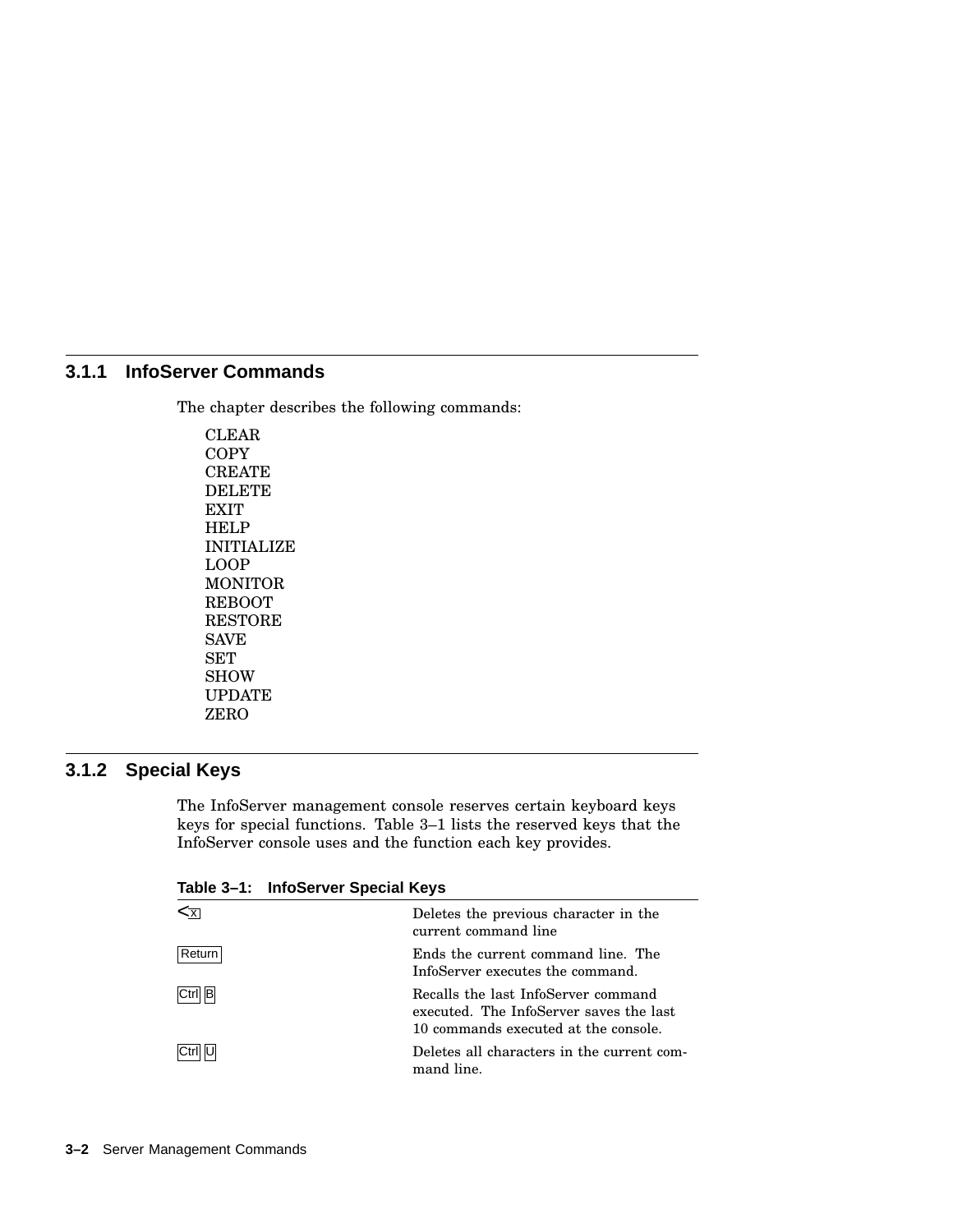### 3.1.1 InfoServer Commands

The chapter describes the following commands:

CLEAR  
COPY  
CREATE  
DELETE  
EXIT  
HELP  
INITIALIZE  
LOOP  
MONITOR  
REBOOT  
RESTORE  
SAVE  
SET  
SHOW  
UPDATE  
ZERO

### 3.1.2 Special Keys

The InfoServer management console reserves certain keyboard keys keys for special functions. Table 3–1 lists the reserved keys that the InfoServer console uses and the function each key provides.

**Table 3–1: InfoServer Special Keys**

| | |
|---|---|
| <X] | Deletes the previous character in the current command line |
| Return | Ends the current command line. The InfoServer executes the command. |
| Ctrl B | Recalls the last InfoServer command executed. The InfoServer saves the last 10 commands executed at the console. |
| Ctrl U | Deletes all characters in the current command line. |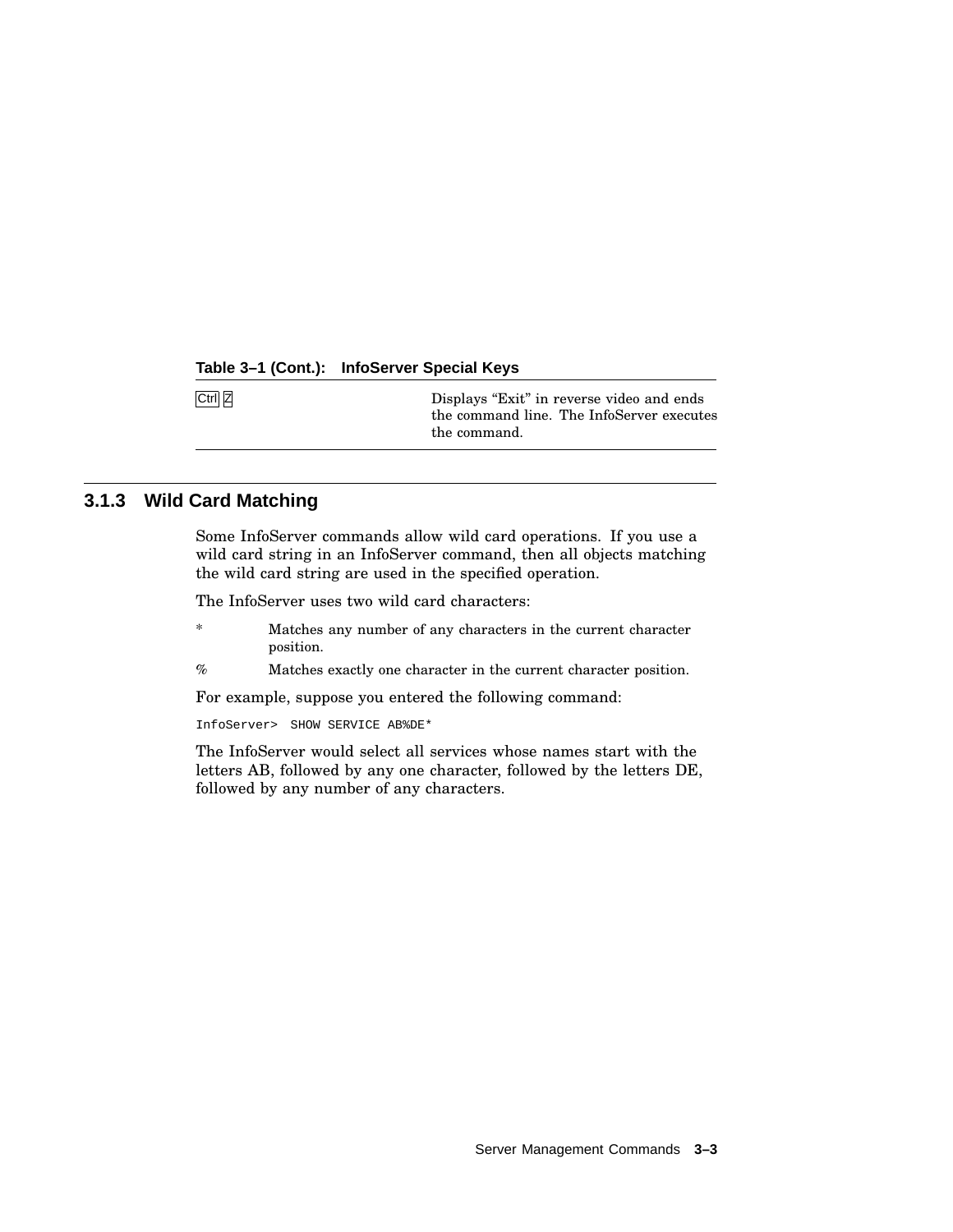**Table 3–1 (Cont.): InfoServer Special Keys**

| | |
|---|---|
| Ctrl Z | Displays “Exit” in reverse video and ends the command line. The InfoServer executes the command. |

### 3.1.3 Wild Card Matching

Some InfoServer commands allow wild card operations. If you use a wild card string in an InfoServer command, then all objects matching the wild card string are used in the specified operation.

The InfoServer uses two wild card characters:

| | |
|---|---|
| * | Matches any number of any characters in the current character position. |
| % | Matches exactly one character in the current character position. |

For example, suppose you entered the following command:

```
InfoServer>  SHOW SERVICE AB%DE*
```

The InfoServer would select all services whose names start with the letters AB, followed by any one character, followed by the letters DE, followed by any number of any characters.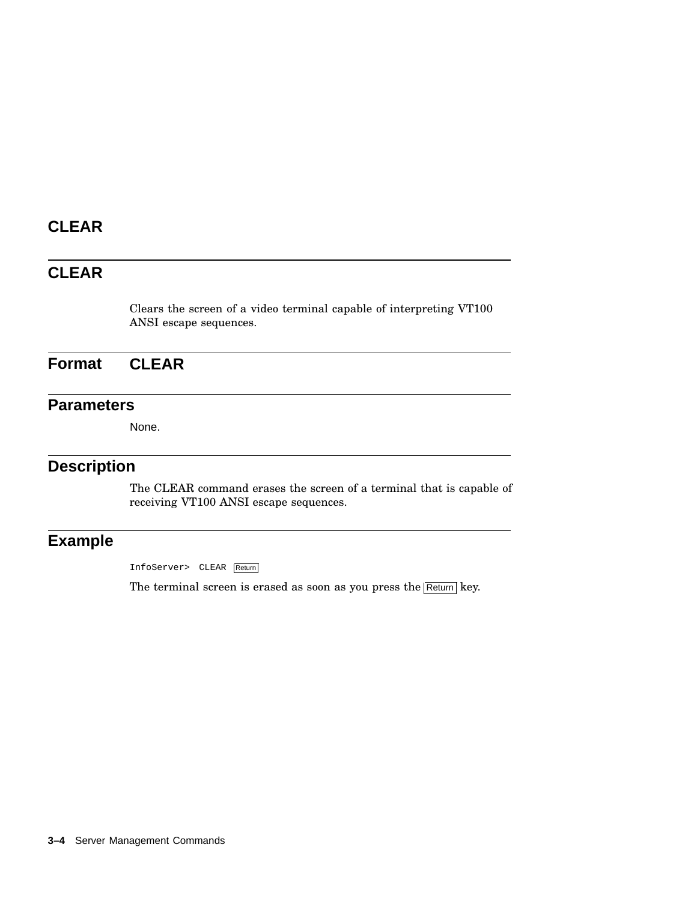# CLEAR

## CLEAR

Clears the screen of a video terminal capable of interpreting VT100 ANSI escape sequences.

### Format **CLEAR**

### Parameters

None.

### Description

The CLEAR command erases the screen of a terminal that is capable of receiving VT100 ANSI escape sequences.

### Example

```
InfoServer>  CLEAR  Return
```

The terminal screen is erased as soon as you press the Return key.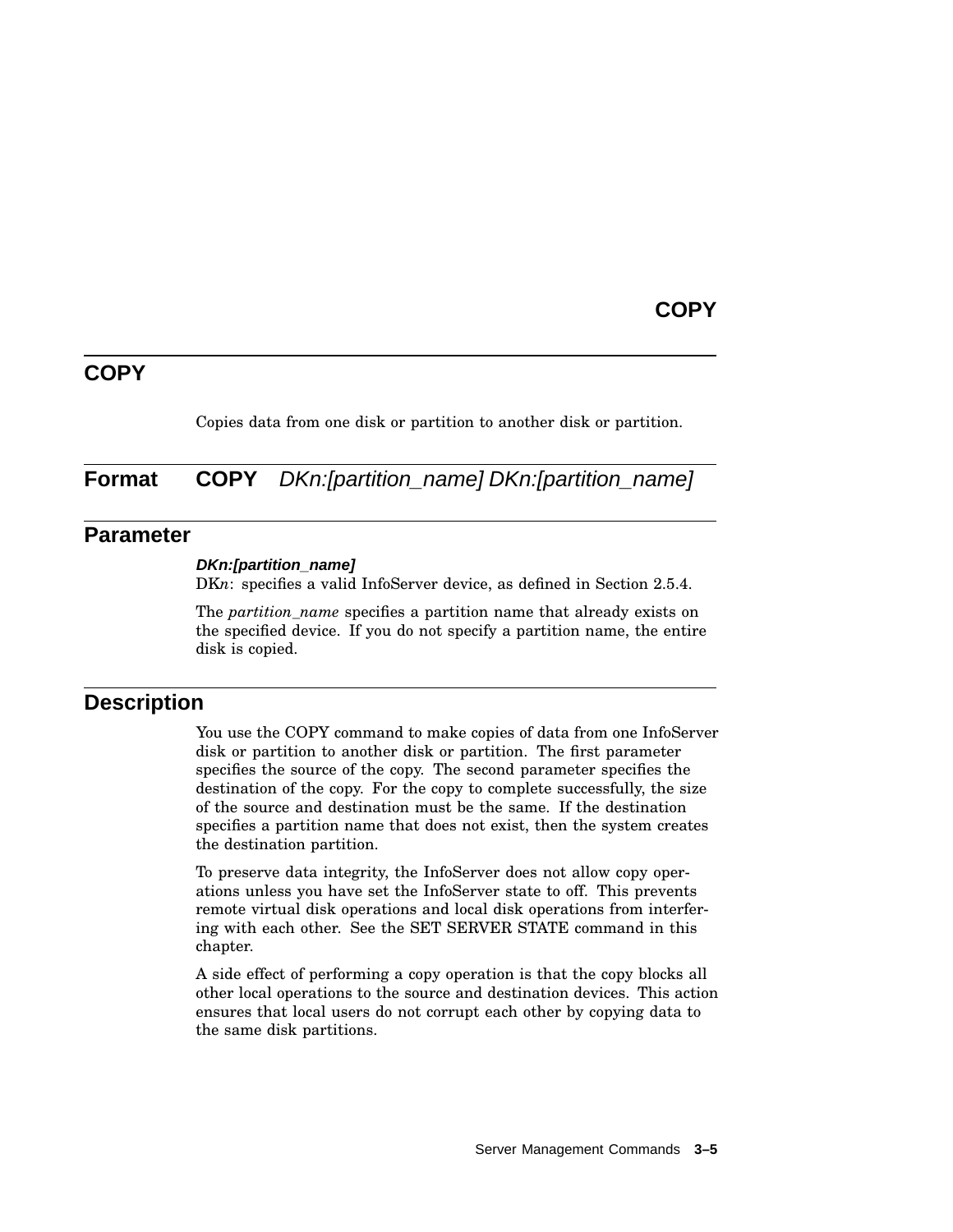## COPY

Copies data from one disk or partition to another disk or partition.

### Format

**COPY** *DKn:[partition_name] DKn:[partition_name]*

### Parameter

***DKn:[partition_name]***

DK*n*: specifies a valid InfoServer device, as defined in Section 2.5.4.

The *partition_name* specifies a partition name that already exists on the specified device. If you do not specify a partition name, the entire disk is copied.

### Description

You use the COPY command to make copies of data from one InfoServer disk or partition to another disk or partition. The first parameter specifies the source of the copy. The second parameter specifies the destination of the copy. For the copy to complete successfully, the size of the source and destination must be the same. If the destination specifies a partition name that does not exist, then the system creates the destination partition.

To preserve data integrity, the InfoServer does not allow copy operations unless you have set the InfoServer state to off. This prevents remote virtual disk operations and local disk operations from interfering with each other. See the SET SERVER STATE command in this chapter.

A side effect of performing a copy operation is that the copy blocks all other local operations to the source and destination devices. This action ensures that local users do not corrupt each other by copying data to the same disk partitions.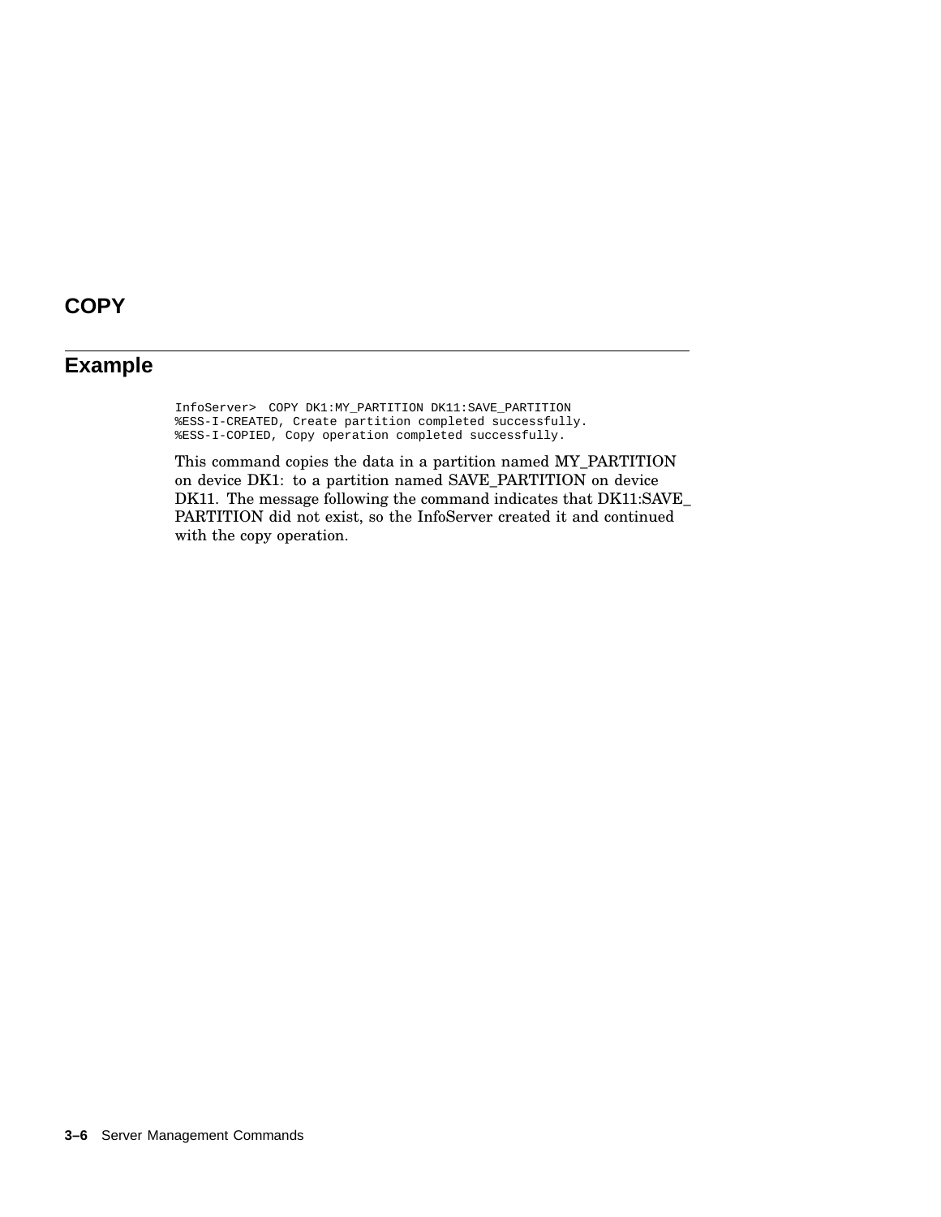# COPY

## Example

```
InfoServer>  COPY DK1:MY_PARTITION DK11:SAVE_PARTITION
%ESS-I-CREATED, Create partition completed successfully.
%ESS-I-COPIED, Copy operation completed successfully.
```

This command copies the data in a partition named MY_PARTITION on device DK1: to a partition named SAVE_PARTITION on device DK11. The message following the command indicates that DK11:SAVE_PARTITION did not exist, so the InfoServer created it and continued with the copy operation.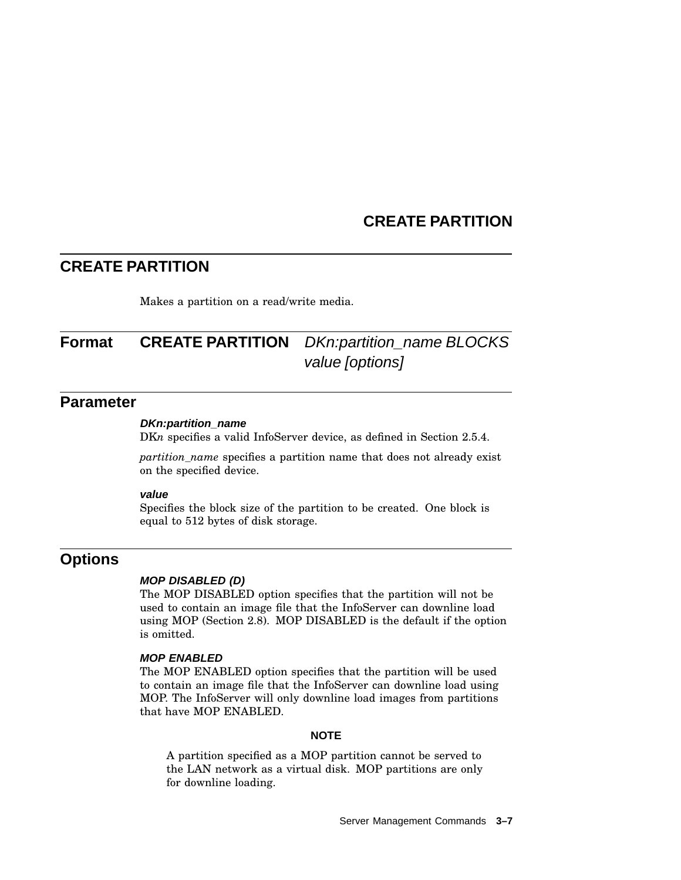# CREATE PARTITION

Makes a partition on a read/write media.

## Format

**CREATE PARTITION** *DKn:partition_name BLOCKS value [options]*

## Parameter

***DKn:partition_name***

DK*n* specifies a valid InfoServer device, as defined in Section 2.5.4.

*partition_name* specifies a partition name that does not already exist on the specified device.

***value***

Specifies the block size of the partition to be created. One block is equal to 512 bytes of disk storage.

## Options

***MOP DISABLED (D)***

The MOP DISABLED option specifies that the partition will not be used to contain an image file that the InfoServer can downline load using MOP (Section 2.8). MOP DISABLED is the default if the option is omitted.

***MOP ENABLED***

The MOP ENABLED option specifies that the partition will be used to contain an image file that the InfoServer can downline load using MOP. The InfoServer will only downline load images from partitions that have MOP ENABLED.

**NOTE**

A partition specified as a MOP partition cannot be served to the LAN network as a virtual disk. MOP partitions are only for downline loading.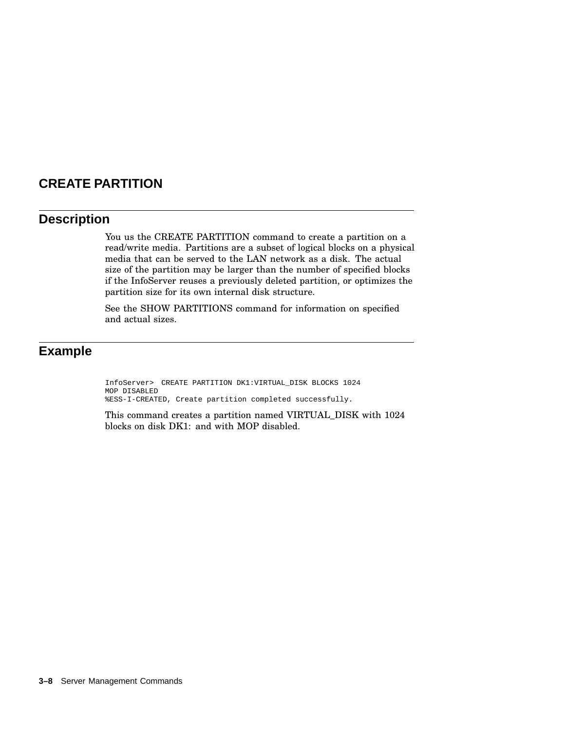# CREATE PARTITION

## Description

You us the CREATE PARTITION command to create a partition on a read/write media. Partitions are a subset of logical blocks on a physical media that can be served to the LAN network as a disk. The actual size of the partition may be larger than the number of specified blocks if the InfoServer reuses a previously deleted partition, or optimizes the partition size for its own internal disk structure.

See the SHOW PARTITIONS command for information on specified and actual sizes.

## Example

```
InfoServer>  CREATE PARTITION DK1:VIRTUAL_DISK BLOCKS 1024
MOP DISABLED
%ESS-I-CREATED, Create partition completed successfully.
```

This command creates a partition named VIRTUAL_DISK with 1024 blocks on disk DK1: and with MOP disabled.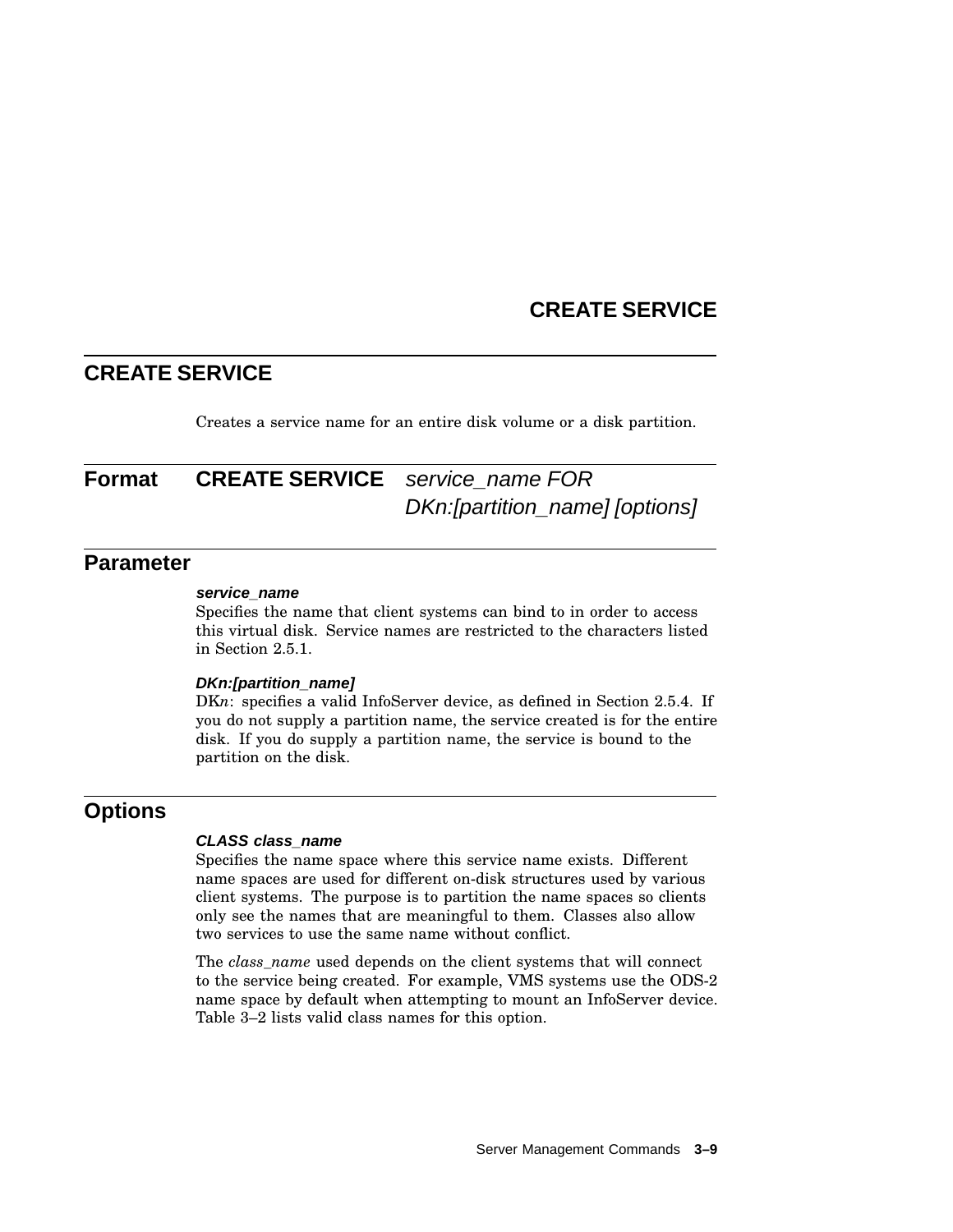# CREATE SERVICE

Creates a service name for an entire disk volume or a disk partition.

## Format

**CREATE SERVICE** *service_name FOR DKn:[partition_name] [options]*

## Parameter

***service_name***

Specifies the name that client systems can bind to in order to access this virtual disk. Service names are restricted to the characters listed in Section 2.5.1.

***DKn:[partition_name]***

DK*n*: specifies a valid InfoServer device, as defined in Section 2.5.4. If you do not supply a partition name, the service created is for the entire disk. If you do supply a partition name, the service is bound to the partition on the disk.

## Options

***CLASS class_name***

Specifies the name space where this service name exists. Different name spaces are used for different on-disk structures used by various client systems. The purpose is to partition the name spaces so clients only see the names that are meaningful to them. Classes also allow two services to use the same name without conflict.

The *class_name* used depends on the client systems that will connect to the service being created. For example, VMS systems use the ODS-2 name space by default when attempting to mount an InfoServer device. Table 3–2 lists valid class names for this option.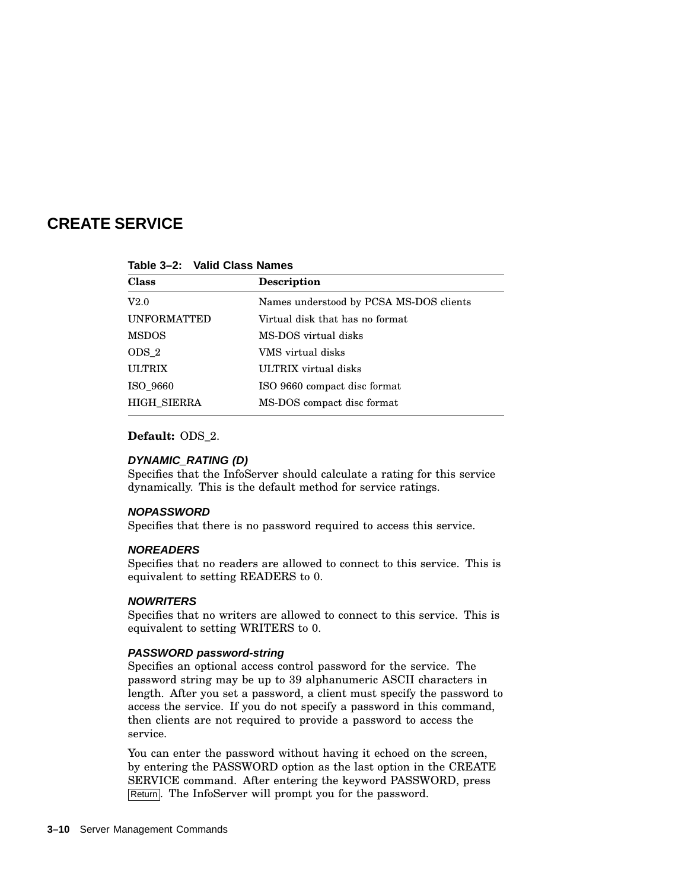# CREATE SERVICE

**Table 3–2: Valid Class Names**

| Class | Description |
| --- | --- |
| V2.0 | Names understood by PCSA MS-DOS clients |
| UNFORMATTED | Virtual disk that has no format |
| MSDOS | MS-DOS virtual disks |
| ODS_2 | VMS virtual disks |
| ULTRIX | ULTRIX virtual disks |
| ISO_9660 | ISO 9660 compact disc format |
| HIGH_SIERRA | MS-DOS compact disc format |

**Default:** ODS_2.

***DYNAMIC_RATING (D)***

Specifies that the InfoServer should calculate a rating for this service dynamically. This is the default method for service ratings.

***NOPASSWORD***

Specifies that there is no password required to access this service.

***NOREADERS***

Specifies that no readers are allowed to connect to this service. This is equivalent to setting READERS to 0.

***NOWRITERS***

Specifies that no writers are allowed to connect to this service. This is equivalent to setting WRITERS to 0.

***PASSWORD password-string***

Specifies an optional access control password for the service. The password string may be up to 39 alphanumeric ASCII characters in length. After you set a password, a client must specify the password to access the service. If you do not specify a password in this command, then clients are not required to provide a password to access the service.

You can enter the password without having it echoed on the screen, by entering the PASSWORD option as the last option in the CREATE SERVICE command. After entering the keyword PASSWORD, press Return. The InfoServer will prompt you for the password.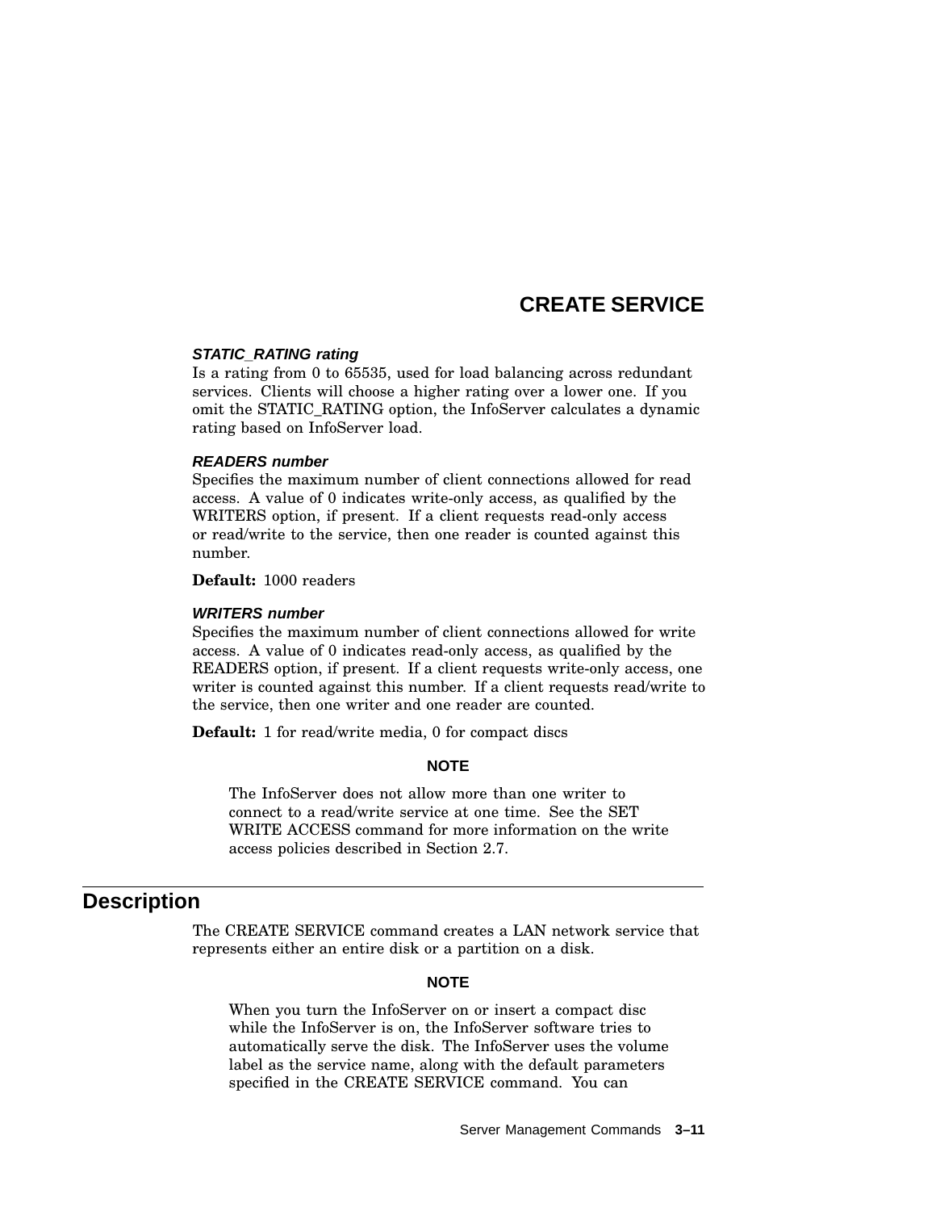# CREATE SERVICE

***STATIC_RATING rating***
Is a rating from 0 to 65535, used for load balancing across redundant services. Clients will choose a higher rating over a lower one. If you omit the STATIC_RATING option, the InfoServer calculates a dynamic rating based on InfoServer load.

***READERS number***
Specifies the maximum number of client connections allowed for read access. A value of 0 indicates write-only access, as qualified by the WRITERS option, if present. If a client requests read-only access or read/write to the service, then one reader is counted against this number.

**Default:** 1000 readers

***WRITERS number***
Specifies the maximum number of client connections allowed for write access. A value of 0 indicates read-only access, as qualified by the READERS option, if present. If a client requests write-only access, one writer is counted against this number. If a client requests read/write to the service, then one writer and one reader are counted.

**Default:** 1 for read/write media, 0 for compact discs

**NOTE**

> The InfoServer does not allow more than one writer to connect to a read/write service at one time. See the SET WRITE ACCESS command for more information on the write access policies described in Section 2.7.

## Description

The CREATE SERVICE command creates a LAN network service that represents either an entire disk or a partition on a disk.

**NOTE**

> When you turn the InfoServer on or insert a compact disc while the InfoServer is on, the InfoServer software tries to automatically serve the disk. The InfoServer uses the volume label as the service name, along with the default parameters specified in the CREATE SERVICE command. You can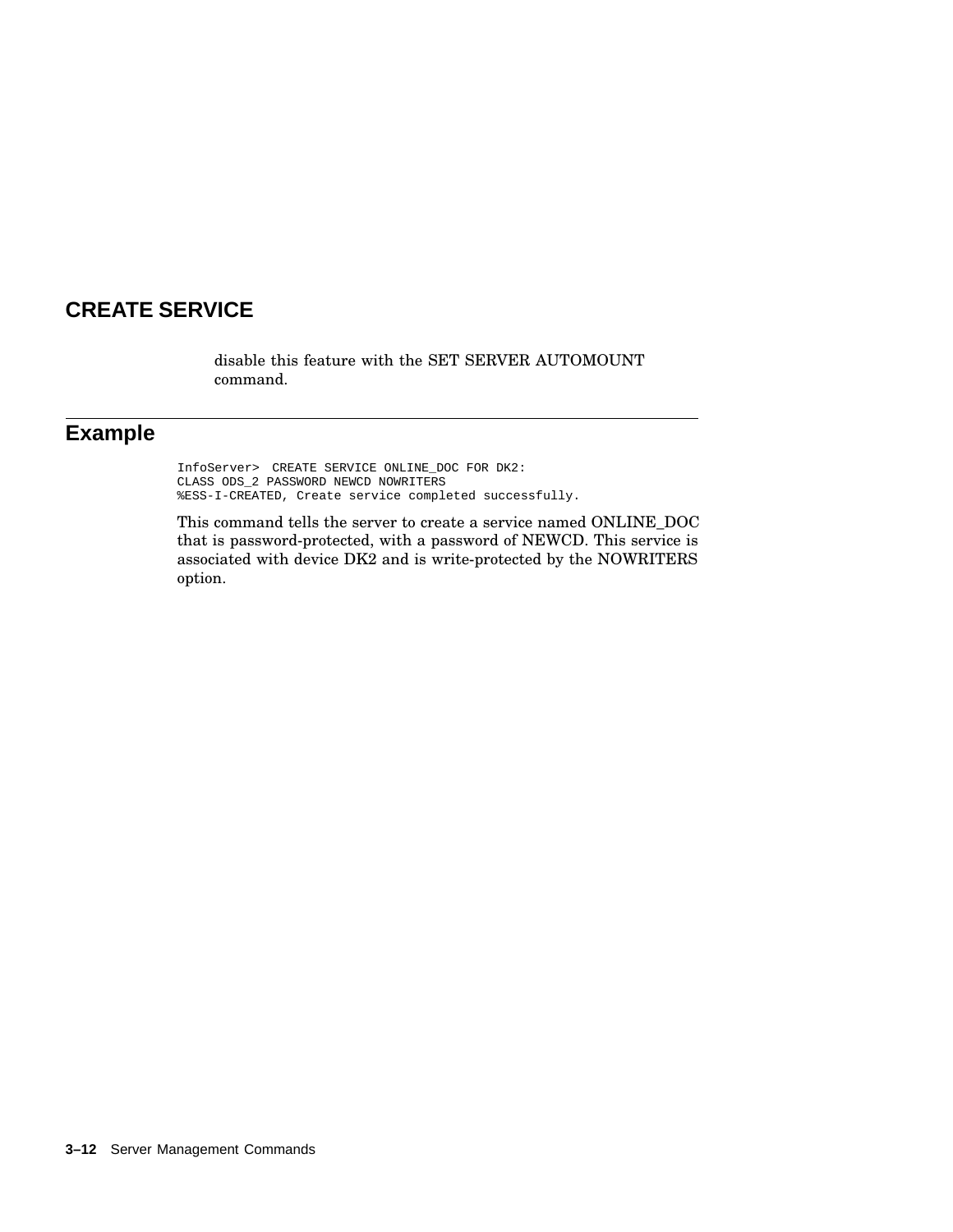## CREATE SERVICE

disable this feature with the SET SERVER AUTOMOUNT command.

## Example

```
InfoServer>  CREATE SERVICE ONLINE_DOC FOR DK2:
CLASS ODS_2 PASSWORD NEWCD NOWRITERS
%ESS-I-CREATED, Create service completed successfully.
```

This command tells the server to create a service named ONLINE_DOC that is password-protected, with a password of NEWCD. This service is associated with device DK2 and is write-protected by the NOWRITERS option.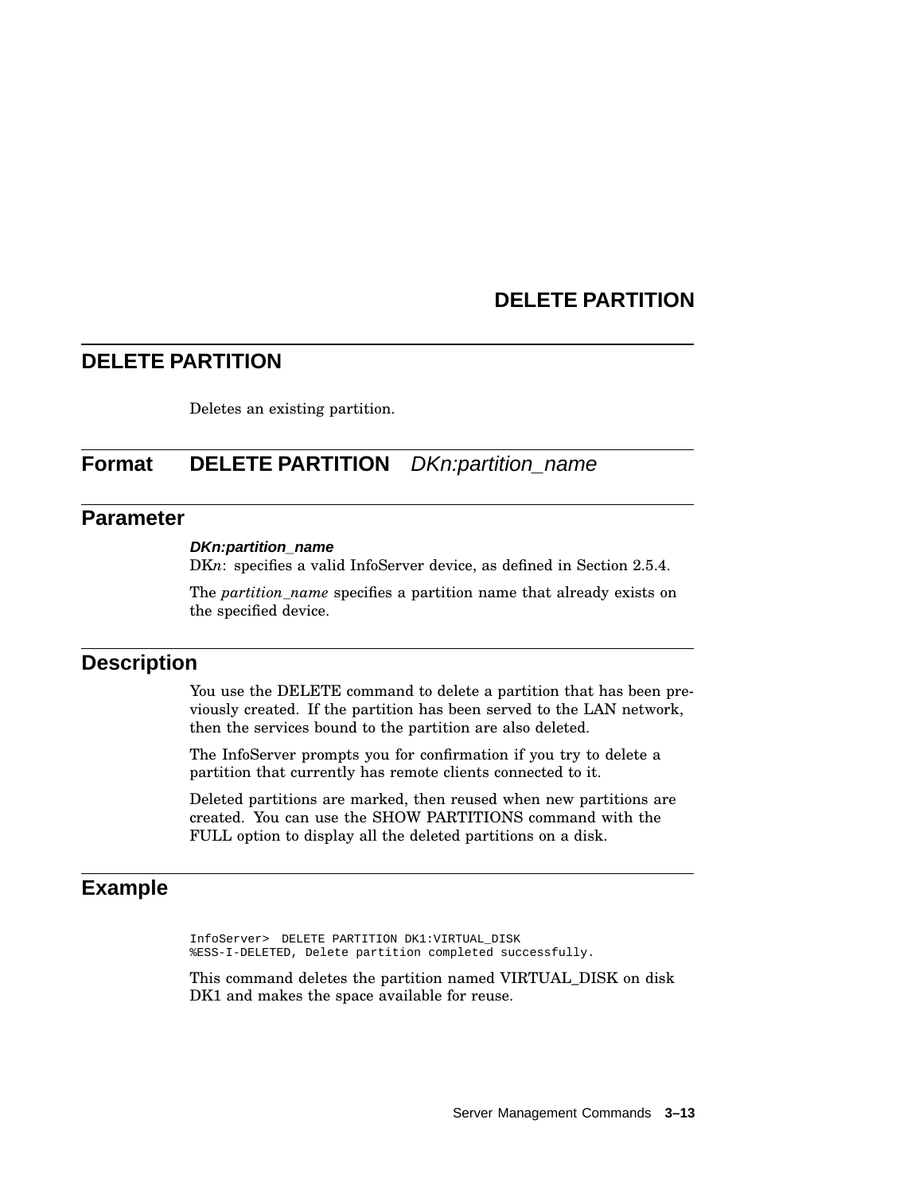## DELETE PARTITION

Deletes an existing partition.

### Format

**DELETE PARTITION** *DKn:partition_name*

### Parameter

***DKn:partition_name***

DK*n*: specifies a valid InfoServer device, as defined in Section 2.5.4.

The *partition_name* specifies a partition name that already exists on the specified device.

### Description

You use the DELETE command to delete a partition that has been previously created. If the partition has been served to the LAN network, then the services bound to the partition are also deleted.

The InfoServer prompts you for confirmation if you try to delete a partition that currently has remote clients connected to it.

Deleted partitions are marked, then reused when new partitions are created. You can use the SHOW PARTITIONS command with the FULL option to display all the deleted partitions on a disk.

### Example

```
InfoServer>  DELETE PARTITION DK1:VIRTUAL_DISK
%ESS-I-DELETED, Delete partition completed successfully.
```

This command deletes the partition named VIRTUAL_DISK on disk DK1 and makes the space available for reuse.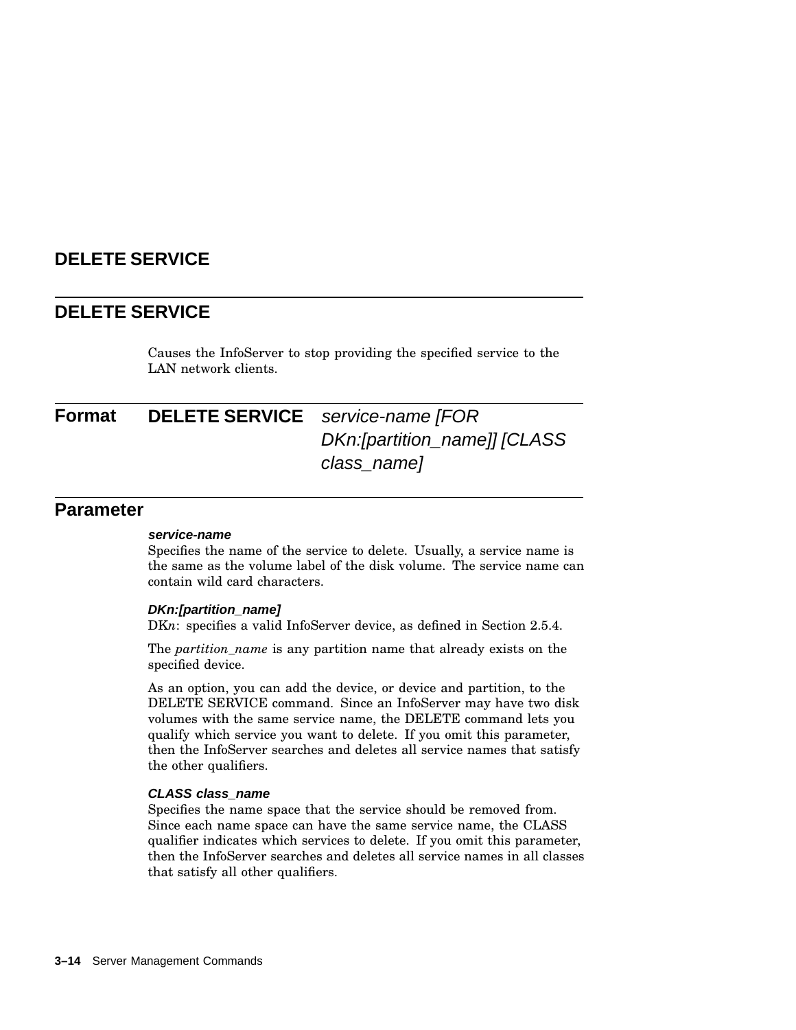# DELETE SERVICE

## DELETE SERVICE

Causes the InfoServer to stop providing the specified service to the LAN network clients.

## Format

**DELETE SERVICE** *service-name [FOR DKn:[partition_name]] [CLASS class_name]*

## Parameter

***service-name***

Specifies the name of the service to delete. Usually, a service name is the same as the volume label of the disk volume. The service name can contain wild card characters.

***DKn:[partition_name]***

DK*n*: specifies a valid InfoServer device, as defined in Section 2.5.4.

The *partition_name* is any partition name that already exists on the specified device.

As an option, you can add the device, or device and partition, to the DELETE SERVICE command. Since an InfoServer may have two disk volumes with the same service name, the DELETE command lets you qualify which service you want to delete. If you omit this parameter, then the InfoServer searches and deletes all service names that satisfy the other qualifiers.

***CLASS class_name***

Specifies the name space that the service should be removed from. Since each name space can have the same service name, the CLASS qualifier indicates which services to delete. If you omit this parameter, then the InfoServer searches and deletes all service names in all classes that satisfy all other qualifiers.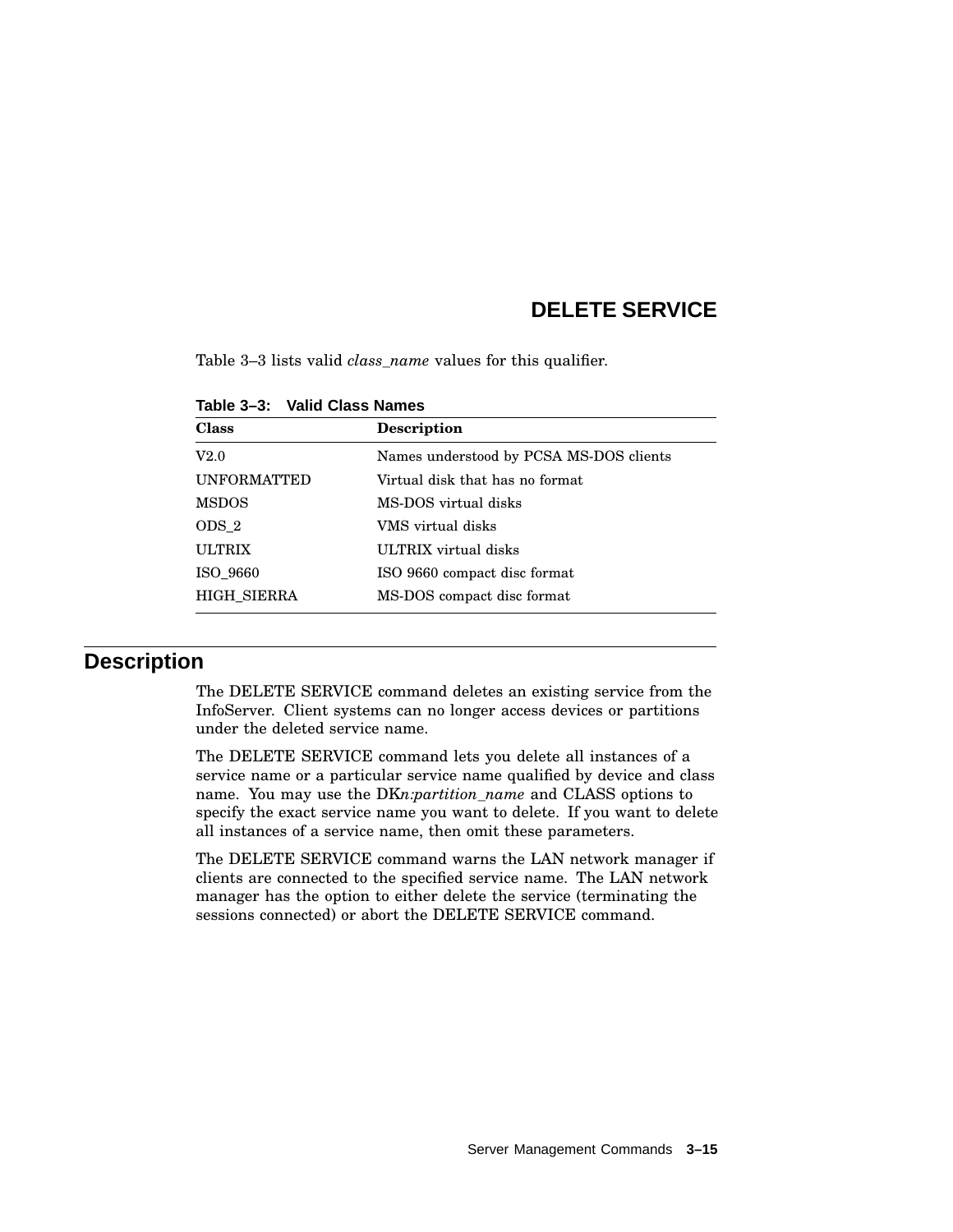# DELETE SERVICE

Table 3–3 lists valid *class_name* values for this qualifier.

**Table 3–3: Valid Class Names**

| Class | Description |
|---|---|
| V2.0 | Names understood by PCSA MS-DOS clients |
| UNFORMATTED | Virtual disk that has no format |
| MSDOS | MS-DOS virtual disks |
| ODS_2 | VMS virtual disks |
| ULTRIX | ULTRIX virtual disks |
| ISO_9660 | ISO 9660 compact disc format |
| HIGH_SIERRA | MS-DOS compact disc format |

## Description

The DELETE SERVICE command deletes an existing service from the InfoServer. Client systems can no longer access devices or partitions under the deleted service name.

The DELETE SERVICE command lets you delete all instances of a service name or a particular service name qualified by device and class name. You may use the DK*n:partition_name* and CLASS options to specify the exact service name you want to delete. If you want to delete all instances of a service name, then omit these parameters.

The DELETE SERVICE command warns the LAN network manager if clients are connected to the specified service name. The LAN network manager has the option to either delete the service (terminating the sessions connected) or abort the DELETE SERVICE command.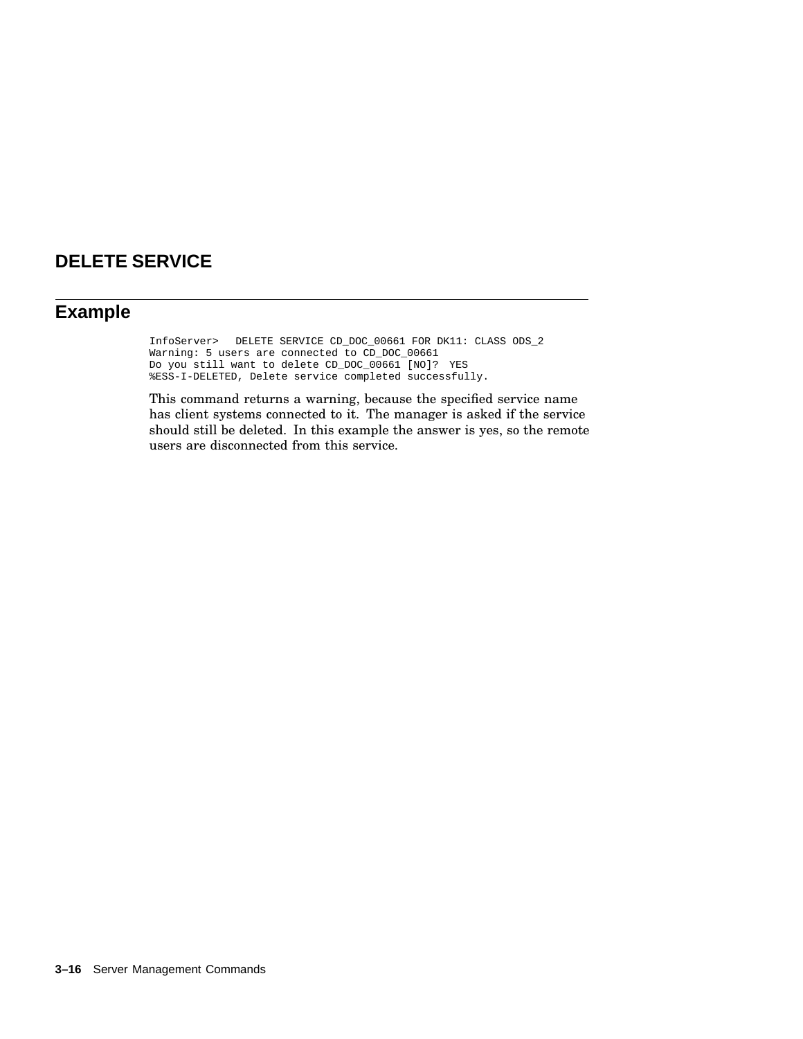## DELETE SERVICE

## Example

```
InfoServer>   DELETE SERVICE CD_DOC_00661 FOR DK11: CLASS ODS_2
Warning: 5 users are connected to CD_DOC_00661
Do you still want to delete CD_DOC_00661 [NO]?  YES
%ESS-I-DELETED, Delete service completed successfully.
```

This command returns a warning, because the specified service name has client systems connected to it. The manager is asked if the service should still be deleted. In this example the answer is yes, so the remote users are disconnected from this service.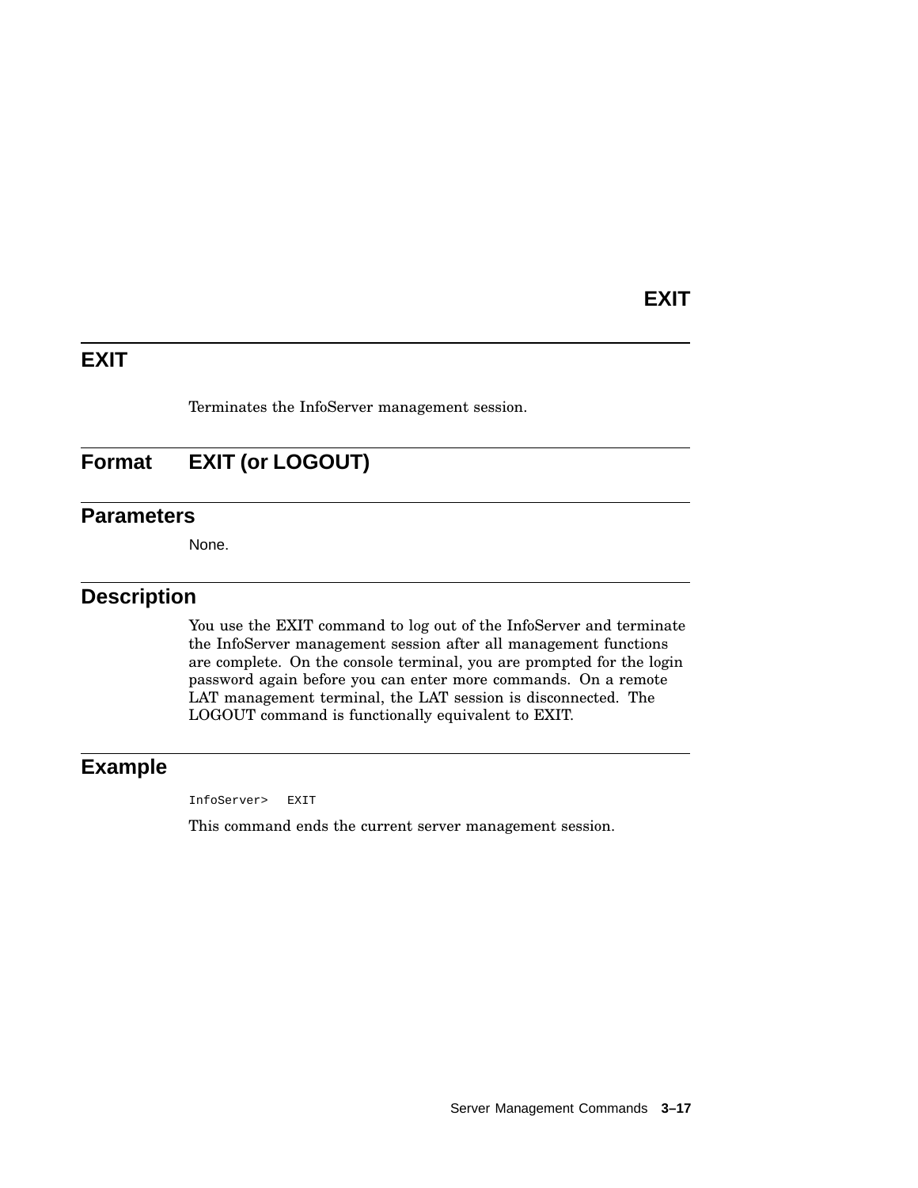# EXIT

Terminates the InfoServer management session.

## Format **EXIT (or LOGOUT)**

## Parameters

None.

## Description

You use the EXIT command to log out of the InfoServer and terminate the InfoServer management session after all management functions are complete. On the console terminal, you are prompted for the login password again before you can enter more commands. On a remote LAT management terminal, the LAT session is disconnected. The LOGOUT command is functionally equivalent to EXIT.

## Example

```
InfoServer>   EXIT
```

This command ends the current server management session.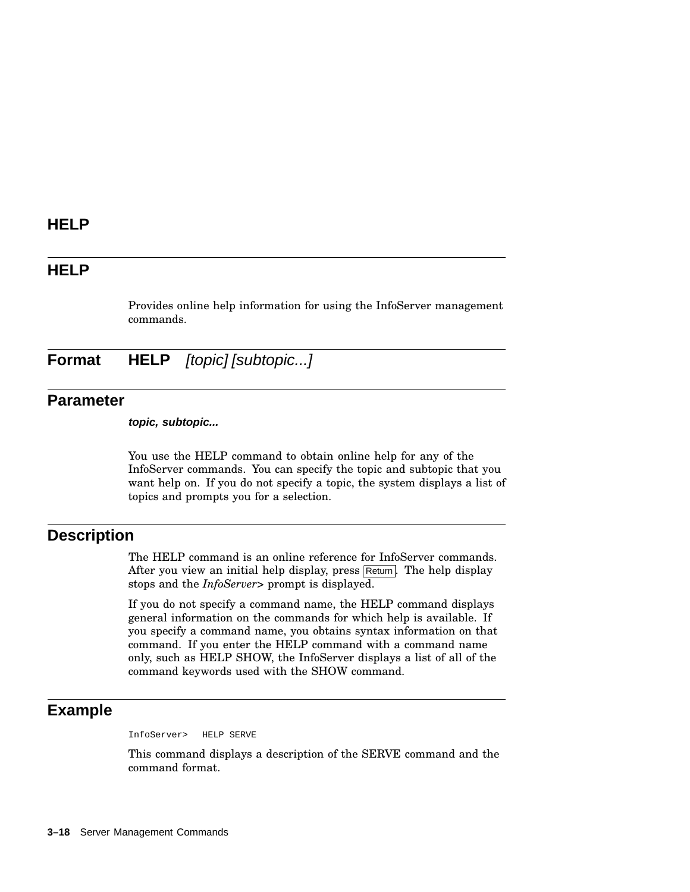# HELP

## HELP

Provides online help information for using the InfoServer management commands.

## Format

**HELP** *[topic] [subtopic...]*

## Parameter

***topic, subtopic...***

You use the HELP command to obtain online help for any of the InfoServer commands. You can specify the topic and subtopic that you want help on. If you do not specify a topic, the system displays a list of topics and prompts you for a selection.

## Description

The HELP command is an online reference for InfoServer commands. After you view an initial help display, press Return. The help display stops and the *InfoServer***>** prompt is displayed.

If you do not specify a command name, the HELP command displays general information on the commands for which help is available. If you specify a command name, you obtains syntax information on that command. If you enter the HELP command with a command name only, such as HELP SHOW, the InfoServer displays a list of all of the command keywords used with the SHOW command.

## Example

```
InfoServer>  HELP SERVE
```

This command displays a description of the SERVE command and the command format.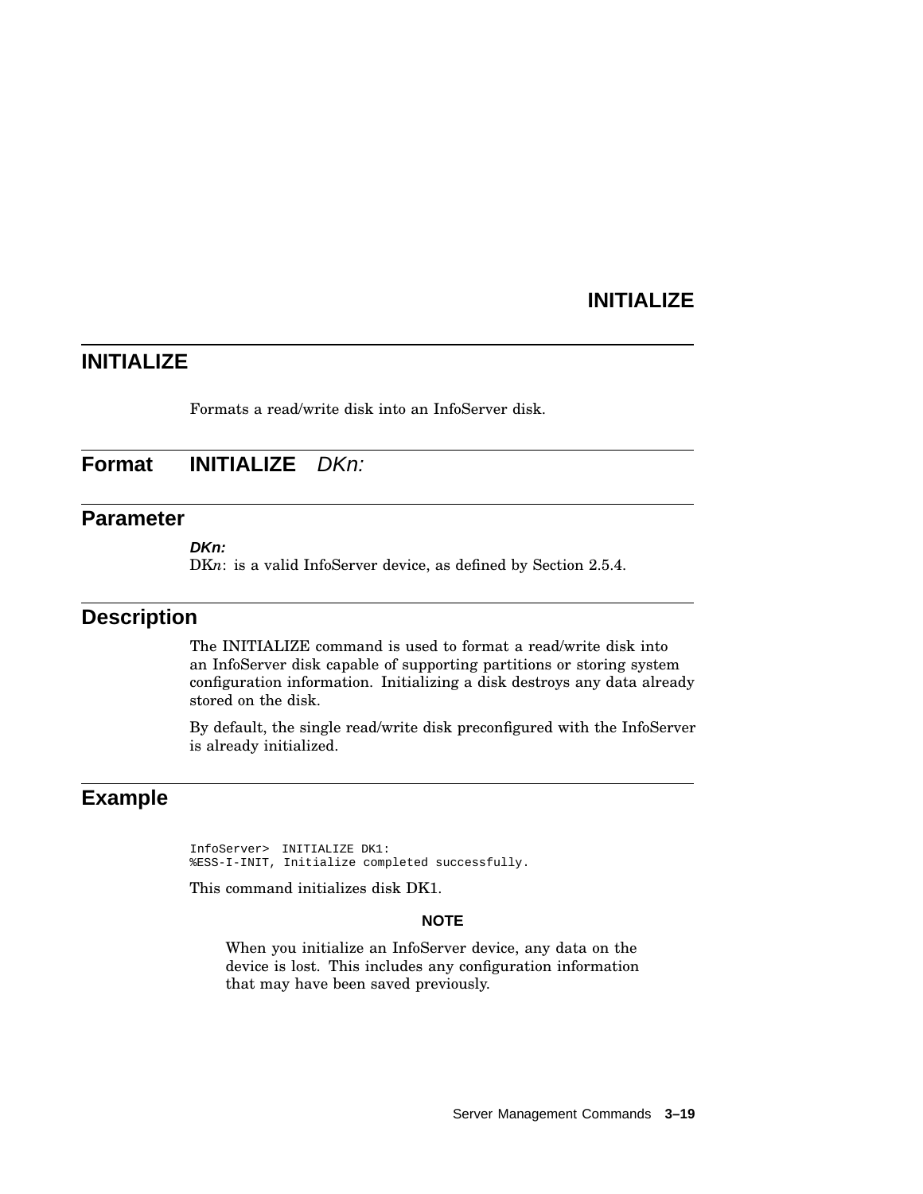# INITIALIZE

Formats a read/write disk into an InfoServer disk.

## Format

**INITIALIZE** *DKn:*

## Parameter

***DKn:***

DK*n*: is a valid InfoServer device, as defined by Section 2.5.4.

## Description

The INITIALIZE command is used to format a read/write disk into an InfoServer disk capable of supporting partitions or storing system configuration information. Initializing a disk destroys any data already stored on the disk.

By default, the single read/write disk preconfigured with the InfoServer is already initialized.

## Example

```
InfoServer>  INITIALIZE DK1:
%ESS-I-INIT, Initialize completed successfully.
```

This command initializes disk DK1.

**NOTE**

When you initialize an InfoServer device, any data on the device is lost. This includes any configuration information that may have been saved previously.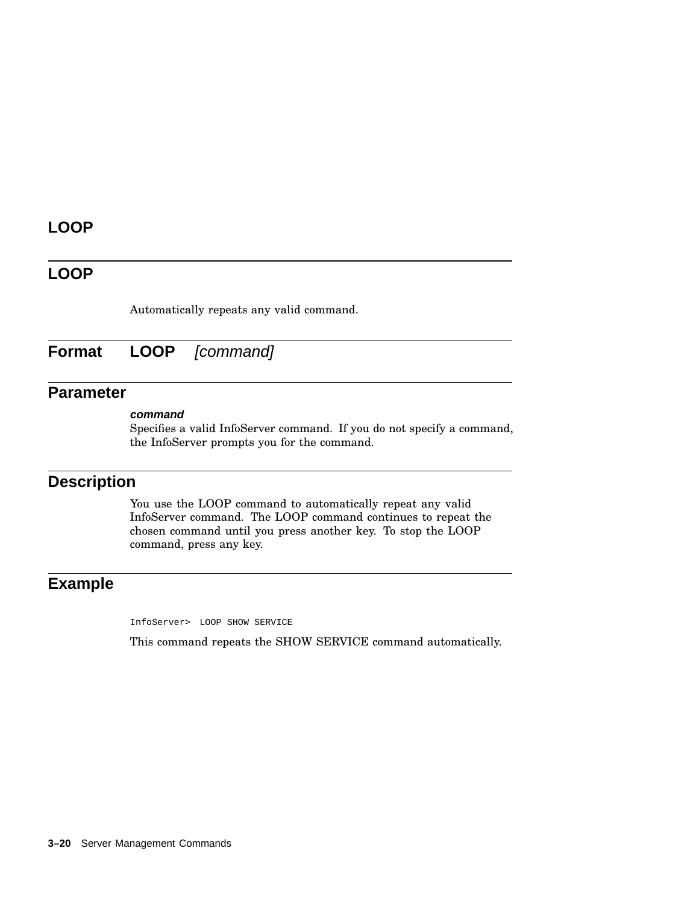# LOOP

## LOOP

Automatically repeats any valid command.

## Format

**LOOP** *[command]*

## Parameter

***command***

Specifies a valid InfoServer command. If you do not specify a command, the InfoServer prompts you for the command.

## Description

You use the LOOP command to automatically repeat any valid InfoServer command. The LOOP command continues to repeat the chosen command until you press another key. To stop the LOOP command, press any key.

## Example

```
InfoServer>  LOOP SHOW SERVICE
```

This command repeats the SHOW SERVICE command automatically.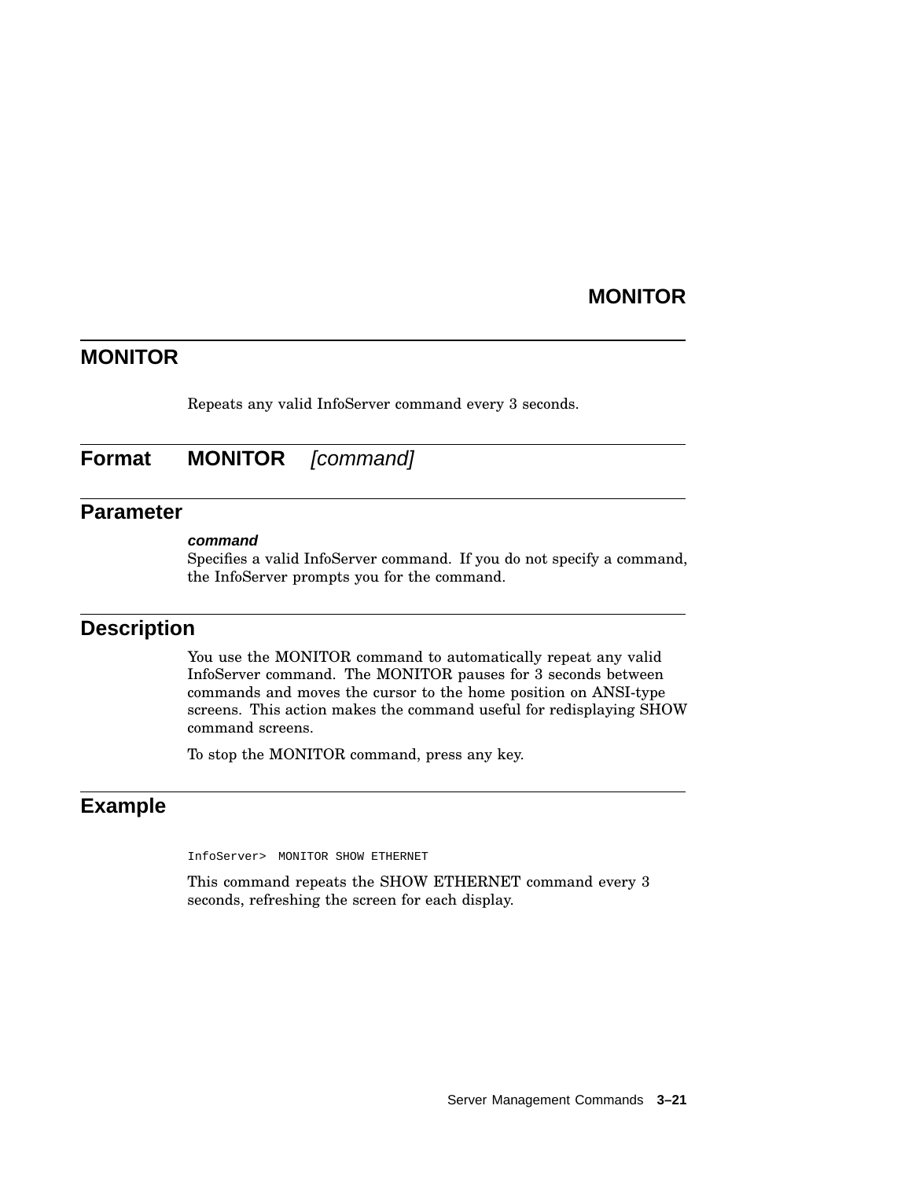# MONITOR

Repeats any valid InfoServer command every 3 seconds.

## Format

**MONITOR** *[command]*

## Parameter

***command***

Specifies a valid InfoServer command. If you do not specify a command, the InfoServer prompts you for the command.

## Description

You use the MONITOR command to automatically repeat any valid InfoServer command. The MONITOR pauses for 3 seconds between commands and moves the cursor to the home position on ANSI-type screens. This action makes the command useful for redisplaying SHOW command screens.

To stop the MONITOR command, press any key.

## Example

```
InfoServer>  MONITOR SHOW ETHERNET
```

This command repeats the SHOW ETHERNET command every 3 seconds, refreshing the screen for each display.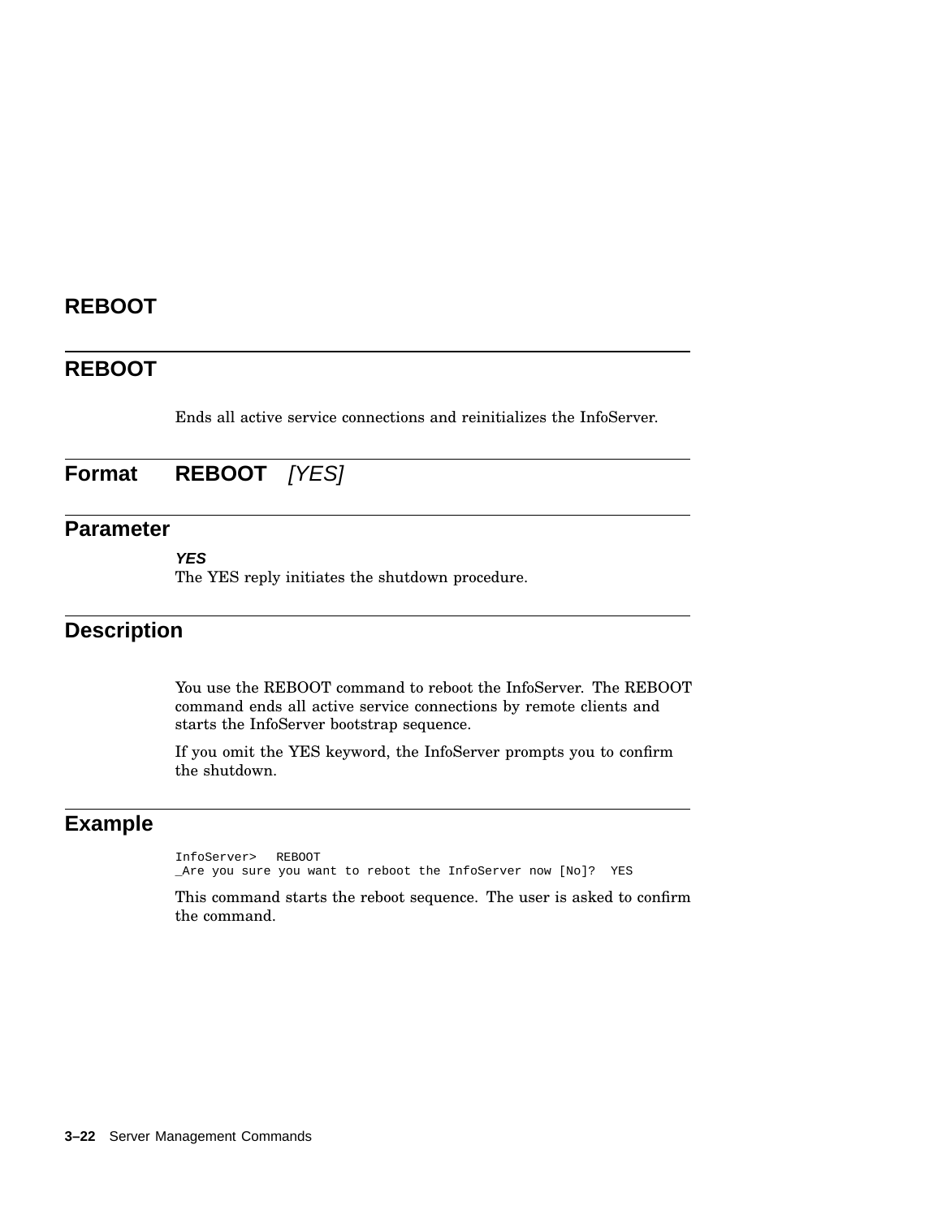# REBOOT

## REBOOT

Ends all active service connections and reinitializes the InfoServer.

## Format

**REBOOT** *[YES]*

## Parameter

***YES***

The YES reply initiates the shutdown procedure.

## Description

You use the REBOOT command to reboot the InfoServer. The REBOOT command ends all active service connections by remote clients and starts the InfoServer bootstrap sequence.

If you omit the YES keyword, the InfoServer prompts you to confirm the shutdown.

## Example

```
InfoServer>  REBOOT
_Are you sure you want to reboot the InfoServer now [No]?  YES
```

This command starts the reboot sequence. The user is asked to confirm the command.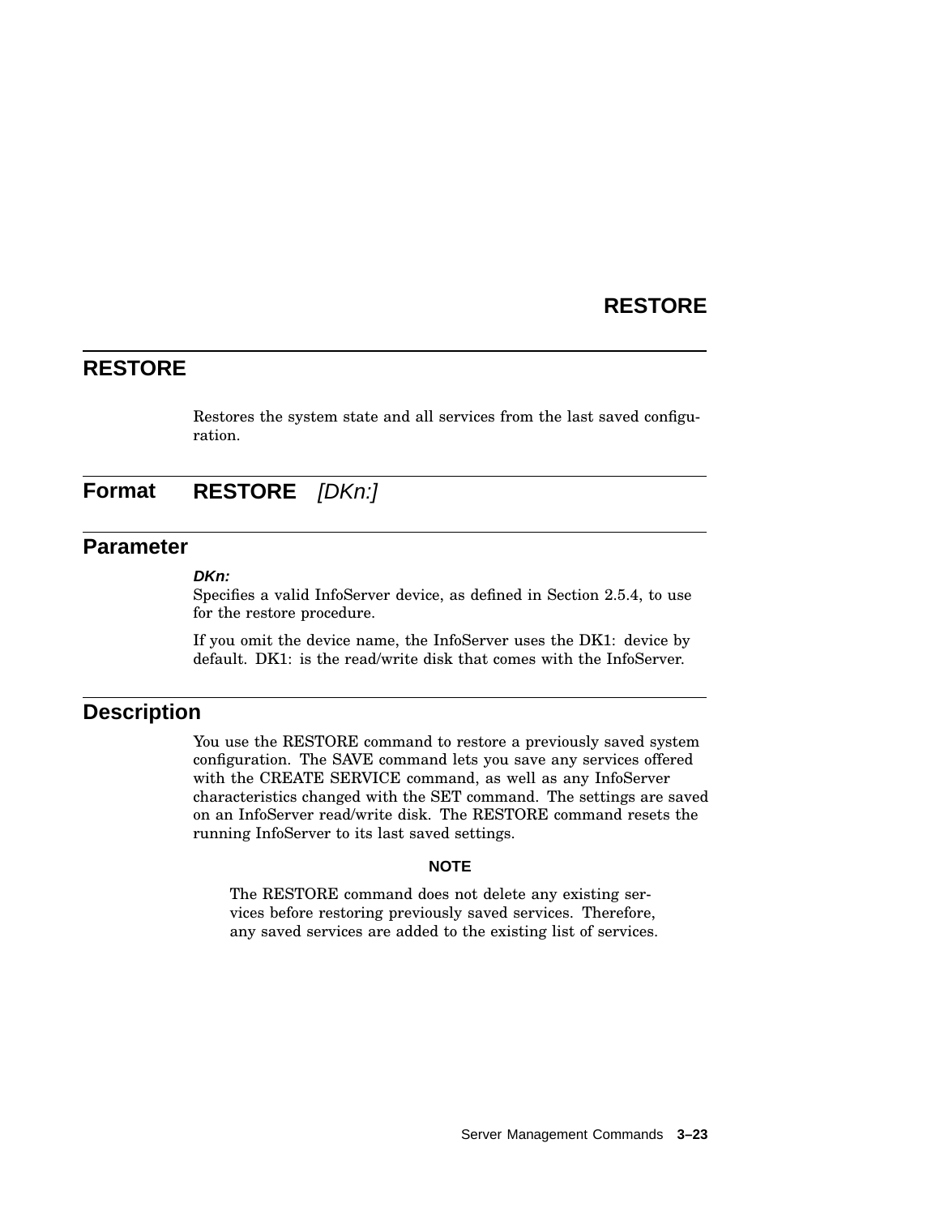# RESTORE

Restores the system state and all services from the last saved configuration.

## Format

**RESTORE** *[DKn:]*

## Parameter

***DKn:***

Specifies a valid InfoServer device, as defined in Section 2.5.4, to use for the restore procedure.

If you omit the device name, the InfoServer uses the DK1: device by default. DK1: is the read/write disk that comes with the InfoServer.

## Description

You use the RESTORE command to restore a previously saved system configuration. The SAVE command lets you save any services offered with the CREATE SERVICE command, as well as any InfoServer characteristics changed with the SET command. The settings are saved on an InfoServer read/write disk. The RESTORE command resets the running InfoServer to its last saved settings.

**NOTE**

The RESTORE command does not delete any existing services before restoring previously saved services. Therefore, any saved services are added to the existing list of services.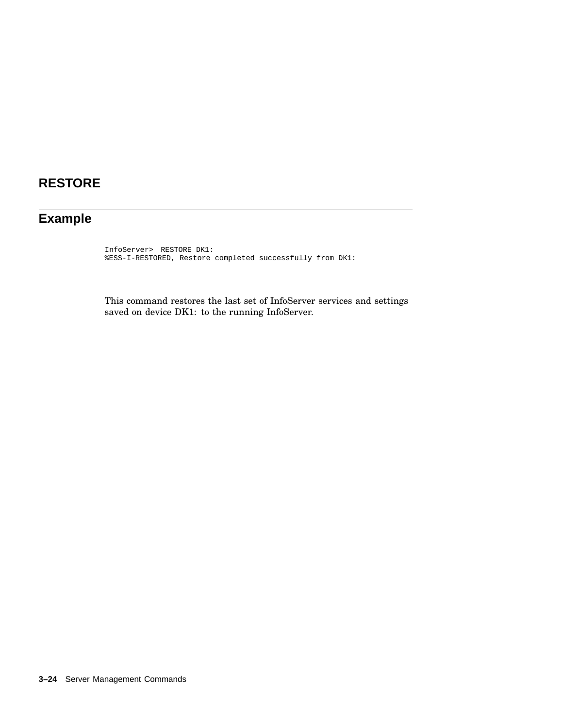## RESTORE

### Example

```
InfoServer>  RESTORE DK1:
%ESS-I-RESTORED, Restore completed successfully from DK1:
```

This command restores the last set of InfoServer services and settings saved on device DK1: to the running InfoServer.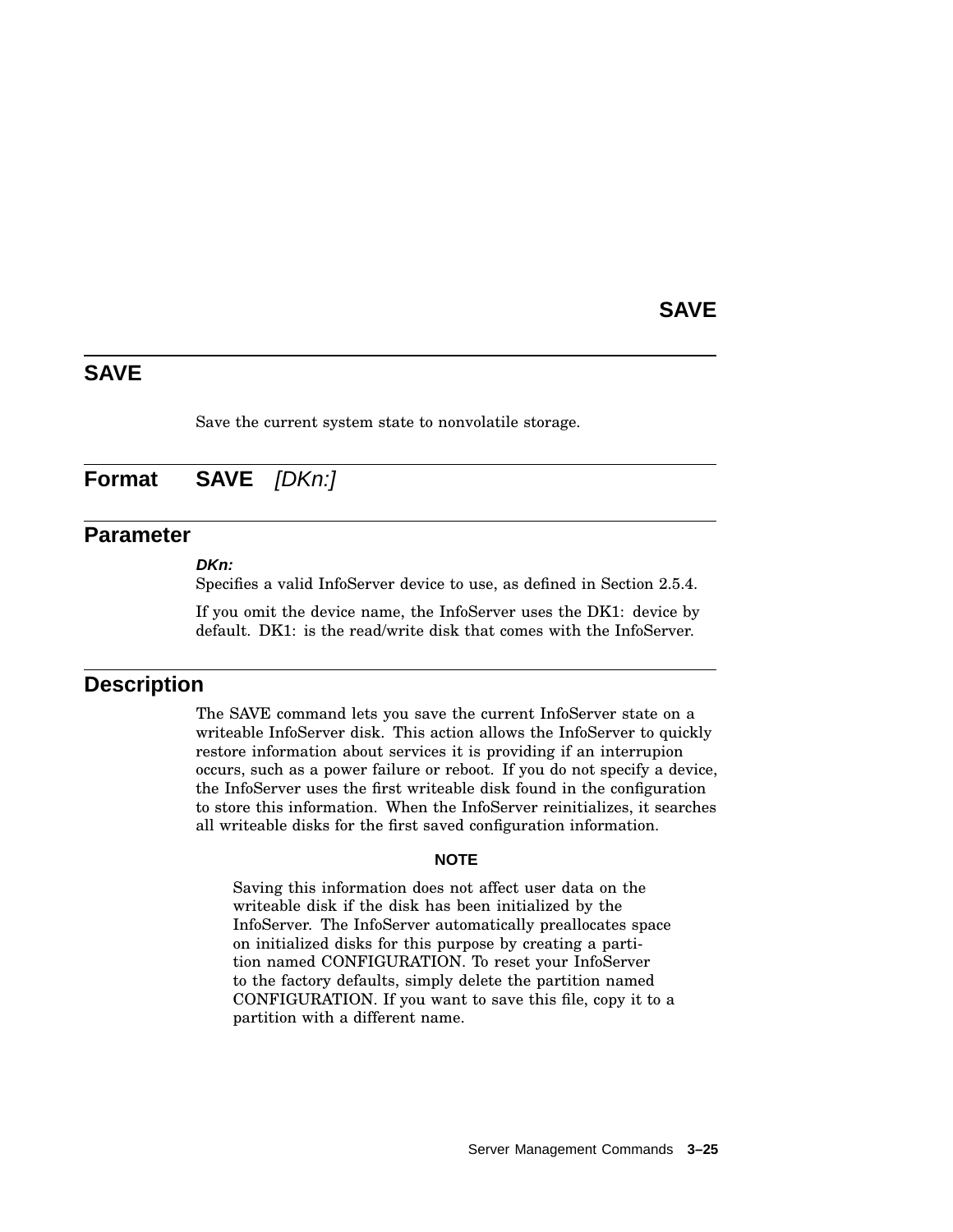## SAVE

Save the current system state to nonvolatile storage.

### Format

**SAVE** *[DKn:]*

### Parameter

***DKn:***

Specifies a valid InfoServer device to use, as defined in Section 2.5.4.

If you omit the device name, the InfoServer uses the DK1: device by default. DK1: is the read/write disk that comes with the InfoServer.

### Description

The SAVE command lets you save the current InfoServer state on a writeable InfoServer disk. This action allows the InfoServer to quickly restore information about services it is providing if an interrupion occurs, such as a power failure or reboot. If you do not specify a device, the InfoServer uses the first writeable disk found in the configuration to store this information. When the InfoServer reinitializes, it searches all writeable disks for the first saved configuration information.

**NOTE**

Saving this information does not affect user data on the writeable disk if the disk has been initialized by the InfoServer. The InfoServer automatically preallocates space on initialized disks for this purpose by creating a partition named CONFIGURATION. To reset your InfoServer to the factory defaults, simply delete the partition named CONFIGURATION. If you want to save this file, copy it to a partition with a different name.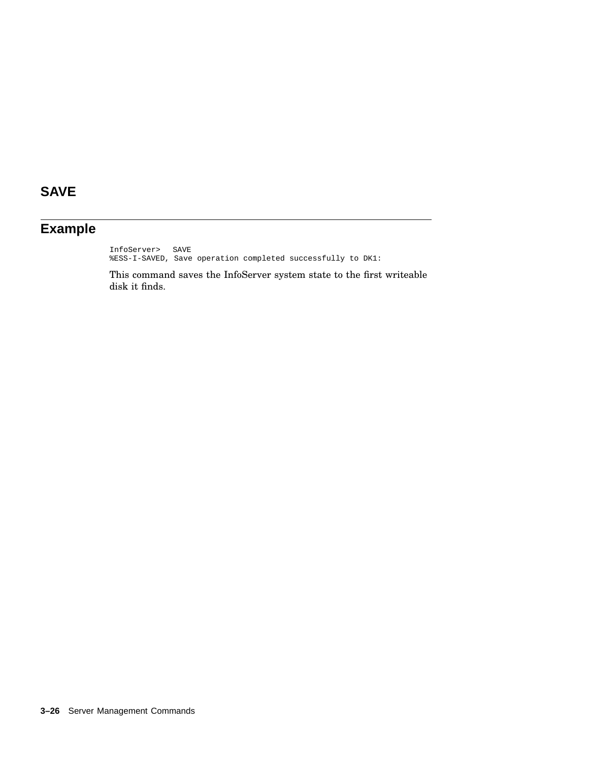# SAVE

## Example

```
InfoServer>   SAVE
%ESS-I-SAVED, Save operation completed successfully to DK1:
```

This command saves the InfoServer system state to the first writeable disk it finds.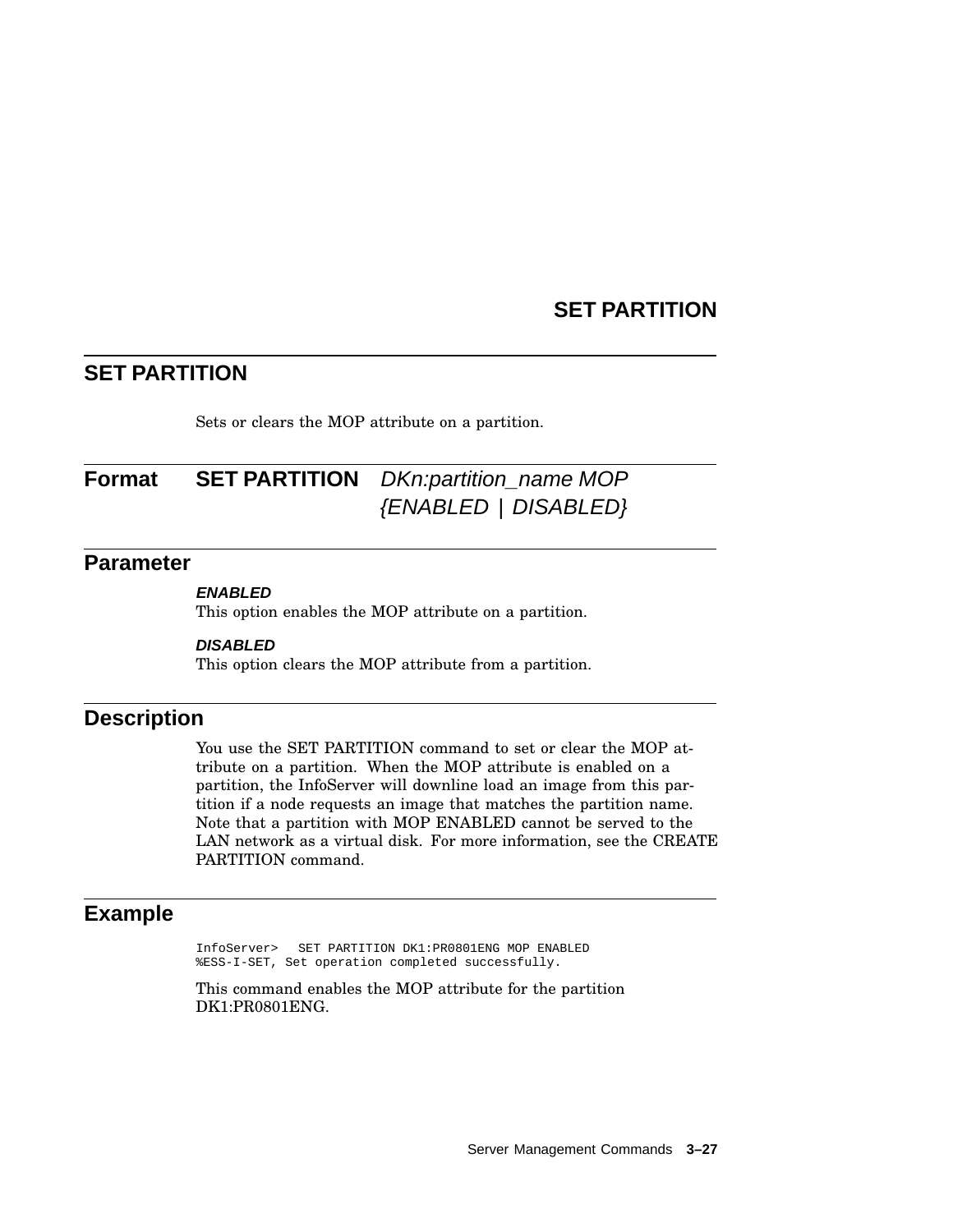## SET PARTITION

Sets or clears the MOP attribute on a partition.

### Format

**SET PARTITION** *DKn:partition_name MOP {ENABLED | DISABLED}*

### Parameter

***ENABLED***
This option enables the MOP attribute on a partition.

***DISABLED***
This option clears the MOP attribute from a partition.

### Description

You use the SET PARTITION command to set or clear the MOP attribute on a partition. When the MOP attribute is enabled on a partition, the InfoServer will downline load an image from this partition if a node requests an image that matches the partition name. Note that a partition with MOP ENABLED cannot be served to the LAN network as a virtual disk. For more information, see the CREATE PARTITION command.

### Example

```
InfoServer>  SET PARTITION DK1:PR0801ENG MOP ENABLED
%ESS-I-SET, Set operation completed successfully.
```

This command enables the MOP attribute for the partition DK1:PR0801ENG.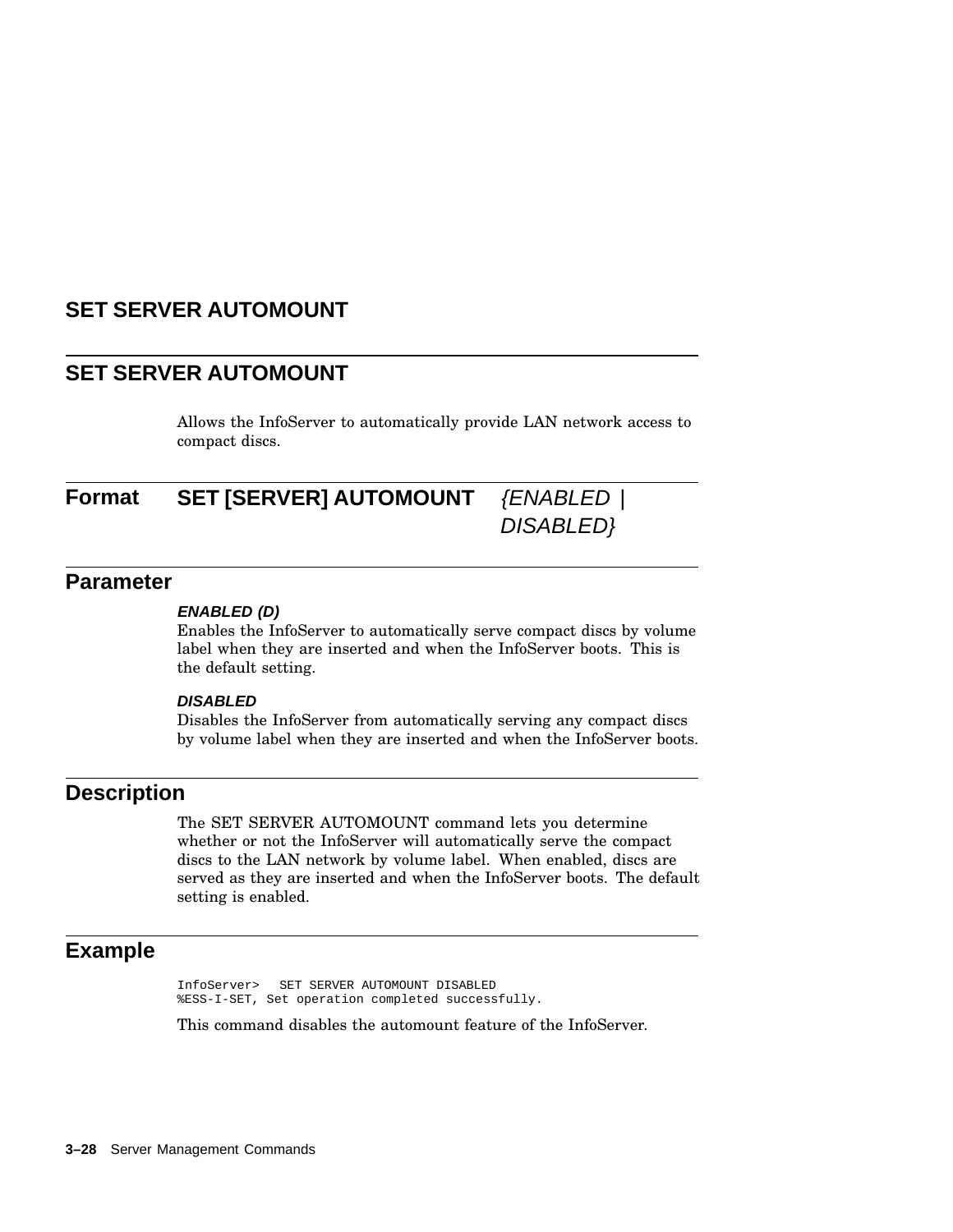# SET SERVER AUTOMOUNT

## SET SERVER AUTOMOUNT

Allows the InfoServer to automatically provide LAN network access to compact discs.

## Format

**SET [SERVER] AUTOMOUNT** *{ENABLED | DISABLED}*

## Parameter

***ENABLED (D)***

Enables the InfoServer to automatically serve compact discs by volume label when they are inserted and when the InfoServer boots. This is the default setting.

***DISABLED***

Disables the InfoServer from automatically serving any compact discs by volume label when they are inserted and when the InfoServer boots.

## Description

The SET SERVER AUTOMOUNT command lets you determine whether or not the InfoServer will automatically serve the compact discs to the LAN network by volume label. When enabled, discs are served as they are inserted and when the InfoServer boots. The default setting is enabled.

## Example

```
InfoServer>   SET SERVER AUTOMOUNT DISABLED
%ESS-I-SET, Set operation completed successfully.
```

This command disables the automount feature of the InfoServer.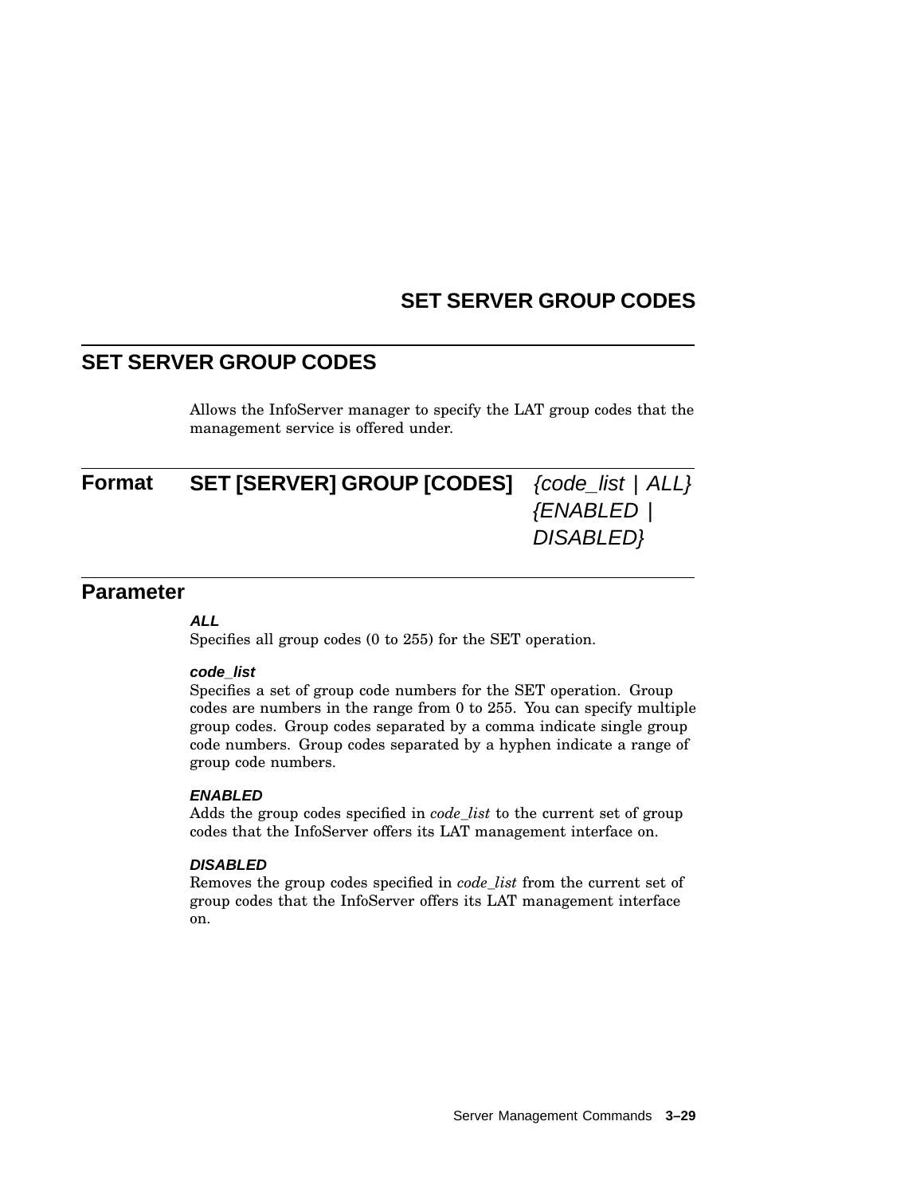# SET SERVER GROUP CODES

Allows the InfoServer manager to specify the LAT group codes that the management service is offered under.

## Format

**SET [SERVER] GROUP [CODES]** *{code_list | ALL} {ENABLED | DISABLED}*

## Parameter

***ALL***

Specifies all group codes (0 to 255) for the SET operation.

***code_list***

Specifies a set of group code numbers for the SET operation. Group codes are numbers in the range from 0 to 255. You can specify multiple group codes. Group codes separated by a comma indicate single group code numbers. Group codes separated by a hyphen indicate a range of group code numbers.

***ENABLED***

Adds the group codes specified in *code_list* to the current set of group codes that the InfoServer offers its LAT management interface on.

***DISABLED***

Removes the group codes specified in *code_list* from the current set of group codes that the InfoServer offers its LAT management interface on.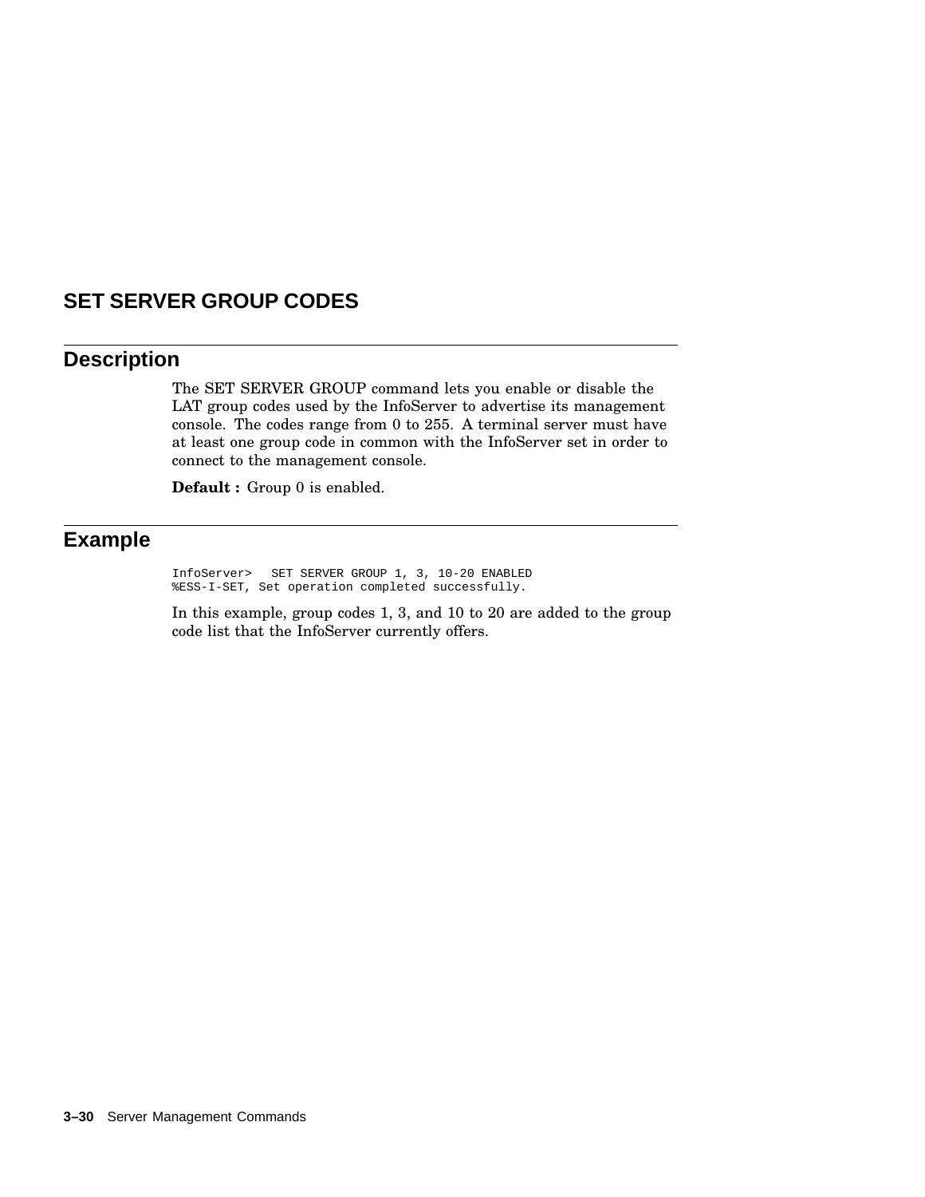# SET SERVER GROUP CODES

## Description

The SET SERVER GROUP command lets you enable or disable the LAT group codes used by the InfoServer to advertise its management console. The codes range from 0 to 255. A terminal server must have at least one group code in common with the InfoServer set in order to connect to the management console.

**Default :** Group 0 is enabled.

## Example

```
InfoServer>   SET SERVER GROUP 1, 3, 10-20 ENABLED
%ESS-I-SET, Set operation completed successfully.
```

In this example, group codes 1, 3, and 10 to 20 are added to the group code list that the InfoServer currently offers.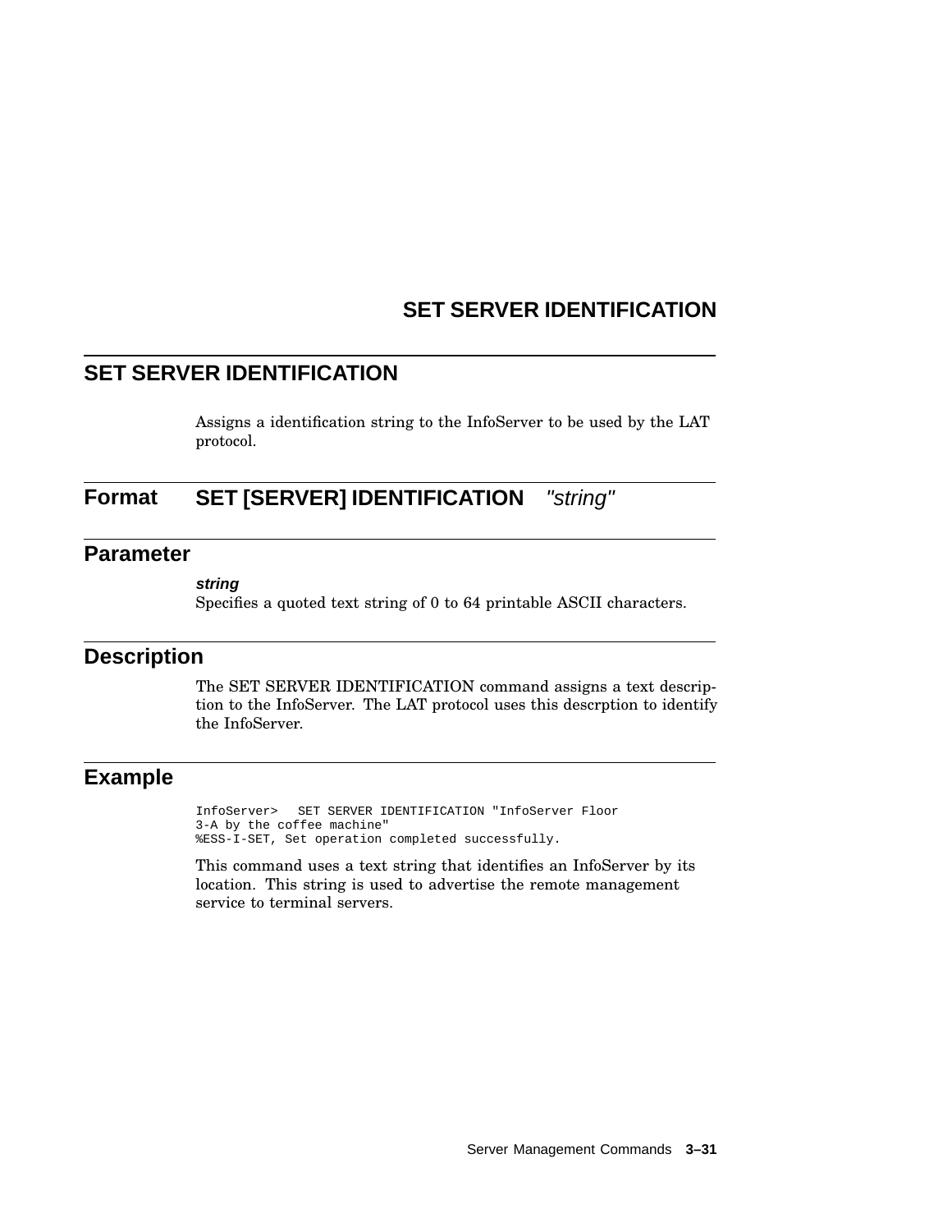# SET SERVER IDENTIFICATION

Assigns a identification string to the InfoServer to be used by the LAT protocol.

## Format

**SET [SERVER] IDENTIFICATION** *"string"*

## Parameter

***string***
Specifies a quoted text string of 0 to 64 printable ASCII characters.

## Description

The SET SERVER IDENTIFICATION command assigns a text description to the InfoServer. The LAT protocol uses this descrption to identify the InfoServer.

## Example

```
InfoServer>   SET SERVER IDENTIFICATION "InfoServer Floor
3-A by the coffee machine"
%ESS-I-SET, Set operation completed successfully.
```

This command uses a text string that identifies an InfoServer by its location. This string is used to advertise the remote management service to terminal servers.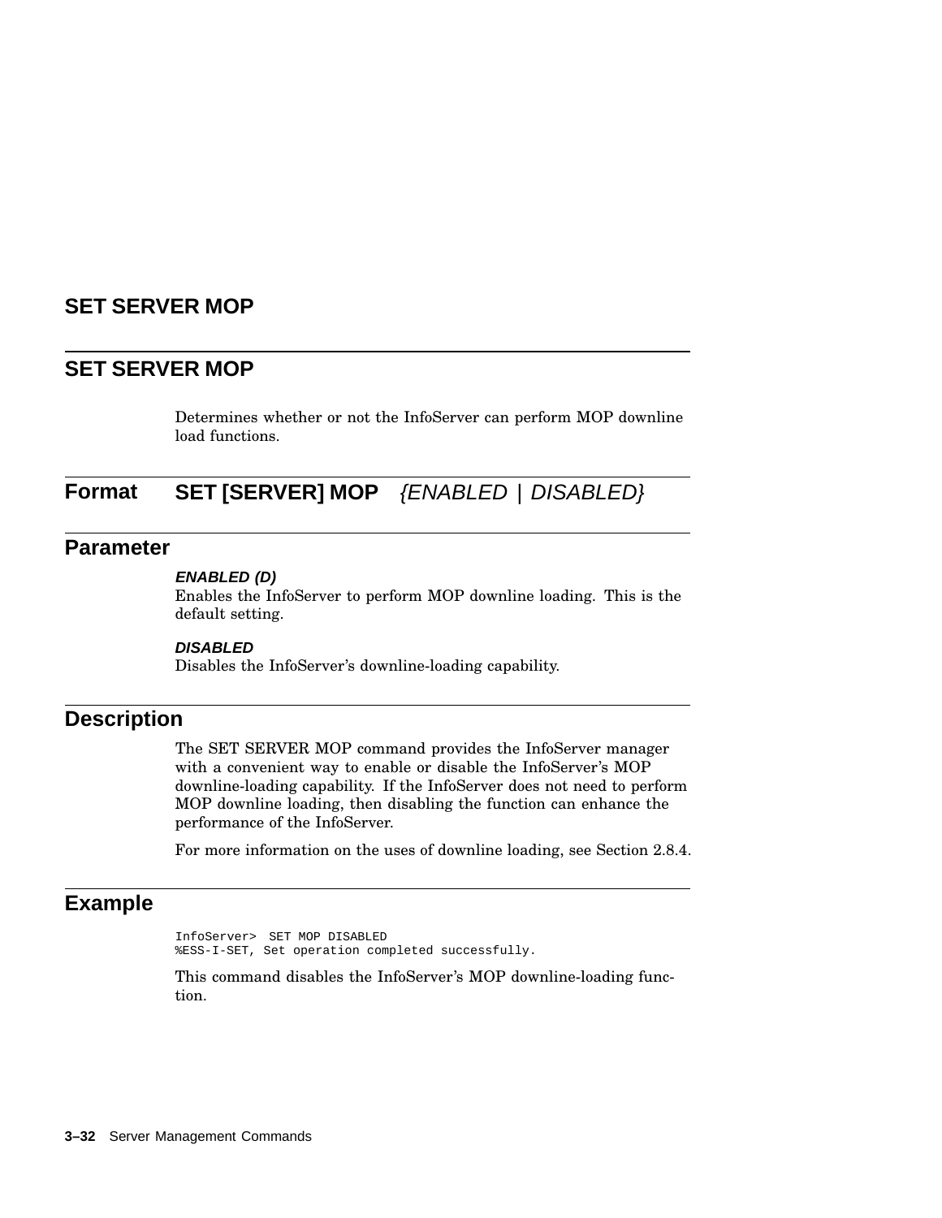# SET SERVER MOP

## SET SERVER MOP

Determines whether or not the InfoServer can perform MOP downline load functions.

## Format

**SET [SERVER] MOP** *{ENABLED | DISABLED}*

## Parameter

***ENABLED (D)***
Enables the InfoServer to perform MOP downline loading. This is the default setting.

***DISABLED***
Disables the InfoServer's downline-loading capability.

## Description

The SET SERVER MOP command provides the InfoServer manager with a convenient way to enable or disable the InfoServer's MOP downline-loading capability. If the InfoServer does not need to perform MOP downline loading, then disabling the function can enhance the performance of the InfoServer.

For more information on the uses of downline loading, see Section 2.8.4.

## Example

```
InfoServer>  SET MOP DISABLED
%ESS-I-SET, Set operation completed successfully.
```

This command disables the InfoServer's MOP downline-loading function.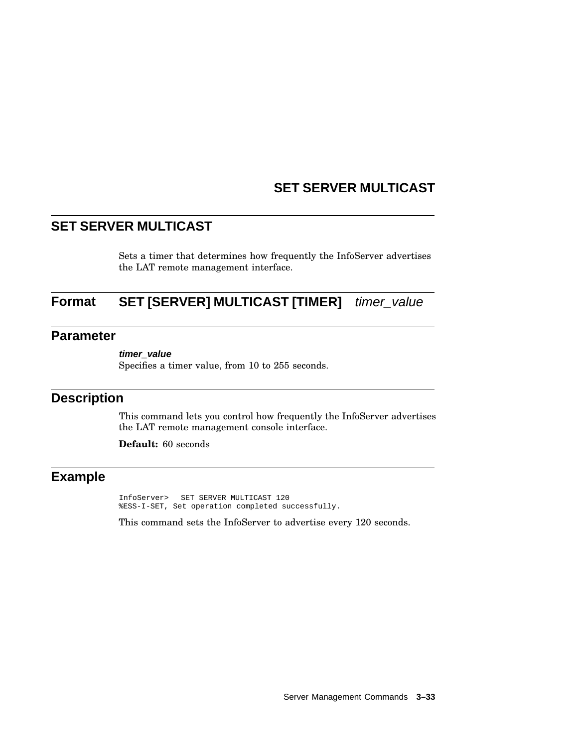# SET SERVER MULTICAST

Sets a timer that determines how frequently the InfoServer advertises the LAT remote management interface.

## Format

**SET [SERVER] MULTICAST [TIMER]** *timer_value*

## Parameter

***timer_value***

Specifies a timer value, from 10 to 255 seconds.

## Description

This command lets you control how frequently the InfoServer advertises the LAT remote management console interface.

**Default:** 60 seconds

## Example

```
InfoServer>   SET SERVER MULTICAST 120
%ESS-I-SET, Set operation completed successfully.
```

This command sets the InfoServer to advertise every 120 seconds.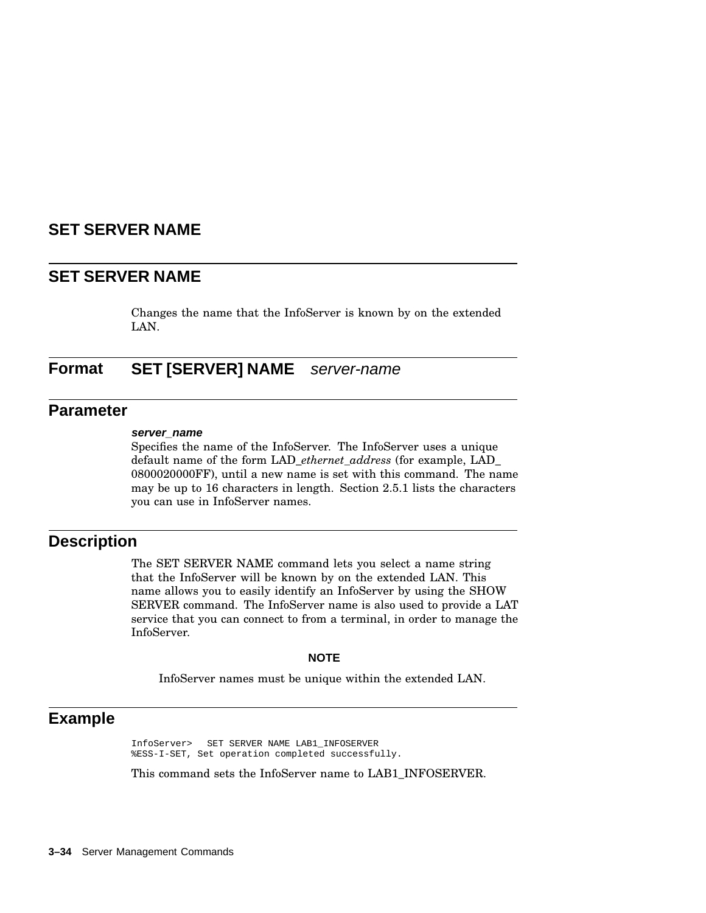# SET SERVER NAME

## SET SERVER NAME

Changes the name that the InfoServer is known by on the extended LAN.

## Format

**SET [SERVER] NAME** *server-name*

## Parameter

***server_name***

Specifies the name of the InfoServer. The InfoServer uses a unique default name of the form LAD_*ethernet_address* (for example, LAD_0800020000FF), until a new name is set with this command. The name may be up to 16 characters in length. Section 2.5.1 lists the characters you can use in InfoServer names.

## Description

The SET SERVER NAME command lets you select a name string that the InfoServer will be known by on the extended LAN. This name allows you to easily identify an InfoServer by using the SHOW SERVER command. The InfoServer name is also used to provide a LAT service that you can connect to from a terminal, in order to manage the InfoServer.

**NOTE**

InfoServer names must be unique within the extended LAN.

## Example

```
InfoServer>   SET SERVER NAME LAB1_INFOSERVER
%ESS-I-SET, Set operation completed successfully.
```

This command sets the InfoServer name to LAB1_INFOSERVER.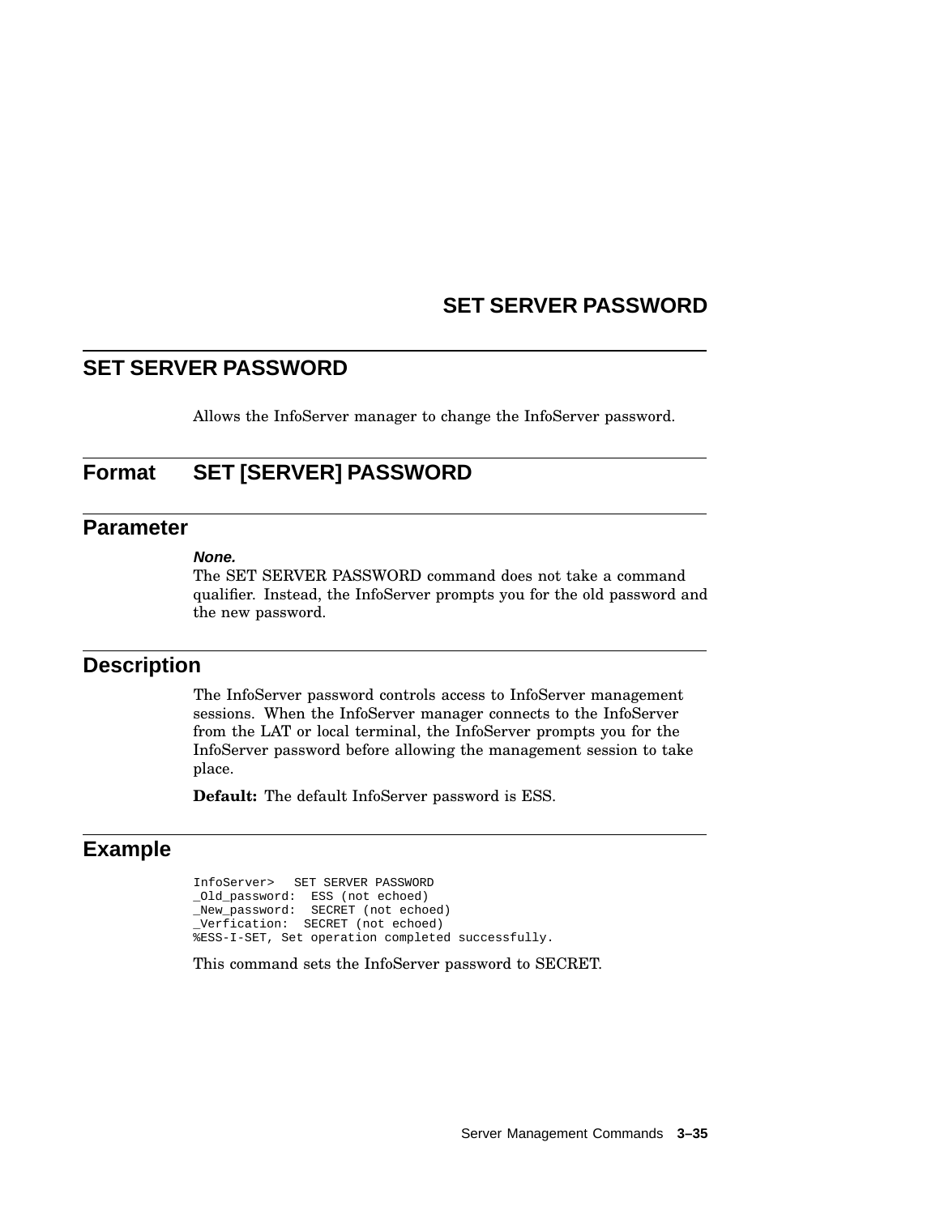## SET SERVER PASSWORD

Allows the InfoServer manager to change the InfoServer password.

### Format SET [SERVER] PASSWORD

### Parameter

***None.***

The SET SERVER PASSWORD command does not take a command qualifier. Instead, the InfoServer prompts you for the old password and the new password.

### Description

The InfoServer password controls access to InfoServer management sessions. When the InfoServer manager connects to the InfoServer from the LAT or local terminal, the InfoServer prompts you for the InfoServer password before allowing the management session to take place.

**Default:** The default InfoServer password is ESS.

### Example

```
InfoServer>   SET SERVER PASSWORD
_Old_password:  ESS (not echoed)
_New_password:  SECRET (not echoed)
_Verfication:  SECRET (not echoed)
%ESS-I-SET, Set operation completed successfully.
```

This command sets the InfoServer password to SECRET.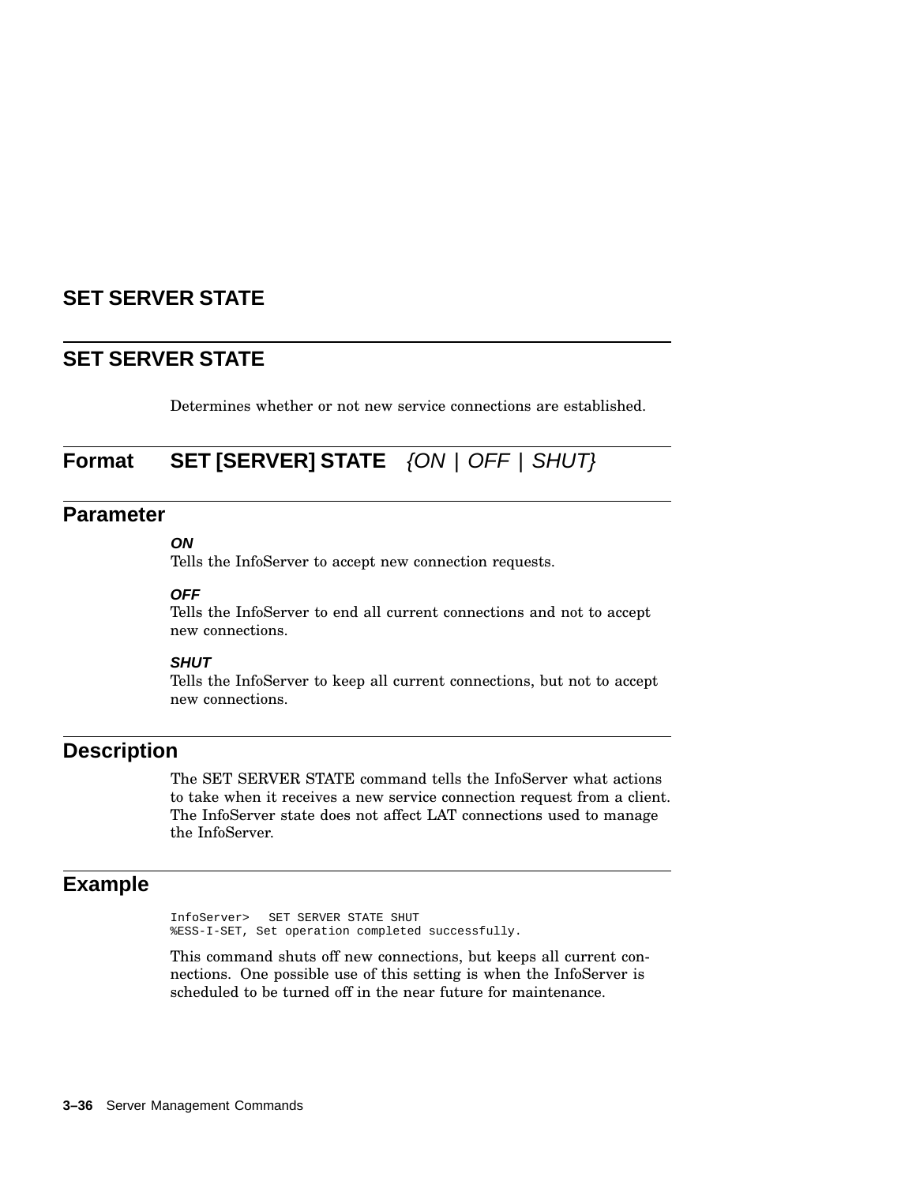# SET SERVER STATE

## SET SERVER STATE

Determines whether or not new service connections are established.

## Format

**SET [SERVER] STATE** *{ON | OFF | SHUT}*

## Parameter

***ON***

Tells the InfoServer to accept new connection requests.

***OFF***

Tells the InfoServer to end all current connections and not to accept new connections.

***SHUT***

Tells the InfoServer to keep all current connections, but not to accept new connections.

## Description

The SET SERVER STATE command tells the InfoServer what actions to take when it receives a new service connection request from a client. The InfoServer state does not affect LAT connections used to manage the InfoServer.

## Example

```
InfoServer>  SET SERVER STATE SHUT
%ESS-I-SET, Set operation completed successfully.
```

This command shuts off new connections, but keeps all current connections. One possible use of this setting is when the InfoServer is scheduled to be turned off in the near future for maintenance.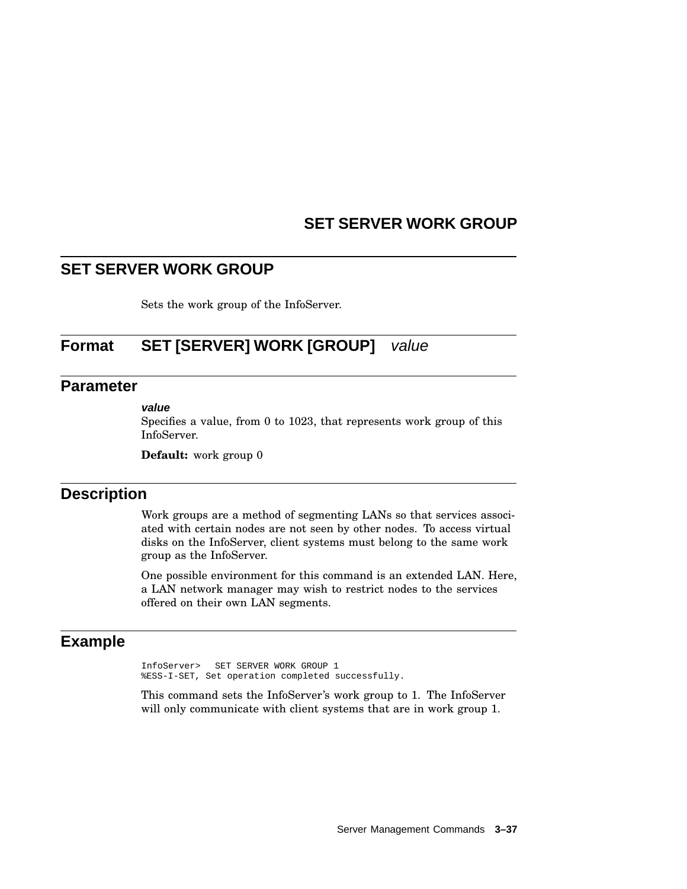## SET SERVER WORK GROUP

Sets the work group of the InfoServer.

### Format

**SET [SERVER] WORK [GROUP]** *value*

### Parameter

***value***

Specifies a value, from 0 to 1023, that represents work group of this InfoServer.

**Default:** work group 0

### Description

Work groups are a method of segmenting LANs so that services associated with certain nodes are not seen by other nodes. To access virtual disks on the InfoServer, client systems must belong to the same work group as the InfoServer.

One possible environment for this command is an extended LAN. Here, a LAN network manager may wish to restrict nodes to the services offered on their own LAN segments.

### Example

```
InfoServer>  SET SERVER WORK GROUP 1
%ESS-I-SET, Set operation completed successfully.
```

This command sets the InfoServer's work group to 1. The InfoServer will only communicate with client systems that are in work group 1.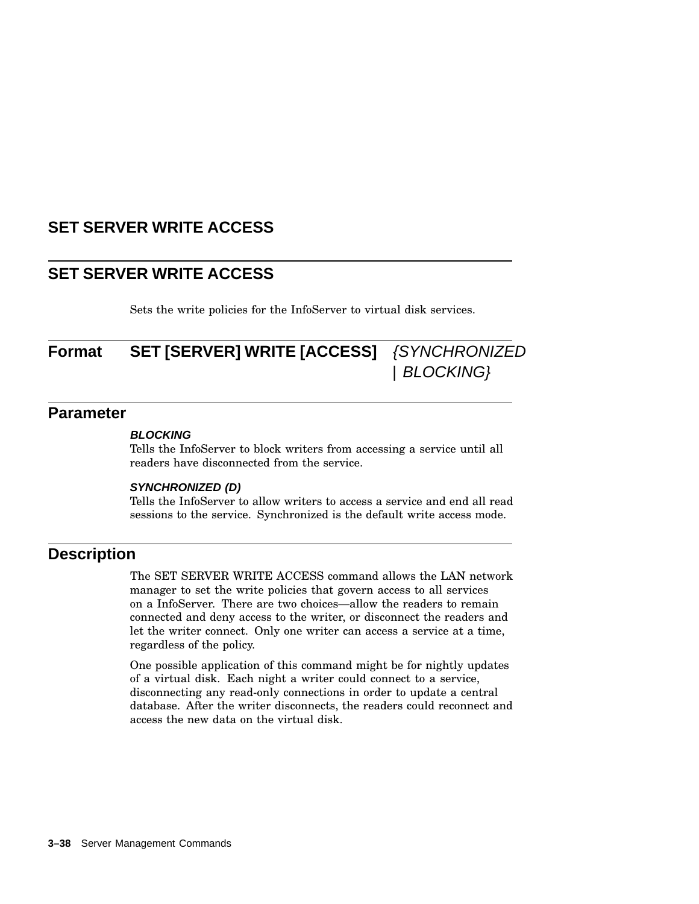# SET SERVER WRITE ACCESS

## SET SERVER WRITE ACCESS

Sets the write policies for the InfoServer to virtual disk services.

## Format

**SET [SERVER] WRITE [ACCESS]** *{SYNCHRONIZED | BLOCKING}*

## Parameter

***BLOCKING***

Tells the InfoServer to block writers from accessing a service until all readers have disconnected from the service.

***SYNCHRONIZED (D)***

Tells the InfoServer to allow writers to access a service and end all read sessions to the service. Synchronized is the default write access mode.

## Description

The SET SERVER WRITE ACCESS command allows the LAN network manager to set the write policies that govern access to all services on a InfoServer. There are two choices—allow the readers to remain connected and deny access to the writer, or disconnect the readers and let the writer connect. Only one writer can access a service at a time, regardless of the policy.

One possible application of this command might be for nightly updates of a virtual disk. Each night a writer could connect to a service, disconnecting any read-only connections in order to update a central database. After the writer disconnects, the readers could reconnect and access the new data on the virtual disk.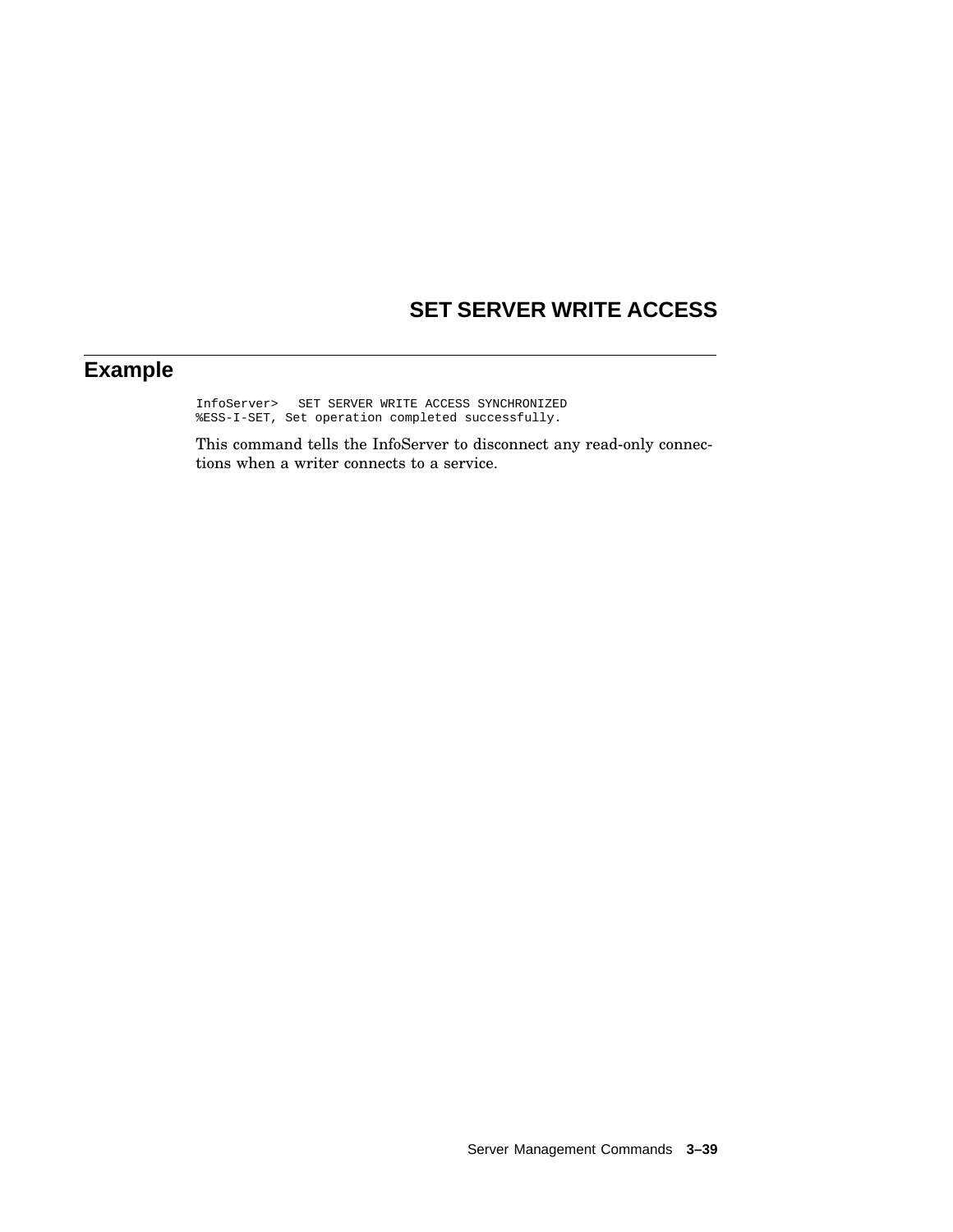# SET SERVER WRITE ACCESS

## Example

```
InfoServer>   SET SERVER WRITE ACCESS SYNCHRONIZED
%ESS-I-SET, Set operation completed successfully.
```

This command tells the InfoServer to disconnect any read-only connections when a writer connects to a service.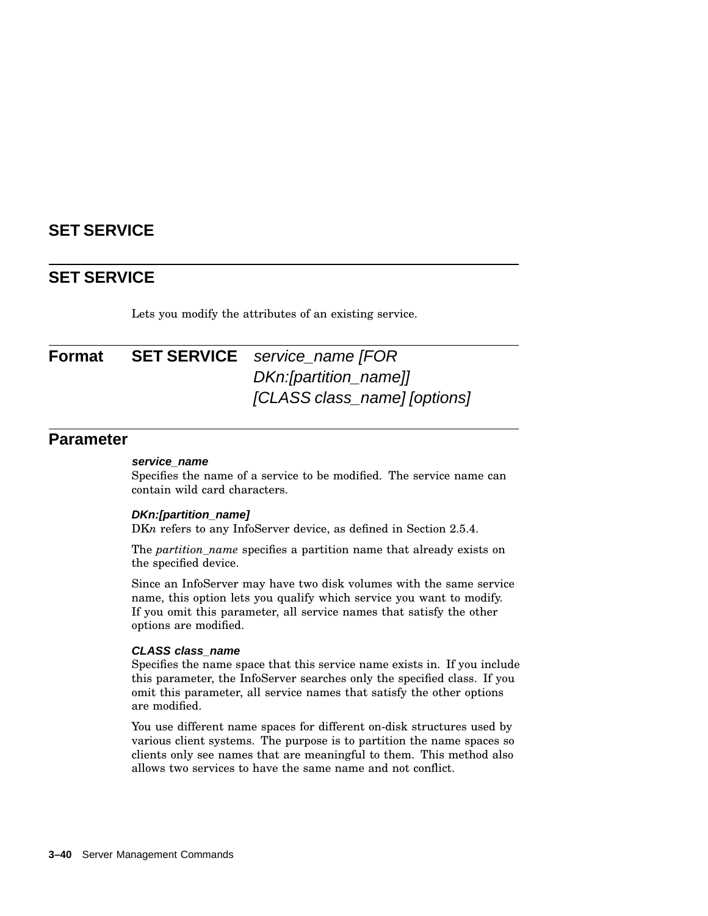## SET SERVICE

Lets you modify the attributes of an existing service.

**Format** **SET SERVICE** *service_name [FOR DKn:[partition_name]] [CLASS class_name] [options]*

### Parameter

***service_name***

Specifies the name of a service to be modified. The service name can contain wild card characters.

***DKn:[partition_name]***

DK*n* refers to any InfoServer device, as defined in Section 2.5.4.

The *partition_name* specifies a partition name that already exists on the specified device.

Since an InfoServer may have two disk volumes with the same service name, this option lets you qualify which service you want to modify. If you omit this parameter, all service names that satisfy the other options are modified.

***CLASS class_name***

Specifies the name space that this service name exists in. If you include this parameter, the InfoServer searches only the specified class. If you omit this parameter, all service names that satisfy the other options are modified.

You use different name spaces for different on-disk structures used by various client systems. The purpose is to partition the name spaces so clients only see names that are meaningful to them. This method also allows two services to have the same name and not conflict.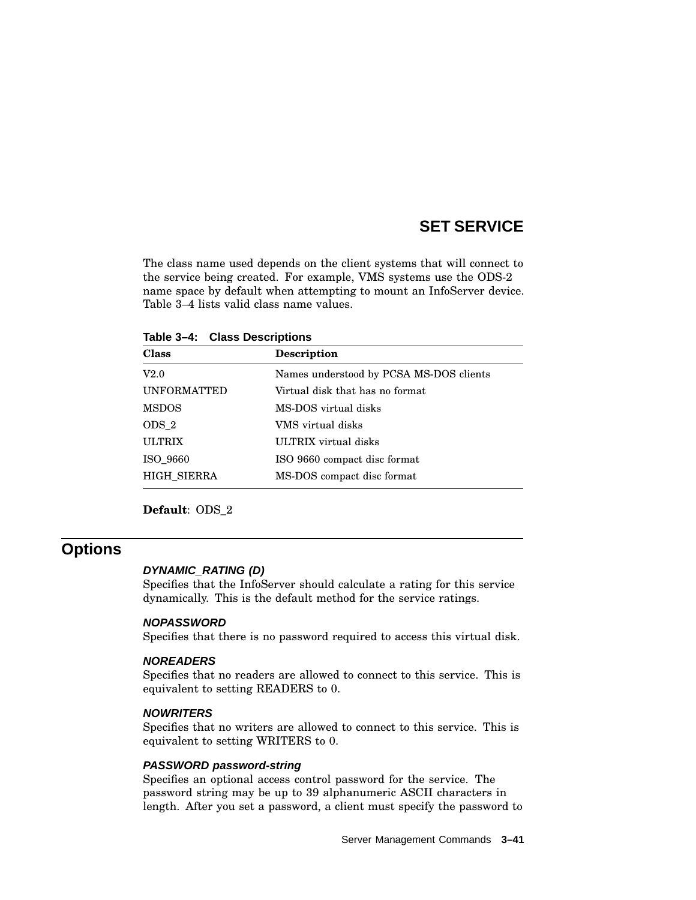# SET SERVICE

The class name used depends on the client systems that will connect to the service being created. For example, VMS systems use the ODS-2 name space by default when attempting to mount an InfoServer device. Table 3–4 lists valid class name values.

**Table 3–4: Class Descriptions**

| Class | Description |
|---|---|
| V2.0 | Names understood by PCSA MS-DOS clients |
| UNFORMATTED | Virtual disk that has no format |
| MSDOS | MS-DOS virtual disks |
| ODS_2 | VMS virtual disks |
| ULTRIX | ULTRIX virtual disks |
| ISO_9660 | ISO 9660 compact disc format |
| HIGH_SIERRA | MS-DOS compact disc format |

**Default**: ODS_2

## Options

***DYNAMIC_RATING (D)***
Specifies that the InfoServer should calculate a rating for this service dynamically. This is the default method for the service ratings.

***NOPASSWORD***
Specifies that there is no password required to access this virtual disk.

***NOREADERS***
Specifies that no readers are allowed to connect to this service. This is equivalent to setting READERS to 0.

***NOWRITERS***
Specifies that no writers are allowed to connect to this service. This is equivalent to setting WRITERS to 0.

***PASSWORD password-string***
Specifies an optional access control password for the service. The password string may be up to 39 alphanumeric ASCII characters in length. After you set a password, a client must specify the password to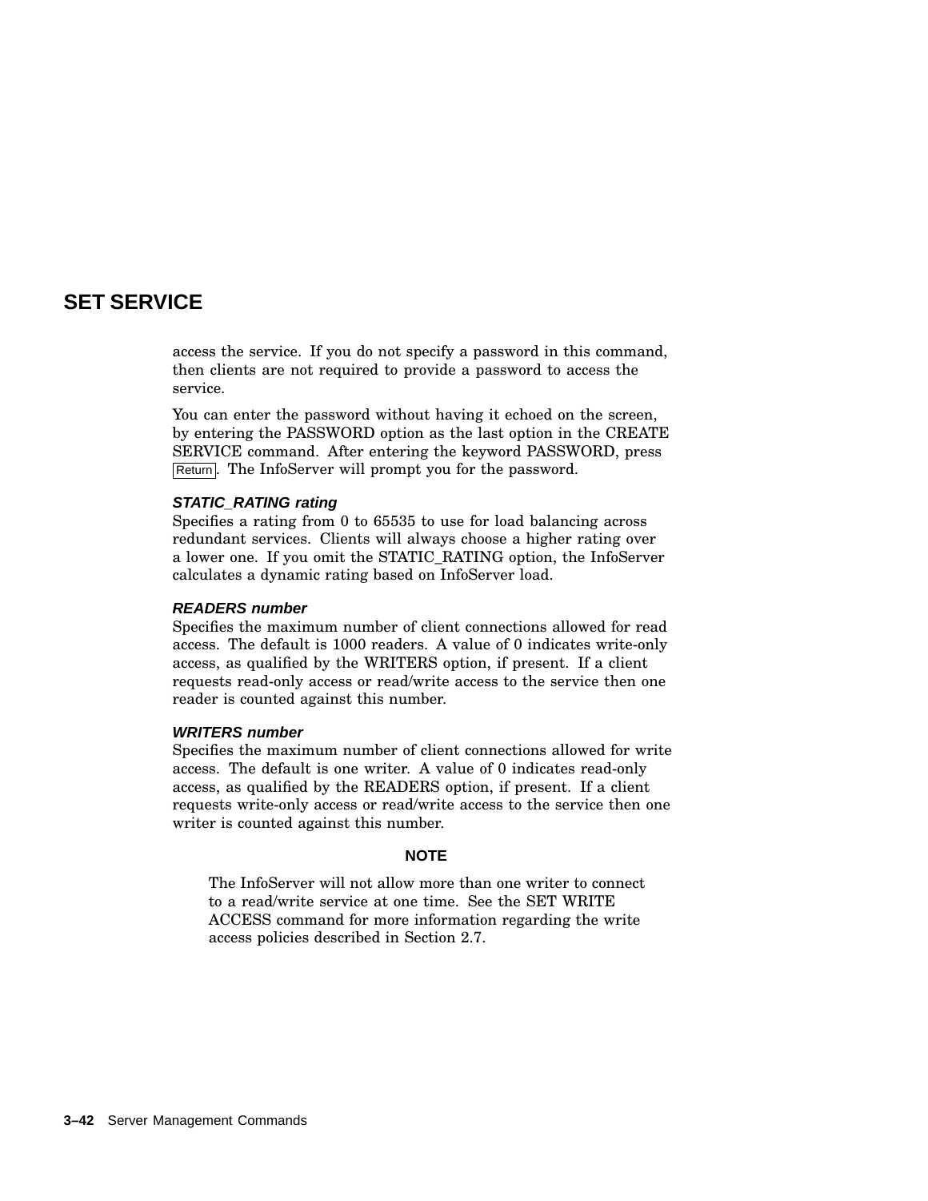# SET SERVICE

access the service. If you do not specify a password in this command, then clients are not required to provide a password to access the service.

You can enter the password without having it echoed on the screen, by entering the PASSWORD option as the last option in the CREATE SERVICE command. After entering the keyword PASSWORD, press Return. The InfoServer will prompt you for the password.

***STATIC_RATING rating***
Specifies a rating from 0 to 65535 to use for load balancing across redundant services. Clients will always choose a higher rating over a lower one. If you omit the STATIC_RATING option, the InfoServer calculates a dynamic rating based on InfoServer load.

***READERS number***
Specifies the maximum number of client connections allowed for read access. The default is 1000 readers. A value of 0 indicates write-only access, as qualified by the WRITERS option, if present. If a client requests read-only access or read/write access to the service then one reader is counted against this number.

***WRITERS number***
Specifies the maximum number of client connections allowed for write access. The default is one writer. A value of 0 indicates read-only access, as qualified by the READERS option, if present. If a client requests write-only access or read/write access to the service then one writer is counted against this number.

**NOTE**

The InfoServer will not allow more than one writer to connect to a read/write service at one time. See the SET WRITE ACCESS command for more information regarding the write access policies described in Section 2.7.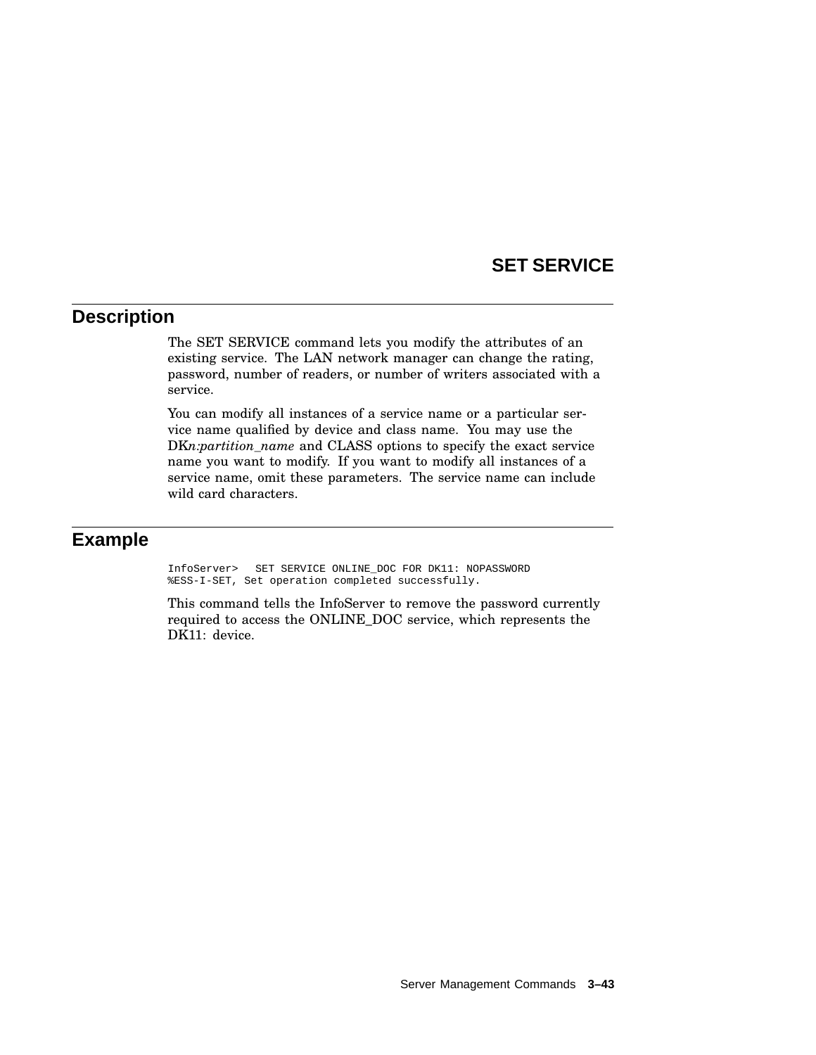# SET SERVICE

## Description

The SET SERVICE command lets you modify the attributes of an existing service. The LAN network manager can change the rating, password, number of readers, or number of writers associated with a service.

You can modify all instances of a service name or a particular service name qualified by device and class name. You may use the DK*n:partition_name* and CLASS options to specify the exact service name you want to modify. If you want to modify all instances of a service name, omit these parameters. The service name can include wild card characters.

## Example

```
InfoServer>   SET SERVICE ONLINE_DOC FOR DK11: NOPASSWORD
%ESS-I-SET, Set operation completed successfully.
```

This command tells the InfoServer to remove the password currently required to access the ONLINE_DOC service, which represents the DK11: device.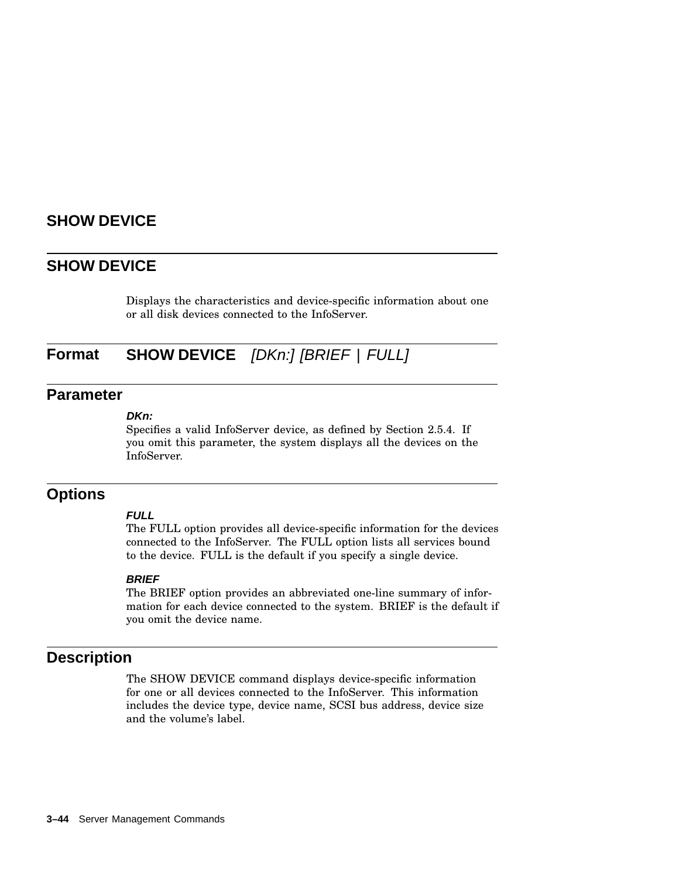# SHOW DEVICE

## SHOW DEVICE

Displays the characteristics and device-specific information about one or all disk devices connected to the InfoServer.

## Format

**SHOW DEVICE** *[DKn:] [BRIEF | FULL]*

## Parameter

***DKn:***

Specifies a valid InfoServer device, as defined by Section 2.5.4. If you omit this parameter, the system displays all the devices on the InfoServer.

## Options

***FULL***

The FULL option provides all device-specific information for the devices connected to the InfoServer. The FULL option lists all services bound to the device. FULL is the default if you specify a single device.

***BRIEF***

The BRIEF option provides an abbreviated one-line summary of information for each device connected to the system. BRIEF is the default if you omit the device name.

## Description

The SHOW DEVICE command displays device-specific information for one or all devices connected to the InfoServer. This information includes the device type, device name, SCSI bus address, device size and the volume's label.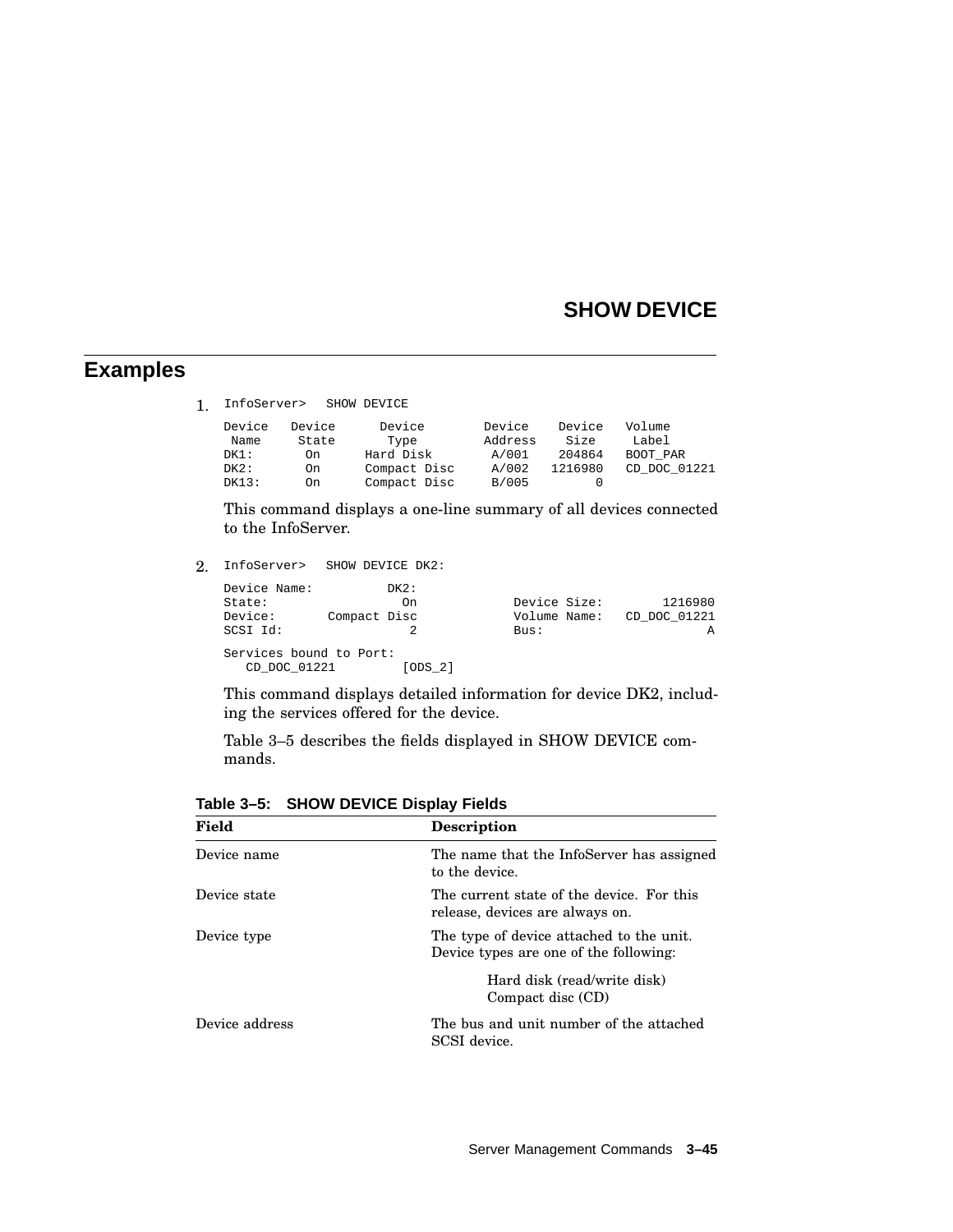## Examples

1. 
```
InfoServer>   SHOW DEVICE

Device   Device      Device        Device    Device   Volume
 Name     State       Type         Address    Size     Label
DK1:       On      Hard Disk        A/001    204864   BOOT_PAR
DK2:       On      Compact Disc     A/002   1216980   CD_DOC_01221
DK13:      On      Compact Disc     B/005         0
```

   This command displays a one-line summary of all devices connected to the InfoServer.

2. 
```
InfoServer>   SHOW DEVICE DK2:

Device Name:          DK2:
State:                  On             Device Size:        1216980
Device:       Compact Disc             Volume Name:   CD_DOC_01221
SCSI Id:                 2             Bus:                      A

Services bound to Port:
   CD_DOC_01221         [ODS_2]
```

   This command displays detailed information for device DK2, including the services offered for the device.

   Table 3–5 describes the fields displayed in SHOW DEVICE commands.

**Table 3–5: SHOW DEVICE Display Fields**

| Field | Description |
|---|---|
| Device name | The name that the InfoServer has assigned to the device. |
| Device state | The current state of the device. For this release, devices are always on. |
| Device type | The type of device attached to the unit. Device types are one of the following:<br>Hard disk (read/write disk)<br>Compact disc (CD) |
| Device address | The bus and unit number of the attached SCSI device. |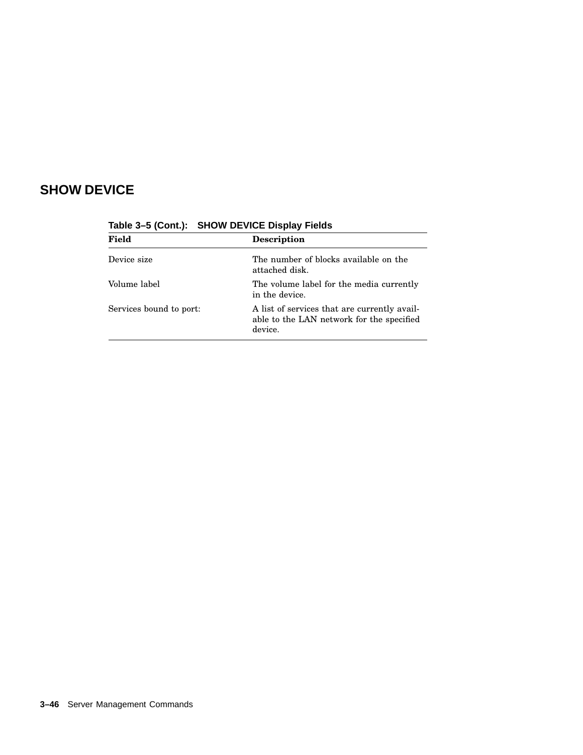# SHOW DEVICE

**Table 3–5 (Cont.): SHOW DEVICE Display Fields**

| Field | Description |
|---|---|
| Device size | The number of blocks available on the attached disk. |
| Volume label | The volume label for the media currently in the device. |
| Services bound to port: | A list of services that are currently available to the LAN network for the specified device. |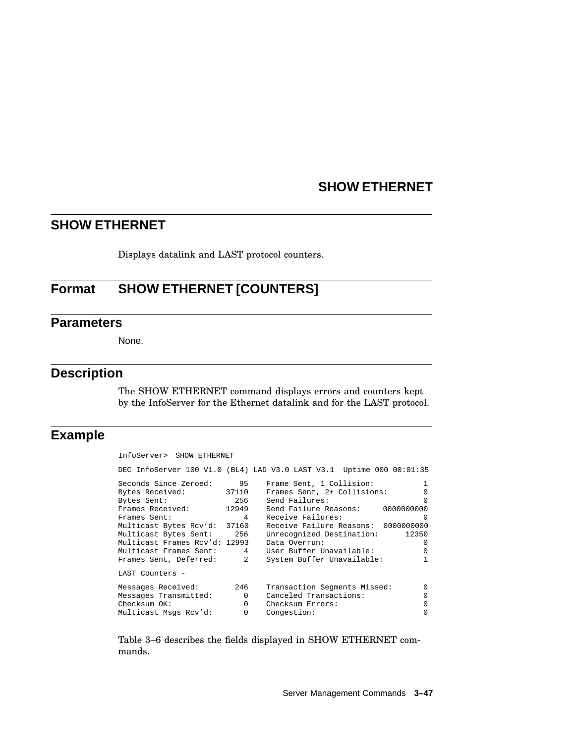# SHOW ETHERNET

Displays datalink and LAST protocol counters.

## Format

**SHOW ETHERNET [COUNTERS]**

## Parameters

None.

## Description

The SHOW ETHERNET command displays errors and counters kept by the InfoServer for the Ethernet datalink and for the LAST protocol.

## Example

```
InfoServer>  SHOW ETHERNET

DEC InfoServer 100 V1.0 (BL4) LAD V3.0 LAST V3.1  Uptime 000 00:01:35

Seconds Since Zeroed:      95    Frame Sent, 1 Collision:          1
Bytes Received:         37110    Frames Sent, 2+ Collisions:       0
Bytes Sent:               256    Send Failures:                    0
Frames Received:        12949    Send Failure Reasons:    0000000000
Frames Sent:                4    Receive Failures:                 0
Multicast Bytes Rcv'd:  37160    Receive Failure Reasons: 0000000000
Multicast Bytes Sent:     256    Unrecognized Destination:     12350
Multicast Frames Rcv'd: 12993    Data Overrun:                     0
Multicast Frames Sent:      4    User Buffer Unavailable:          0
Frames Sent, Deferred:      2    System Buffer Unavailable:        1

LAST Counters -

Messages Received:        246    Transaction Segments Missed:      0
Messages Transmitted:       0    Canceled Transactions:            0
Checksum OK:                0    Checksum Errors:                  0
Multicast Msgs Rcv'd:       0    Congestion:                       0
```

Table 3–6 describes the fields displayed in SHOW ETHERNET commands.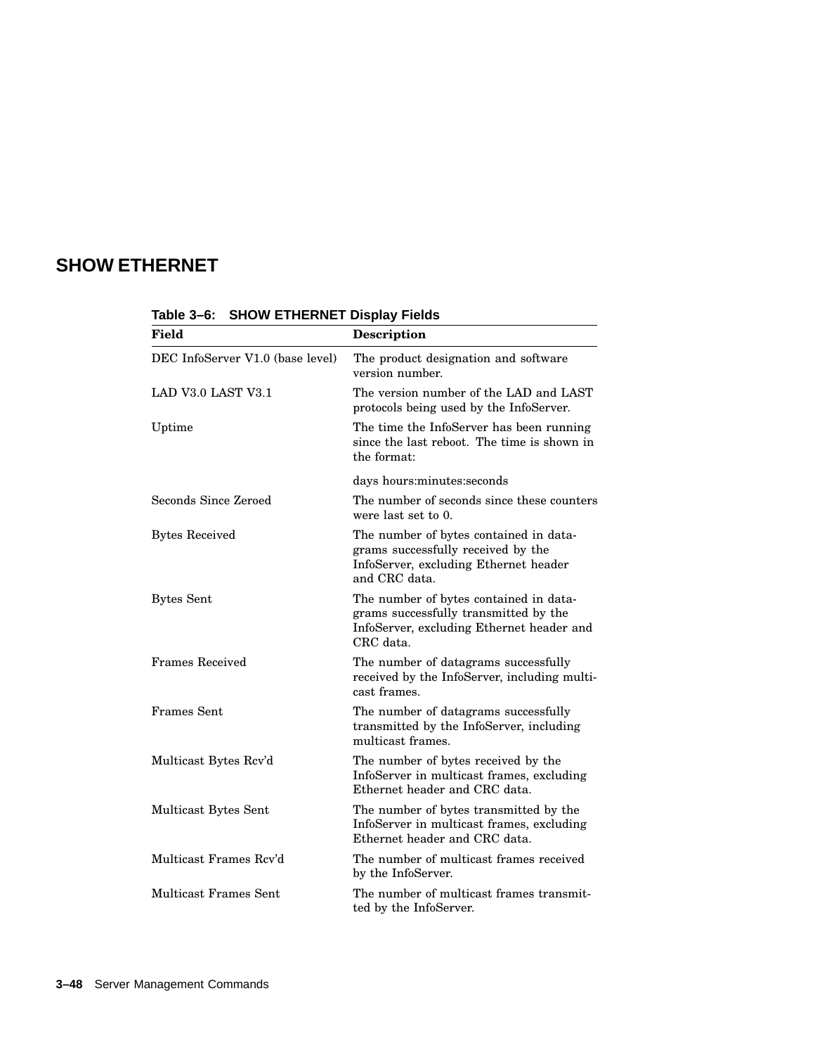# SHOW ETHERNET

**Table 3–6: SHOW ETHERNET Display Fields**

| Field | Description |
|---|---|
| DEC InfoServer V1.0 (base level) | The product designation and software version number. |
| LAD V3.0 LAST V3.1 | The version number of the LAD and LAST protocols being used by the InfoServer. |
| Uptime | The time the InfoServer has been running since the last reboot. The time is shown in the format: days hours:minutes:seconds |
| Seconds Since Zeroed | The number of seconds since these counters were last set to 0. |
| Bytes Received | The number of bytes contained in datagrams successfully received by the InfoServer, excluding Ethernet header and CRC data. |
| Bytes Sent | The number of bytes contained in datagrams successfully transmitted by the InfoServer, excluding Ethernet header and CRC data. |
| Frames Received | The number of datagrams successfully received by the InfoServer, including multicast frames. |
| Frames Sent | The number of datagrams successfully transmitted by the InfoServer, including multicast frames. |
| Multicast Bytes Rcv'd | The number of bytes received by the InfoServer in multicast frames, excluding Ethernet header and CRC data. |
| Multicast Bytes Sent | The number of bytes transmitted by the InfoServer in multicast frames, excluding Ethernet header and CRC data. |
| Multicast Frames Rcv'd | The number of multicast frames received by the InfoServer. |
| Multicast Frames Sent | The number of multicast frames transmitted by the InfoServer. |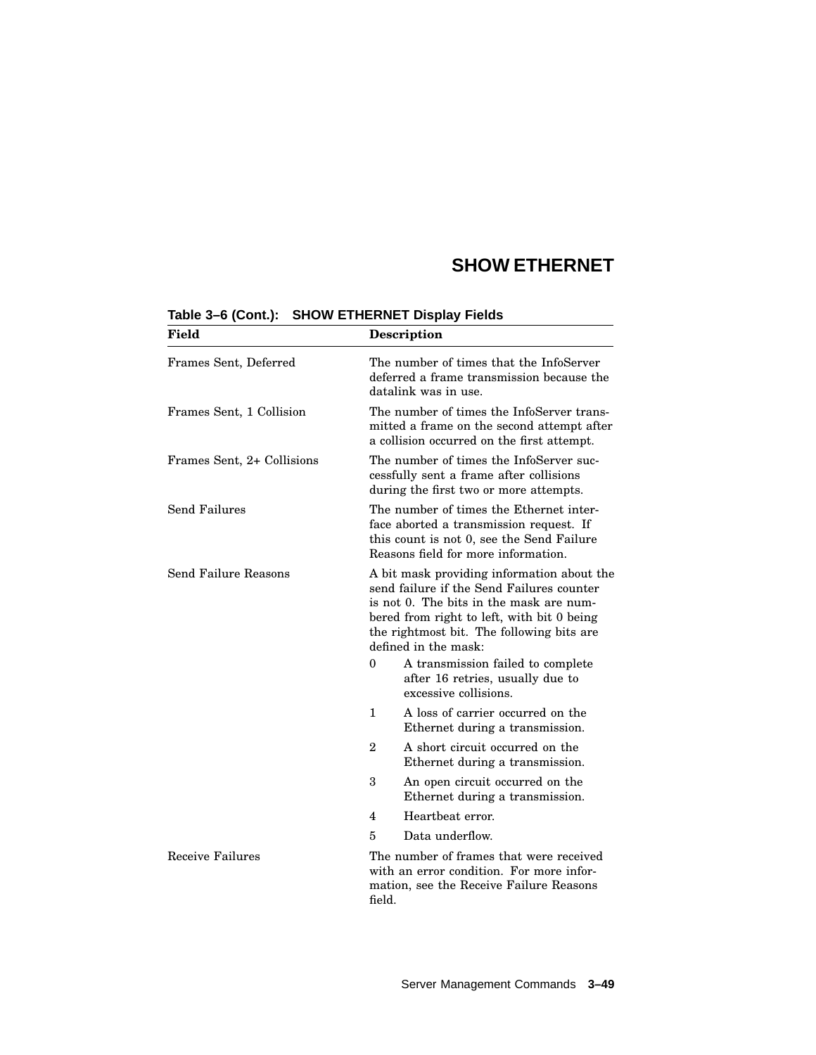# SHOW ETHERNET

**Table 3–6 (Cont.): SHOW ETHERNET Display Fields**

| Field | Description |
|---|---|
| Frames Sent, Deferred | The number of times that the InfoServer deferred a frame transmission because the datalink was in use. |
| Frames Sent, 1 Collision | The number of times the InfoServer transmitted a frame on the second attempt after a collision occurred on the first attempt. |
| Frames Sent, 2+ Collisions | The number of times the InfoServer successfully sent a frame after collisions during the first two or more attempts. |
| Send Failures | The number of times the Ethernet interface aborted a transmission request. If this count is not 0, see the Send Failure Reasons field for more information. |
| Send Failure Reasons | A bit mask providing information about the send failure if the Send Failures counter is not 0. The bits in the mask are numbered from right to left, with bit 0 being the rightmost bit. The following bits are defined in the mask:<br>0 A transmission failed to complete after 16 retries, usually due to excessive collisions.<br>1 A loss of carrier occurred on the Ethernet during a transmission.<br>2 A short circuit occurred on the Ethernet during a transmission.<br>3 An open circuit occurred on the Ethernet during a transmission.<br>4 Heartbeat error.<br>5 Data underflow. |
| Receive Failures | The number of frames that were received with an error condition. For more information, see the Receive Failure Reasons field. |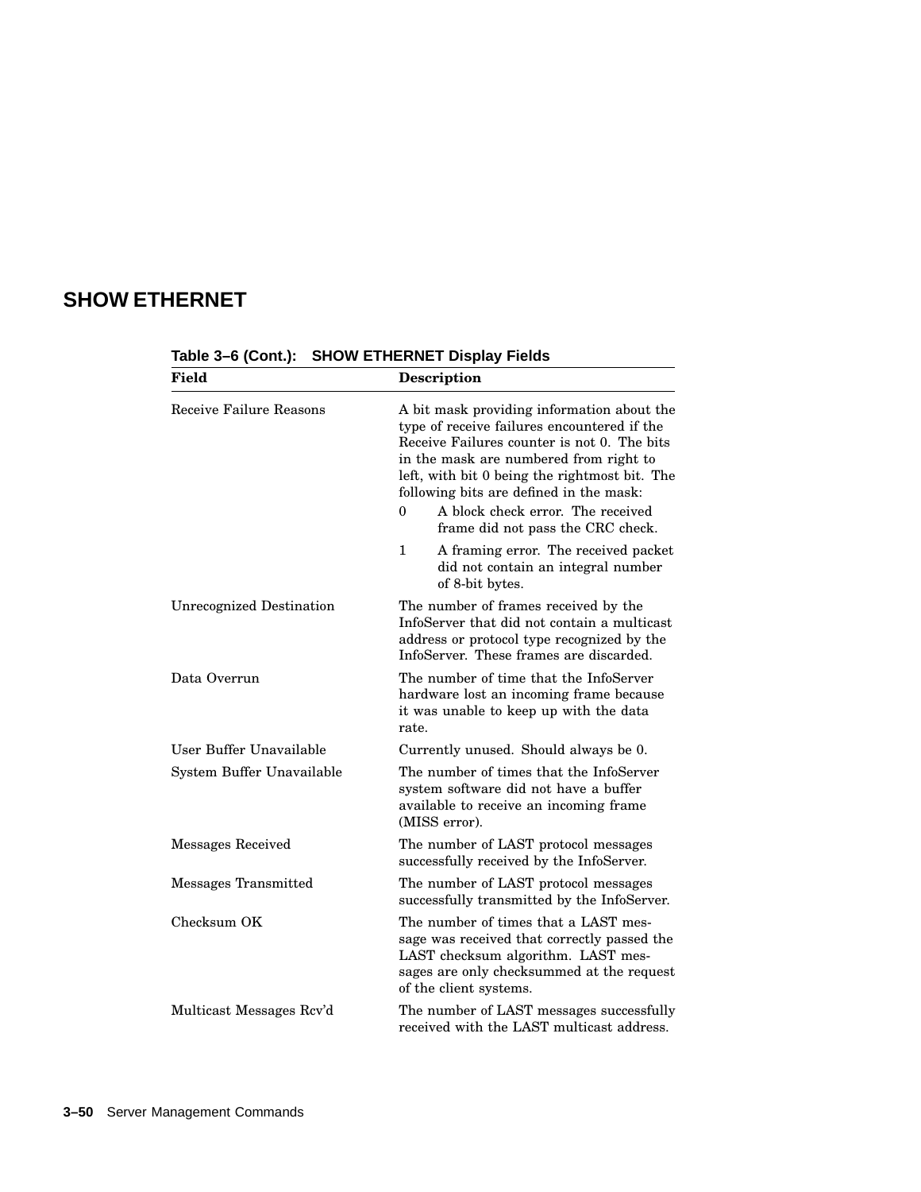## SHOW ETHERNET

**Table 3–6 (Cont.): SHOW ETHERNET Display Fields**

| Field | Description |
|---|---|
| Receive Failure Reasons | A bit mask providing information about the type of receive failures encountered if the Receive Failures counter is not 0. The bits in the mask are numbered from right to left, with bit 0 being the rightmost bit. The following bits are defined in the mask:<br>0 A block check error. The received frame did not pass the CRC check.<br>1 A framing error. The received packet did not contain an integral number of 8-bit bytes. |
| Unrecognized Destination | The number of frames received by the InfoServer that did not contain a multicast address or protocol type recognized by the InfoServer. These frames are discarded. |
| Data Overrun | The number of time that the InfoServer hardware lost an incoming frame because it was unable to keep up with the data rate. |
| User Buffer Unavailable | Currently unused. Should always be 0. |
| System Buffer Unavailable | The number of times that the InfoServer system software did not have a buffer available to receive an incoming frame (MISS error). |
| Messages Received | The number of LAST protocol messages successfully received by the InfoServer. |
| Messages Transmitted | The number of LAST protocol messages successfully transmitted by the InfoServer. |
| Checksum OK | The number of times that a LAST message was received that correctly passed the LAST checksum algorithm. LAST messages are only checksummed at the request of the client systems. |
| Multicast Messages Rcv'd | The number of LAST messages successfully received with the LAST multicast address. |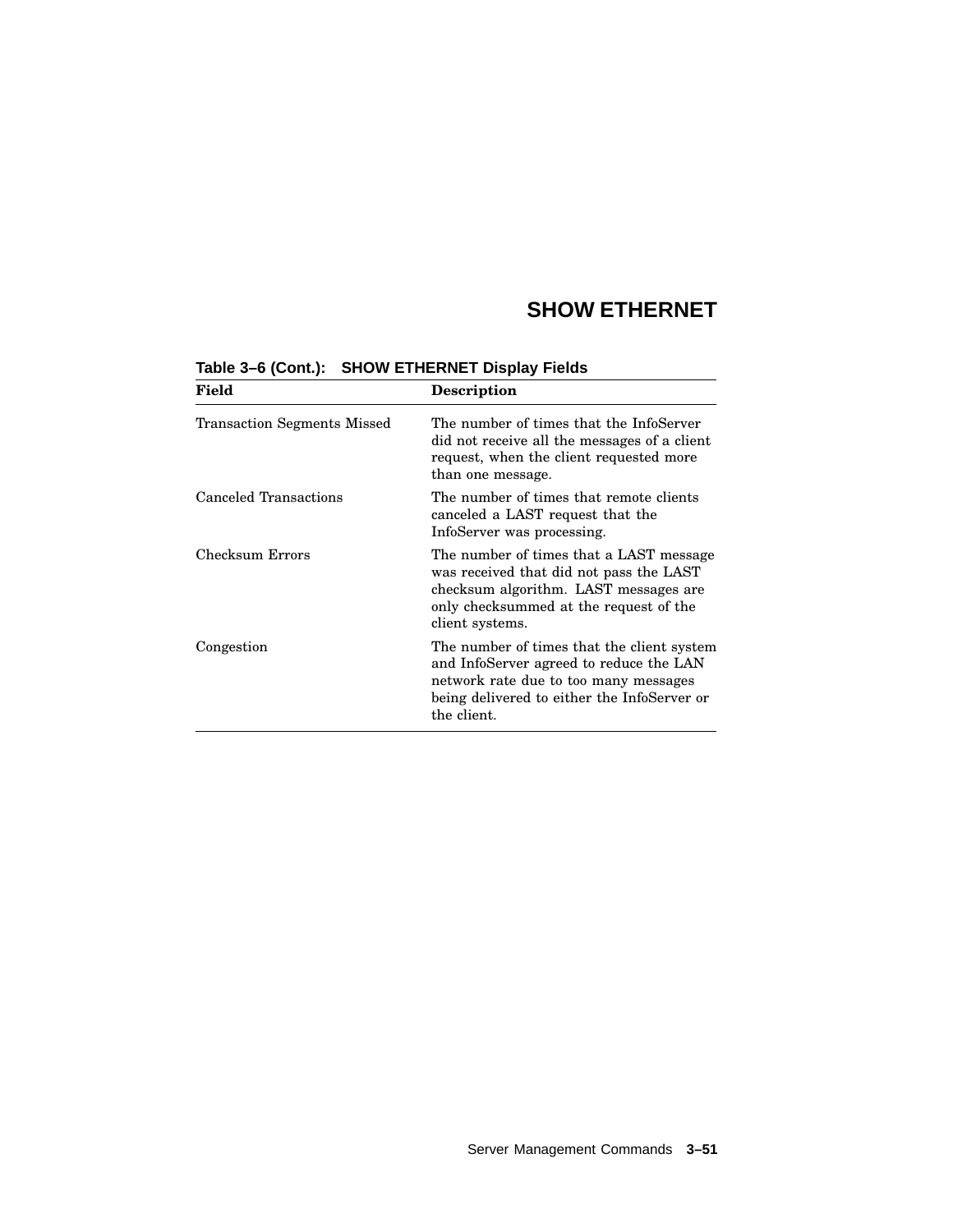## SHOW ETHERNET

**Table 3–6 (Cont.): SHOW ETHERNET Display Fields**

| Field | Description |
|---|---|
| Transaction Segments Missed | The number of times that the InfoServer did not receive all the messages of a client request, when the client requested more than one message. |
| Canceled Transactions | The number of times that remote clients canceled a LAST request that the InfoServer was processing. |
| Checksum Errors | The number of times that a LAST message was received that did not pass the LAST checksum algorithm. LAST messages are only checksummed at the request of the client systems. |
| Congestion | The number of times that the client system and InfoServer agreed to reduce the LAN network rate due to too many messages being delivered to either the InfoServer or the client. |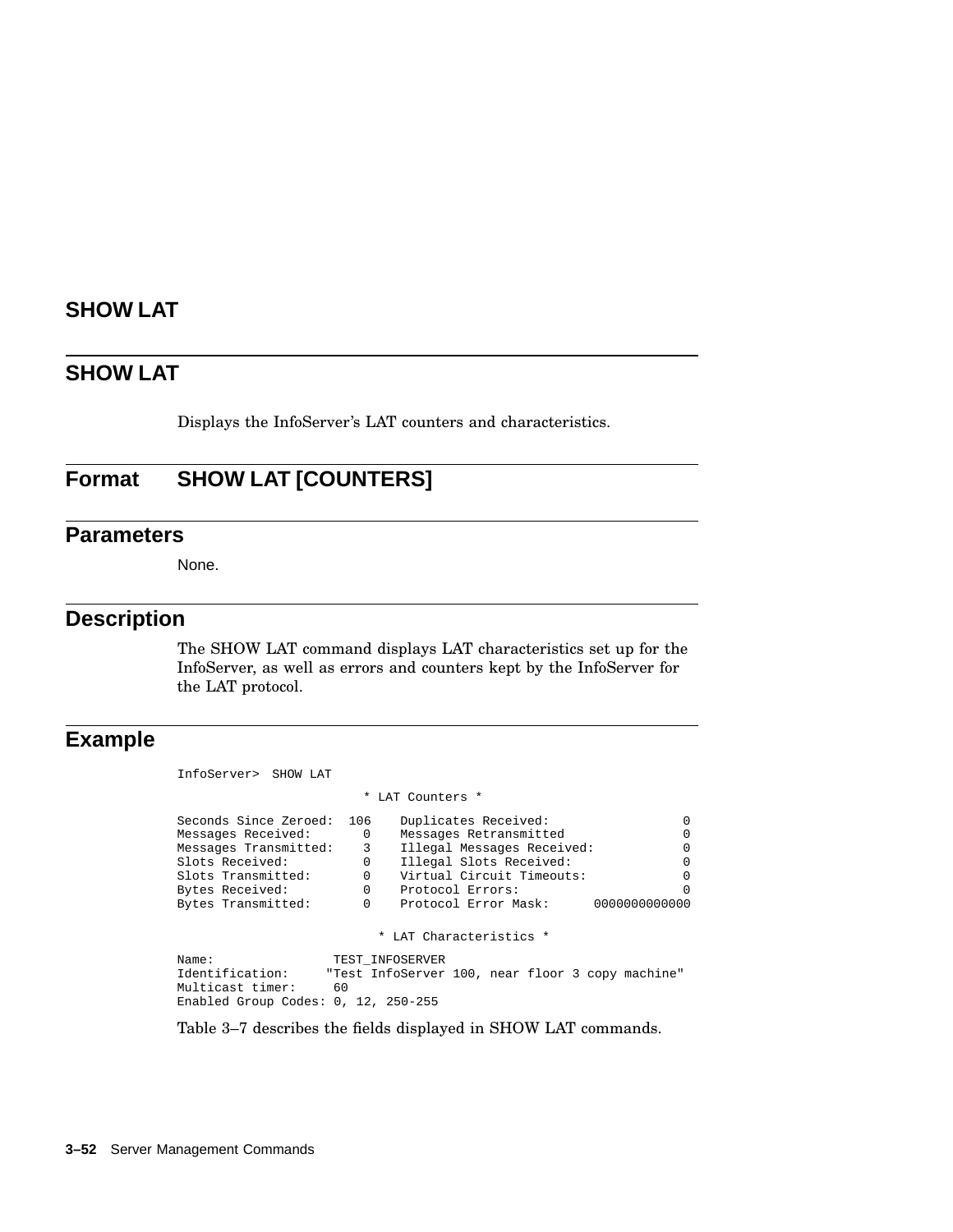# SHOW LAT

## SHOW LAT

Displays the InfoServer's LAT counters and characteristics.

## Format SHOW LAT [COUNTERS]

## Parameters

None.

## Description

The SHOW LAT command displays LAT characteristics set up for the InfoServer, as well as errors and counters kept by the InfoServer for the LAT protocol.

## Example

```
InfoServer>  SHOW LAT

                         * LAT Counters *

Seconds Since Zeroed:  106    Duplicates Received:                0
Messages Received:       0    Messages Retransmitted              0
Messages Transmitted:    3    Illegal Messages Received:          0
Slots Received:          0    Illegal Slots Received:             0
Slots Transmitted:       0    Virtual Circuit Timeouts:           0
Bytes Received:          0    Protocol Errors:                    0
Bytes Transmitted:       0    Protocol Error Mask:      0000000000000

                           * LAT Characteristics *

Name:                TEST_INFOSERVER
Identification:     "Test InfoServer 100, near floor 3 copy machine"
Multicast timer:     60
Enabled Group Codes: 0, 12, 250-255
```

Table 3–7 describes the fields displayed in SHOW LAT commands.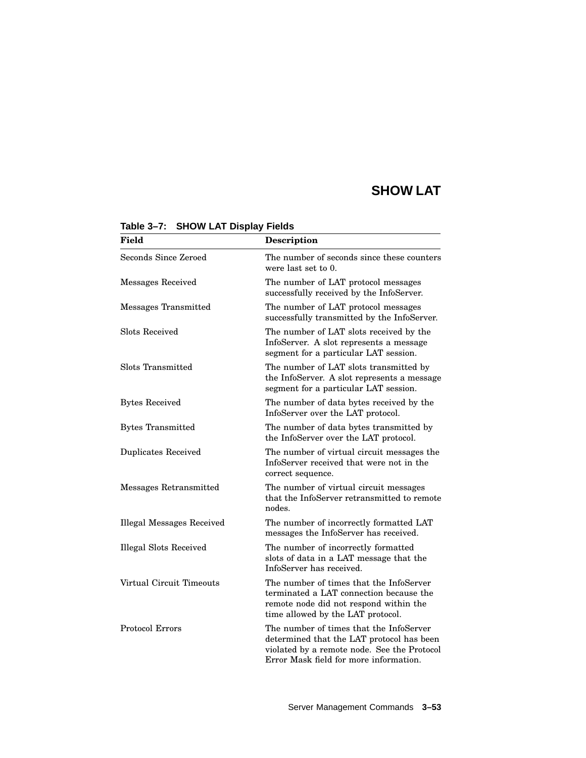# SHOW LAT

**Table 3–7: SHOW LAT Display Fields**

| Field | Description |
|---|---|
| Seconds Since Zeroed | The number of seconds since these counters were last set to 0. |
| Messages Received | The number of LAT protocol messages successfully received by the InfoServer. |
| Messages Transmitted | The number of LAT protocol messages successfully transmitted by the InfoServer. |
| Slots Received | The number of LAT slots received by the InfoServer. A slot represents a message segment for a particular LAT session. |
| Slots Transmitted | The number of LAT slots transmitted by the InfoServer. A slot represents a message segment for a particular LAT session. |
| Bytes Received | The number of data bytes received by the InfoServer over the LAT protocol. |
| Bytes Transmitted | The number of data bytes transmitted by the InfoServer over the LAT protocol. |
| Duplicates Received | The number of virtual circuit messages the InfoServer received that were not in the correct sequence. |
| Messages Retransmitted | The number of virtual circuit messages that the InfoServer retransmitted to remote nodes. |
| Illegal Messages Received | The number of incorrectly formatted LAT messages the InfoServer has received. |
| Illegal Slots Received | The number of incorrectly formatted slots of data in a LAT message that the InfoServer has received. |
| Virtual Circuit Timeouts | The number of times that the InfoServer terminated a LAT connection because the remote node did not respond within the time allowed by the LAT protocol. |
| Protocol Errors | The number of times that the InfoServer determined that the LAT protocol has been violated by a remote node. See the Protocol Error Mask field for more information. |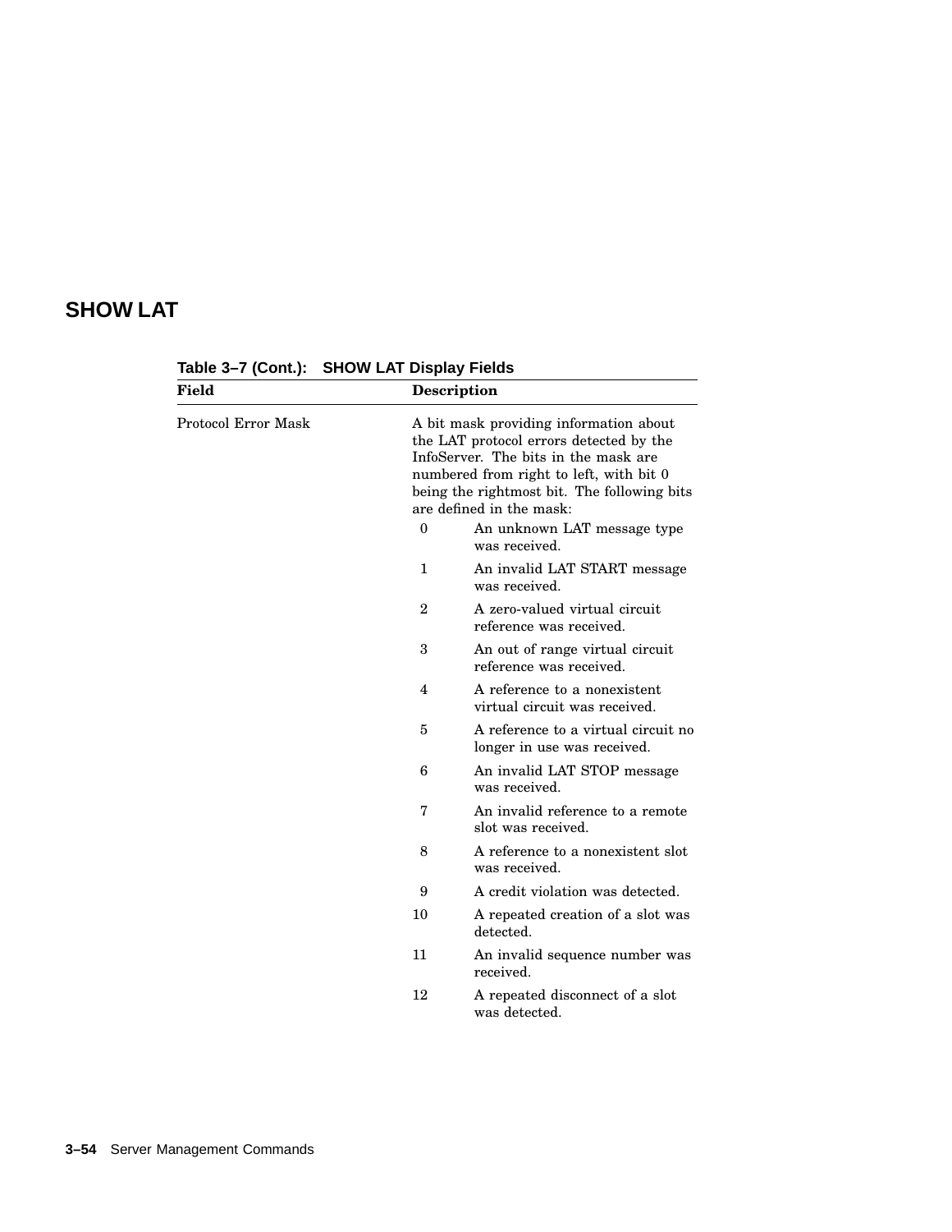## SHOW LAT

**Table 3–7 (Cont.): SHOW LAT Display Fields**

| Field | Description |
|---|---|
| Protocol Error Mask | A bit mask providing information about the LAT protocol errors detected by the InfoServer. The bits in the mask are numbered from right to left, with bit 0 being the rightmost bit. The following bits are defined in the mask:<br>0 — An unknown LAT message type was received.<br>1 — An invalid LAT START message was received.<br>2 — A zero-valued virtual circuit reference was received.<br>3 — An out of range virtual circuit reference was received.<br>4 — A reference to a nonexistent virtual circuit was received.<br>5 — A reference to a virtual circuit no longer in use was received.<br>6 — An invalid LAT STOP message was received.<br>7 — An invalid reference to a remote slot was received.<br>8 — A reference to a nonexistent slot was received.<br>9 — A credit violation was detected.<br>10 — A repeated creation of a slot was detected.<br>11 — An invalid sequence number was received.<br>12 — A repeated disconnect of a slot was detected. |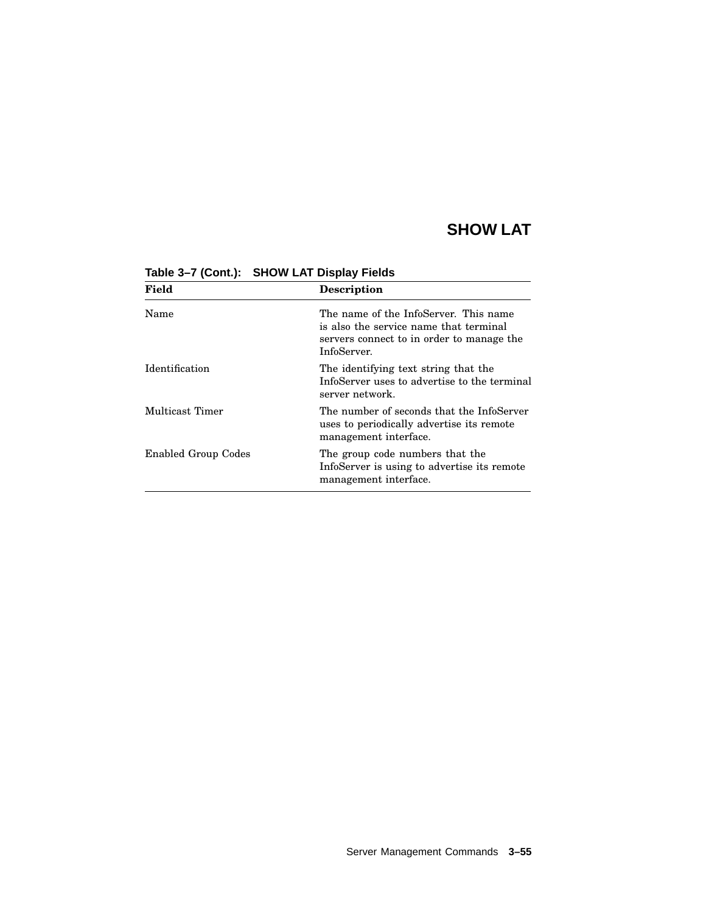## SHOW LAT

**Table 3–7 (Cont.): SHOW LAT Display Fields**

| Field | Description |
|---|---|
| Name | The name of the InfoServer. This name is also the service name that terminal servers connect to in order to manage the InfoServer. |
| Identification | The identifying text string that the InfoServer uses to advertise to the terminal server network. |
| Multicast Timer | The number of seconds that the InfoServer uses to periodically advertise its remote management interface. |
| Enabled Group Codes | The group code numbers that the InfoServer is using to advertise its remote management interface. |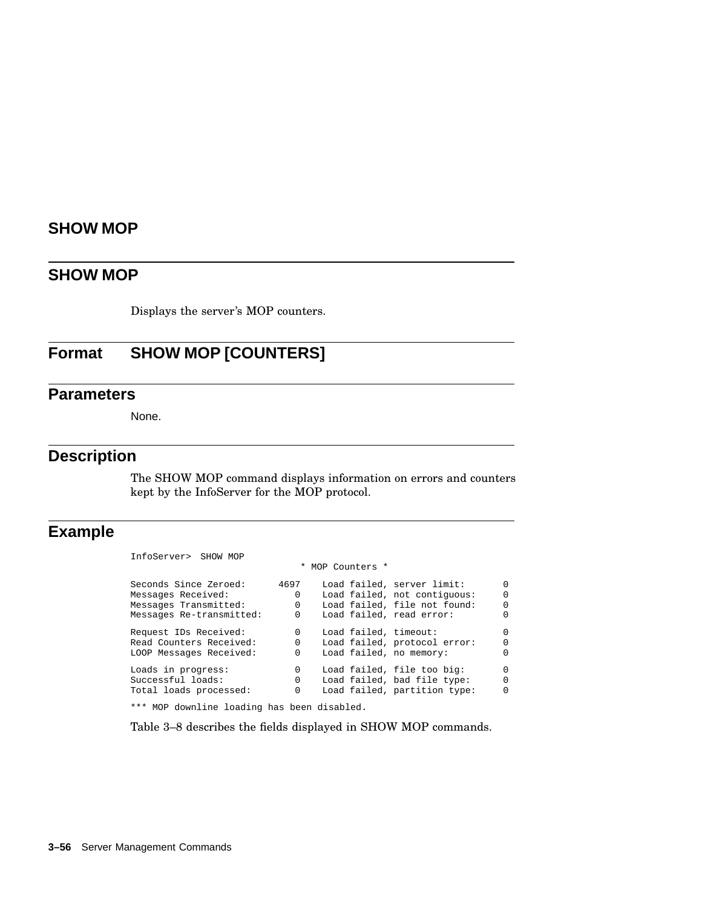## SHOW MOP

Displays the server's MOP counters.

## Format **SHOW MOP [COUNTERS]**

## Parameters

None.

## Description

The SHOW MOP command displays information on errors and counters kept by the InfoServer for the MOP protocol.

## Example

```
InfoServer>  SHOW MOP
                               * MOP Counters *

Seconds Since Zeroed:      4697    Load failed, server limit:       0
Messages Received:            0    Load failed, not contiguous:     0
Messages Transmitted:         0    Load failed, file not found:     0
Messages Re-transmitted:      0    Load failed, read error:         0

Request IDs Received:         0    Load failed, timeout:            0
Read Counters Received:       0    Load failed, protocol error:     0
LOOP Messages Received:       0    Load failed, no memory:          0

Loads in progress:            0    Load failed, file too big:       0
Successful loads:             0    Load failed, bad file type:      0
Total loads processed:        0    Load failed, partition type:     0

*** MOP downline loading has been disabled.
```

Table 3–8 describes the fields displayed in SHOW MOP commands.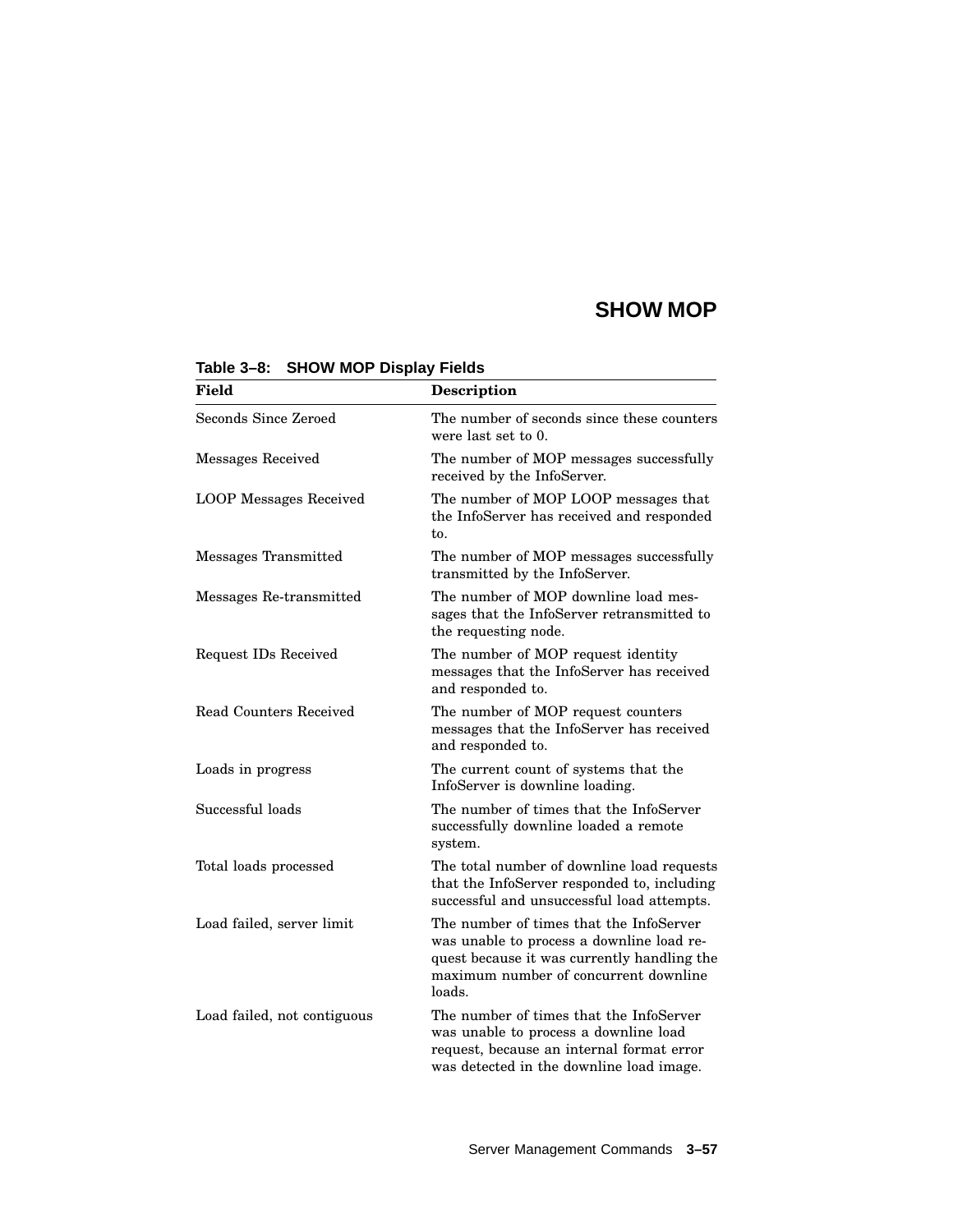# SHOW MOP

**Table 3–8: SHOW MOP Display Fields**

| Field | Description |
|---|---|
| Seconds Since Zeroed | The number of seconds since these counters were last set to 0. |
| Messages Received | The number of MOP messages successfully received by the InfoServer. |
| LOOP Messages Received | The number of MOP LOOP messages that the InfoServer has received and responded to. |
| Messages Transmitted | The number of MOP messages successfully transmitted by the InfoServer. |
| Messages Re-transmitted | The number of MOP downline load messages that the InfoServer retransmitted to the requesting node. |
| Request IDs Received | The number of MOP request identity messages that the InfoServer has received and responded to. |
| Read Counters Received | The number of MOP request counters messages that the InfoServer has received and responded to. |
| Loads in progress | The current count of systems that the InfoServer is downline loading. |
| Successful loads | The number of times that the InfoServer successfully downline loaded a remote system. |
| Total loads processed | The total number of downline load requests that the InfoServer responded to, including successful and unsuccessful load attempts. |
| Load failed, server limit | The number of times that the InfoServer was unable to process a downline load request because it was currently handling the maximum number of concurrent downline loads. |
| Load failed, not contiguous | The number of times that the InfoServer was unable to process a downline load request, because an internal format error was detected in the downline load image. |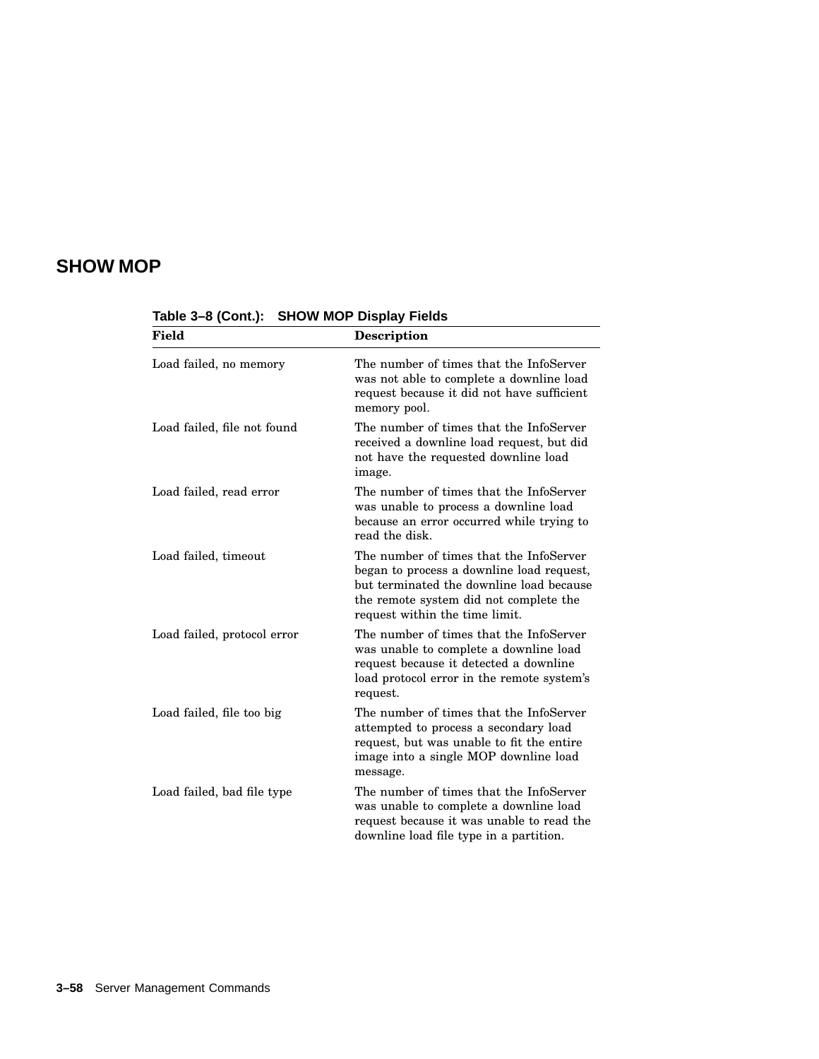## SHOW MOP

**Table 3–8 (Cont.): SHOW MOP Display Fields**

| Field | Description |
|---|---|
| Load failed, no memory | The number of times that the InfoServer was not able to complete a downline load request because it did not have sufficient memory pool. |
| Load failed, file not found | The number of times that the InfoServer received a downline load request, but did not have the requested downline load image. |
| Load failed, read error | The number of times that the InfoServer was unable to process a downline load because an error occurred while trying to read the disk. |
| Load failed, timeout | The number of times that the InfoServer began to process a downline load request, but terminated the downline load because the remote system did not complete the request within the time limit. |
| Load failed, protocol error | The number of times that the InfoServer was unable to complete a downline load request because it detected a downline load protocol error in the remote system's request. |
| Load failed, file too big | The number of times that the InfoServer attempted to process a secondary load request, but was unable to fit the entire image into a single MOP downline load message. |
| Load failed, bad file type | The number of times that the InfoServer was unable to complete a downline load request because it was unable to read the downline load file type in a partition. |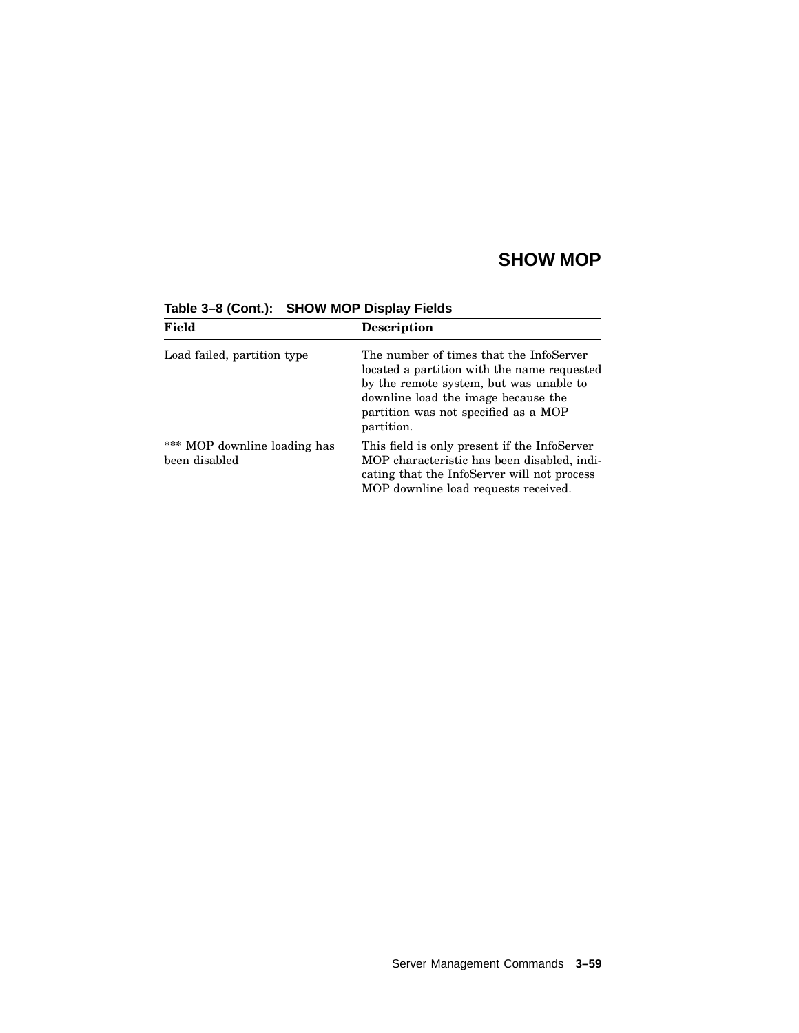## SHOW MOP

**Table 3–8 (Cont.): SHOW MOP Display Fields**

| Field | Description |
|---|---|
| Load failed, partition type | The number of times that the InfoServer located a partition with the name requested by the remote system, but was unable to downline load the image because the partition was not specified as a MOP partition. |
| *** MOP downline loading has been disabled | This field is only present if the InfoServer MOP characteristic has been disabled, indicating that the InfoServer will not process MOP downline load requests received. |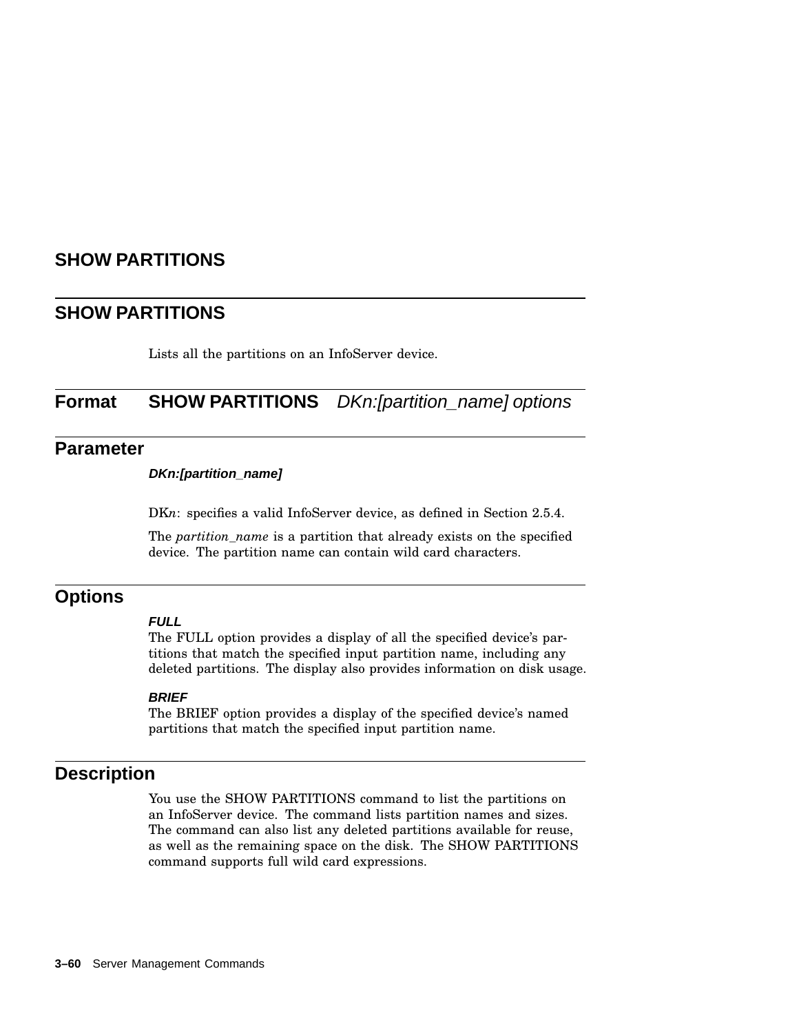# SHOW PARTITIONS

## SHOW PARTITIONS

Lists all the partitions on an InfoServer device.

## Format

**SHOW PARTITIONS** *DKn:[partition_name] options*

## Parameter

***DKn:[partition_name]***

DK*n*: specifies a valid InfoServer device, as defined in Section 2.5.4.

The *partition_name* is a partition that already exists on the specified device. The partition name can contain wild card characters.

## Options

***FULL***
The FULL option provides a display of all the specified device's partitions that match the specified input partition name, including any deleted partitions. The display also provides information on disk usage.

***BRIEF***
The BRIEF option provides a display of the specified device's named partitions that match the specified input partition name.

## Description

You use the SHOW PARTITIONS command to list the partitions on an InfoServer device. The command lists partition names and sizes. The command can also list any deleted partitions available for reuse, as well as the remaining space on the disk. The SHOW PARTITIONS command supports full wild card expressions.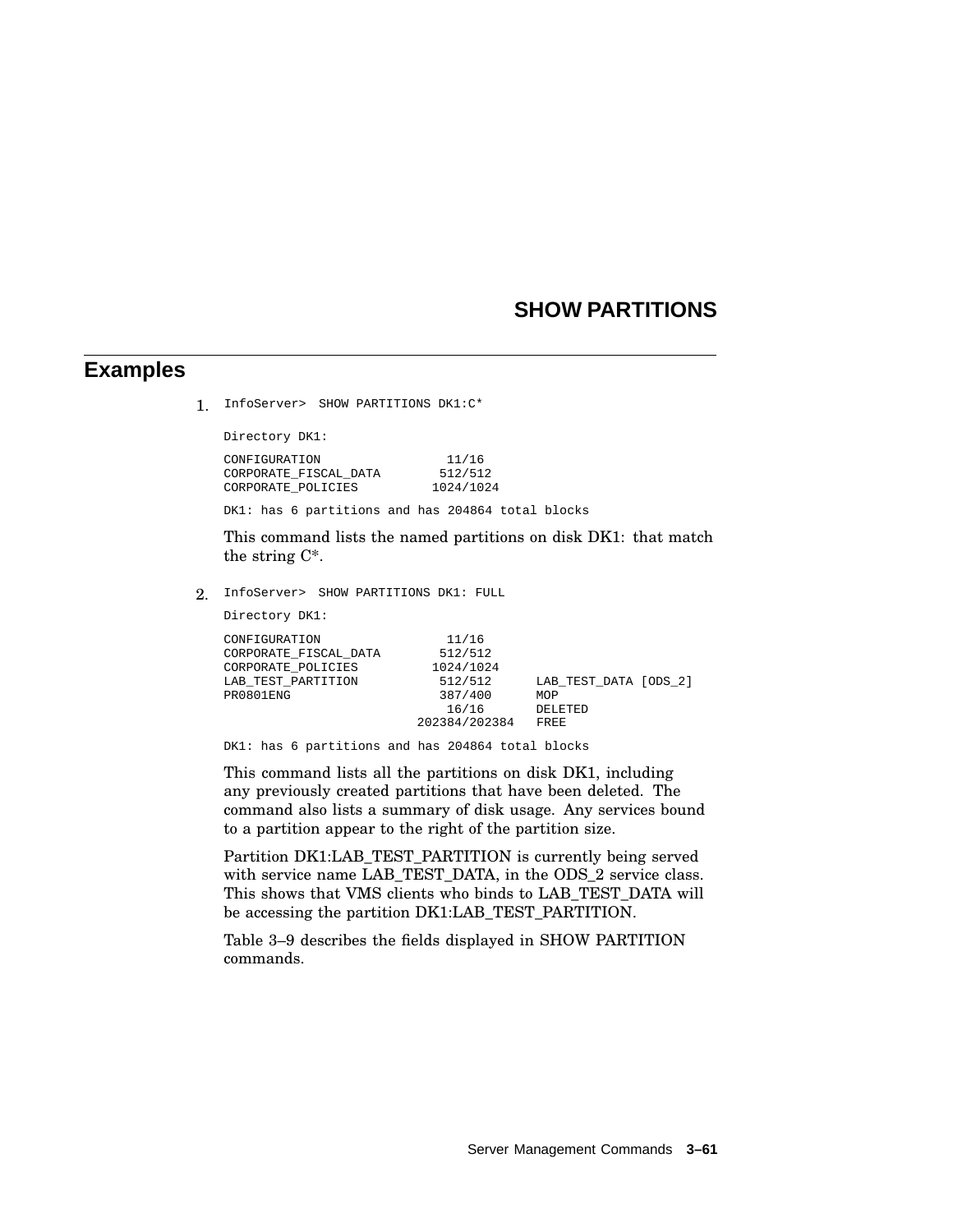# SHOW PARTITIONS

## Examples

1. 
```
InfoServer>  SHOW PARTITIONS DK1:C*

Directory DK1:

CONFIGURATION                 11/16
CORPORATE_FISCAL_DATA        512/512
CORPORATE_POLICIES          1024/1024

DK1: has 6 partitions and has 204864 total blocks
```

   This command lists the named partitions on disk DK1: that match the string C*.

2. 
```
InfoServer>  SHOW PARTITIONS DK1: FULL

Directory DK1:

CONFIGURATION                 11/16
CORPORATE_FISCAL_DATA        512/512
CORPORATE_POLICIES          1024/1024
LAB_TEST_PARTITION           512/512      LAB_TEST_DATA [ODS_2]
PR0801ENG                    387/400      MOP
                              16/16       DELETED
                          202384/202384   FREE

DK1: has 6 partitions and has 204864 total blocks
```

   This command lists all the partitions on disk DK1, including any previously created partitions that have been deleted. The command also lists a summary of disk usage. Any services bound to a partition appear to the right of the partition size.

   Partition DK1:LAB_TEST_PARTITION is currently being served with service name LAB_TEST_DATA, in the ODS_2 service class. This shows that VMS clients who binds to LAB_TEST_DATA will be accessing the partition DK1:LAB_TEST_PARTITION.

   Table 3–9 describes the fields displayed in SHOW PARTITION commands.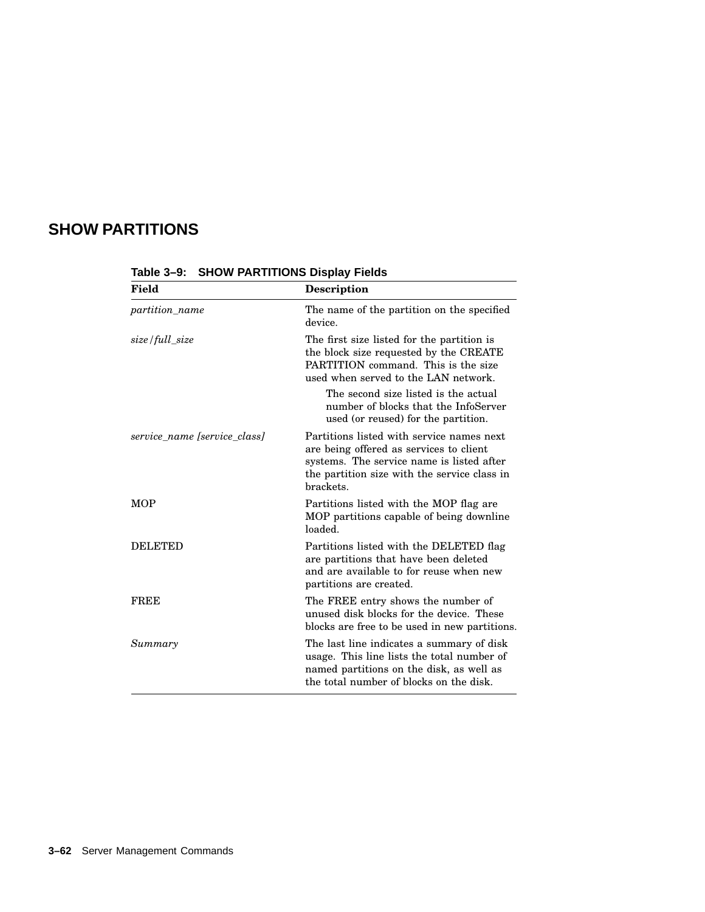## SHOW PARTITIONS

**Table 3–9: SHOW PARTITIONS Display Fields**

| Field | Description |
|---|---|
| *partition_name* | The name of the partition on the specified device. |
| *size*/*full_size* | The first size listed for the partition is the block size requested by the CREATE PARTITION command. This is the size used when served to the LAN network.<br><br>The second size listed is the actual number of blocks that the InfoServer used (or reused) for the partition. |
| *service_name [service_class]* | Partitions listed with service names next are being offered as services to client systems. The service name is listed after the partition size with the service class in brackets. |
| MOP | Partitions listed with the MOP flag are MOP partitions capable of being downline loaded. |
| DELETED | Partitions listed with the DELETED flag are partitions that have been deleted and are available to for reuse when new partitions are created. |
| FREE | The FREE entry shows the number of unused disk blocks for the device. These blocks are free to be used in new partitions. |
| *Summary* | The last line indicates a summary of disk usage. This line lists the total number of named partitions on the disk, as well as the total number of blocks on the disk. |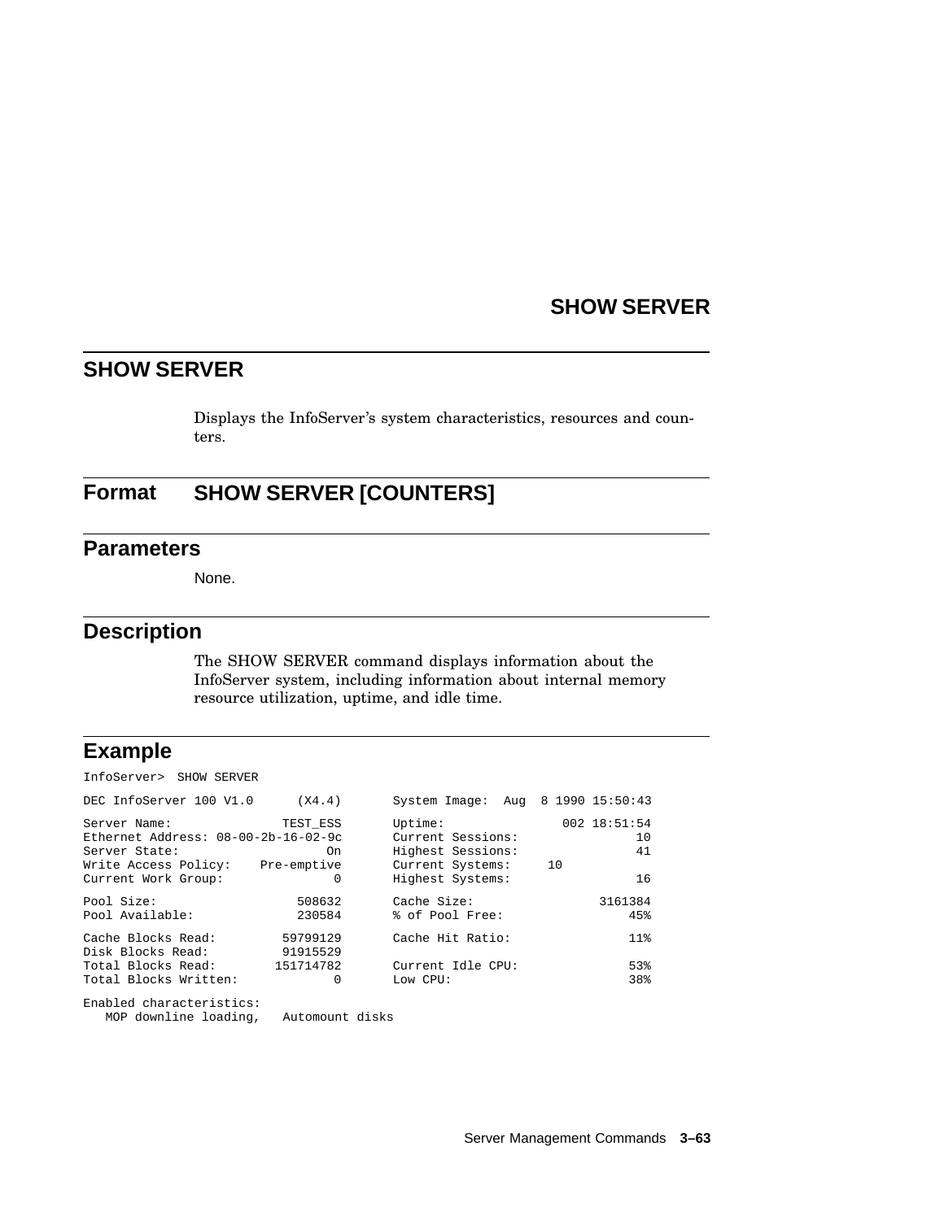## SHOW SERVER

Displays the InfoServer's system characteristics, resources and counters.

## Format SHOW SERVER [COUNTERS]

## Parameters

None.

## Description

The SHOW SERVER command displays information about the InfoServer system, including information about internal memory resource utilization, uptime, and idle time.

## Example

```
InfoServer>  SHOW SERVER

DEC InfoServer 100 V1.0      (X4.4)       System Image:  Aug  8 1990 15:50:43

Server Name:               TEST_ESS       Uptime:                002 18:51:54
Ethernet Address: 08-00-2b-16-02-9c       Current Sessions:                10
Server State:                    On       Highest Sessions:                41
Write Access Policy:    Pre-emptive       Current Systems:     10
Current Work Group:               0       Highest Systems:                 16

Pool Size:                   508632       Cache Size:                 3161384
Pool Available:              230584       % of Pool Free:                 45%

Cache Blocks Read:         59799129       Cache Hit Ratio:                11%
Disk Blocks Read:          91915529
Total Blocks Read:        151714782       Current Idle CPU:               53%
Total Blocks Written:             0       Low CPU:                        38%

Enabled characteristics:
   MOP downline loading,   Automount disks
```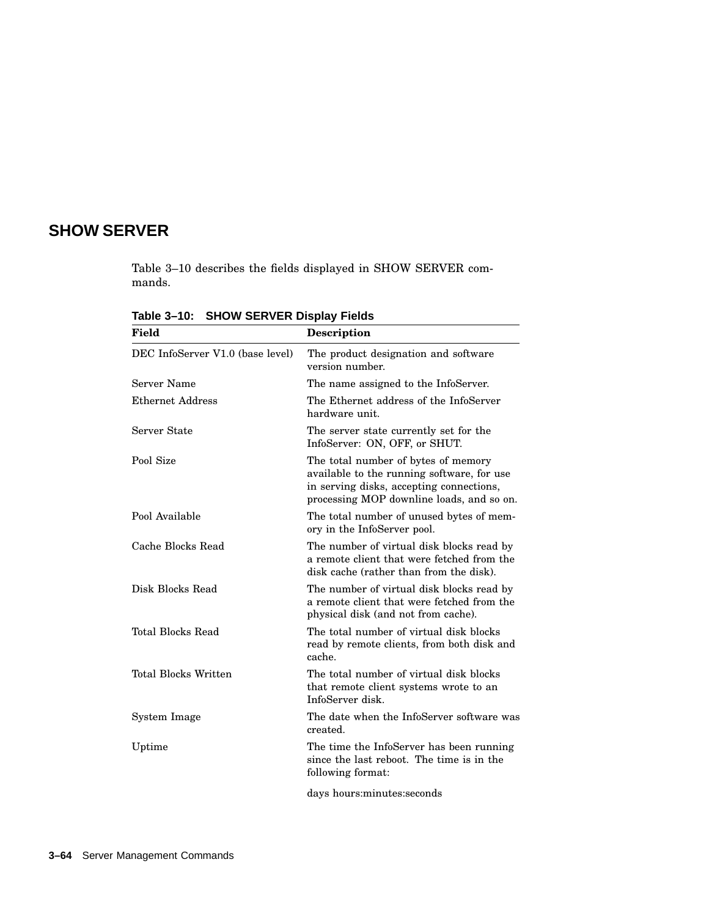## SHOW SERVER

Table 3–10 describes the fields displayed in SHOW SERVER commands.

**Table 3–10: SHOW SERVER Display Fields**

| Field | Description |
|---|---|
| DEC InfoServer V1.0 (base level) | The product designation and software version number. |
| Server Name | The name assigned to the InfoServer. |
| Ethernet Address | The Ethernet address of the InfoServer hardware unit. |
| Server State | The server state currently set for the InfoServer: ON, OFF, or SHUT. |
| Pool Size | The total number of bytes of memory available to the running software, for use in serving disks, accepting connections, processing MOP downline loads, and so on. |
| Pool Available | The total number of unused bytes of memory in the InfoServer pool. |
| Cache Blocks Read | The number of virtual disk blocks read by a remote client that were fetched from the disk cache (rather than from the disk). |
| Disk Blocks Read | The number of virtual disk blocks read by a remote client that were fetched from the physical disk (and not from cache). |
| Total Blocks Read | The total number of virtual disk blocks read by remote clients, from both disk and cache. |
| Total Blocks Written | The total number of virtual disk blocks that remote client systems wrote to an InfoServer disk. |
| System Image | The date when the InfoServer software was created. |
| Uptime | The time the InfoServer has been running since the last reboot. The time is in the following format: days hours:minutes:seconds |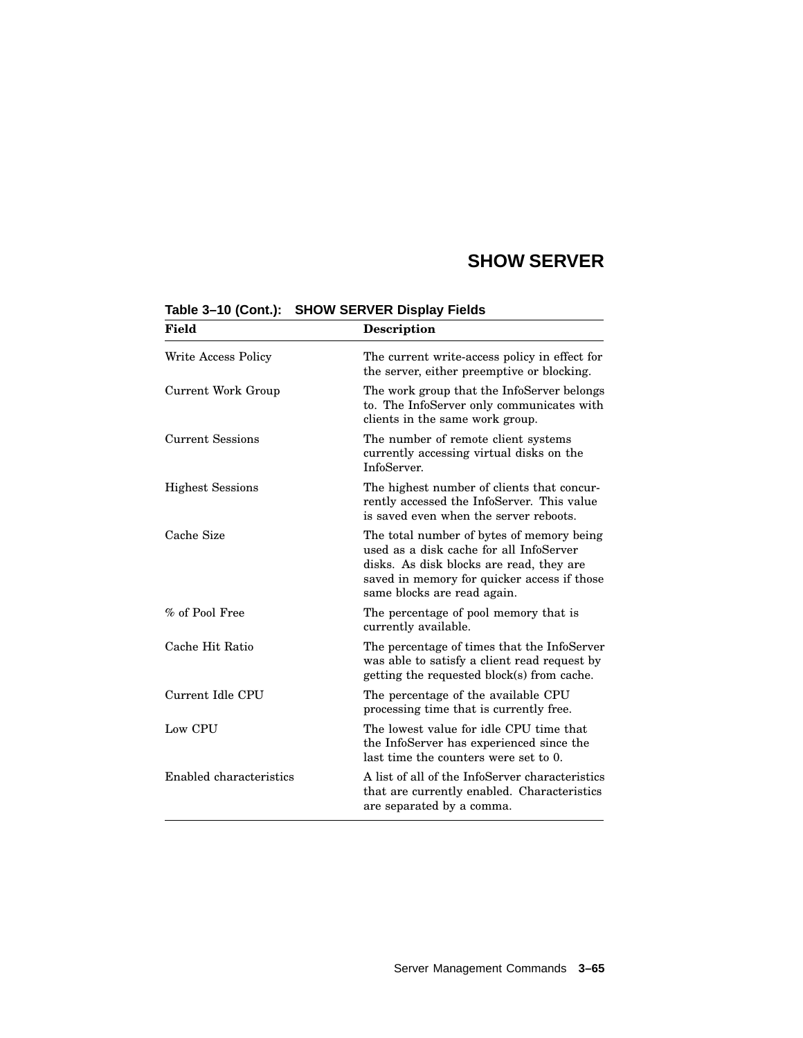# SHOW SERVER

**Table 3–10 (Cont.): SHOW SERVER Display Fields**

| Field | Description |
|---|---|
| Write Access Policy | The current write-access policy in effect for the server, either preemptive or blocking. |
| Current Work Group | The work group that the InfoServer belongs to. The InfoServer only communicates with clients in the same work group. |
| Current Sessions | The number of remote client systems currently accessing virtual disks on the InfoServer. |
| Highest Sessions | The highest number of clients that concurrently accessed the InfoServer. This value is saved even when the server reboots. |
| Cache Size | The total number of bytes of memory being used as a disk cache for all InfoServer disks. As disk blocks are read, they are saved in memory for quicker access if those same blocks are read again. |
| % of Pool Free | The percentage of pool memory that is currently available. |
| Cache Hit Ratio | The percentage of times that the InfoServer was able to satisfy a client read request by getting the requested block(s) from cache. |
| Current Idle CPU | The percentage of the available CPU processing time that is currently free. |
| Low CPU | The lowest value for idle CPU time that the InfoServer has experienced since the last time the counters were set to 0. |
| Enabled characteristics | A list of all of the InfoServer characteristics that are currently enabled. Characteristics are separated by a comma. |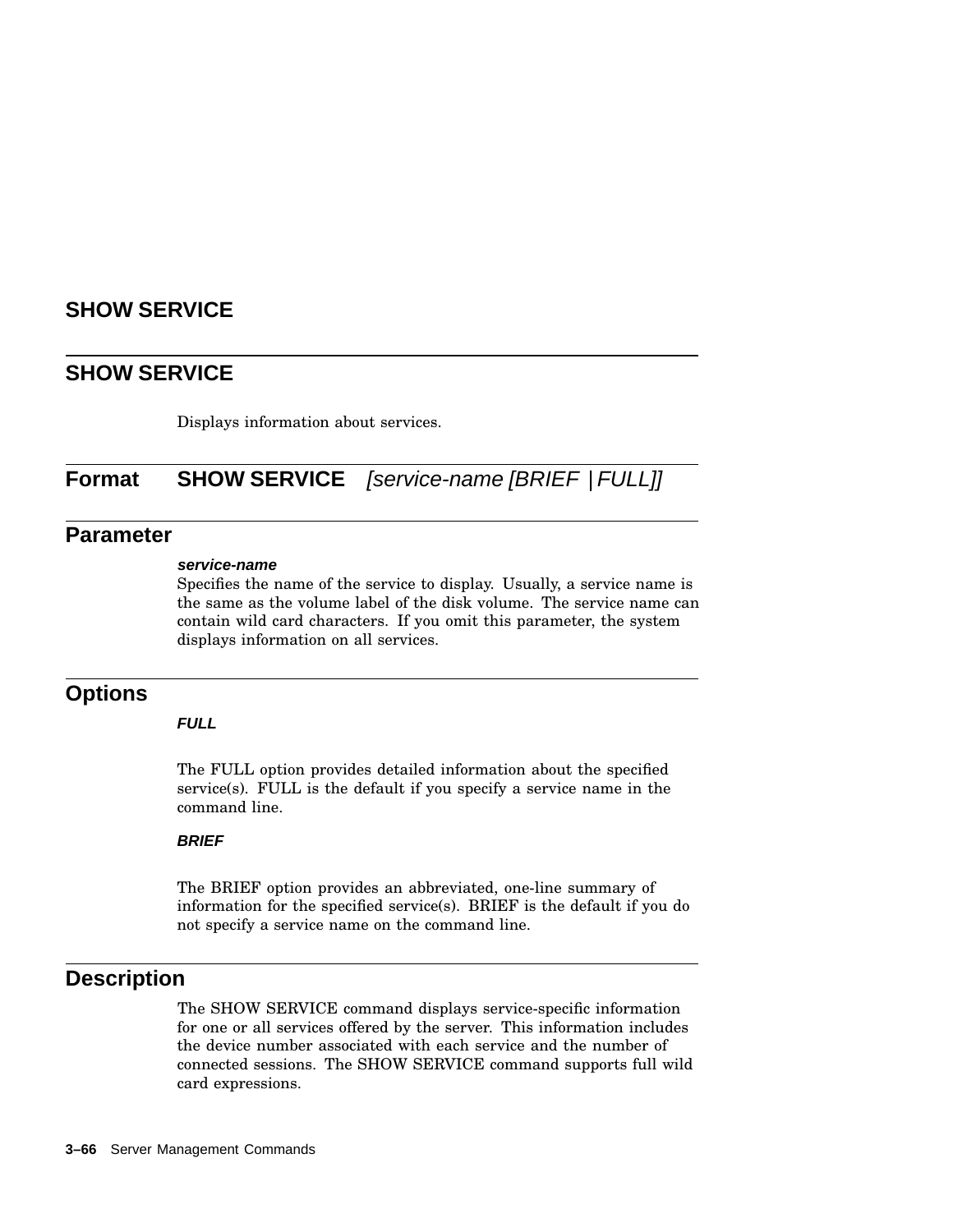## SHOW SERVICE

Displays information about services.

## Format

**SHOW SERVICE** *[service-name [BRIEF | FULL]]*

## Parameter

***service-name***

Specifies the name of the service to display. Usually, a service name is the same as the volume label of the disk volume. The service name can contain wild card characters. If you omit this parameter, the system displays information on all services.

## Options

***FULL***

The FULL option provides detailed information about the specified service(s). FULL is the default if you specify a service name in the command line.

***BRIEF***

The BRIEF option provides an abbreviated, one-line summary of information for the specified service(s). BRIEF is the default if you do not specify a service name on the command line.

## Description

The SHOW SERVICE command displays service-specific information for one or all services offered by the server. This information includes the device number associated with each service and the number of connected sessions. The SHOW SERVICE command supports full wild card expressions.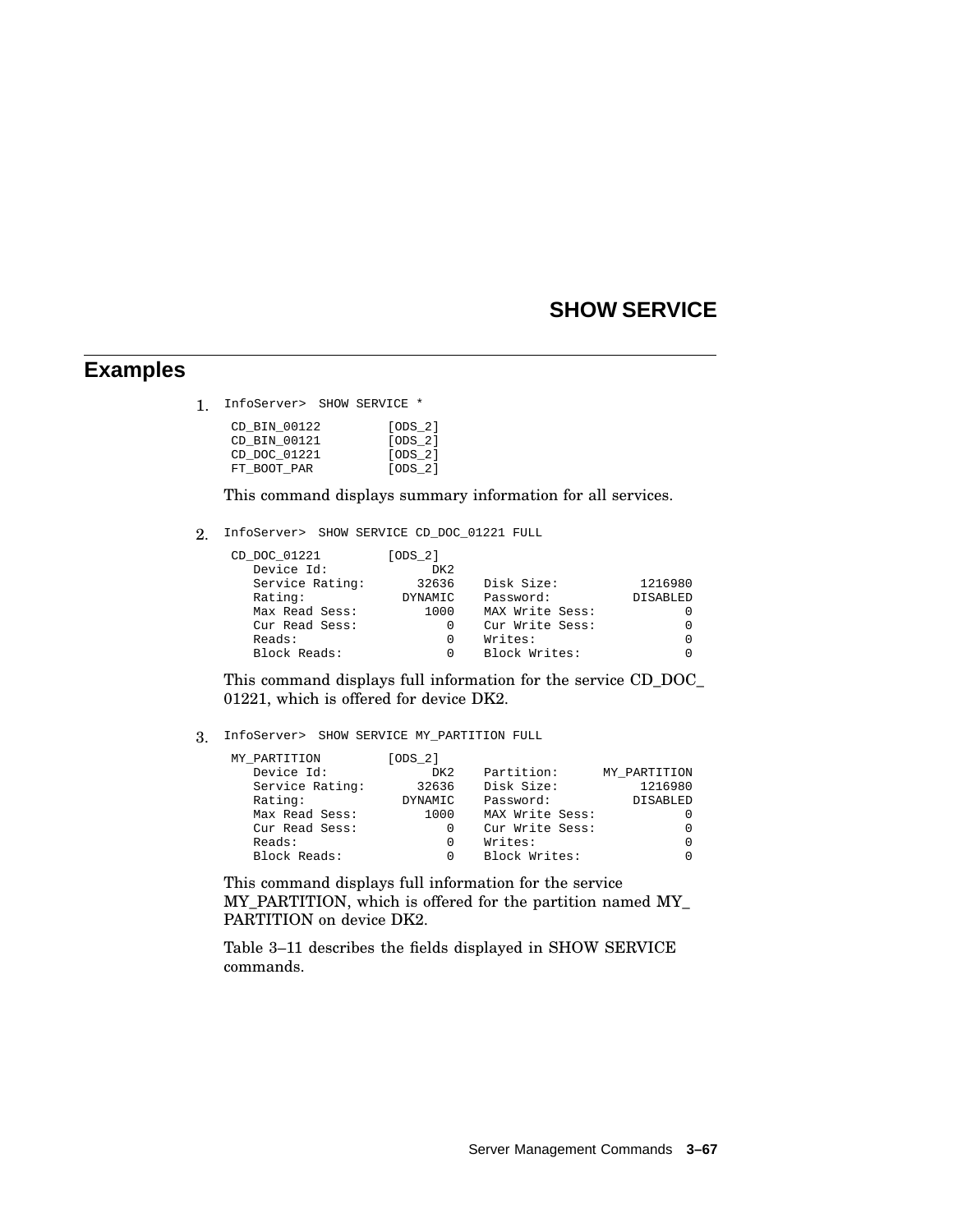## SHOW SERVICE

## Examples

1. 
```
InfoServer>  SHOW SERVICE *

 CD_BIN_00122        [ODS_2]
 CD_BIN_00121        [ODS_2]
 CD_DOC_01221        [ODS_2]
 FT_BOOT_PAR         [ODS_2]
```

   This command displays summary information for all services.

2. 
```
InfoServer>  SHOW SERVICE CD_DOC_01221 FULL

 CD_DOC_01221        [ODS_2]
    Device Id:             DK2
    Service Rating:      32636    Disk Size:          1216980
    Rating:            DYNAMIC    Password:          DISABLED
    Max Read Sess:        1000    MAX Write Sess:           0
    Cur Read Sess:           0    Cur Write Sess:           0
    Reads:                   0    Writes:                   0
    Block Reads:             0    Block Writes:             0
```

   This command displays full information for the service CD_DOC_01221, which is offered for device DK2.

3. 
```
InfoServer>  SHOW SERVICE MY_PARTITION FULL

 MY_PARTITION        [ODS_2]
    Device Id:             DK2    Partition:      MY_PARTITION
    Service Rating:      32636    Disk Size:          1216980
    Rating:            DYNAMIC    Password:          DISABLED
    Max Read Sess:        1000    MAX Write Sess:           0
    Cur Read Sess:           0    Cur Write Sess:           0
    Reads:                   0    Writes:                   0
    Block Reads:             0    Block Writes:             0
```

   This command displays full information for the service MY_PARTITION, which is offered for the partition named MY_PARTITION on device DK2.

   Table 3–11 describes the fields displayed in SHOW SERVICE commands.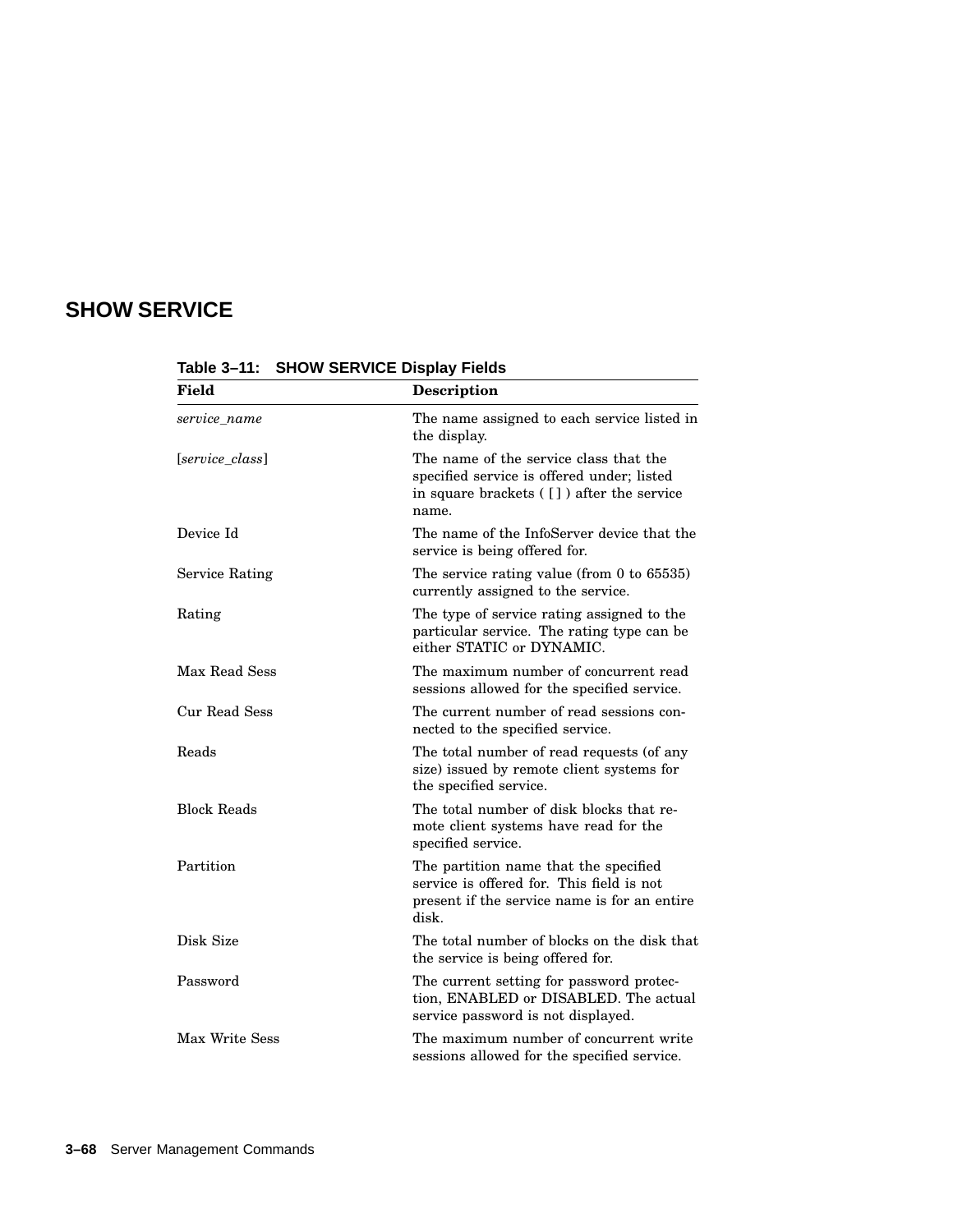## SHOW SERVICE

**Table 3–11: SHOW SERVICE Display Fields**

| Field | Description |
|---|---|
| *service_name* | The name assigned to each service listed in the display. |
| [*service_class*] | The name of the service class that the specified service is offered under; listed in square brackets ( [ ] ) after the service name. |
| Device Id | The name of the InfoServer device that the service is being offered for. |
| Service Rating | The service rating value (from 0 to 65535) currently assigned to the service. |
| Rating | The type of service rating assigned to the particular service. The rating type can be either STATIC or DYNAMIC. |
| Max Read Sess | The maximum number of concurrent read sessions allowed for the specified service. |
| Cur Read Sess | The current number of read sessions connected to the specified service. |
| Reads | The total number of read requests (of any size) issued by remote client systems for the specified service. |
| Block Reads | The total number of disk blocks that remote client systems have read for the specified service. |
| Partition | The partition name that the specified service is offered for. This field is not present if the service name is for an entire disk. |
| Disk Size | The total number of blocks on the disk that the service is being offered for. |
| Password | The current setting for password protection, ENABLED or DISABLED. The actual service password is not displayed. |
| Max Write Sess | The maximum number of concurrent write sessions allowed for the specified service. |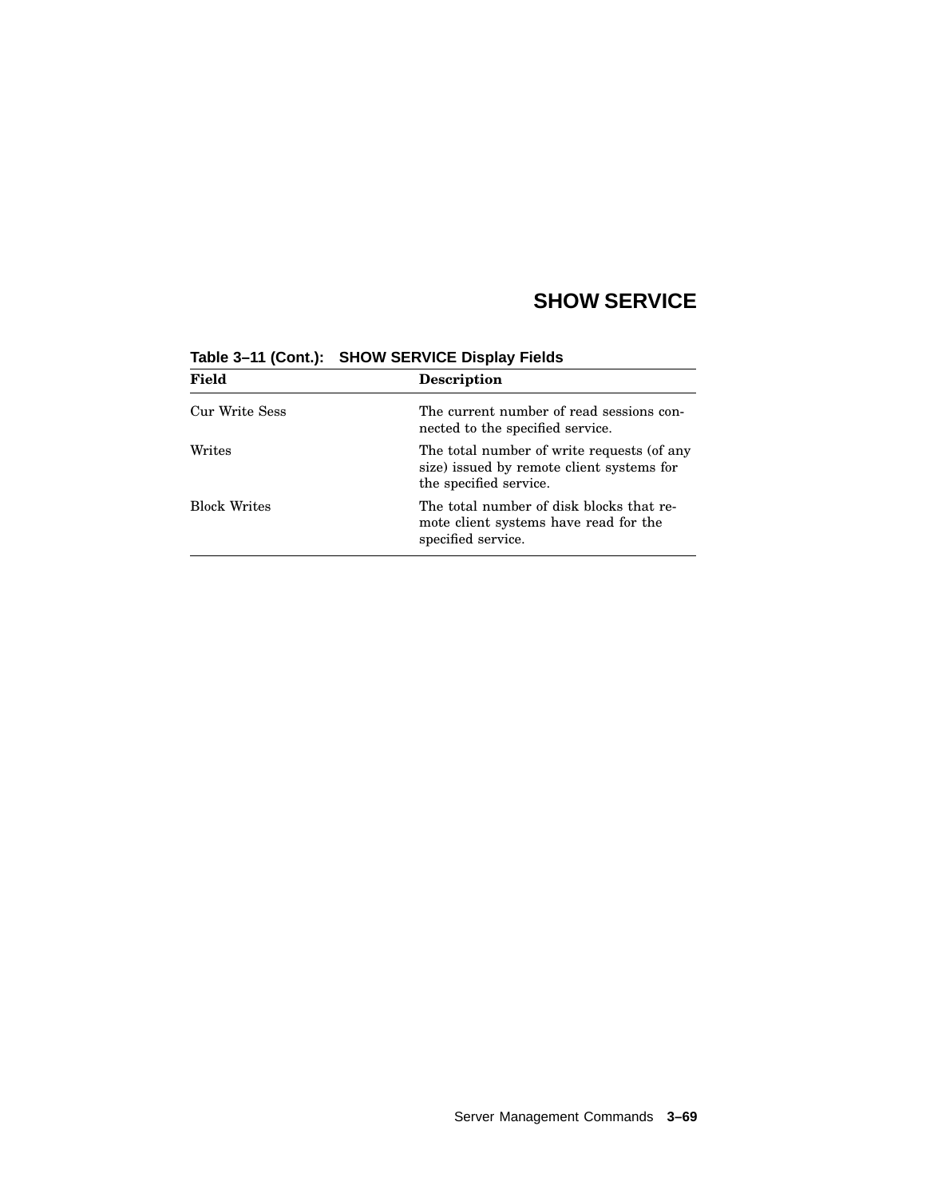## SHOW SERVICE

**Table 3–11 (Cont.): SHOW SERVICE Display Fields**

| Field | Description |
|---|---|
| Cur Write Sess | The current number of read sessions connected to the specified service. |
| Writes | The total number of write requests (of any size) issued by remote client systems for the specified service. |
| Block Writes | The total number of disk blocks that remote client systems have read for the specified service. |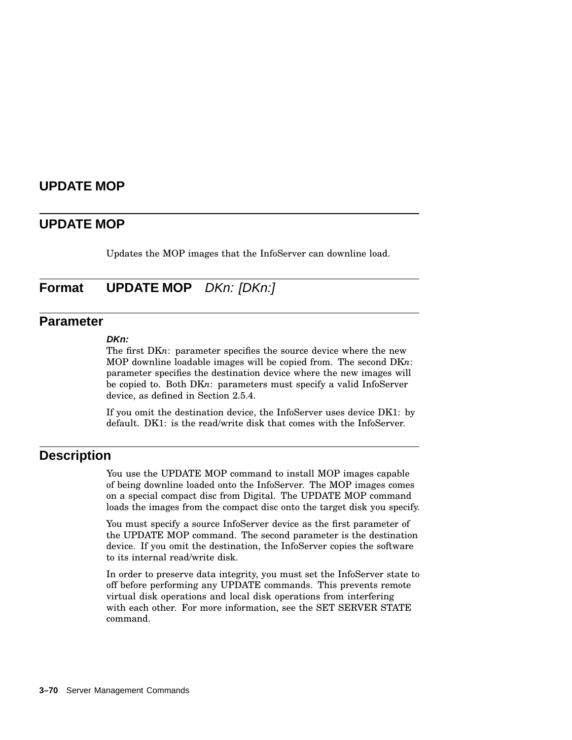# UPDATE MOP

## UPDATE MOP

Updates the MOP images that the InfoServer can downline load.

## Format **UPDATE MOP** *DKn: [DKn:]*

## Parameter

***DKn:***

The first DK*n*: parameter specifies the source device where the new MOP downline loadable images will be copied from. The second DK*n*: parameter specifies the destination device where the new images will be copied to. Both DK*n*: parameters must specify a valid InfoServer device, as defined in Section 2.5.4.

If you omit the destination device, the InfoServer uses device DK1: by default. DK1: is the read/write disk that comes with the InfoServer.

## Description

You use the UPDATE MOP command to install MOP images capable of being downline loaded onto the InfoServer. The MOP images comes on a special compact disc from Digital. The UPDATE MOP command loads the images from the compact disc onto the target disk you specify.

You must specify a source InfoServer device as the first parameter of the UPDATE MOP command. The second parameter is the destination device. If you omit the destination, the InfoServer copies the software to its internal read/write disk.

In order to preserve data integrity, you must set the InfoServer state to off before performing any UPDATE commands. This prevents remote virtual disk operations and local disk operations from interfering with each other. For more information, see the SET SERVER STATE command.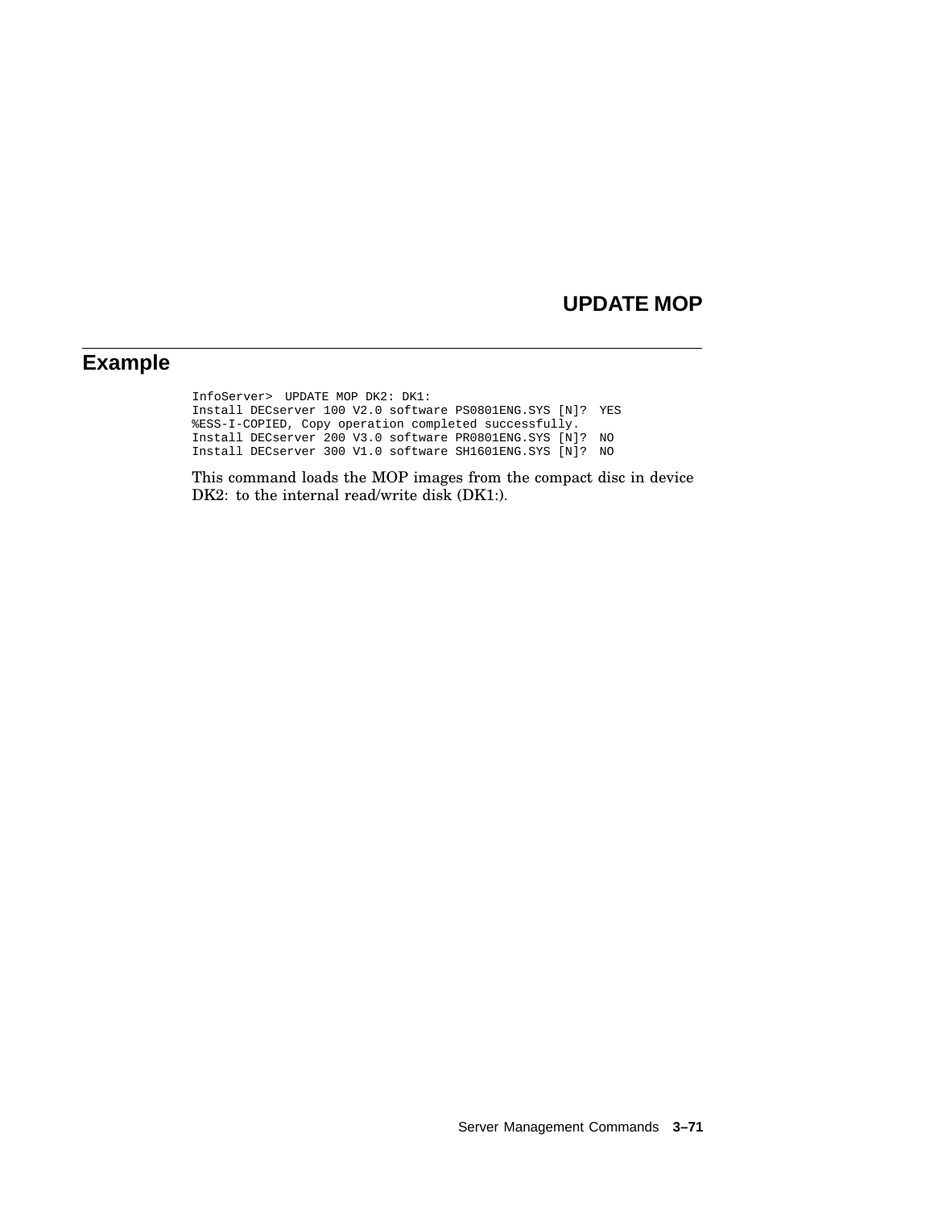## UPDATE MOP

## Example

```
InfoServer>  UPDATE MOP DK2: DK1:
Install DECserver 100 V2.0 software PS0801ENG.SYS [N]?  YES
%ESS-I-COPIED, Copy operation completed successfully.
Install DECserver 200 V3.0 software PR0801ENG.SYS [N]?  NO
Install DECserver 300 V1.0 software SH1601ENG.SYS [N]?  NO
```

This command loads the MOP images from the compact disc in device DK2: to the internal read/write disk (DK1:).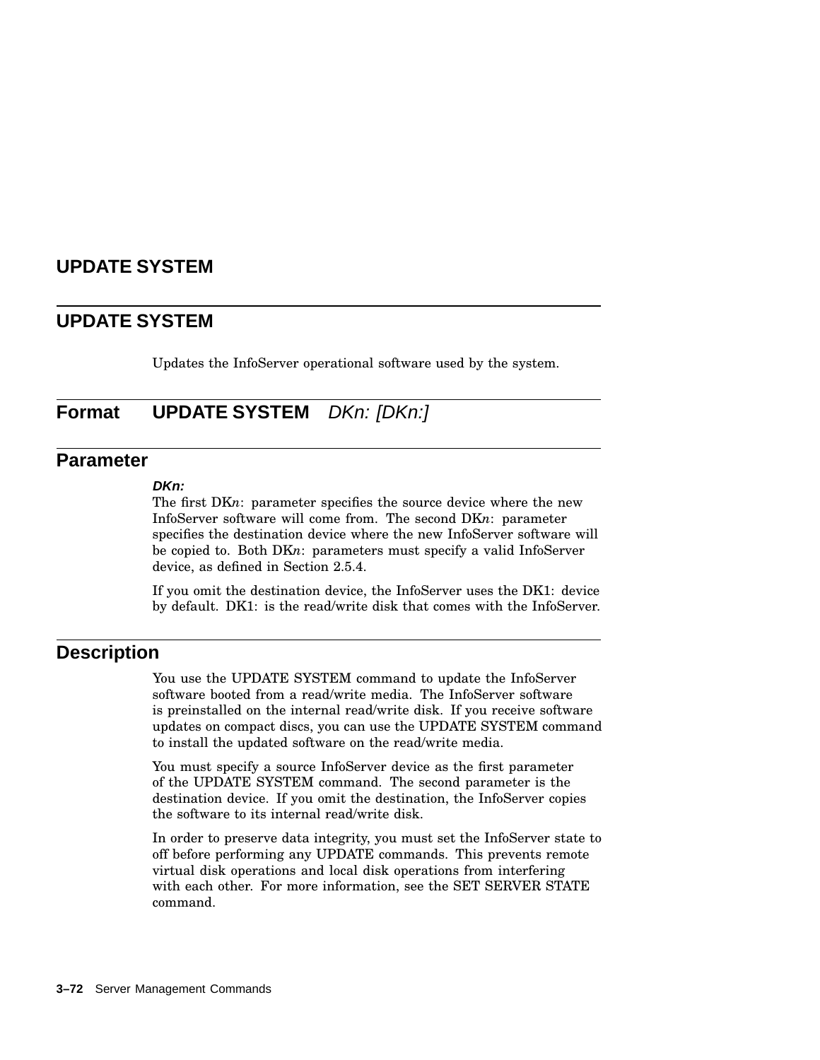## UPDATE SYSTEM

Updates the InfoServer operational software used by the system.

### Format

**UPDATE SYSTEM** *DKn: [DKn:]*

### Parameter

***DKn:***

The first DK*n*: parameter specifies the source device where the new InfoServer software will come from. The second DK*n*: parameter specifies the destination device where the new InfoServer software will be copied to. Both DK*n*: parameters must specify a valid InfoServer device, as defined in Section 2.5.4.

If you omit the destination device, the InfoServer uses the DK1: device by default. DK1: is the read/write disk that comes with the InfoServer.

### Description

You use the UPDATE SYSTEM command to update the InfoServer software booted from a read/write media. The InfoServer software is preinstalled on the internal read/write disk. If you receive software updates on compact discs, you can use the UPDATE SYSTEM command to install the updated software on the read/write media.

You must specify a source InfoServer device as the first parameter of the UPDATE SYSTEM command. The second parameter is the destination device. If you omit the destination, the InfoServer copies the software to its internal read/write disk.

In order to preserve data integrity, you must set the InfoServer state to off before performing any UPDATE commands. This prevents remote virtual disk operations and local disk operations from interfering with each other. For more information, see the SET SERVER STATE command.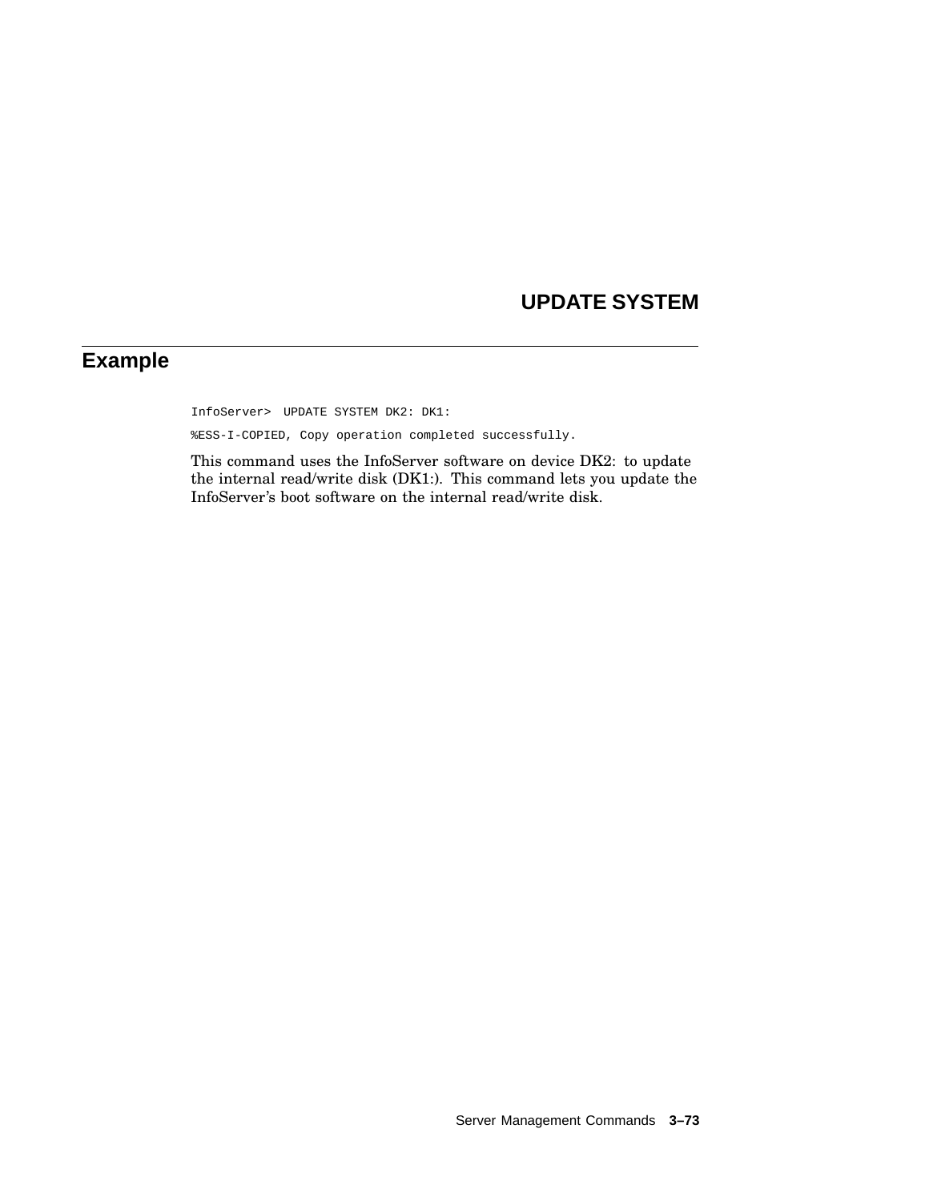# UPDATE SYSTEM

## Example

```
InfoServer>  UPDATE SYSTEM DK2: DK1:

%ESS-I-COPIED, Copy operation completed successfully.
```

This command uses the InfoServer software on device DK2: to update the internal read/write disk (DK1:). This command lets you update the InfoServer's boot software on the internal read/write disk.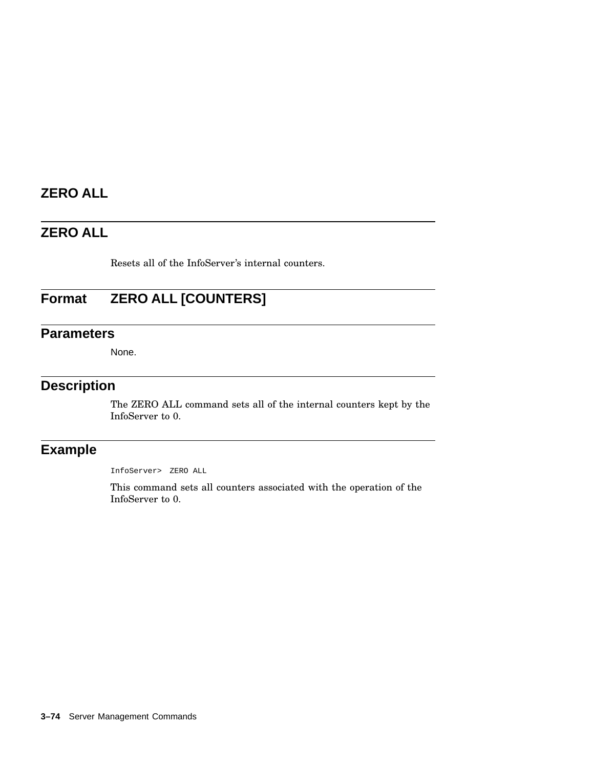# ZERO ALL

## ZERO ALL

Resets all of the InfoServer's internal counters.

## Format ZERO ALL [COUNTERS]

## Parameters

None.

## Description

The ZERO ALL command sets all of the internal counters kept by the InfoServer to 0.

## Example

```
InfoServer>  ZERO ALL
```

This command sets all counters associated with the operation of the InfoServer to 0.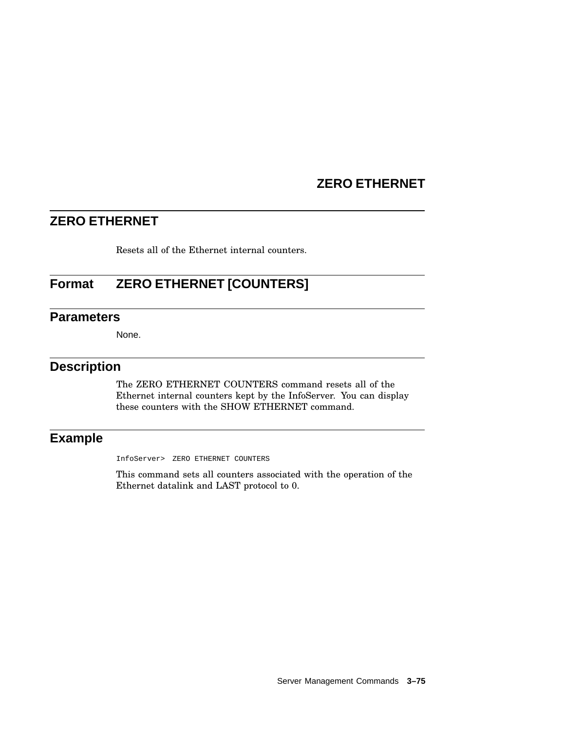## ZERO ETHERNET

Resets all of the Ethernet internal counters.

### Format ZERO ETHERNET [COUNTERS]

### Parameters

None.

### Description

The ZERO ETHERNET COUNTERS command resets all of the Ethernet internal counters kept by the InfoServer. You can display these counters with the SHOW ETHERNET command.

### Example

```
InfoServer>  ZERO ETHERNET COUNTERS
```

This command sets all counters associated with the operation of the Ethernet datalink and LAST protocol to 0.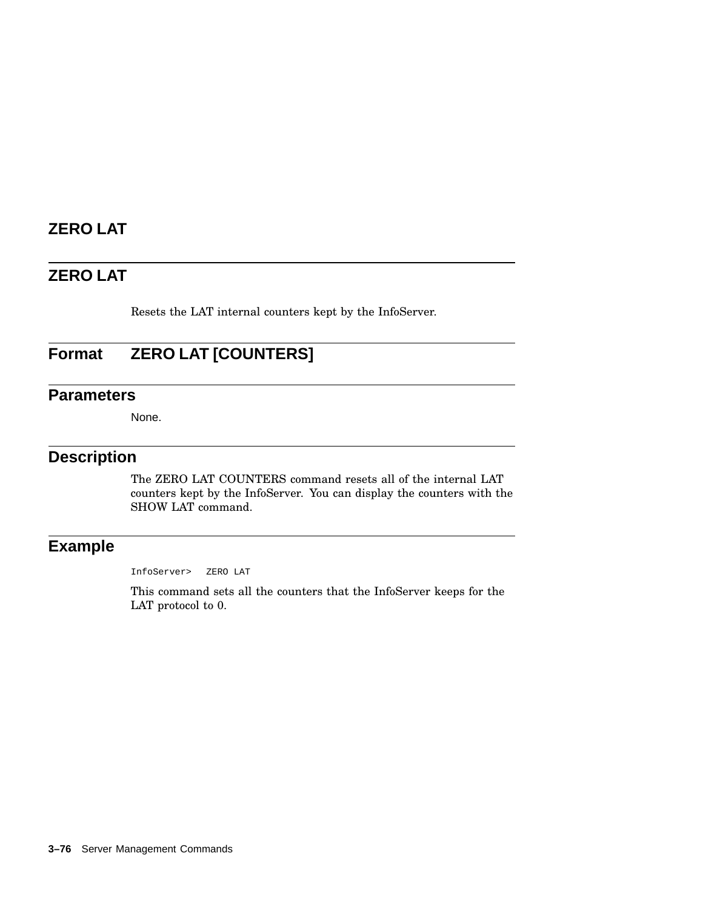# ZERO LAT

## ZERO LAT

Resets the LAT internal counters kept by the InfoServer.

### Format ZERO LAT [COUNTERS]

### Parameters

None.

### Description

The ZERO LAT COUNTERS command resets all of the internal LAT counters kept by the InfoServer. You can display the counters with the SHOW LAT command.

### Example

```
InfoServer>  ZERO LAT
```

This command sets all the counters that the InfoServer keeps for the LAT protocol to 0.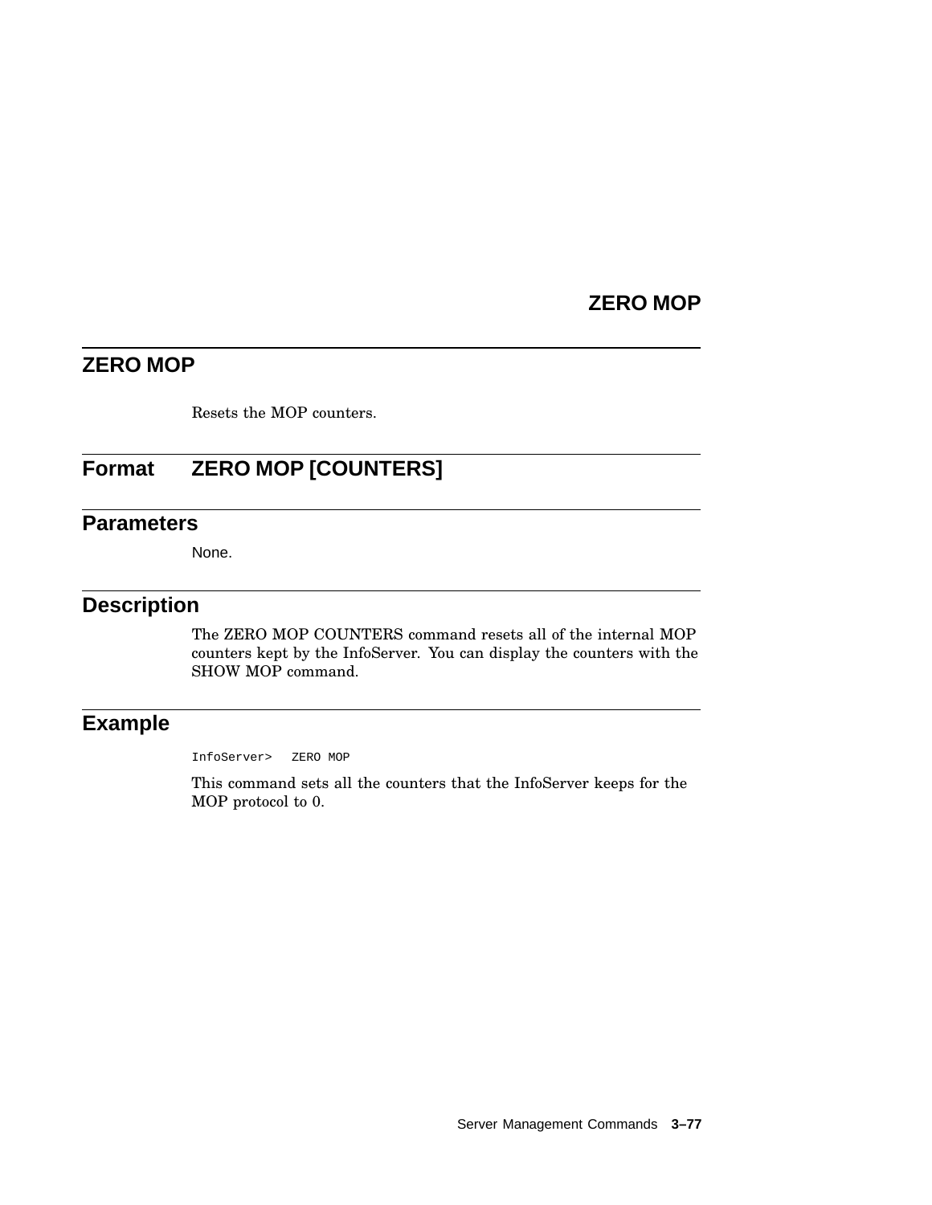## ZERO MOP

Resets the MOP counters.

## Format ZERO MOP [COUNTERS]

## Parameters

None.

## Description

The ZERO MOP COUNTERS command resets all of the internal MOP counters kept by the InfoServer. You can display the counters with the SHOW MOP command.

## Example

```
InfoServer>  ZERO MOP
```

This command sets all the counters that the InfoServer keeps for the MOP protocol to 0.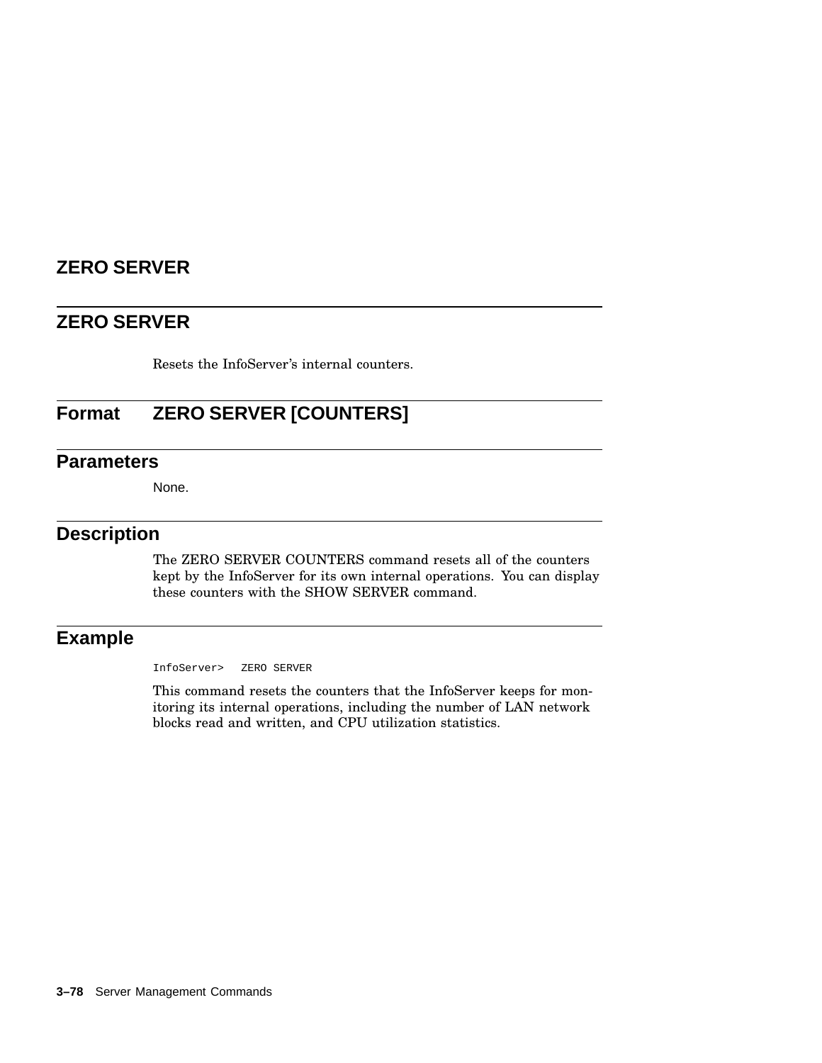## ZERO SERVER

Resets the InfoServer's internal counters.

## Format ZERO SERVER [COUNTERS]

## Parameters

None.

## Description

The ZERO SERVER COUNTERS command resets all of the counters kept by the InfoServer for its own internal operations. You can display these counters with the SHOW SERVER command.

## Example

```
InfoServer>   ZERO SERVER
```

This command resets the counters that the InfoServer keeps for monitoring its internal operations, including the number of LAN network blocks read and written, and CPU utilization statistics.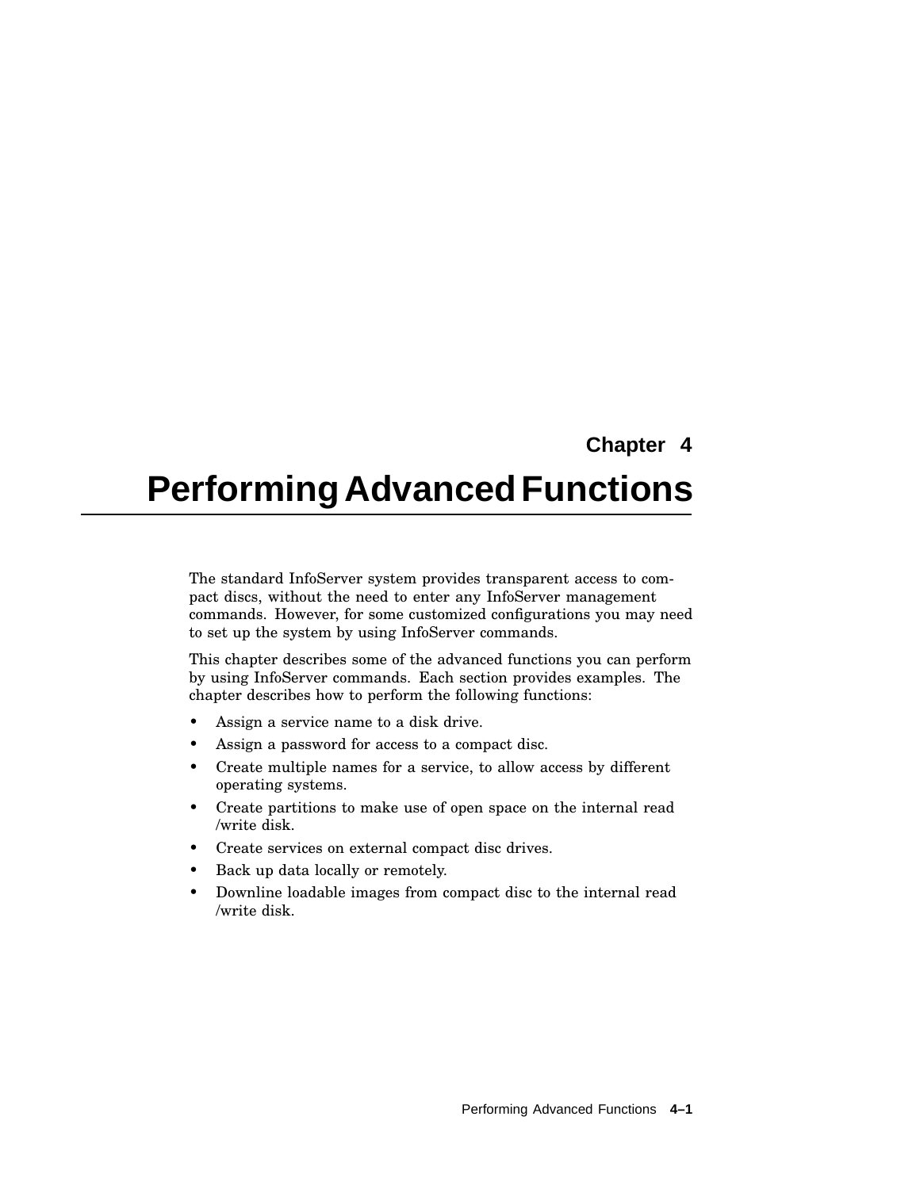# Chapter 4

# Performing Advanced Functions

The standard InfoServer system provides transparent access to compact discs, without the need to enter any InfoServer management commands. However, for some customized configurations you may need to set up the system by using InfoServer commands.

This chapter describes some of the advanced functions you can perform by using InfoServer commands. Each section provides examples. The chapter describes how to perform the following functions:

- Assign a service name to a disk drive.
- Assign a password for access to a compact disc.
- Create multiple names for a service, to allow access by different operating systems.
- Create partitions to make use of open space on the internal read /write disk.
- Create services on external compact disc drives.
- Back up data locally or remotely.
- Downline loadable images from compact disc to the internal read /write disk.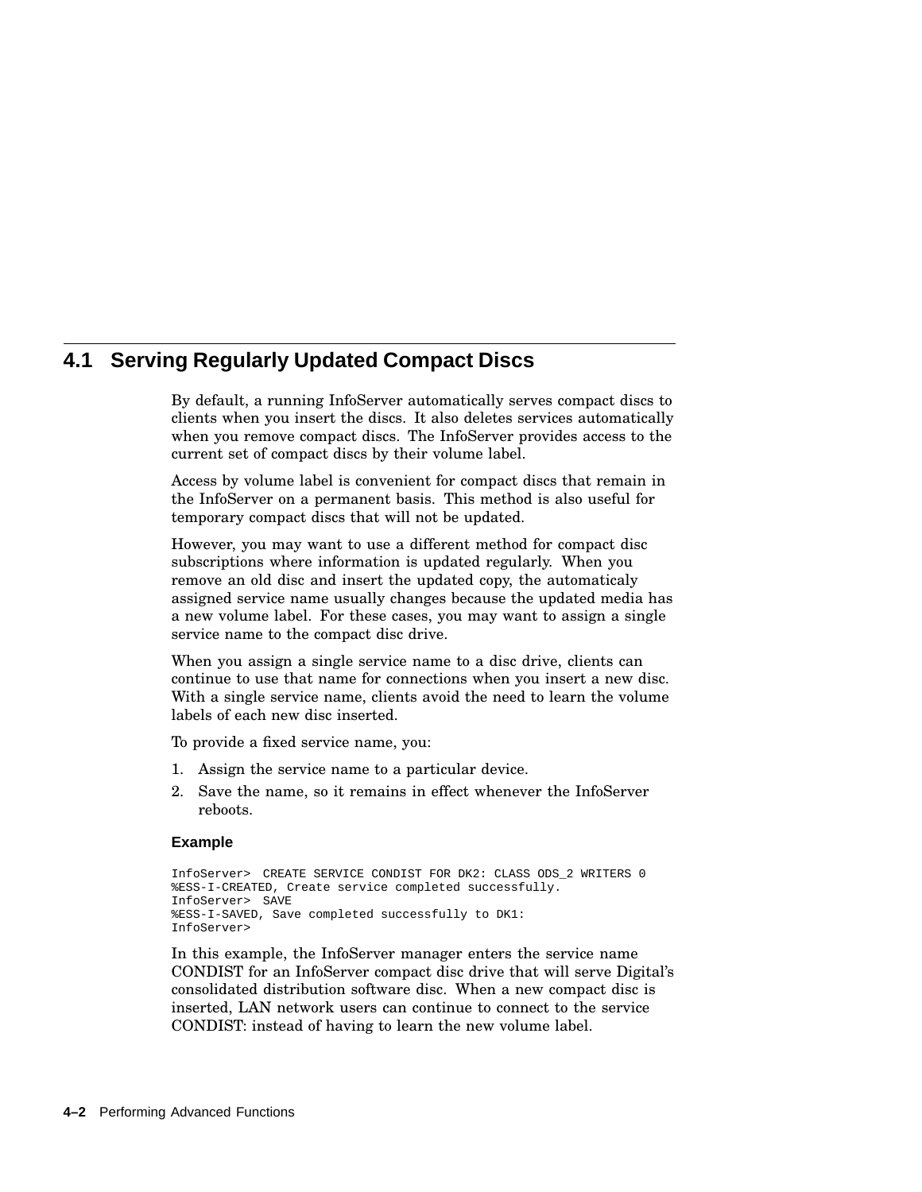## 4.1 Serving Regularly Updated Compact Discs

By default, a running InfoServer automatically serves compact discs to clients when you insert the discs. It also deletes services automatically when you remove compact discs. The InfoServer provides access to the current set of compact discs by their volume label.

Access by volume label is convenient for compact discs that remain in the InfoServer on a permanent basis. This method is also useful for temporary compact discs that will not be updated.

However, you may want to use a different method for compact disc subscriptions where information is updated regularly. When you remove an old disc and insert the updated copy, the automaticaly assigned service name usually changes because the updated media has a new volume label. For these cases, you may want to assign a single service name to the compact disc drive.

When you assign a single service name to a disc drive, clients can continue to use that name for connections when you insert a new disc. With a single service name, clients avoid the need to learn the volume labels of each new disc inserted.

To provide a fixed service name, you:

1. Assign the service name to a particular device.
2. Save the name, so it remains in effect whenever the InfoServer reboots.

#### Example

```
InfoServer>  CREATE SERVICE CONDIST FOR DK2: CLASS ODS_2 WRITERS 0
%ESS-I-CREATED, Create service completed successfully.
InfoServer>  SAVE
%ESS-I-SAVED, Save completed successfully to DK1:
InfoServer>
```

In this example, the InfoServer manager enters the service name CONDIST for an InfoServer compact disc drive that will serve Digital's consolidated distribution software disc. When a new compact disc is inserted, LAN network users can continue to connect to the service CONDIST: instead of having to learn the new volume label.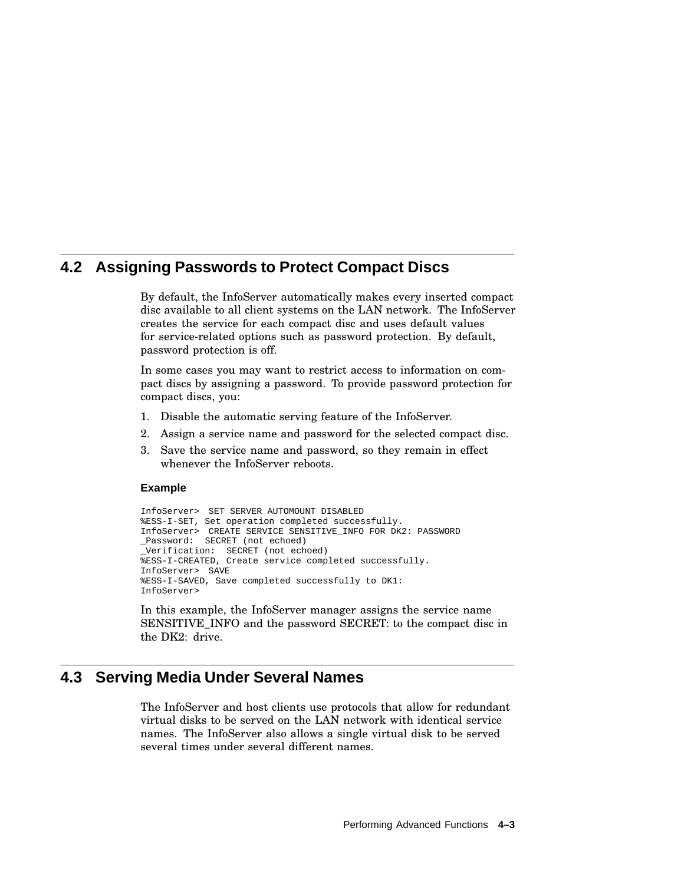## 4.2 Assigning Passwords to Protect Compact Discs

By default, the InfoServer automatically makes every inserted compact disc available to all client systems on the LAN network. The InfoServer creates the service for each compact disc and uses default values for service-related options such as password protection. By default, password protection is off.

In some cases you may want to restrict access to information on compact discs by assigning a password. To provide password protection for compact discs, you:

1. Disable the automatic serving feature of the InfoServer.
2. Assign a service name and password for the selected compact disc.
3. Save the service name and password, so they remain in effect whenever the InfoServer reboots.

**Example**

```
InfoServer>  SET SERVER AUTOMOUNT DISABLED
%ESS-I-SET, Set operation completed successfully.
InfoServer>  CREATE SERVICE SENSITIVE_INFO FOR DK2: PASSWORD
_Password:  SECRET (not echoed)
_Verification:  SECRET (not echoed)
%ESS-I-CREATED, Create service completed successfully.
InfoServer>  SAVE
%ESS-I-SAVED, Save completed successfully to DK1:
InfoServer>
```

In this example, the InfoServer manager assigns the service name SENSITIVE_INFO and the password SECRET: to the compact disc in the DK2: drive.

## 4.3 Serving Media Under Several Names

The InfoServer and host clients use protocols that allow for redundant virtual disks to be served on the LAN network with identical service names. The InfoServer also allows a single virtual disk to be served several times under several different names.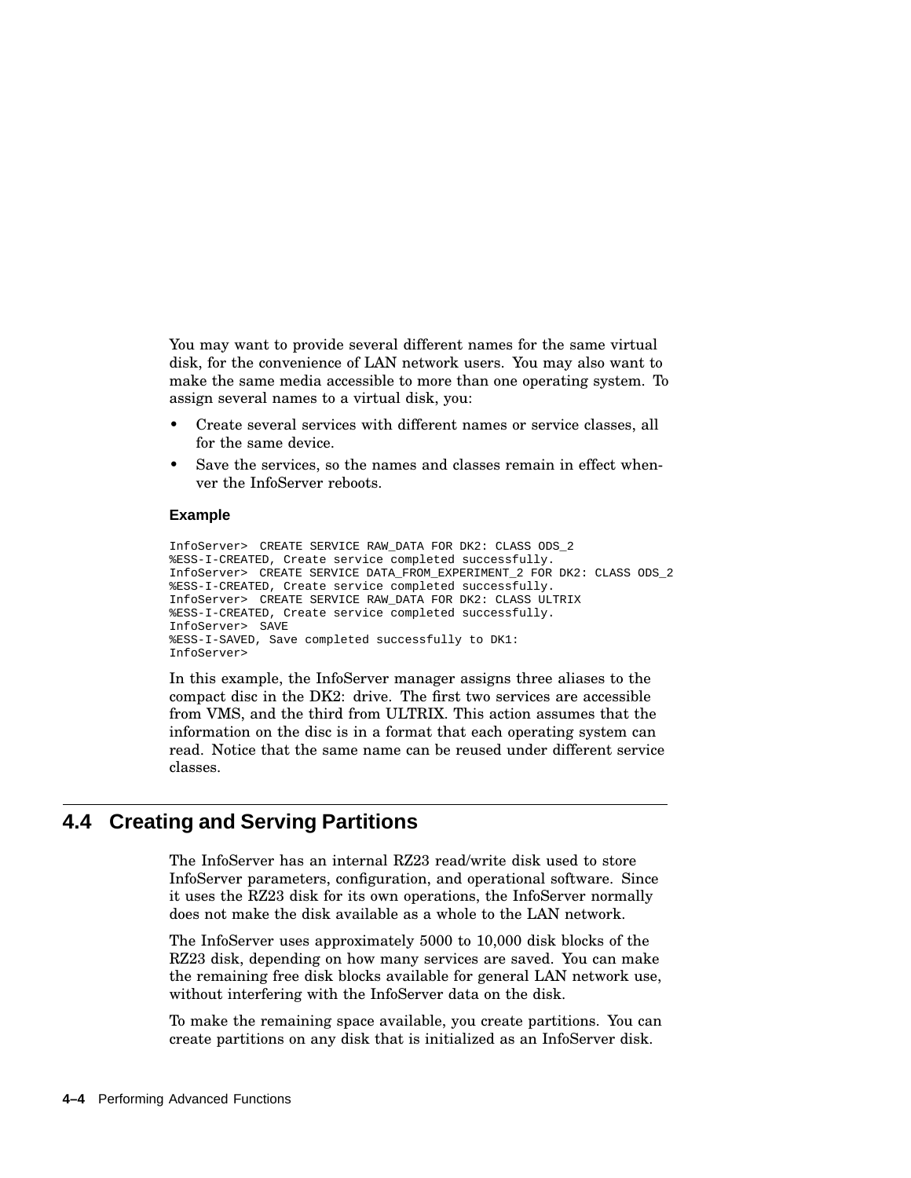You may want to provide several different names for the same virtual disk, for the convenience of LAN network users. You may also want to make the same media accessible to more than one operating system. To assign several names to a virtual disk, you:

- Create several services with different names or service classes, all for the same device.
- Save the services, so the names and classes remain in effect whenever the InfoServer reboots.

**Example**

```
InfoServer>  CREATE SERVICE RAW_DATA FOR DK2: CLASS ODS_2
%ESS-I-CREATED, Create service completed successfully.
InfoServer>  CREATE SERVICE DATA_FROM_EXPERIMENT_2 FOR DK2: CLASS ODS_2
%ESS-I-CREATED, Create service completed successfully.
InfoServer>  CREATE SERVICE RAW_DATA FOR DK2: CLASS ULTRIX
%ESS-I-CREATED, Create service completed successfully.
InfoServer>  SAVE
%ESS-I-SAVED, Save completed successfully to DK1:
InfoServer>
```

In this example, the InfoServer manager assigns three aliases to the compact disc in the DK2: drive. The first two services are accessible from VMS, and the third from ULTRIX. This action assumes that the information on the disc is in a format that each operating system can read. Notice that the same name can be reused under different service classes.

## 4.4 Creating and Serving Partitions

The InfoServer has an internal RZ23 read/write disk used to store InfoServer parameters, configuration, and operational software. Since it uses the RZ23 disk for its own operations, the InfoServer normally does not make the disk available as a whole to the LAN network.

The InfoServer uses approximately 5000 to 10,000 disk blocks of the RZ23 disk, depending on how many services are saved. You can make the remaining free disk blocks available for general LAN network use, without interfering with the InfoServer data on the disk.

To make the remaining space available, you create partitions. You can create partitions on any disk that is initialized as an InfoServer disk.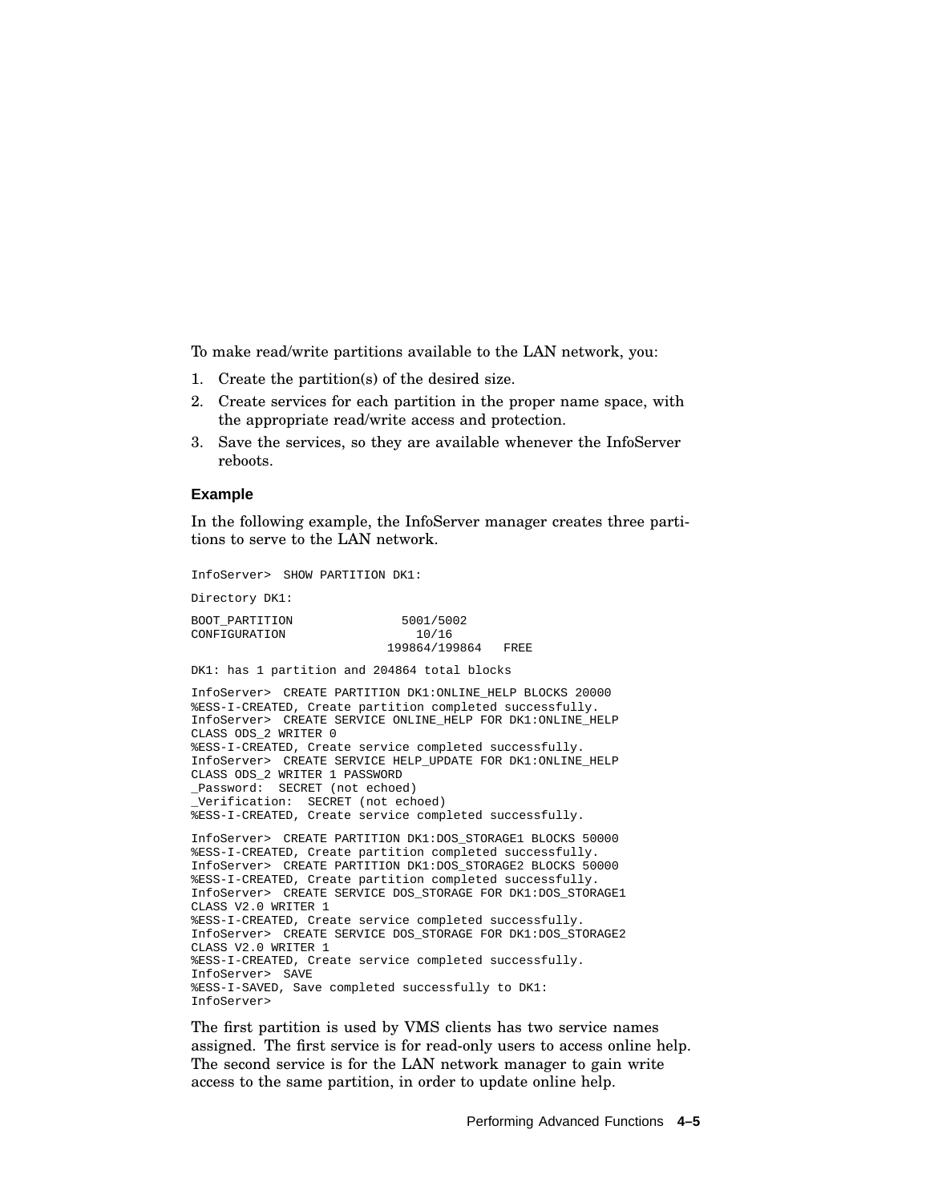To make read/write partitions available to the LAN network, you:

1. Create the partition(s) of the desired size.
2. Create services for each partition in the proper name space, with the appropriate read/write access and protection.
3. Save the services, so they are available whenever the InfoServer reboots.

### Example

In the following example, the InfoServer manager creates three partitions to serve to the LAN network.

```
InfoServer>  SHOW PARTITION DK1:

Directory DK1:

BOOT_PARTITION               5001/5002
CONFIGURATION                  10/16
                           199864/199864   FREE

DK1: has 1 partition and 204864 total blocks

InfoServer>  CREATE PARTITION DK1:ONLINE_HELP BLOCKS 20000
%ESS-I-CREATED, Create partition completed successfully.
InfoServer>  CREATE SERVICE ONLINE_HELP FOR DK1:ONLINE_HELP
CLASS ODS_2 WRITER 0
%ESS-I-CREATED, Create service completed successfully.
InfoServer>  CREATE SERVICE HELP_UPDATE FOR DK1:ONLINE_HELP
CLASS ODS_2 WRITER 1 PASSWORD
_Password:  SECRET (not echoed)
_Verification:  SECRET (not echoed)
%ESS-I-CREATED, Create service completed successfully.

InfoServer>  CREATE PARTITION DK1:DOS_STORAGE1 BLOCKS 50000
%ESS-I-CREATED, Create partition completed successfully.
InfoServer>  CREATE PARTITION DK1:DOS_STORAGE2 BLOCKS 50000
%ESS-I-CREATED, Create partition completed successfully.
InfoServer>  CREATE SERVICE DOS_STORAGE FOR DK1:DOS_STORAGE1
CLASS V2.0 WRITER 1
%ESS-I-CREATED, Create service completed successfully.
InfoServer>  CREATE SERVICE DOS_STORAGE FOR DK1:DOS_STORAGE2
CLASS V2.0 WRITER 1
%ESS-I-CREATED, Create service completed successfully.
InfoServer>  SAVE
%ESS-I-SAVED, Save completed successfully to DK1:
InfoServer>
```

The first partition is used by VMS clients has two service names assigned. The first service is for read-only users to access online help. The second service is for the LAN network manager to gain write access to the same partition, in order to update online help.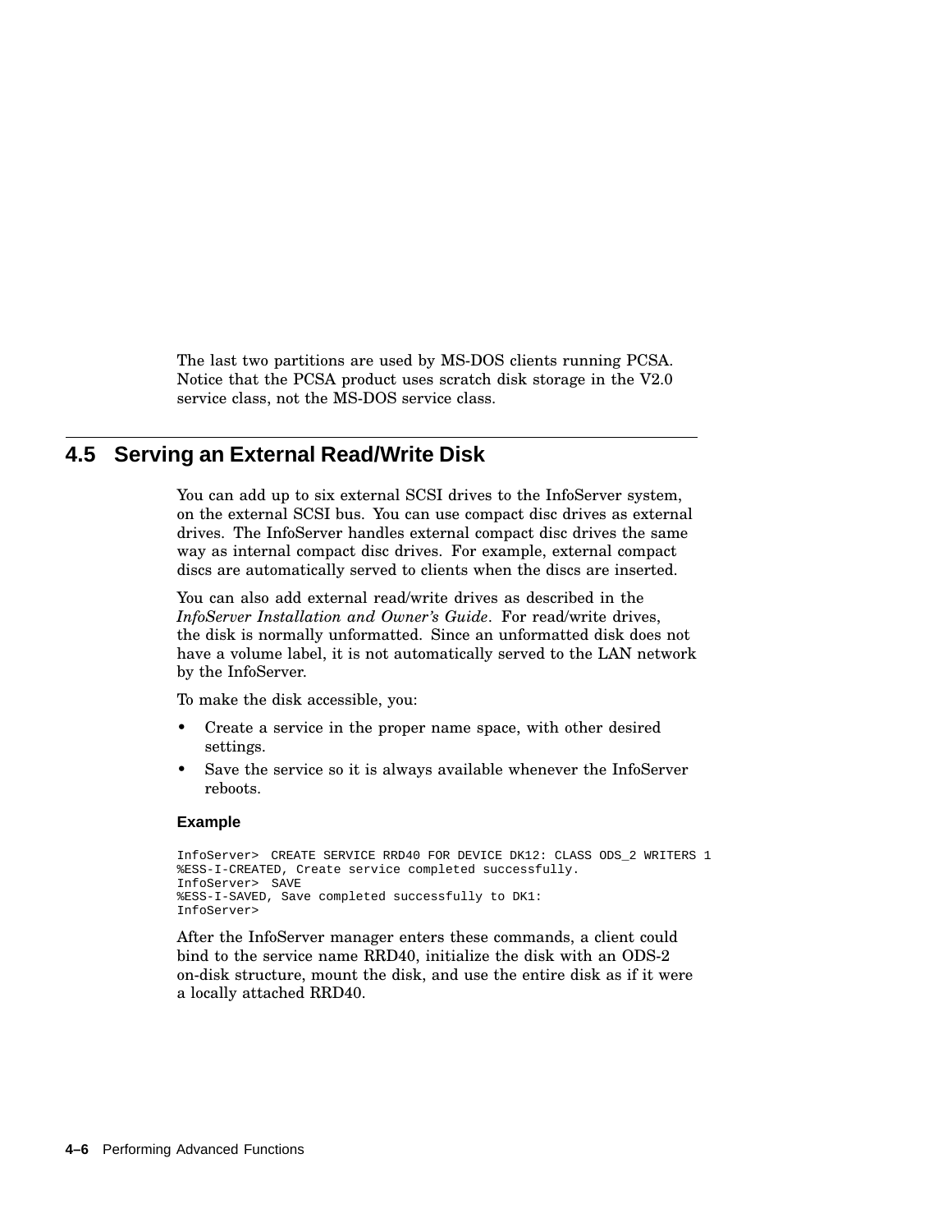The last two partitions are used by MS-DOS clients running PCSA. Notice that the PCSA product uses scratch disk storage in the V2.0 service class, not the MS-DOS service class.

## 4.5 Serving an External Read/Write Disk

You can add up to six external SCSI drives to the InfoServer system, on the external SCSI bus. You can use compact disc drives as external drives. The InfoServer handles external compact disc drives the same way as internal compact disc drives. For example, external compact discs are automatically served to clients when the discs are inserted.

You can also add external read/write drives as described in the *InfoServer Installation and Owner's Guide*. For read/write drives, the disk is normally unformatted. Since an unformatted disk does not have a volume label, it is not automatically served to the LAN network by the InfoServer.

To make the disk accessible, you:

- Create a service in the proper name space, with other desired settings.
- Save the service so it is always available whenever the InfoServer reboots.

#### Example

```
InfoServer>  CREATE SERVICE RRD40 FOR DEVICE DK12: CLASS ODS_2 WRITERS 1
%ESS-I-CREATED, Create service completed successfully.
InfoServer>  SAVE
%ESS-I-SAVED, Save completed successfully to DK1:
InfoServer>
```

After the InfoServer manager enters these commands, a client could bind to the service name RRD40, initialize the disk with an ODS-2 on-disk structure, mount the disk, and use the entire disk as if it were a locally attached RRD40.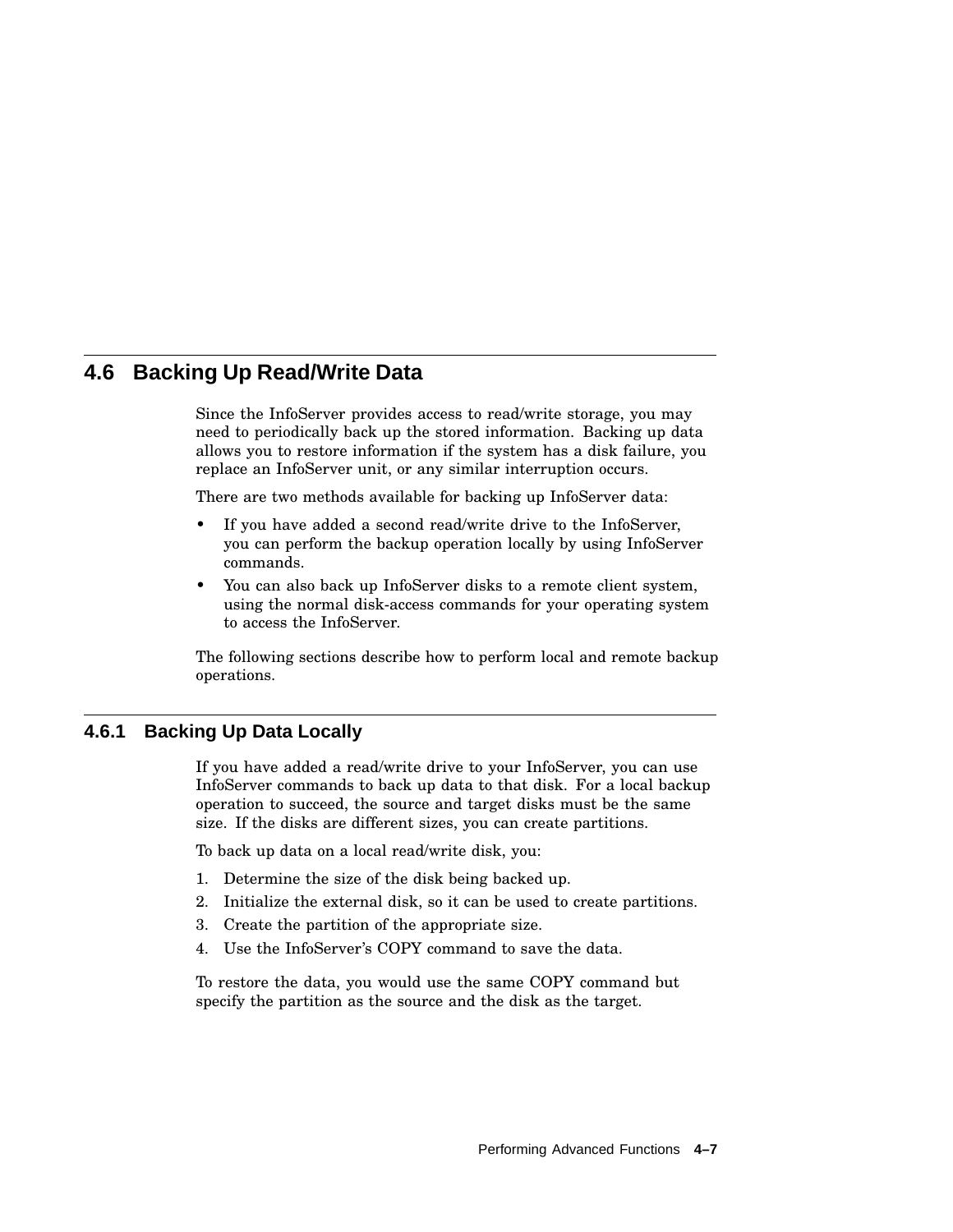## 4.6 Backing Up Read/Write Data

Since the InfoServer provides access to read/write storage, you may need to periodically back up the stored information. Backing up data allows you to restore information if the system has a disk failure, you replace an InfoServer unit, or any similar interruption occurs.

There are two methods available for backing up InfoServer data:

- If you have added a second read/write drive to the InfoServer, you can perform the backup operation locally by using InfoServer commands.
- You can also back up InfoServer disks to a remote client system, using the normal disk-access commands for your operating system to access the InfoServer.

The following sections describe how to perform local and remote backup operations.

### 4.6.1 Backing Up Data Locally

If you have added a read/write drive to your InfoServer, you can use InfoServer commands to back up data to that disk. For a local backup operation to succeed, the source and target disks must be the same size. If the disks are different sizes, you can create partitions.

To back up data on a local read/write disk, you:

1. Determine the size of the disk being backed up.
2. Initialize the external disk, so it can be used to create partitions.
3. Create the partition of the appropriate size.
4. Use the InfoServer's COPY command to save the data.

To restore the data, you would use the same COPY command but specify the partition as the source and the disk as the target.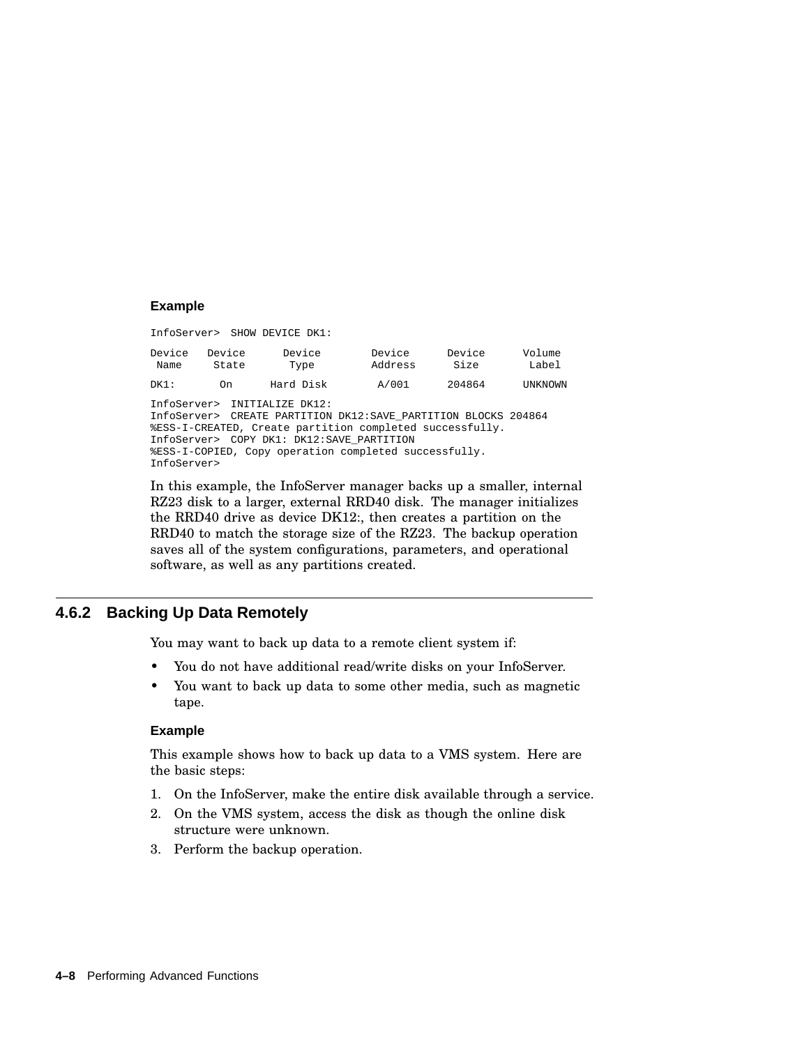**Example**

```
InfoServer>  SHOW DEVICE DK1:

Device   Device      Device        Device      Device      Volume
 Name     State       Type         Address      Size        Label

DK1:       On      Hard Disk        A/001      204864      UNKNOWN

InfoServer>  INITIALIZE DK12:
InfoServer>  CREATE PARTITION DK12:SAVE_PARTITION BLOCKS 204864
%ESS-I-CREATED, Create partition completed successfully.
InfoServer>  COPY DK1: DK12:SAVE_PARTITION
%ESS-I-COPIED, Copy operation completed successfully.
InfoServer>
```

In this example, the InfoServer manager backs up a smaller, internal RZ23 disk to a larger, external RRD40 disk. The manager initializes the RRD40 drive as device DK12:, then creates a partition on the RRD40 to match the storage size of the RZ23. The backup operation saves all of the system configurations, parameters, and operational software, as well as any partitions created.

### 4.6.2 Backing Up Data Remotely

You may want to back up data to a remote client system if:

- You do not have additional read/write disks on your InfoServer.
- You want to back up data to some other media, such as magnetic tape.

**Example**

This example shows how to back up data to a VMS system. Here are the basic steps:

1. On the InfoServer, make the entire disk available through a service.
2. On the VMS system, access the disk as though the online disk structure were unknown.
3. Perform the backup operation.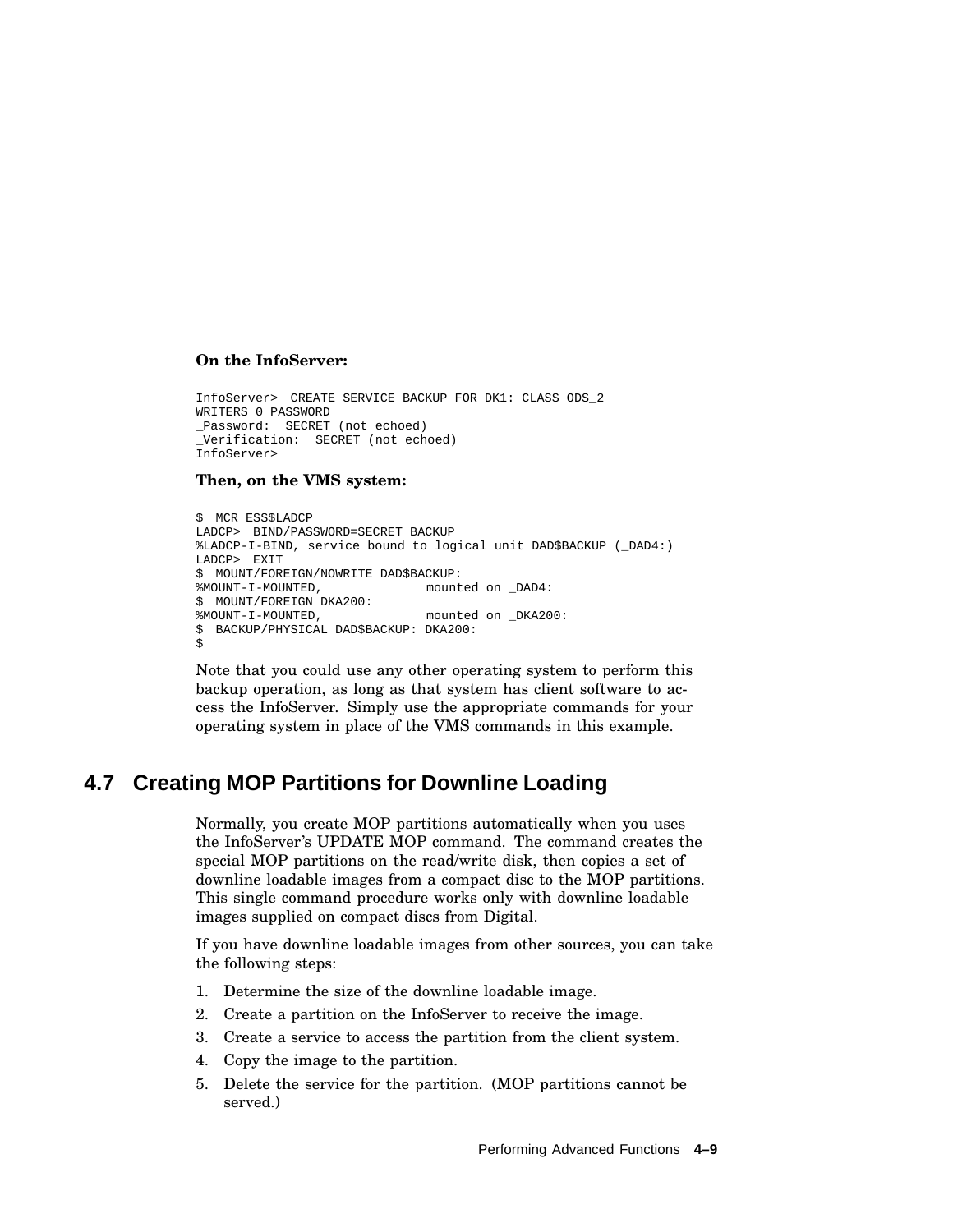**On the InfoServer:**

```
InfoServer>  CREATE SERVICE BACKUP FOR DK1: CLASS ODS_2
WRITERS 0 PASSWORD
_Password:  SECRET (not echoed)
_Verification:  SECRET (not echoed)
InfoServer>
```

**Then, on the VMS system:**

```
$  MCR ESS$LADCP
LADCP>  BIND/PASSWORD=SECRET BACKUP
%LADCP-I-BIND, service bound to logical unit DAD$BACKUP (_DAD4:)
LADCP>  EXIT
$  MOUNT/FOREIGN/NOWRITE DAD$BACKUP:
%MOUNT-I-MOUNTED,             mounted on _DAD4:
$  MOUNT/FOREIGN DKA200:
%MOUNT-I-MOUNTED,             mounted on _DKA200:
$  BACKUP/PHYSICAL DAD$BACKUP: DKA200:
$
```

Note that you could use any other operating system to perform this backup operation, as long as that system has client software to access the InfoServer. Simply use the appropriate commands for your operating system in place of the VMS commands in this example.

## 4.7 Creating MOP Partitions for Downline Loading

Normally, you create MOP partitions automatically when you uses the InfoServer's UPDATE MOP command. The command creates the special MOP partitions on the read/write disk, then copies a set of downline loadable images from a compact disc to the MOP partitions. This single command procedure works only with downline loadable images supplied on compact discs from Digital.

If you have downline loadable images from other sources, you can take the following steps:

1. Determine the size of the downline loadable image.
2. Create a partition on the InfoServer to receive the image.
3. Create a service to access the partition from the client system.
4. Copy the image to the partition.
5. Delete the service for the partition. (MOP partitions cannot be served.)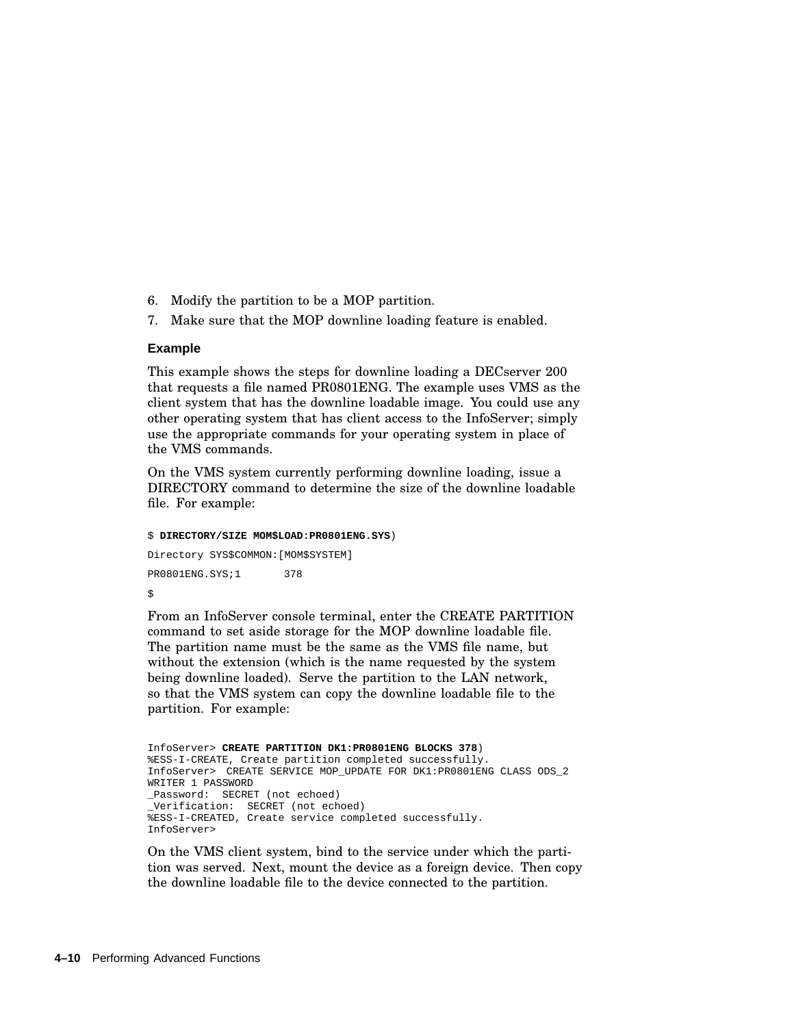6. Modify the partition to be a MOP partition.
7. Make sure that the MOP downline loading feature is enabled.

### Example

This example shows the steps for downline loading a DECserver 200 that requests a file named PR0801ENG. The example uses VMS as the client system that has the downline loadable image. You could use any other operating system that has client access to the InfoServer; simply use the appropriate commands for your operating system in place of the VMS commands.

On the VMS system currently performing downline loading, issue a DIRECTORY command to determine the size of the downline loadable file. For example:

```
$ DIRECTORY/SIZE MOM$LOAD:PR0801ENG.SYS)
Directory SYS$COMMON:[MOM$SYSTEM]
PR0801ENG.SYS;1       378
$
```

From an InfoServer console terminal, enter the CREATE PARTITION command to set aside storage for the MOP downline loadable file. The partition name must be the same as the VMS file name, but without the extension (which is the name requested by the system being downline loaded). Serve the partition to the LAN network, so that the VMS system can copy the downline loadable file to the partition. For example:

```
InfoServer> CREATE PARTITION DK1:PR0801ENG BLOCKS 378)
%ESS-I-CREATE, Create partition completed successfully.
InfoServer>  CREATE SERVICE MOP_UPDATE FOR DK1:PR0801ENG CLASS ODS_2
WRITER 1 PASSWORD
_Password:  SECRET (not echoed)
_Verification:  SECRET (not echoed)
%ESS-I-CREATED, Create service completed successfully.
InfoServer>
```

On the VMS client system, bind to the service under which the partition was served. Next, mount the device as a foreign device. Then copy the downline loadable file to the device connected to the partition.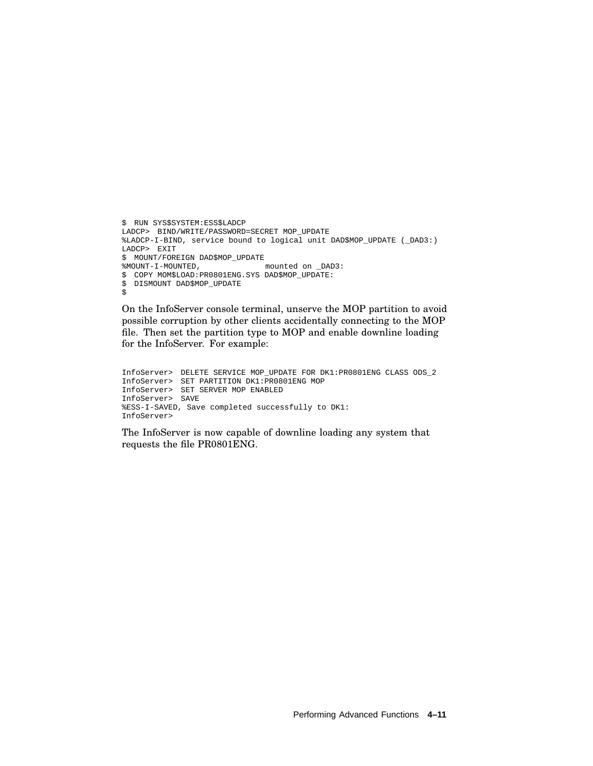```
$  RUN SYS$SYSTEM:ESS$LADCP
LADCP>  BIND/WRITE/PASSWORD=SECRET MOP_UPDATE
%LADCP-I-BIND, service bound to logical unit DAD$MOP_UPDATE (_DAD3:)
LADCP>  EXIT
$  MOUNT/FOREIGN DAD$MOP_UPDATE
%MOUNT-I-MOUNTED,              mounted on _DAD3:
$  COPY MOM$LOAD:PR0801ENG.SYS DAD$MOP_UPDATE:
$  DISMOUNT DAD$MOP_UPDATE
$
```

On the InfoServer console terminal, unserve the MOP partition to avoid possible corruption by other clients accidentally connecting to the MOP file. Then set the partition type to MOP and enable downline loading for the InfoServer. For example:

```
InfoServer>  DELETE SERVICE MOP_UPDATE FOR DK1:PR0801ENG CLASS ODS_2
InfoServer>  SET PARTITION DK1:PR0801ENG MOP
InfoServer>  SET SERVER MOP ENABLED
InfoServer>  SAVE
%ESS-I-SAVED, Save completed successfully to DK1:
InfoServer>
```

The InfoServer is now capable of downline loading any system that requests the file PR0801ENG.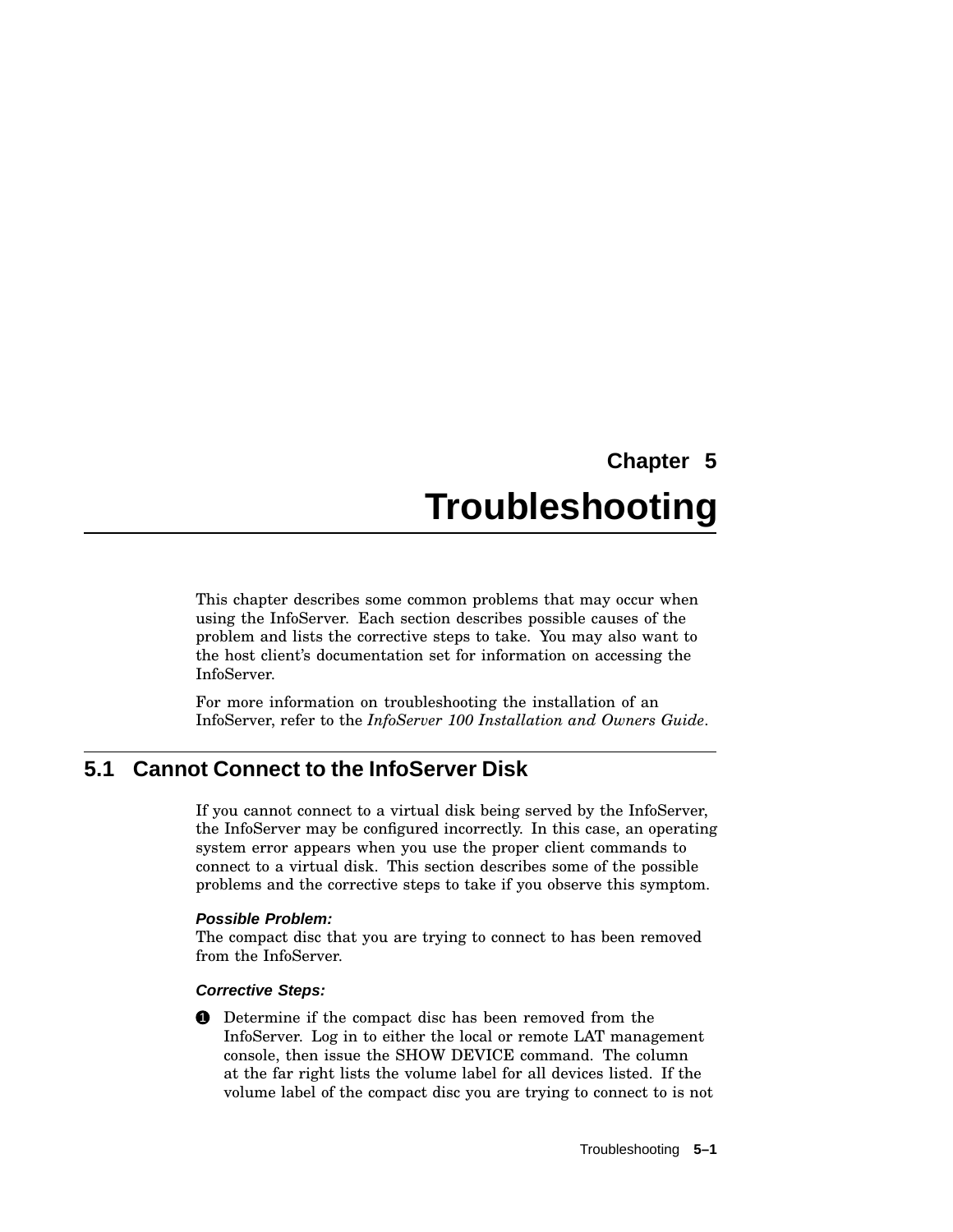# Chapter 5

# Troubleshooting

This chapter describes some common problems that may occur when using the InfoServer. Each section describes possible causes of the problem and lists the corrective steps to take. You may also want to the host client's documentation set for information on accessing the InfoServer.

For more information on troubleshooting the installation of an InfoServer, refer to the *InfoServer 100 Installation and Owners Guide*.

## 5.1 Cannot Connect to the InfoServer Disk

If you cannot connect to a virtual disk being served by the InfoServer, the InfoServer may be configured incorrectly. In this case, an operating system error appears when you use the proper client commands to connect to a virtual disk. This section describes some of the possible problems and the corrective steps to take if you observe this symptom.

***Possible Problem:***
The compact disc that you are trying to connect to has been removed from the InfoServer.

***Corrective Steps:***

1. Determine if the compact disc has been removed from the InfoServer. Log in to either the local or remote LAT management console, then issue the SHOW DEVICE command. The column at the far right lists the volume label for all devices listed. If the volume label of the compact disc you are trying to connect to is not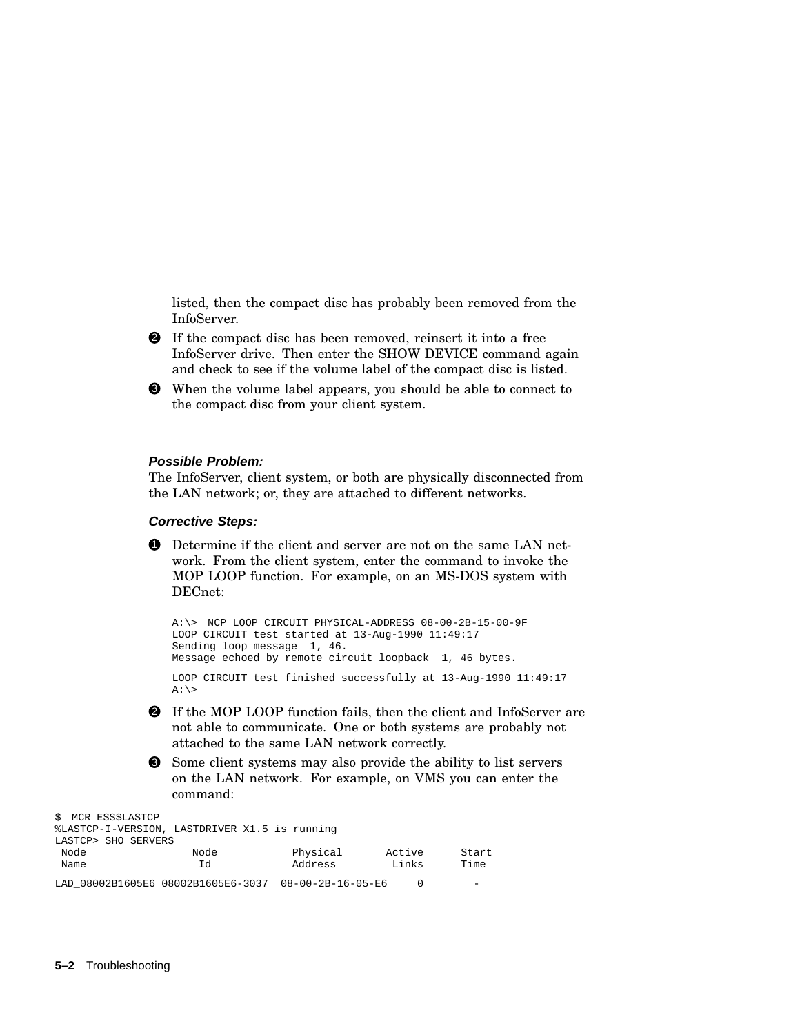listed, then the compact disc has probably been removed from the InfoServer.

❷ If the compact disc has been removed, reinsert it into a free InfoServer drive. Then enter the SHOW DEVICE command again and check to see if the volume label of the compact disc is listed.

❸ When the volume label appears, you should be able to connect to the compact disc from your client system.

***Possible Problem:***

The InfoServer, client system, or both are physically disconnected from the LAN network; or, they are attached to different networks.

***Corrective Steps:***

❶ Determine if the client and server are not on the same LAN network. From the client system, enter the command to invoke the MOP LOOP function. For example, on an MS-DOS system with DECnet:

```
A:\>  NCP LOOP CIRCUIT PHYSICAL-ADDRESS 08-00-2B-15-00-9F
LOOP CIRCUIT test started at 13-Aug-1990 11:49:17
Sending loop message  1, 46.
Message echoed by remote circuit loopback  1, 46 bytes.

LOOP CIRCUIT test finished successfully at 13-Aug-1990 11:49:17
A:\>
```

❷ If the MOP LOOP function fails, then the client and InfoServer are not able to communicate. One or both systems are probably not attached to the same LAN network correctly.

❸ Some client systems may also provide the ability to list servers on the LAN network. For example, on VMS you can enter the command:

```
$  MCR ESS$LASTCP
%LASTCP-I-VERSION, LASTDRIVER X1.5 is running
LASTCP> SHO SERVERS
 Node               Node            Physical       Active      Start
 Name                Id             Address         Links      Time

LAD_08002B1605E6 08002B1605E6-3037  08-00-2B-16-05-E6     0        -
```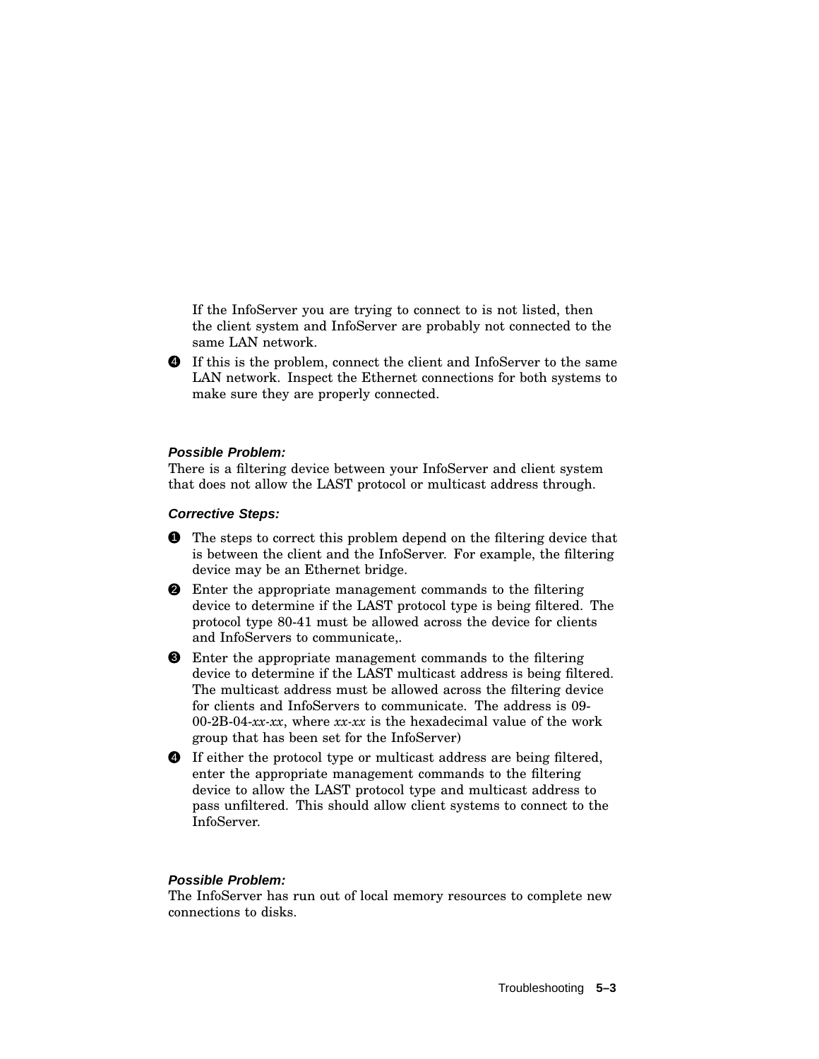If the InfoServer you are trying to connect to is not listed, then the client system and InfoServer are probably not connected to the same LAN network.

4. If this is the problem, connect the client and InfoServer to the same LAN network. Inspect the Ethernet connections for both systems to make sure they are properly connected.

***Possible Problem:***

There is a filtering device between your InfoServer and client system that does not allow the LAST protocol or multicast address through.

***Corrective Steps:***

1. The steps to correct this problem depend on the filtering device that is between the client and the InfoServer. For example, the filtering device may be an Ethernet bridge.
2. Enter the appropriate management commands to the filtering device to determine if the LAST protocol type is being filtered. The protocol type 80-41 must be allowed across the device for clients and InfoServers to communicate,.
3. Enter the appropriate management commands to the filtering device to determine if the LAST multicast address is being filtered. The multicast address must be allowed across the filtering device for clients and InfoServers to communicate. The address is 09-00-2B-04-*xx-xx*, where *xx-xx* is the hexadecimal value of the work group that has been set for the InfoServer)
4. If either the protocol type or multicast address are being filtered, enter the appropriate management commands to the filtering device to allow the LAST protocol type and multicast address to pass unfiltered. This should allow client systems to connect to the InfoServer.

***Possible Problem:***

The InfoServer has run out of local memory resources to complete new connections to disks.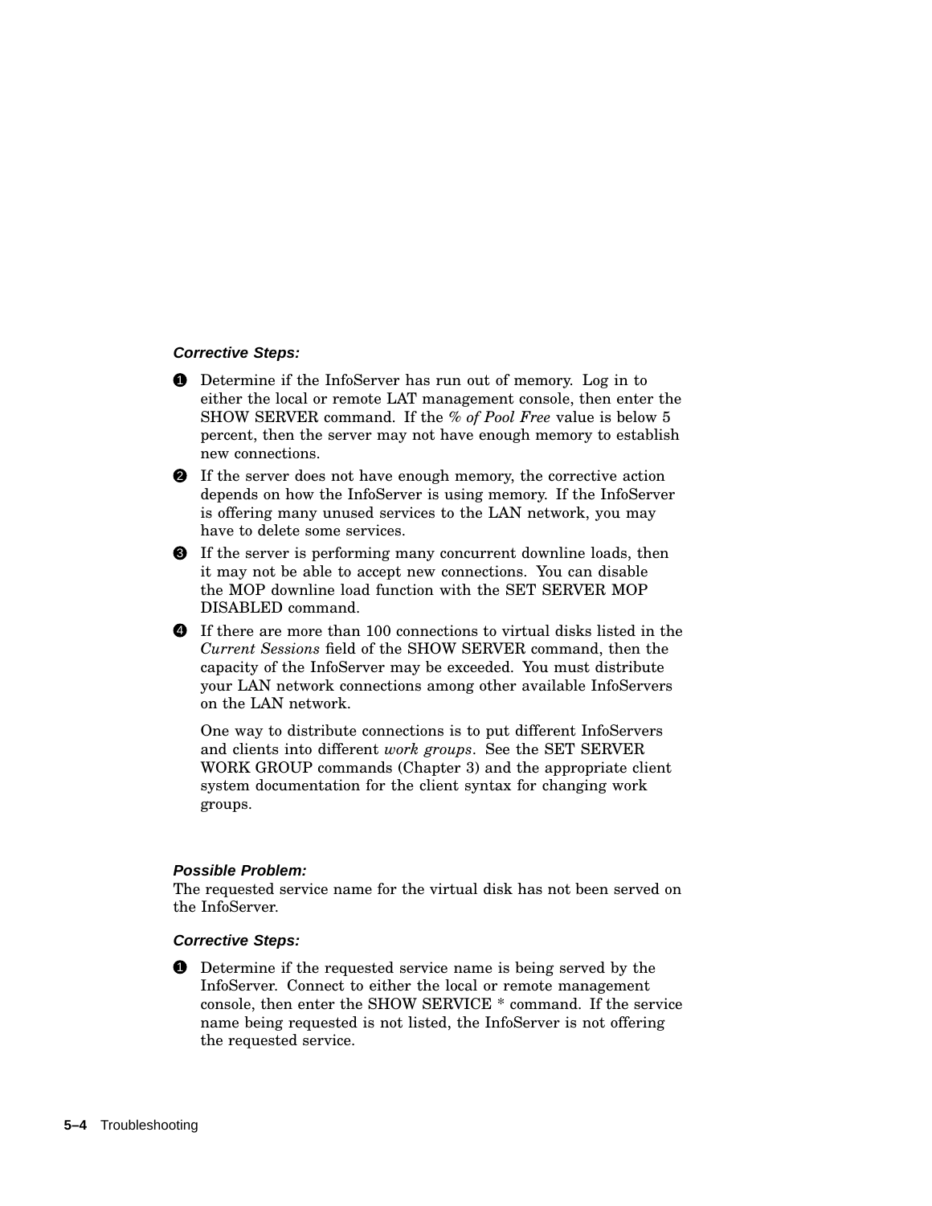***Corrective Steps:***

1. Determine if the InfoServer has run out of memory. Log in to either the local or remote LAT management console, then enter the SHOW SERVER command. If the *% of Pool Free* value is below 5 percent, then the server may not have enough memory to establish new connections.
2. If the server does not have enough memory, the corrective action depends on how the InfoServer is using memory. If the InfoServer is offering many unused services to the LAN network, you may have to delete some services.
3. If the server is performing many concurrent downline loads, then it may not be able to accept new connections. You can disable the MOP downline load function with the SET SERVER MOP DISABLED command.
4. If there are more than 100 connections to virtual disks listed in the *Current Sessions* field of the SHOW SERVER command, then the capacity of the InfoServer may be exceeded. You must distribute your LAN network connections among other available InfoServers on the LAN network.

   One way to distribute connections is to put different InfoServers and clients into different *work groups*. See the SET SERVER WORK GROUP commands (Chapter 3) and the appropriate client system documentation for the client syntax for changing work groups.

***Possible Problem:***
The requested service name for the virtual disk has not been served on the InfoServer.

***Corrective Steps:***

1. Determine if the requested service name is being served by the InfoServer. Connect to either the local or remote management console, then enter the SHOW SERVICE * command. If the service name being requested is not listed, the InfoServer is not offering the requested service.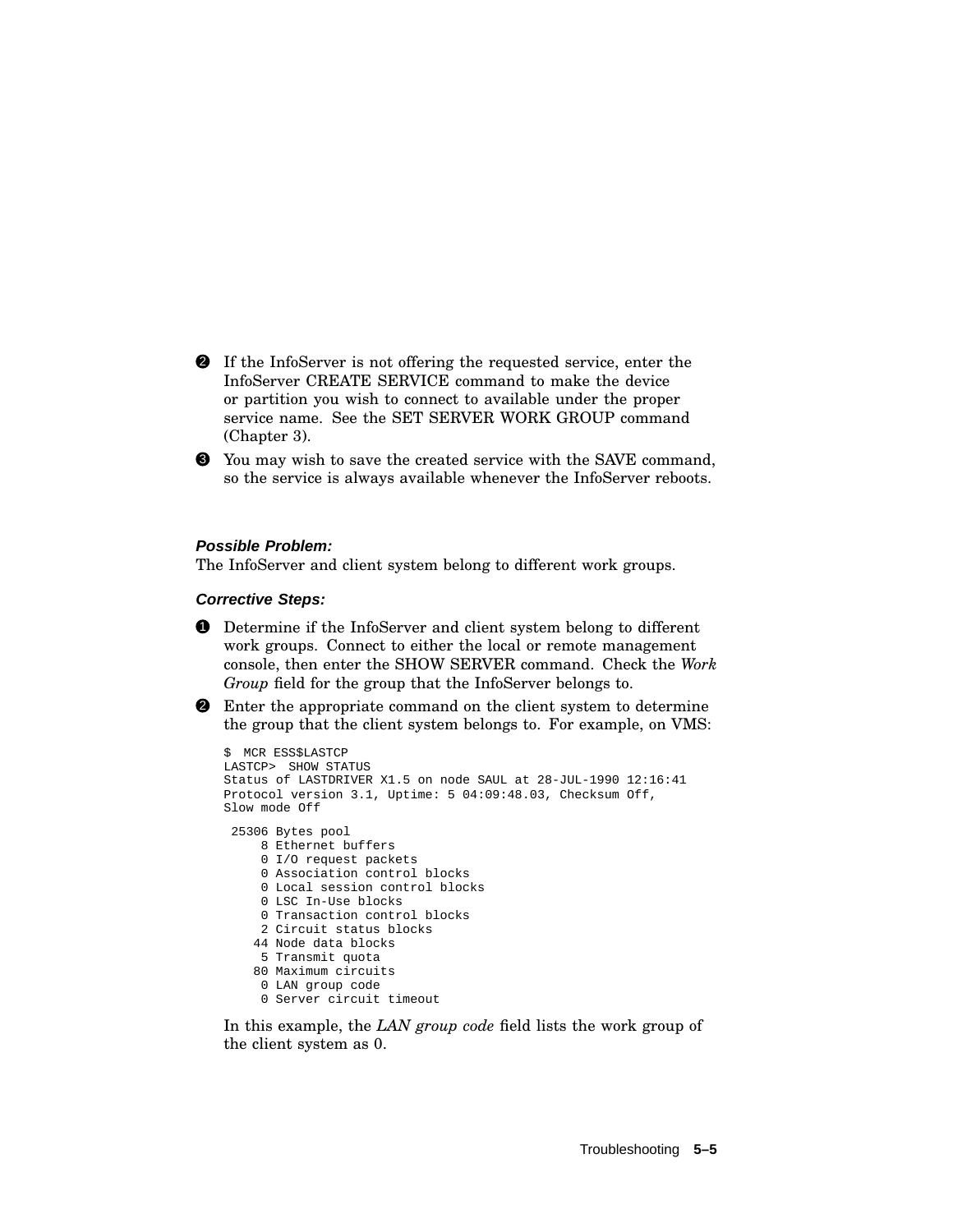2. If the InfoServer is not offering the requested service, enter the InfoServer CREATE SERVICE command to make the device or partition you wish to connect to available under the proper service name. See the SET SERVER WORK GROUP command (Chapter 3).
3. You may wish to save the created service with the SAVE command, so the service is always available whenever the InfoServer reboots.

***Possible Problem:***

The InfoServer and client system belong to different work groups.

***Corrective Steps:***

1. Determine if the InfoServer and client system belong to different work groups. Connect to either the local or remote management console, then enter the SHOW SERVER command. Check the *Work Group* field for the group that the InfoServer belongs to.
2. Enter the appropriate command on the client system to determine the group that the client system belongs to. For example, on VMS:

```
$  MCR ESS$LASTCP
LASTCP>  SHOW STATUS
Status of LASTDRIVER X1.5 on node SAUL at 28-JUL-1990 12:16:41
Protocol version 3.1, Uptime: 5 04:09:48.03, Checksum Off,
Slow mode Off

 25306 Bytes pool
     8 Ethernet buffers
     0 I/O request packets
     0 Association control blocks
     0 Local session control blocks
     0 LSC In-Use blocks
     0 Transaction control blocks
     2 Circuit status blocks
    44 Node data blocks
     5 Transmit quota
    80 Maximum circuits
     0 LAN group code
     0 Server circuit timeout
```

   In this example, the *LAN group code* field lists the work group of the client system as 0.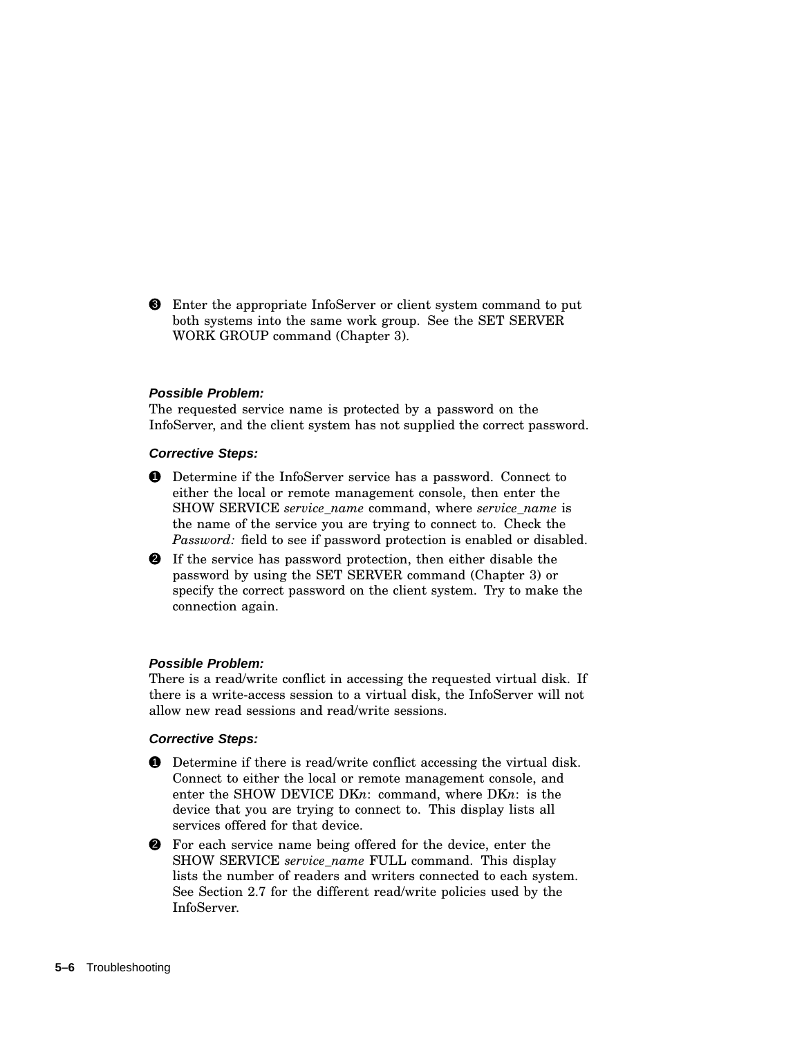3. Enter the appropriate InfoServer or client system command to put both systems into the same work group. See the SET SERVER WORK GROUP command (Chapter 3).

***Possible Problem:***
The requested service name is protected by a password on the InfoServer, and the client system has not supplied the correct password.

***Corrective Steps:***

1. Determine if the InfoServer service has a password. Connect to either the local or remote management console, then enter the SHOW SERVICE *service_name* command, where *service_name* is the name of the service you are trying to connect to. Check the *Password:* field to see if password protection is enabled or disabled.
2. If the service has password protection, then either disable the password by using the SET SERVER command (Chapter 3) or specify the correct password on the client system. Try to make the connection again.

***Possible Problem:***
There is a read/write conflict in accessing the requested virtual disk. If there is a write-access session to a virtual disk, the InfoServer will not allow new read sessions and read/write sessions.

***Corrective Steps:***

1. Determine if there is read/write conflict accessing the virtual disk. Connect to either the local or remote management console, and enter the SHOW DEVICE DK*n*: command, where DK*n*: is the device that you are trying to connect to. This display lists all services offered for that device.
2. For each service name being offered for the device, enter the SHOW SERVICE *service_name* FULL command. This display lists the number of readers and writers connected to each system. See Section 2.7 for the different read/write policies used by the InfoServer.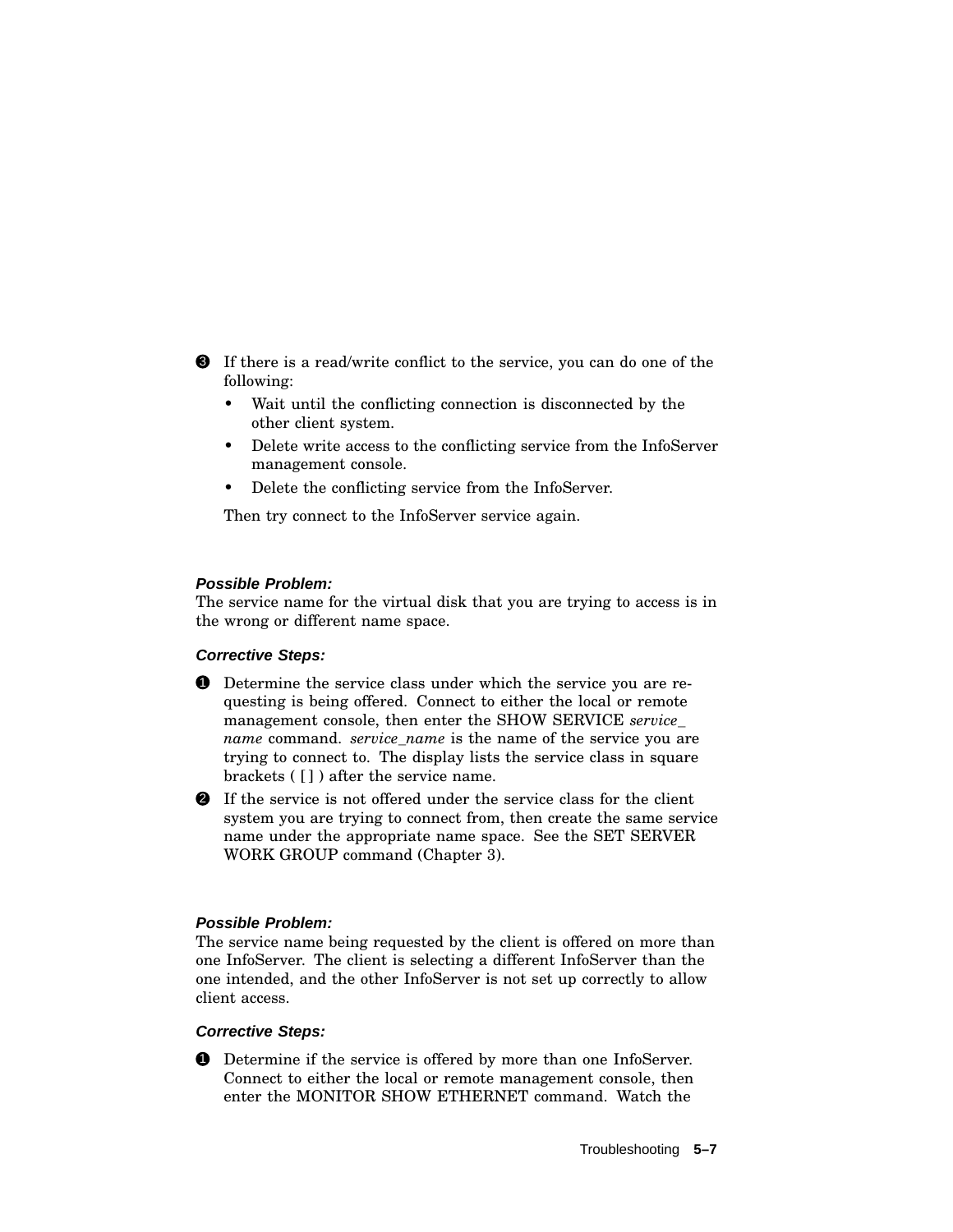3. If there is a read/write conflict to the service, you can do one of the following:
   - Wait until the conflicting connection is disconnected by the other client system.
   - Delete write access to the conflicting service from the InfoServer management console.
   - Delete the conflicting service from the InfoServer.

   Then try connect to the InfoServer service again.

***Possible Problem:***
The service name for the virtual disk that you are trying to access is in the wrong or different name space.

***Corrective Steps:***

1. Determine the service class under which the service you are requesting is being offered. Connect to either the local or remote management console, then enter the SHOW SERVICE *service_name* command. *service_name* is the name of the service you are trying to connect to. The display lists the service class in square brackets ( [ ] ) after the service name.
2. If the service is not offered under the service class for the client system you are trying to connect from, then create the same service name under the appropriate name space. See the SET SERVER WORK GROUP command (Chapter 3).

***Possible Problem:***
The service name being requested by the client is offered on more than one InfoServer. The client is selecting a different InfoServer than the one intended, and the other InfoServer is not set up correctly to allow client access.

***Corrective Steps:***

1. Determine if the service is offered by more than one InfoServer. Connect to either the local or remote management console, then enter the MONITOR SHOW ETHERNET command. Watch the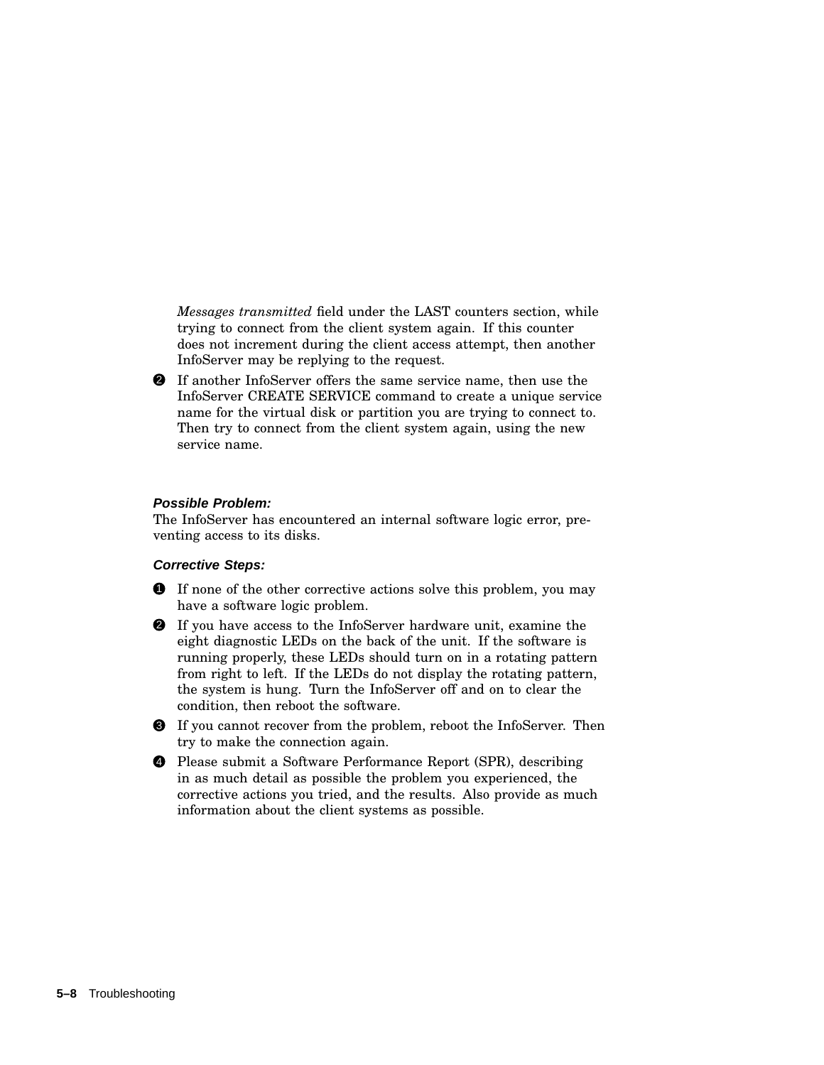*Messages transmitted* field under the LAST counters section, while trying to connect from the client system again. If this counter does not increment during the client access attempt, then another InfoServer may be replying to the request.

2. If another InfoServer offers the same service name, then use the InfoServer CREATE SERVICE command to create a unique service name for the virtual disk or partition you are trying to connect to. Then try to connect from the client system again, using the new service name.

***Possible Problem:***

The InfoServer has encountered an internal software logic error, preventing access to its disks.

***Corrective Steps:***

1. If none of the other corrective actions solve this problem, you may have a software logic problem.
2. If you have access to the InfoServer hardware unit, examine the eight diagnostic LEDs on the back of the unit. If the software is running properly, these LEDs should turn on in a rotating pattern from right to left. If the LEDs do not display the rotating pattern, the system is hung. Turn the InfoServer off and on to clear the condition, then reboot the software.
3. If you cannot recover from the problem, reboot the InfoServer. Then try to make the connection again.
4. Please submit a Software Performance Report (SPR), describing in as much detail as possible the problem you experienced, the corrective actions you tried, and the results. Also provide as much information about the client systems as possible.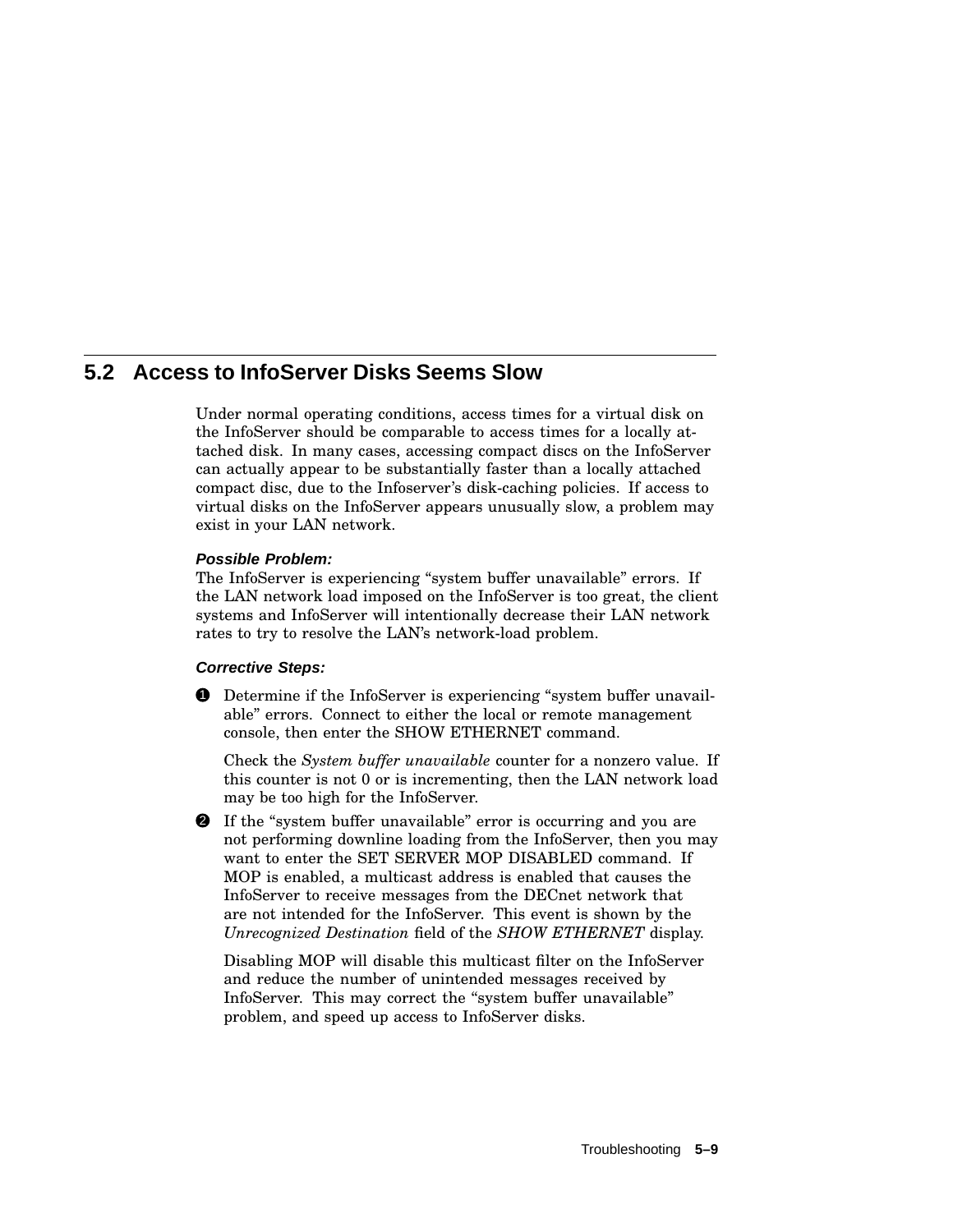## 5.2 Access to InfoServer Disks Seems Slow

Under normal operating conditions, access times for a virtual disk on the InfoServer should be comparable to access times for a locally attached disk. In many cases, accessing compact discs on the InfoServer can actually appear to be substantially faster than a locally attached compact disc, due to the Infoserver's disk-caching policies. If access to virtual disks on the InfoServer appears unusually slow, a problem may exist in your LAN network.

***Possible Problem:***

The InfoServer is experiencing "system buffer unavailable" errors. If the LAN network load imposed on the InfoServer is too great, the client systems and InfoServer will intentionally decrease their LAN network rates to try to resolve the LAN's network-load problem.

***Corrective Steps:***

1. Determine if the InfoServer is experiencing "system buffer unavailable" errors. Connect to either the local or remote management console, then enter the SHOW ETHERNET command.

   Check the *System buffer unavailable* counter for a nonzero value. If this counter is not 0 or is incrementing, then the LAN network load may be too high for the InfoServer.

2. If the "system buffer unavailable" error is occurring and you are not performing downline loading from the InfoServer, then you may want to enter the SET SERVER MOP DISABLED command. If MOP is enabled, a multicast address is enabled that causes the InfoServer to receive messages from the DECnet network that are not intended for the InfoServer. This event is shown by the *Unrecognized Destination* field of the *SHOW ETHERNET* display.

   Disabling MOP will disable this multicast filter on the InfoServer and reduce the number of unintended messages received by InfoServer. This may correct the "system buffer unavailable" problem, and speed up access to InfoServer disks.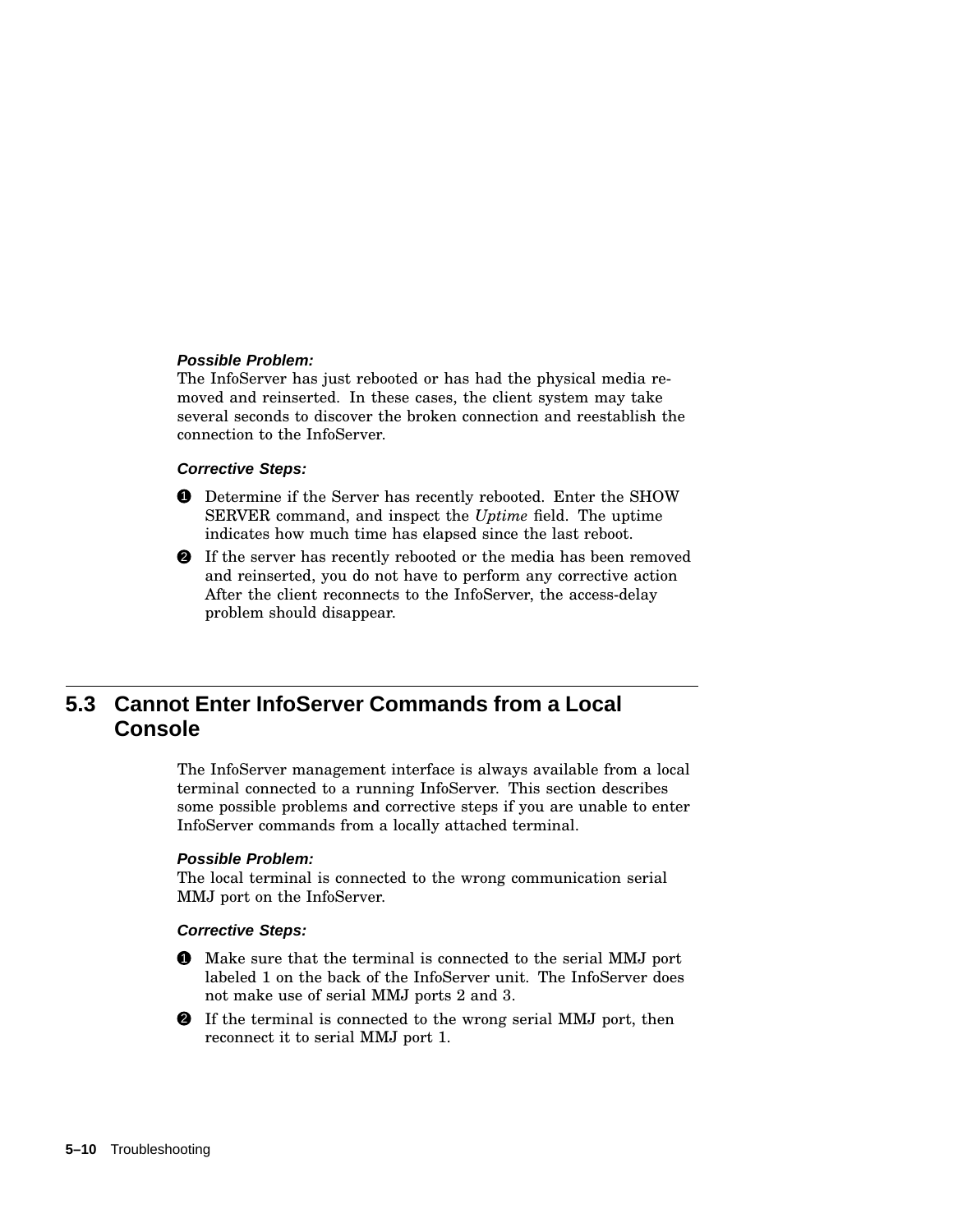**Possible Problem:**

The InfoServer has just rebooted or has had the physical media removed and reinserted. In these cases, the client system may take several seconds to discover the broken connection and reestablish the connection to the InfoServer.

**Corrective Steps:**

1. Determine if the Server has recently rebooted. Enter the SHOW SERVER command, and inspect the *Uptime* field. The uptime indicates how much time has elapsed since the last reboot.
2. If the server has recently rebooted or the media has been removed and reinserted, you do not have to perform any corrective action After the client reconnects to the InfoServer, the access-delay problem should disappear.

## 5.3 Cannot Enter InfoServer Commands from a Local Console

The InfoServer management interface is always available from a local terminal connected to a running InfoServer. This section describes some possible problems and corrective steps if you are unable to enter InfoServer commands from a locally attached terminal.

**Possible Problem:**

The local terminal is connected to the wrong communication serial MMJ port on the InfoServer.

**Corrective Steps:**

1. Make sure that the terminal is connected to the serial MMJ port labeled 1 on the back of the InfoServer unit. The InfoServer does not make use of serial MMJ ports 2 and 3.
2. If the terminal is connected to the wrong serial MMJ port, then reconnect it to serial MMJ port 1.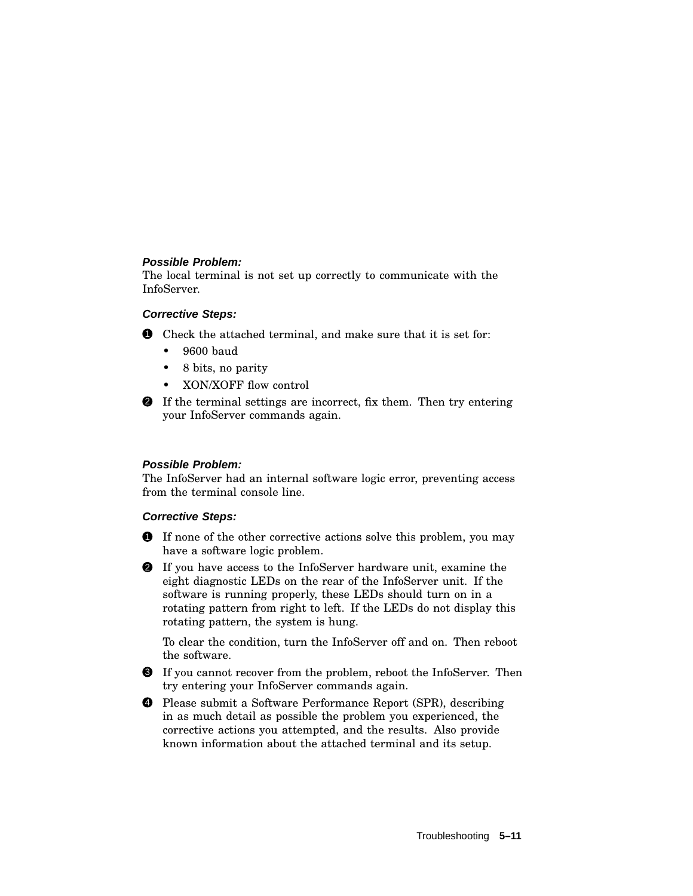***Possible Problem:***

The local terminal is not set up correctly to communicate with the InfoServer.

***Corrective Steps:***

1. Check the attached terminal, and make sure that it is set for:
   - 9600 baud
   - 8 bits, no parity
   - XON/XOFF flow control
2. If the terminal settings are incorrect, fix them. Then try entering your InfoServer commands again.

***Possible Problem:***

The InfoServer had an internal software logic error, preventing access from the terminal console line.

***Corrective Steps:***

1. If none of the other corrective actions solve this problem, you may have a software logic problem.
2. If you have access to the InfoServer hardware unit, examine the eight diagnostic LEDs on the rear of the InfoServer unit. If the software is running properly, these LEDs should turn on in a rotating pattern from right to left. If the LEDs do not display this rotating pattern, the system is hung.

   To clear the condition, turn the InfoServer off and on. Then reboot the software.
3. If you cannot recover from the problem, reboot the InfoServer. Then try entering your InfoServer commands again.
4. Please submit a Software Performance Report (SPR), describing in as much detail as possible the problem you experienced, the corrective actions you attempted, and the results. Also provide known information about the attached terminal and its setup.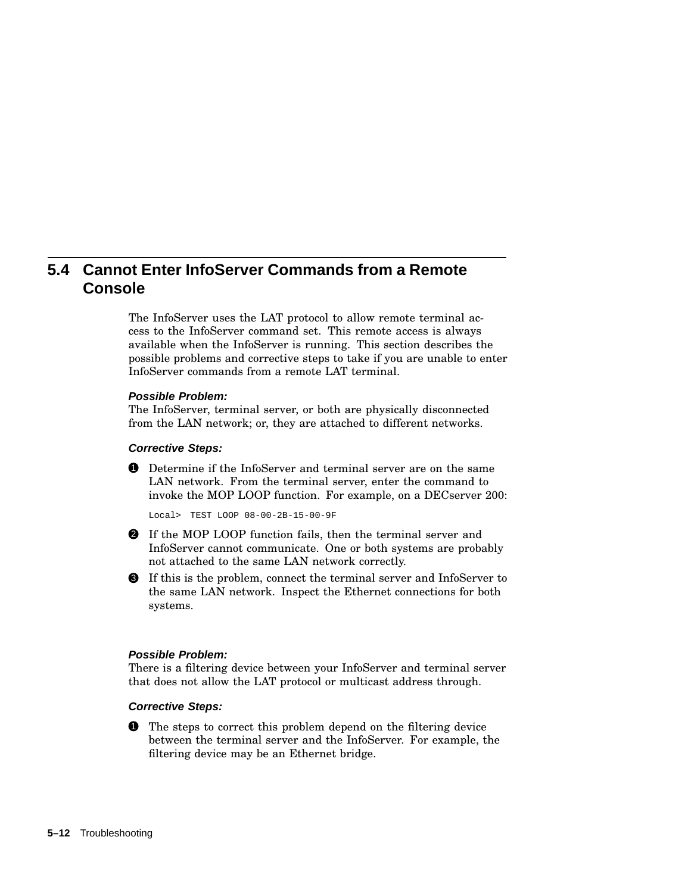## 5.4 Cannot Enter InfoServer Commands from a Remote Console

The InfoServer uses the LAT protocol to allow remote terminal access to the InfoServer command set. This remote access is always available when the InfoServer is running. This section describes the possible problems and corrective steps to take if you are unable to enter InfoServer commands from a remote LAT terminal.

***Possible Problem:***
The InfoServer, terminal server, or both are physically disconnected from the LAN network; or, they are attached to different networks.

***Corrective Steps:***

1. Determine if the InfoServer and terminal server are on the same LAN network. From the terminal server, enter the command to invoke the MOP LOOP function. For example, on a DECserver 200:

   ```
   Local>  TEST LOOP 08-00-2B-15-00-9F
   ```

2. If the MOP LOOP function fails, then the terminal server and InfoServer cannot communicate. One or both systems are probably not attached to the same LAN network correctly.
3. If this is the problem, connect the terminal server and InfoServer to the same LAN network. Inspect the Ethernet connections for both systems.

***Possible Problem:***
There is a filtering device between your InfoServer and terminal server that does not allow the LAT protocol or multicast address through.

***Corrective Steps:***

1. The steps to correct this problem depend on the filtering device between the terminal server and the InfoServer. For example, the filtering device may be an Ethernet bridge.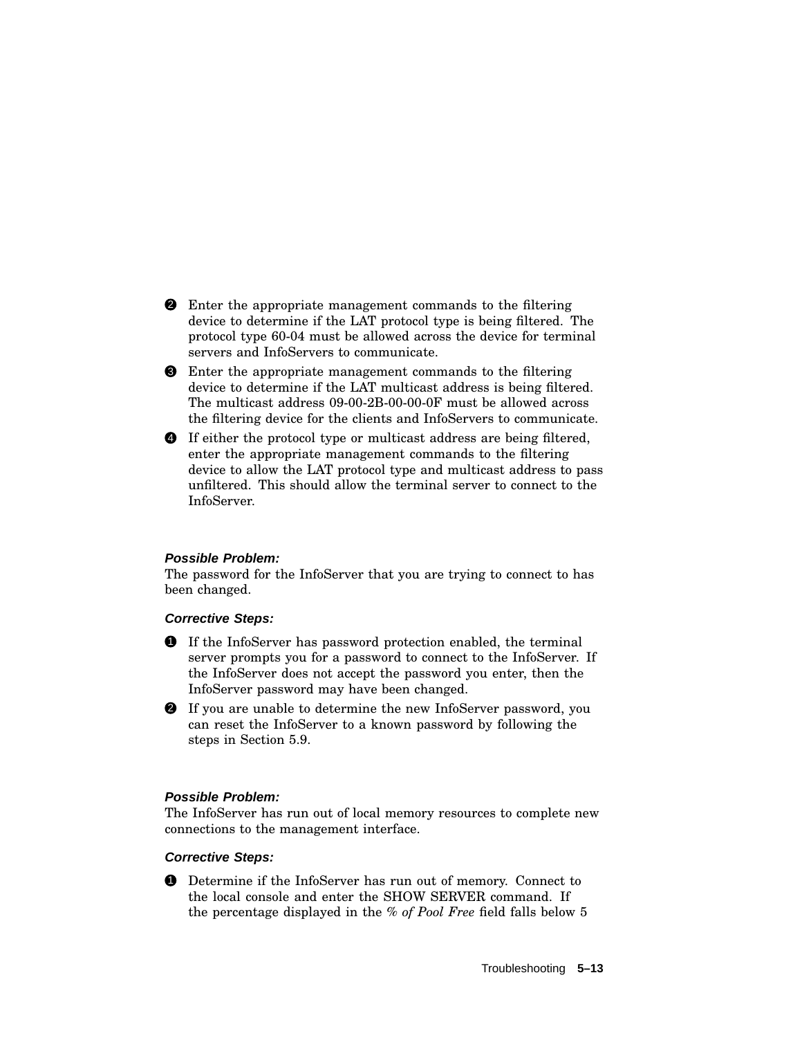2. Enter the appropriate management commands to the filtering device to determine if the LAT protocol type is being filtered. The protocol type 60-04 must be allowed across the device for terminal servers and InfoServers to communicate.
3. Enter the appropriate management commands to the filtering device to determine if the LAT multicast address is being filtered. The multicast address 09-00-2B-00-00-0F must be allowed across the filtering device for the clients and InfoServers to communicate.
4. If either the protocol type or multicast address are being filtered, enter the appropriate management commands to the filtering device to allow the LAT protocol type and multicast address to pass unfiltered. This should allow the terminal server to connect to the InfoServer.

***Possible Problem:***
The password for the InfoServer that you are trying to connect to has been changed.

***Corrective Steps:***

1. If the InfoServer has password protection enabled, the terminal server prompts you for a password to connect to the InfoServer. If the InfoServer does not accept the password you enter, then the InfoServer password may have been changed.
2. If you are unable to determine the new InfoServer password, you can reset the InfoServer to a known password by following the steps in Section 5.9.

***Possible Problem:***
The InfoServer has run out of local memory resources to complete new connections to the management interface.

***Corrective Steps:***

1. Determine if the InfoServer has run out of memory. Connect to the local console and enter the SHOW SERVER command. If the percentage displayed in the *% of Pool Free* field falls below 5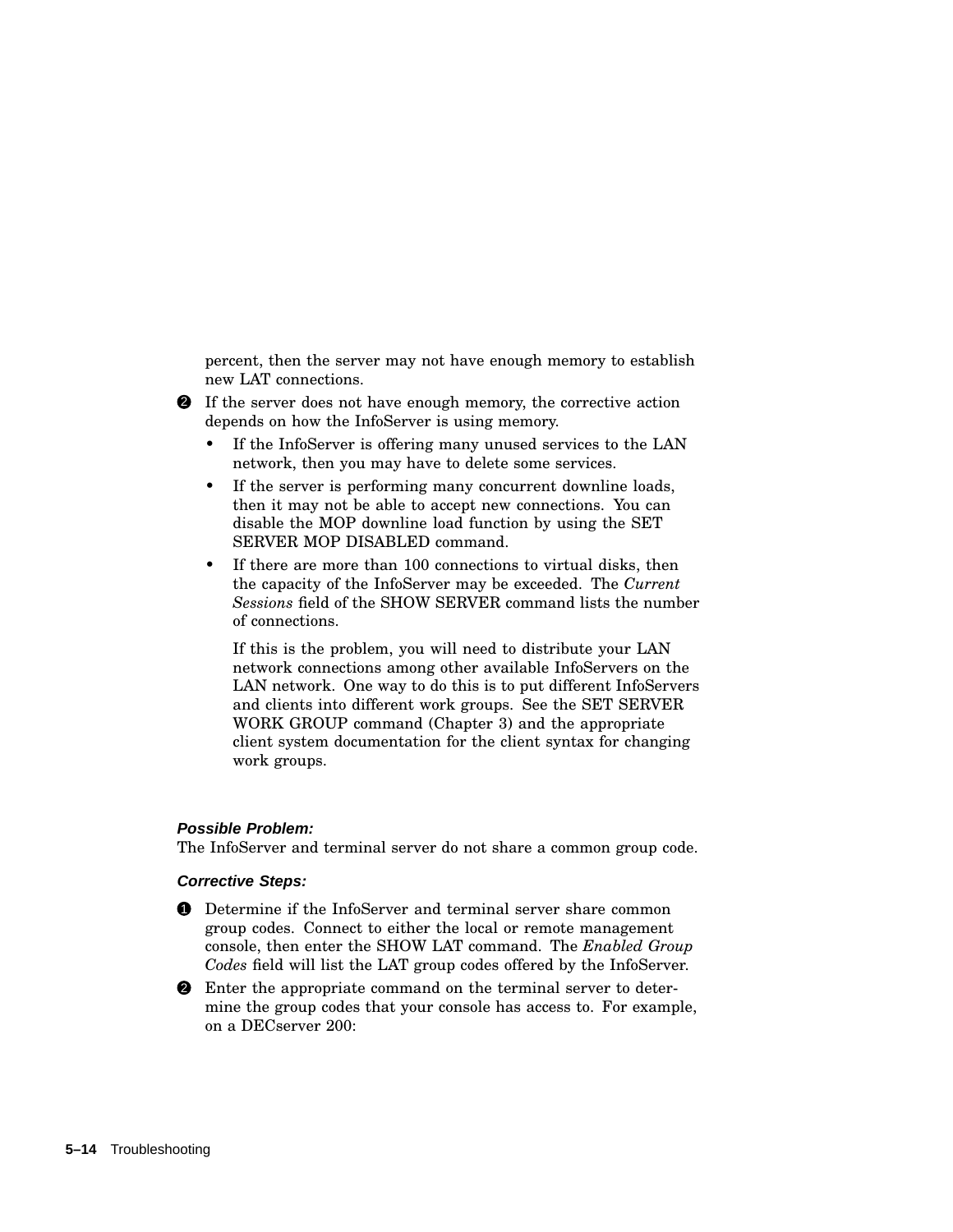percent, then the server may not have enough memory to establish new LAT connections.

2. If the server does not have enough memory, the corrective action depends on how the InfoServer is using memory.
   - If the InfoServer is offering many unused services to the LAN network, then you may have to delete some services.
   - If the server is performing many concurrent downline loads, then it may not be able to accept new connections. You can disable the MOP downline load function by using the SET SERVER MOP DISABLED command.
   - If there are more than 100 connections to virtual disks, then the capacity of the InfoServer may be exceeded. The *Current Sessions* field of the SHOW SERVER command lists the number of connections.

     If this is the problem, you will need to distribute your LAN network connections among other available InfoServers on the LAN network. One way to do this is to put different InfoServers and clients into different work groups. See the SET SERVER WORK GROUP command (Chapter 3) and the appropriate client system documentation for the client syntax for changing work groups.

***Possible Problem:***

The InfoServer and terminal server do not share a common group code.

***Corrective Steps:***

1. Determine if the InfoServer and terminal server share common group codes. Connect to either the local or remote management console, then enter the SHOW LAT command. The *Enabled Group Codes* field will list the LAT group codes offered by the InfoServer.
2. Enter the appropriate command on the terminal server to determine the group codes that your console has access to. For example, on a DECserver 200: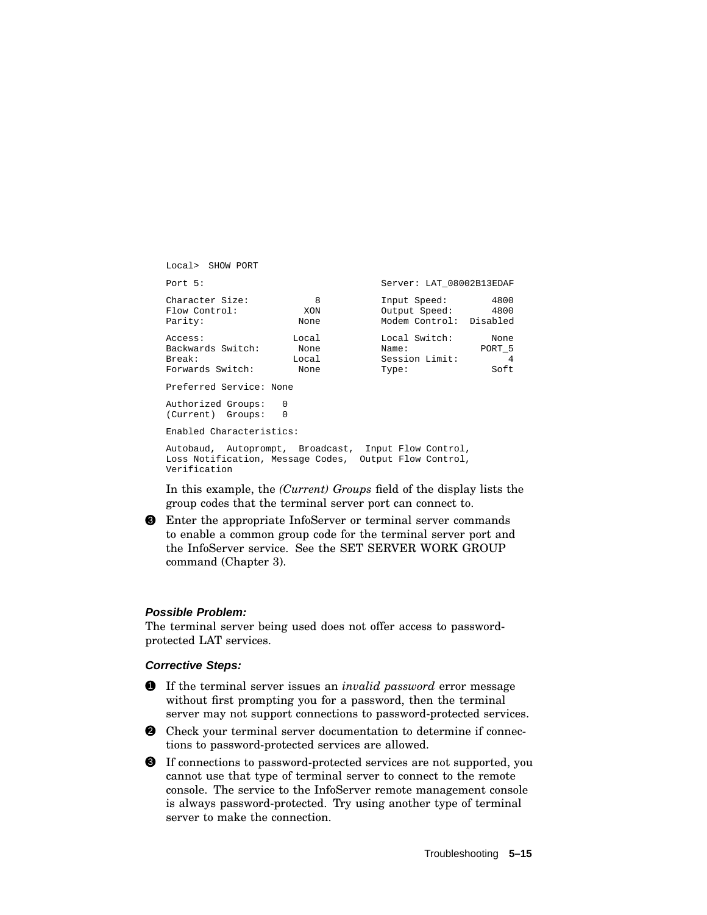```
Local>  SHOW PORT

Port 5:                              Server: LAT_08002B13EDAF

Character Size:          8           Input Speed:        4800
Flow Control:          XON           Output Speed:       4800
Parity:               None           Modem Control:  Disabled

Access:              Local           Local Switch:       None
Backwards Switch:     None           Name:             PORT_5
Break:               Local           Session Limit:         4
Forwards Switch:      None           Type:               Soft

Preferred Service: None

Authorized Groups:   0
(Current)  Groups:   0

Enabled Characteristics:

Autobaud,  Autoprompt,  Broadcast,  Input Flow Control,
Loss Notification, Message Codes,  Output Flow Control,
Verification
```

In this example, the *(Current) Groups* field of the display lists the group codes that the terminal server port can connect to.

3. Enter the appropriate InfoServer or terminal server commands to enable a common group code for the terminal server port and the InfoServer service. See the SET SERVER WORK GROUP command (Chapter 3).

***Possible Problem:***

The terminal server being used does not offer access to password-protected LAT services.

***Corrective Steps:***

1. If the terminal server issues an *invalid password* error message without first prompting you for a password, then the terminal server may not support connections to password-protected services.
2. Check your terminal server documentation to determine if connections to password-protected services are allowed.
3. If connections to password-protected services are not supported, you cannot use that type of terminal server to connect to the remote console. The service to the InfoServer remote management console is always password-protected. Try using another type of terminal server to make the connection.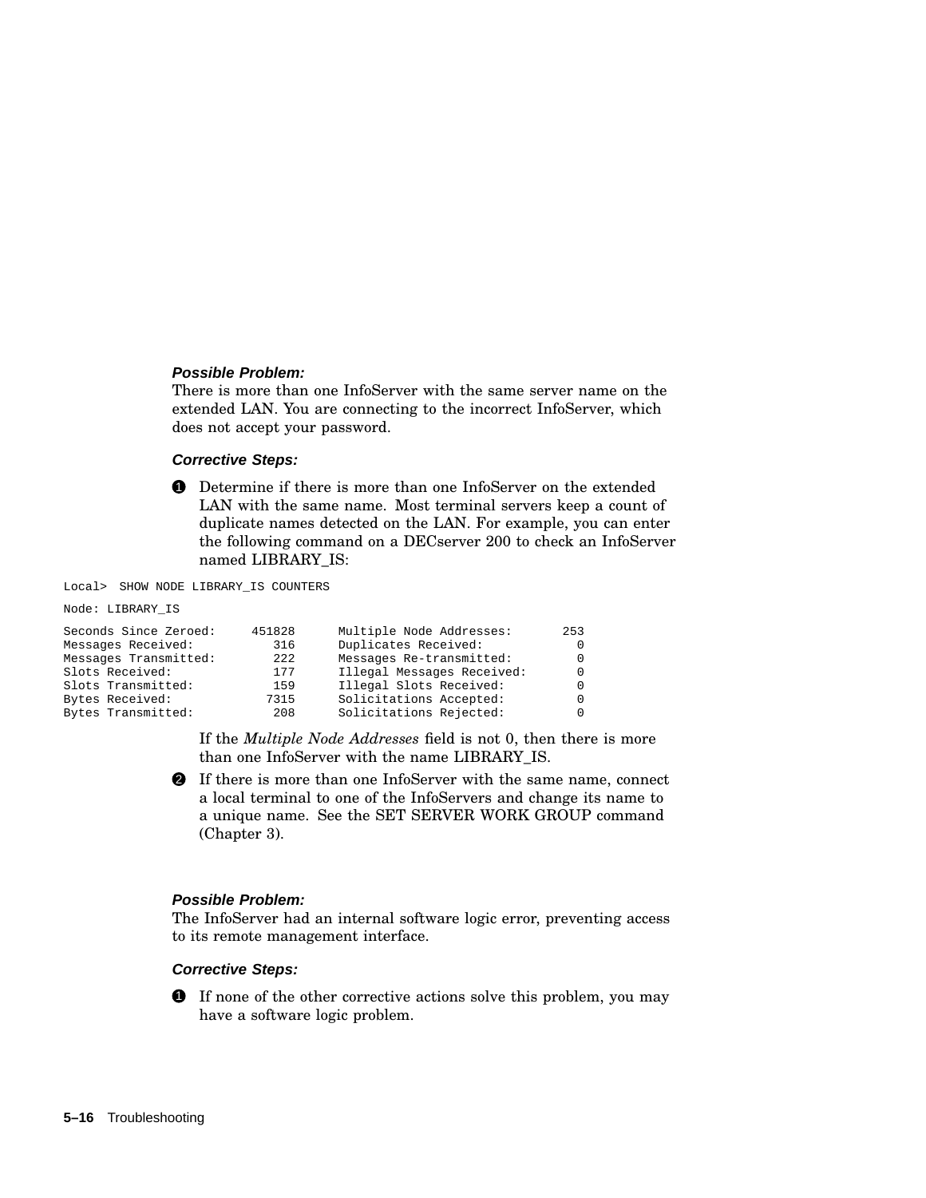***Possible Problem:***

There is more than one InfoServer with the same server name on the extended LAN. You are connecting to the incorrect InfoServer, which does not accept your password.

***Corrective Steps:***

1. Determine if there is more than one InfoServer on the extended LAN with the same name. Most terminal servers keep a count of duplicate names detected on the LAN. For example, you can enter the following command on a DECserver 200 to check an InfoServer named LIBRARY_IS:

```
Local>  SHOW NODE LIBRARY_IS COUNTERS

Node: LIBRARY_IS

Seconds Since Zeroed:     451828      Multiple Node Addresses:       253
Messages Received:           316      Duplicates Received:             0
Messages Transmitted:        222      Messages Re-transmitted:         0
Slots Received:              177      Illegal Messages Received:       0
Slots Transmitted:           159      Illegal Slots Received:          0
Bytes Received:             7315      Solicitations Accepted:          0
Bytes Transmitted:           208      Solicitations Rejected:          0
```

   If the *Multiple Node Addresses* field is not 0, then there is more than one InfoServer with the name LIBRARY_IS.

2. If there is more than one InfoServer with the same name, connect a local terminal to one of the InfoServers and change its name to a unique name. See the SET SERVER WORK GROUP command (Chapter 3).

***Possible Problem:***

The InfoServer had an internal software logic error, preventing access to its remote management interface.

***Corrective Steps:***

1. If none of the other corrective actions solve this problem, you may have a software logic problem.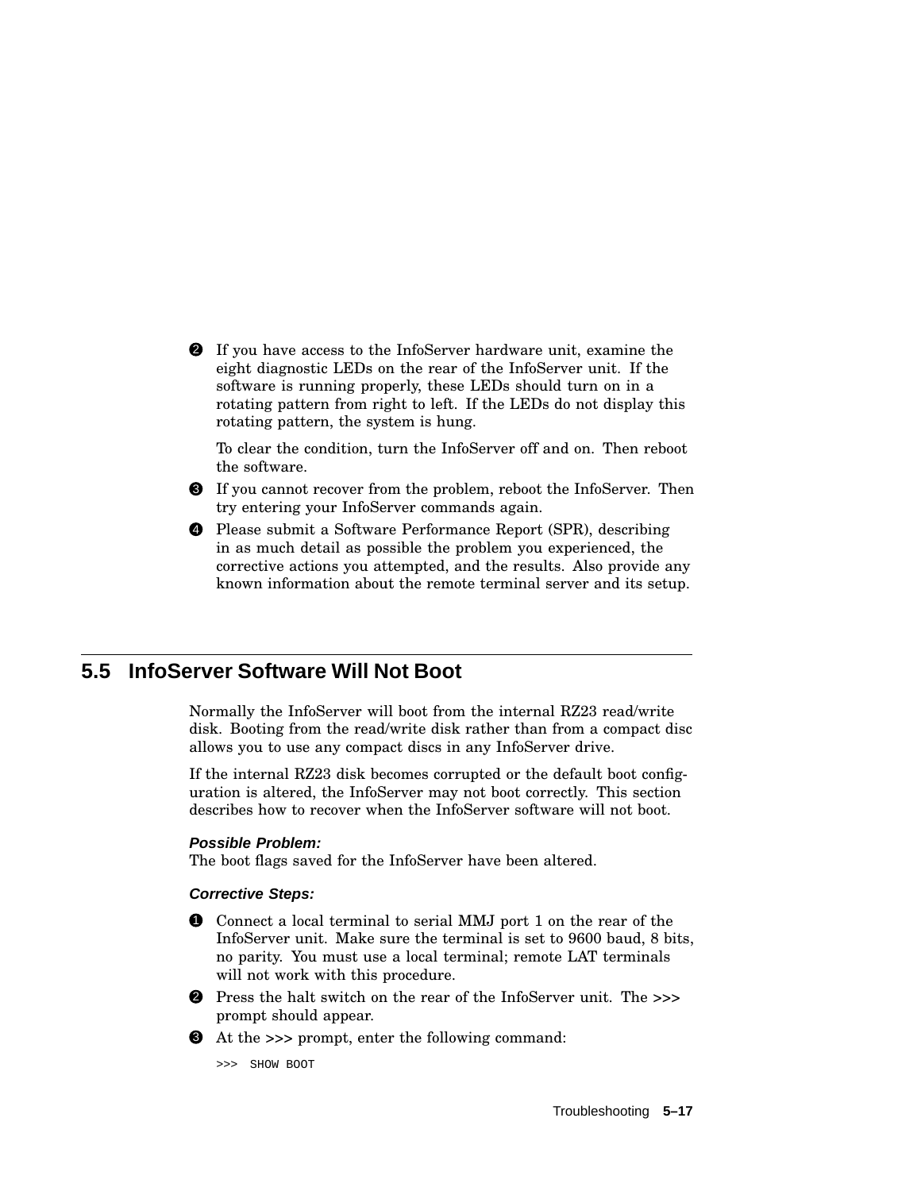2. If you have access to the InfoServer hardware unit, examine the eight diagnostic LEDs on the rear of the InfoServer unit. If the software is running properly, these LEDs should turn on in a rotating pattern from right to left. If the LEDs do not display this rotating pattern, the system is hung.

   To clear the condition, turn the InfoServer off and on. Then reboot the software.

3. If you cannot recover from the problem, reboot the InfoServer. Then try entering your InfoServer commands again.

4. Please submit a Software Performance Report (SPR), describing in as much detail as possible the problem you experienced, the corrective actions you attempted, and the results. Also provide any known information about the remote terminal server and its setup.

## 5.5 InfoServer Software Will Not Boot

Normally the InfoServer will boot from the internal RZ23 read/write disk. Booting from the read/write disk rather than from a compact disc allows you to use any compact discs in any InfoServer drive.

If the internal RZ23 disk becomes corrupted or the default boot configuration is altered, the InfoServer may not boot correctly. This section describes how to recover when the InfoServer software will not boot.

***Possible Problem:***
The boot flags saved for the InfoServer have been altered.

***Corrective Steps:***

1. Connect a local terminal to serial MMJ port 1 on the rear of the InfoServer unit. Make sure the terminal is set to 9600 baud, 8 bits, no parity. You must use a local terminal; remote LAT terminals will not work with this procedure.
2. Press the halt switch on the rear of the InfoServer unit. The >>> prompt should appear.
3. At the >>> prompt, enter the following command:

```
>>> SHOW BOOT
```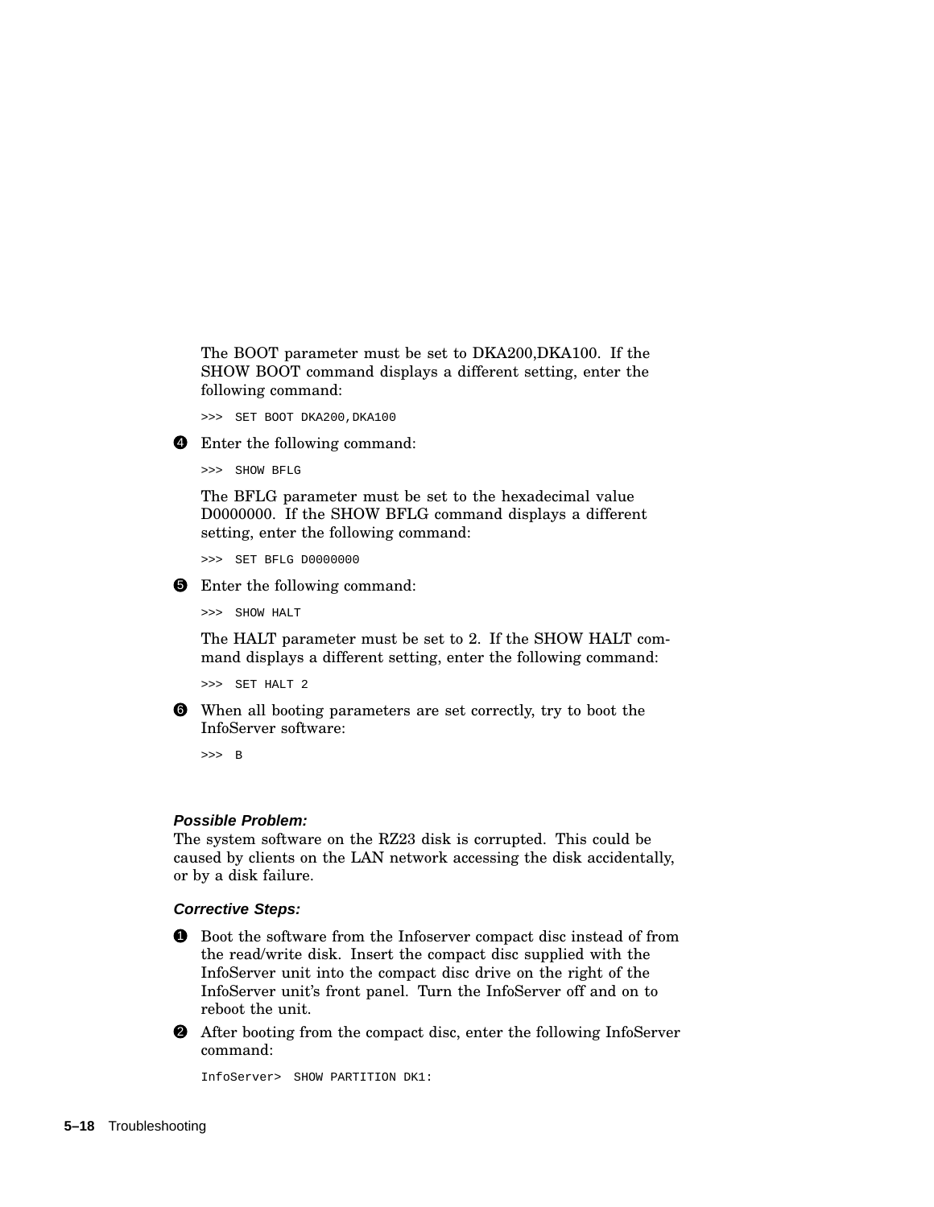The BOOT parameter must be set to DKA200,DKA100. If the SHOW BOOT command displays a different setting, enter the following command:

```
>>> SET BOOT DKA200,DKA100
```

❹ Enter the following command:

```
>>> SHOW BFLG
```

The BFLG parameter must be set to the hexadecimal value D0000000. If the SHOW BFLG command displays a different setting, enter the following command:

```
>>> SET BFLG D0000000
```

❺ Enter the following command:

```
>>> SHOW HALT
```

The HALT parameter must be set to 2. If the SHOW HALT command displays a different setting, enter the following command:

```
>>> SET HALT 2
```

❻ When all booting parameters are set correctly, try to boot the InfoServer software:

```
>>> B
```

***Possible Problem:***

The system software on the RZ23 disk is corrupted. This could be caused by clients on the LAN network accessing the disk accidentally, or by a disk failure.

***Corrective Steps:***

❶ Boot the software from the Infoserver compact disc instead of from the read/write disk. Insert the compact disc supplied with the InfoServer unit into the compact disc drive on the right of the InfoServer unit's front panel. Turn the InfoServer off and on to reboot the unit.

❷ After booting from the compact disc, enter the following InfoServer command:

```
InfoServer> SHOW PARTITION DK1:
```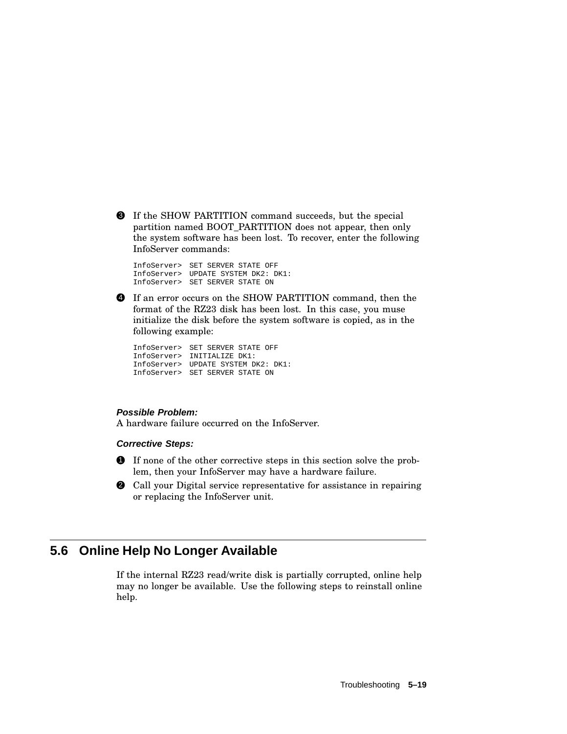❸ If the SHOW PARTITION command succeeds, but the special partition named BOOT_PARTITION does not appear, then only the system software has been lost. To recover, enter the following InfoServer commands:

```
InfoServer>  SET SERVER STATE OFF
InfoServer>  UPDATE SYSTEM DK2: DK1:
InfoServer>  SET SERVER STATE ON
```

❹ If an error occurs on the SHOW PARTITION command, then the format of the RZ23 disk has been lost. In this case, you muse initialize the disk before the system software is copied, as in the following example:

```
InfoServer>  SET SERVER STATE OFF
InfoServer>  INITIALIZE DK1:
InfoServer>  UPDATE SYSTEM DK2: DK1:
InfoServer>  SET SERVER STATE ON
```

***Possible Problem:***

A hardware failure occurred on the InfoServer.

***Corrective Steps:***

❶ If none of the other corrective steps in this section solve the problem, then your InfoServer may have a hardware failure.

❷ Call your Digital service representative for assistance in repairing or replacing the InfoServer unit.

## 5.6 Online Help No Longer Available

If the internal RZ23 read/write disk is partially corrupted, online help may no longer be available. Use the following steps to reinstall online help.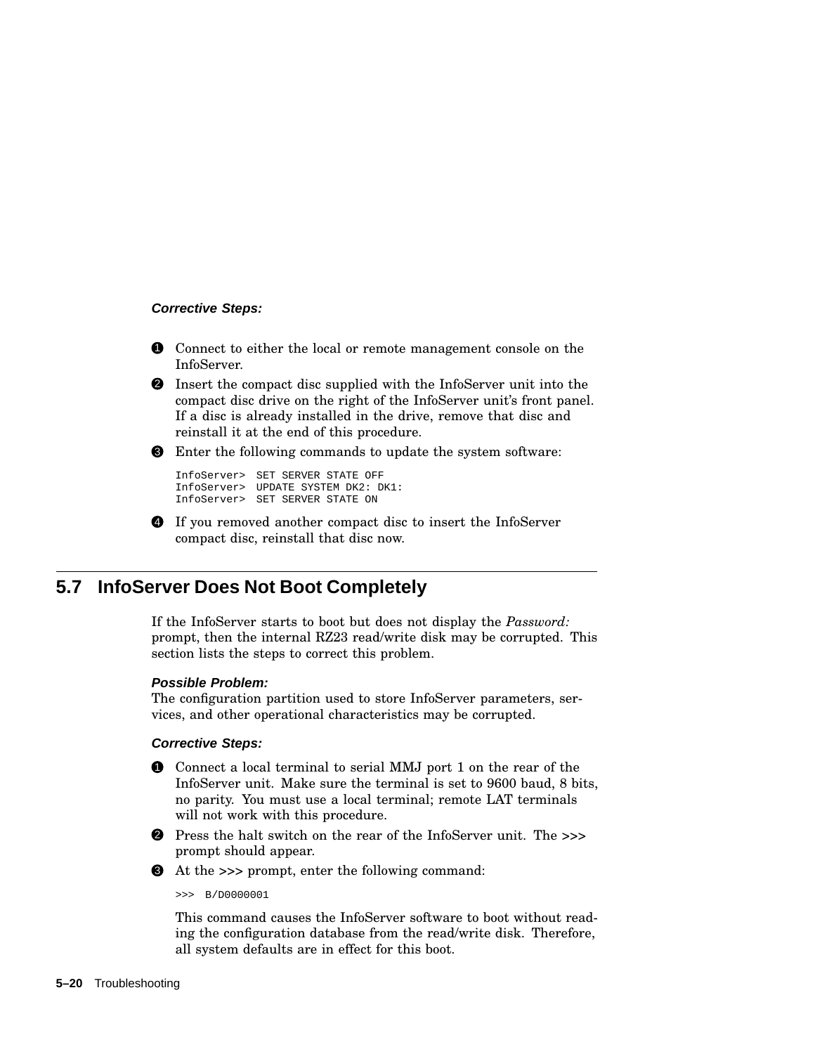***Corrective Steps:***

1. Connect to either the local or remote management console on the InfoServer.
2. Insert the compact disc supplied with the InfoServer unit into the compact disc drive on the right of the InfoServer unit's front panel. If a disc is already installed in the drive, remove that disc and reinstall it at the end of this procedure.
3. Enter the following commands to update the system software:

   ```
   InfoServer>  SET SERVER STATE OFF
   InfoServer>  UPDATE SYSTEM DK2: DK1:
   InfoServer>  SET SERVER STATE ON
   ```

4. If you removed another compact disc to insert the InfoServer compact disc, reinstall that disc now.

## 5.7 InfoServer Does Not Boot Completely

If the InfoServer starts to boot but does not display the *Password:* prompt, then the internal RZ23 read/write disk may be corrupted. This section lists the steps to correct this problem.

***Possible Problem:***
The configuration partition used to store InfoServer parameters, services, and other operational characteristics may be corrupted.

***Corrective Steps:***

1. Connect a local terminal to serial MMJ port 1 on the rear of the InfoServer unit. Make sure the terminal is set to 9600 baud, 8 bits, no parity. You must use a local terminal; remote LAT terminals will not work with this procedure.
2. Press the halt switch on the rear of the InfoServer unit. The **>>>** prompt should appear.
3. At the **>>>** prompt, enter the following command:

   ```
   >>>  B/D0000001
   ```

   This command causes the InfoServer software to boot without reading the configuration database from the read/write disk. Therefore, all system defaults are in effect for this boot.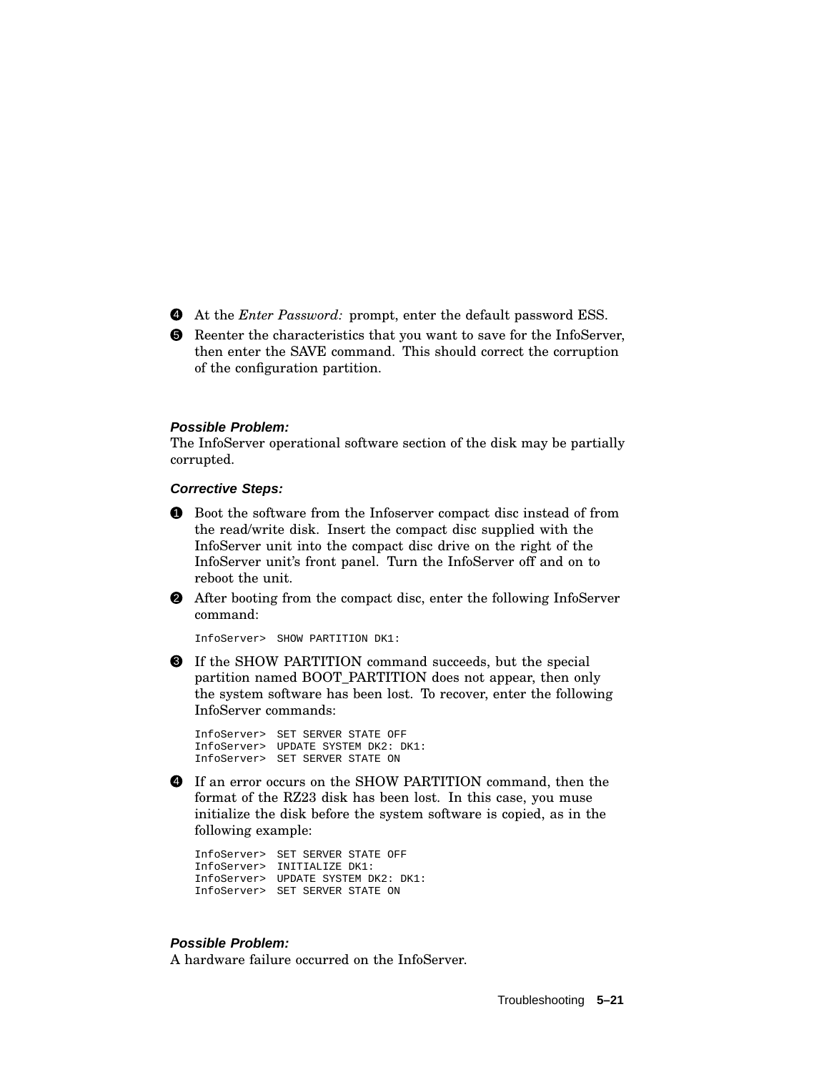4. At the *Enter Password:* prompt, enter the default password ESS.
5. Reenter the characteristics that you want to save for the InfoServer, then enter the SAVE command. This should correct the corruption of the configuration partition.

***Possible Problem:***
The InfoServer operational software section of the disk may be partially corrupted.

***Corrective Steps:***

1. Boot the software from the Infoserver compact disc instead of from the read/write disk. Insert the compact disc supplied with the InfoServer unit into the compact disc drive on the right of the InfoServer unit's front panel. Turn the InfoServer off and on to reboot the unit.
2. After booting from the compact disc, enter the following InfoServer command:

```
InfoServer>  SHOW PARTITION DK1:
```

3. If the SHOW PARTITION command succeeds, but the special partition named BOOT_PARTITION does not appear, then only the system software has been lost. To recover, enter the following InfoServer commands:

```
InfoServer>  SET SERVER STATE OFF
InfoServer>  UPDATE SYSTEM DK2: DK1:
InfoServer>  SET SERVER STATE ON
```

4. If an error occurs on the SHOW PARTITION command, then the format of the RZ23 disk has been lost. In this case, you muse initialize the disk before the system software is copied, as in the following example:

```
InfoServer>  SET SERVER STATE OFF
InfoServer>  INITIALIZE DK1:
InfoServer>  UPDATE SYSTEM DK2: DK1:
InfoServer>  SET SERVER STATE ON
```

***Possible Problem:***
A hardware failure occurred on the InfoServer.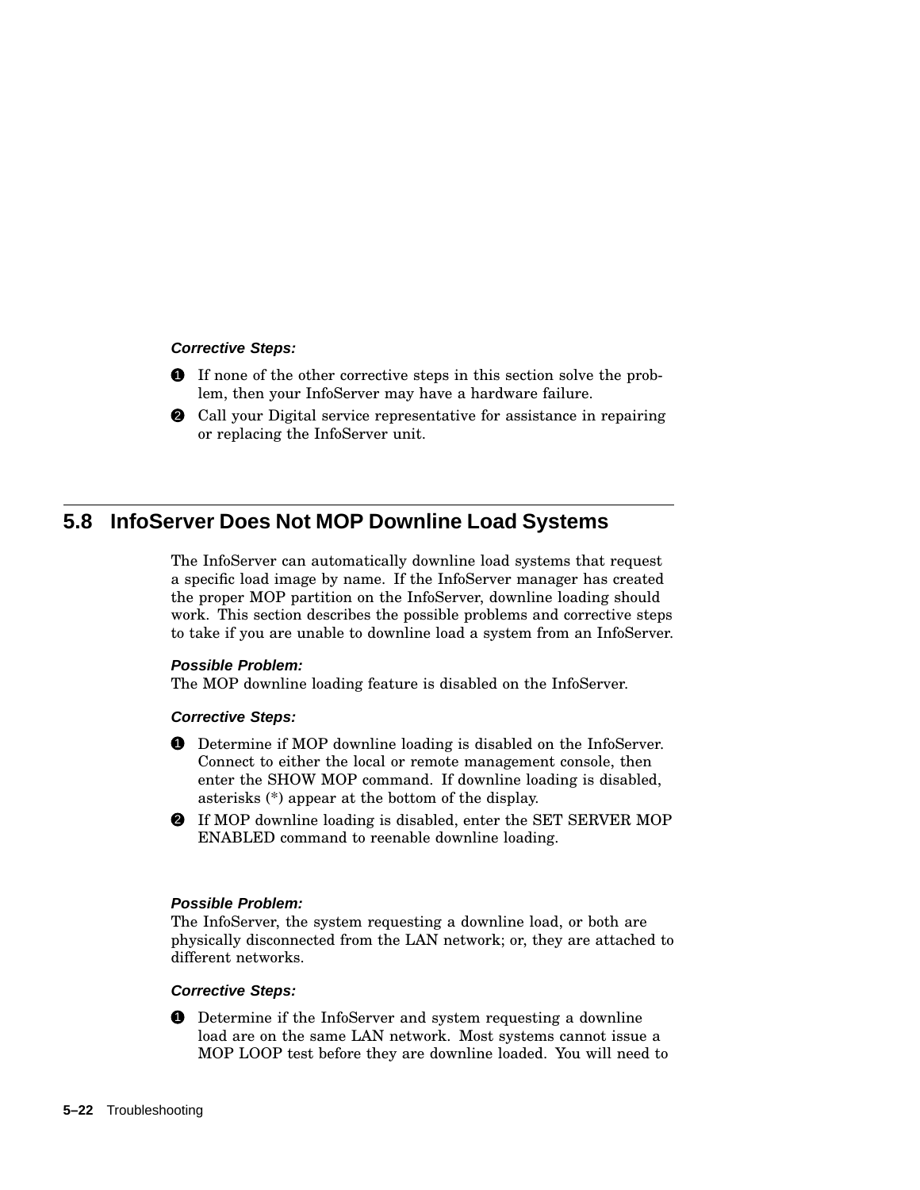***Corrective Steps:***

1. If none of the other corrective steps in this section solve the problem, then your InfoServer may have a hardware failure.
2. Call your Digital service representative for assistance in repairing or replacing the InfoServer unit.

## 5.8 InfoServer Does Not MOP Downline Load Systems

The InfoServer can automatically downline load systems that request a specific load image by name. If the InfoServer manager has created the proper MOP partition on the InfoServer, downline loading should work. This section describes the possible problems and corrective steps to take if you are unable to downline load a system from an InfoServer.

***Possible Problem:***
The MOP downline loading feature is disabled on the InfoServer.

***Corrective Steps:***

1. Determine if MOP downline loading is disabled on the InfoServer. Connect to either the local or remote management console, then enter the SHOW MOP command. If downline loading is disabled, asterisks (*) appear at the bottom of the display.
2. If MOP downline loading is disabled, enter the SET SERVER MOP ENABLED command to reenable downline loading.

***Possible Problem:***
The InfoServer, the system requesting a downline load, or both are physically disconnected from the LAN network; or, they are attached to different networks.

***Corrective Steps:***

1. Determine if the InfoServer and system requesting a downline load are on the same LAN network. Most systems cannot issue a MOP LOOP test before they are downline loaded. You will need to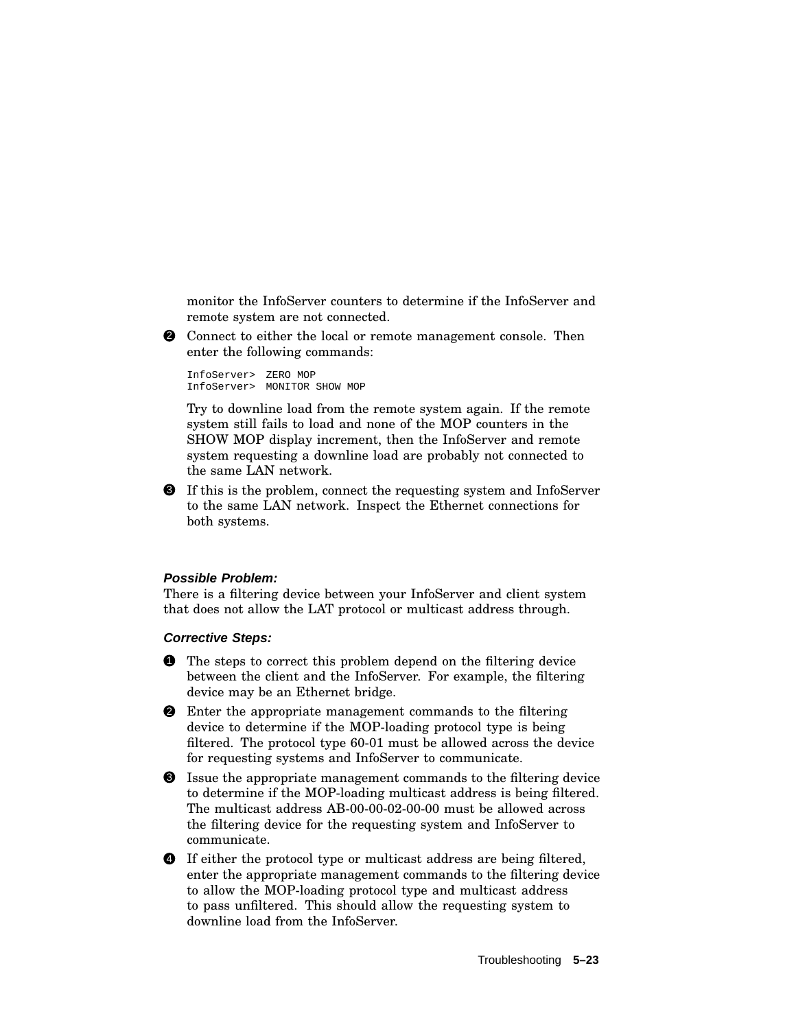monitor the InfoServer counters to determine if the InfoServer and remote system are not connected.

2. Connect to either the local or remote management console. Then enter the following commands:

```
InfoServer>  ZERO MOP
InfoServer>  MONITOR SHOW MOP
```

   Try to downline load from the remote system again. If the remote system still fails to load and none of the MOP counters in the SHOW MOP display increment, then the InfoServer and remote system requesting a downline load are probably not connected to the same LAN network.

3. If this is the problem, connect the requesting system and InfoServer to the same LAN network. Inspect the Ethernet connections for both systems.

***Possible Problem:***
There is a filtering device between your InfoServer and client system that does not allow the LAT protocol or multicast address through.

***Corrective Steps:***

1. The steps to correct this problem depend on the filtering device between the client and the InfoServer. For example, the filtering device may be an Ethernet bridge.
2. Enter the appropriate management commands to the filtering device to determine if the MOP-loading protocol type is being filtered. The protocol type 60-01 must be allowed across the device for requesting systems and InfoServer to communicate.
3. Issue the appropriate management commands to the filtering device to determine if the MOP-loading multicast address is being filtered. The multicast address AB-00-00-02-00-00 must be allowed across the filtering device for the requesting system and InfoServer to communicate.
4. If either the protocol type or multicast address are being filtered, enter the appropriate management commands to the filtering device to allow the MOP-loading protocol type and multicast address to pass unfiltered. This should allow the requesting system to downline load from the InfoServer.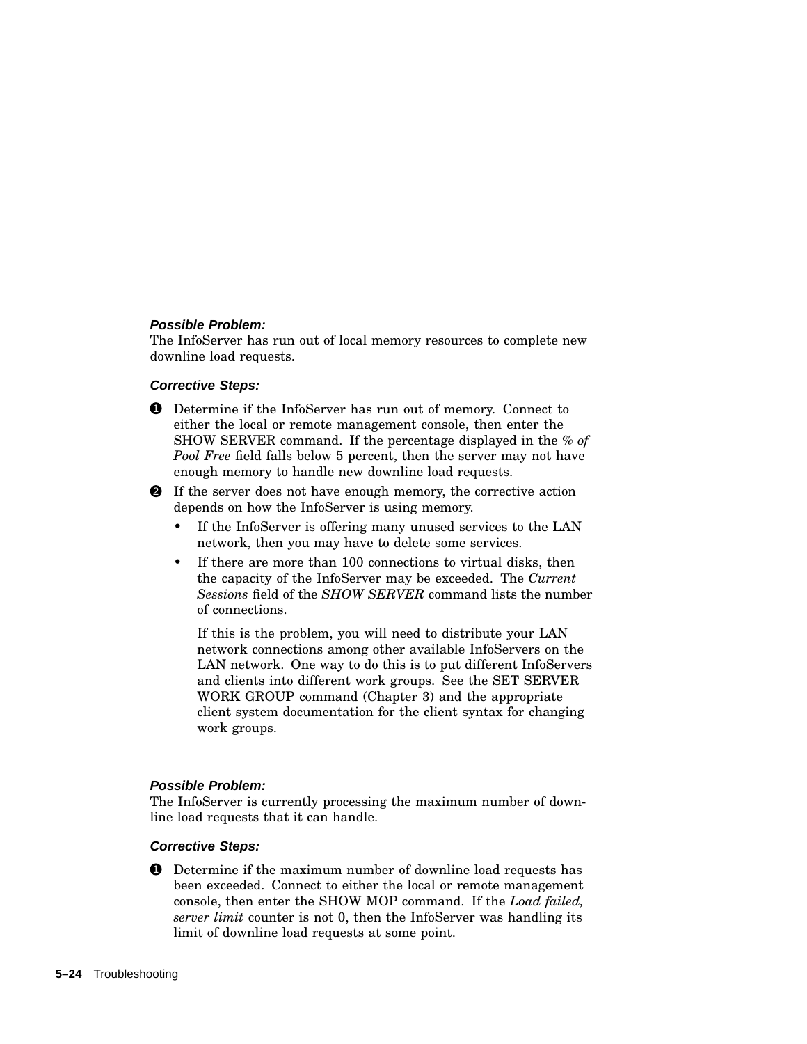***Possible Problem:***
The InfoServer has run out of local memory resources to complete new downline load requests.

***Corrective Steps:***

1. Determine if the InfoServer has run out of memory. Connect to either the local or remote management console, then enter the SHOW SERVER command. If the percentage displayed in the *% of Pool Free* field falls below 5 percent, then the server may not have enough memory to handle new downline load requests.
2. If the server does not have enough memory, the corrective action depends on how the InfoServer is using memory.
   - If the InfoServer is offering many unused services to the LAN network, then you may have to delete some services.
   - If there are more than 100 connections to virtual disks, then the capacity of the InfoServer may be exceeded. The *Current Sessions* field of the *SHOW SERVER* command lists the number of connections.

     If this is the problem, you will need to distribute your LAN network connections among other available InfoServers on the LAN network. One way to do this is to put different InfoServers and clients into different work groups. See the SET SERVER WORK GROUP command (Chapter 3) and the appropriate client system documentation for the client syntax for changing work groups.

***Possible Problem:***
The InfoServer is currently processing the maximum number of downline load requests that it can handle.

***Corrective Steps:***

1. Determine if the maximum number of downline load requests has been exceeded. Connect to either the local or remote management console, then enter the SHOW MOP command. If the *Load failed, server limit* counter is not 0, then the InfoServer was handling its limit of downline load requests at some point.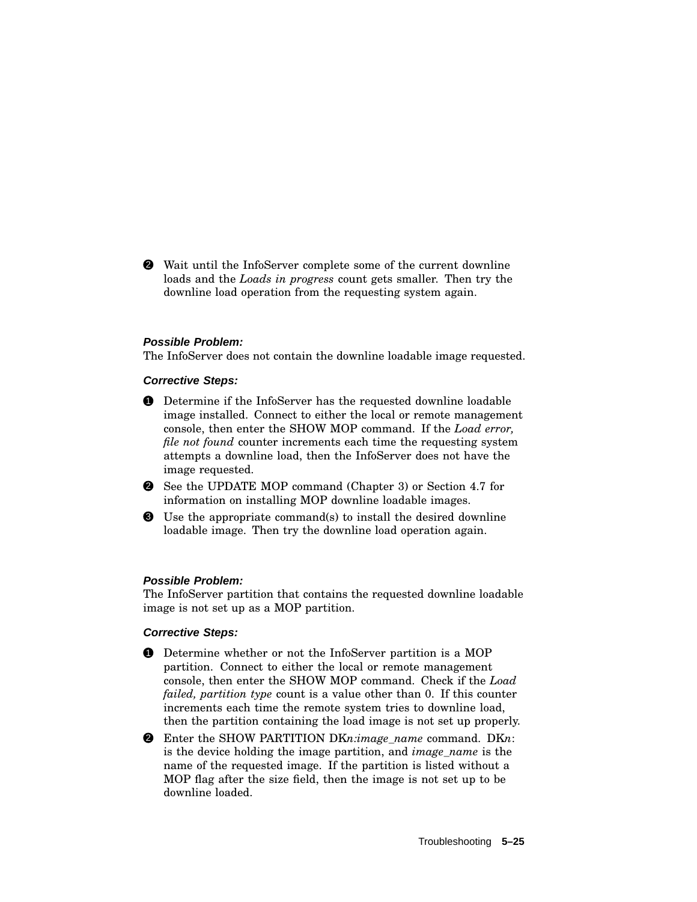❷ Wait until the InfoServer complete some of the current downline loads and the *Loads in progress* count gets smaller. Then try the downline load operation from the requesting system again.

**Possible Problem:**
The InfoServer does not contain the downline loadable image requested.

**Corrective Steps:**

❶ Determine if the InfoServer has the requested downline loadable image installed. Connect to either the local or remote management console, then enter the SHOW MOP command. If the *Load error, file not found* counter increments each time the requesting system attempts a downline load, then the InfoServer does not have the image requested.

❷ See the UPDATE MOP command (Chapter 3) or Section 4.7 for information on installing MOP downline loadable images.

❸ Use the appropriate command(s) to install the desired downline loadable image. Then try the downline load operation again.

**Possible Problem:**
The InfoServer partition that contains the requested downline loadable image is not set up as a MOP partition.

**Corrective Steps:**

❶ Determine whether or not the InfoServer partition is a MOP partition. Connect to either the local or remote management console, then enter the SHOW MOP command. Check if the *Load failed, partition type* count is a value other than 0. If this counter increments each time the remote system tries to downline load, then the partition containing the load image is not set up properly.

❷ Enter the SHOW PARTITION DK*n:image_name* command. DK*n*: is the device holding the image partition, and *image_name* is the name of the requested image. If the partition is listed without a MOP flag after the size field, then the image is not set up to be downline loaded.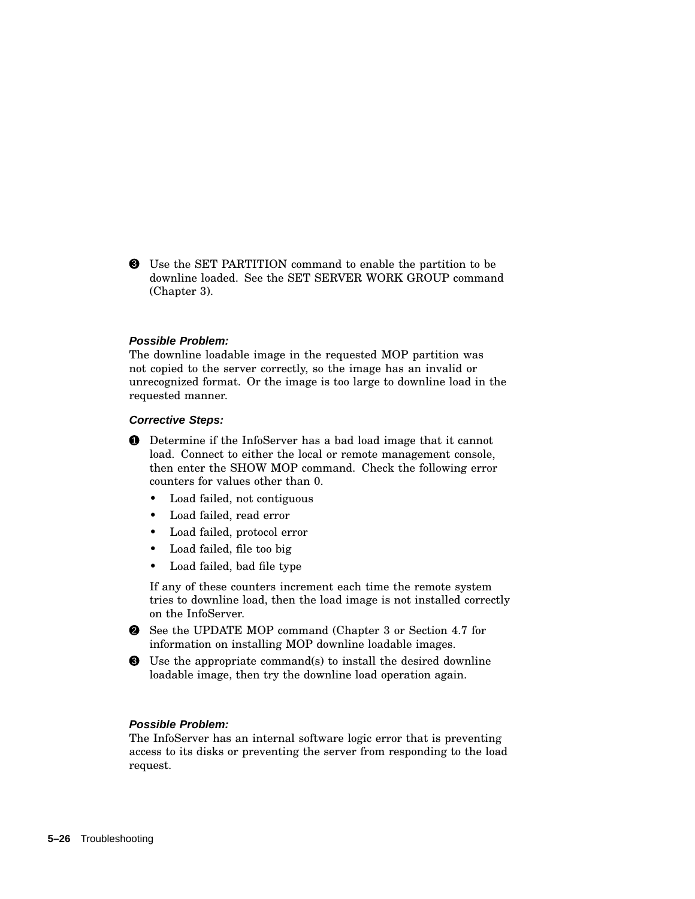❸ Use the SET PARTITION command to enable the partition to be downline loaded. See the SET SERVER WORK GROUP command (Chapter 3).

***Possible Problem:***

The downline loadable image in the requested MOP partition was not copied to the server correctly, so the image has an invalid or unrecognized format. Or the image is too large to downline load in the requested manner.

***Corrective Steps:***

❶ Determine if the InfoServer has a bad load image that it cannot load. Connect to either the local or remote management console, then enter the SHOW MOP command. Check the following error counters for values other than 0.

- Load failed, not contiguous
- Load failed, read error
- Load failed, protocol error
- Load failed, file too big
- Load failed, bad file type

If any of these counters increment each time the remote system tries to downline load, then the load image is not installed correctly on the InfoServer.

❷ See the UPDATE MOP command (Chapter 3 or Section 4.7 for information on installing MOP downline loadable images.

❸ Use the appropriate command(s) to install the desired downline loadable image, then try the downline load operation again.

***Possible Problem:***

The InfoServer has an internal software logic error that is preventing access to its disks or preventing the server from responding to the load request.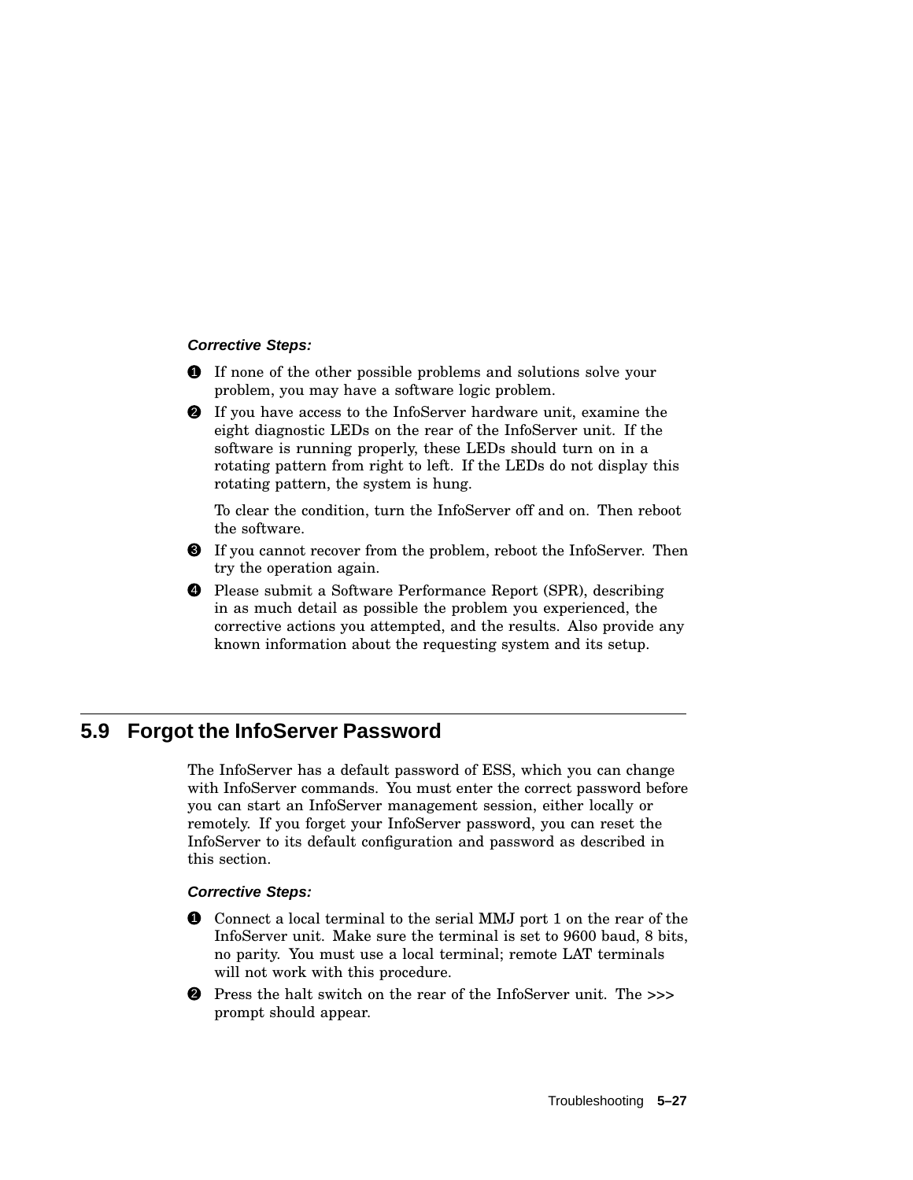***Corrective Steps:***

1. If none of the other possible problems and solutions solve your problem, you may have a software logic problem.
2. If you have access to the InfoServer hardware unit, examine the eight diagnostic LEDs on the rear of the InfoServer unit. If the software is running properly, these LEDs should turn on in a rotating pattern from right to left. If the LEDs do not display this rotating pattern, the system is hung.

   To clear the condition, turn the InfoServer off and on. Then reboot the software.
3. If you cannot recover from the problem, reboot the InfoServer. Then try the operation again.
4. Please submit a Software Performance Report (SPR), describing in as much detail as possible the problem you experienced, the corrective actions you attempted, and the results. Also provide any known information about the requesting system and its setup.

## 5.9 Forgot the InfoServer Password

The InfoServer has a default password of ESS, which you can change with InfoServer commands. You must enter the correct password before you can start an InfoServer management session, either locally or remotely. If you forget your InfoServer password, you can reset the InfoServer to its default configuration and password as described in this section.

***Corrective Steps:***

1. Connect a local terminal to the serial MMJ port 1 on the rear of the InfoServer unit. Make sure the terminal is set to 9600 baud, 8 bits, no parity. You must use a local terminal; remote LAT terminals will not work with this procedure.
2. Press the halt switch on the rear of the InfoServer unit. The >>> prompt should appear.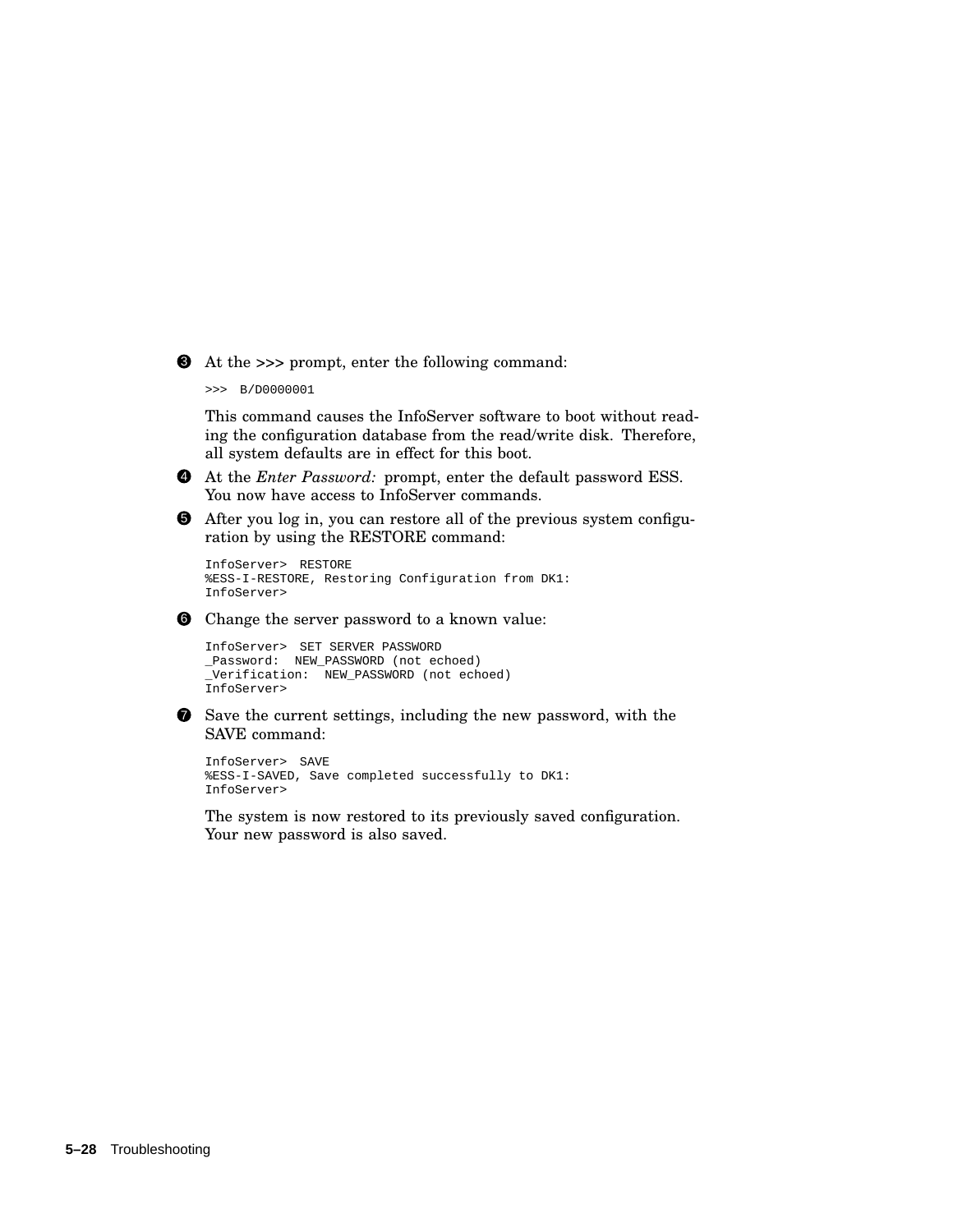3. At the >>> prompt, enter the following command:

```
>>>  B/D0000001
```

   This command causes the InfoServer software to boot without reading the configuration database from the read/write disk. Therefore, all system defaults are in effect for this boot.

4. At the *Enter Password:* prompt, enter the default password ESS. You now have access to InfoServer commands.

5. After you log in, you can restore all of the previous system configuration by using the RESTORE command:

```
InfoServer>  RESTORE
%ESS-I-RESTORE, Restoring Configuration from DK1:
InfoServer>
```

6. Change the server password to a known value:

```
InfoServer>  SET SERVER PASSWORD
_Password:  NEW_PASSWORD (not echoed)
_Verification:  NEW_PASSWORD (not echoed)
InfoServer>
```

7. Save the current settings, including the new password, with the SAVE command:

```
InfoServer>  SAVE
%ESS-I-SAVED, Save completed successfully to DK1:
InfoServer>
```

   The system is now restored to its previously saved configuration. Your new password is also saved.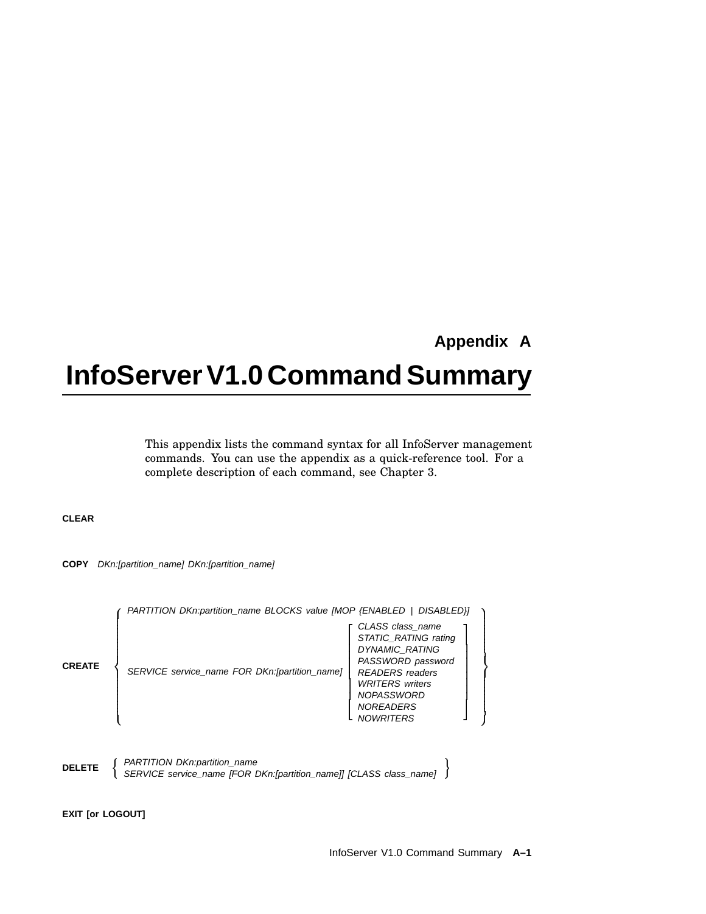# Appendix A

# InfoServer V1.0 Command Summary

This appendix lists the command syntax for all InfoServer management commands. You can use the appendix as a quick-reference tool. For a complete description of each command, see Chapter 3.

**CLEAR**

**COPY** *DKn:[partition_name] DKn:[partition_name]*

```
         { PARTITION DKn:partition_name BLOCKS value [MOP {ENABLED | DISABLED}]           }
         {                                              [ CLASS class_name      ]         }
         {                                              [ STATIC_RATING rating  ]         }
         {                                              [ DYNAMIC_RATING        ]         }
CREATE   {                                              [ PASSWORD password     ]         }
         { SERVICE service_name FOR DKn:[partition_name] [ READERS readers      ]         }
         {                                              [ WRITERS writers       ]         }
         {                                              [ NOPASSWORD            ]         }
         {                                              [ NOREADERS             ]         }
         {                                              [ NOWRITERS             ]         }
```

```
DELETE   { PARTITION DKn:partition_name                                          }
         { SERVICE service_name [FOR DKn:[partition_name]] [CLASS class_name]    }
```

**EXIT [or LOGOUT]**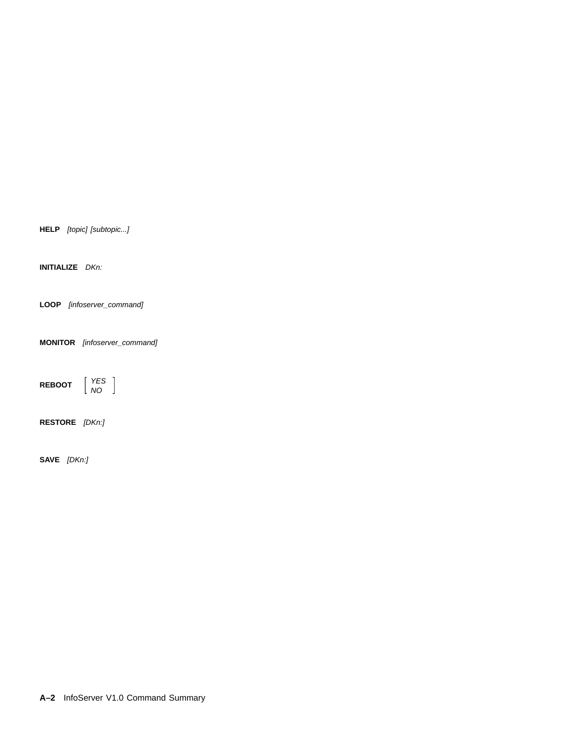**HELP** *[topic] [subtopic...]*

**INITIALIZE** *DKn:*

**LOOP** *[infoserver_command]*

**MONITOR** *[infoserver_command]*

**REBOOT** *[ YES | NO ]*

**RESTORE** *[DKn:]*

**SAVE** *[DKn:]*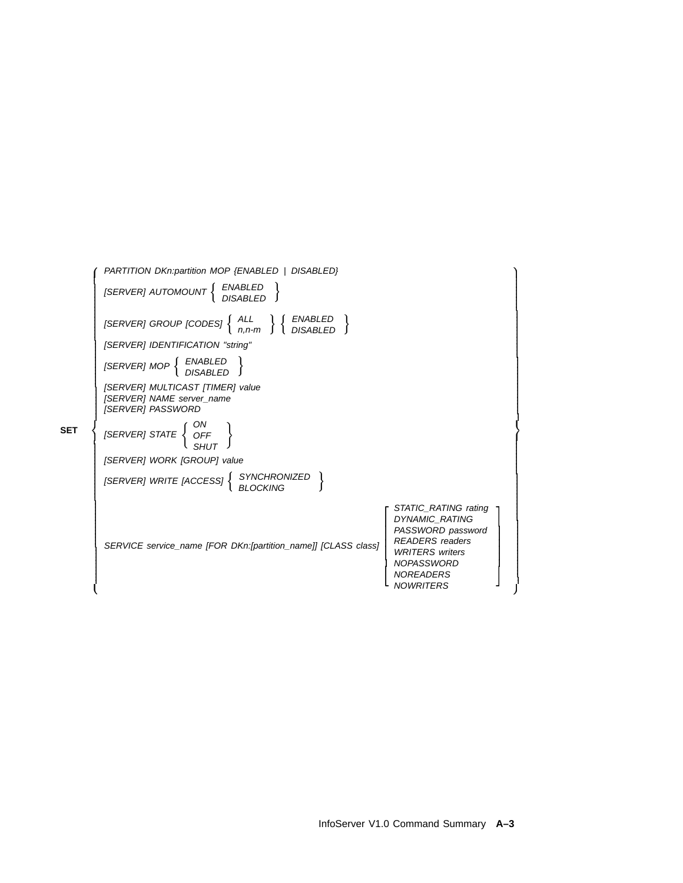```
SET {
  PARTITION DKn:partition MOP {ENABLED | DISABLED}
  [SERVER] AUTOMOUNT { ENABLED | DISABLED }
  [SERVER] GROUP [CODES] { ALL | n,n-m } { ENABLED | DISABLED }
  [SERVER] IDENTIFICATION "string"
  [SERVER] MOP { ENABLED | DISABLED }
  [SERVER] MULTICAST [TIMER] value
  [SERVER] NAME server_name
  [SERVER] PASSWORD
  [SERVER] STATE { ON | OFF | SHUT }
  [SERVER] WORK [GROUP] value
  [SERVER] WRITE [ACCESS] { SYNCHRONIZED | BLOCKING }
  SERVICE service_name [FOR DKn:[partition_name]] [CLASS class]
      [ STATIC_RATING rating
        DYNAMIC_RATING
        PASSWORD password
        READERS readers
        WRITERS writers
        NOPASSWORD
        NOREADERS
        NOWRITERS ]
}
```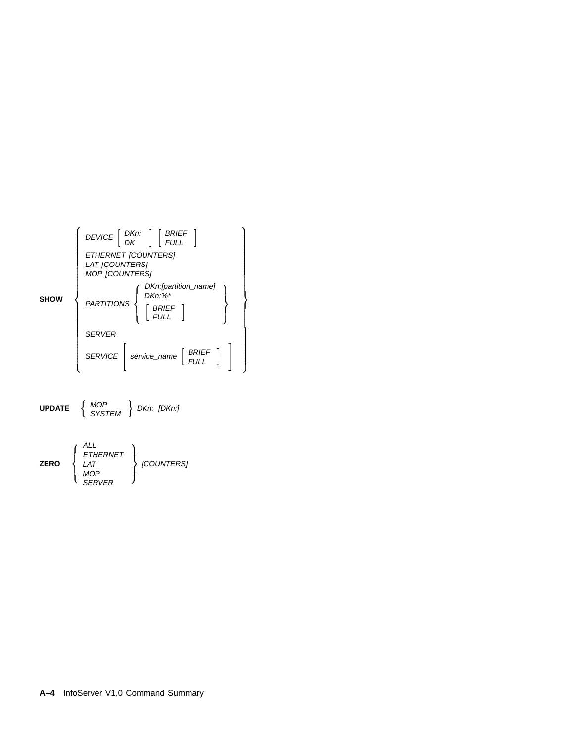```
        ⎧ DEVICE ⎡ DKn: ⎤ ⎡ BRIEF ⎤                              ⎫
        ⎪        ⎣ DK   ⎦ ⎣ FULL  ⎦                              ⎪
        ⎪ ETHERNET [COUNTERS]                                    ⎪
        ⎪ LAT [COUNTERS]                                         ⎪
        ⎪ MOP [COUNTERS]                                         ⎪
        ⎪            ⎧ DKn:[partition_name] ⎫                    ⎪
SHOW    ⎨ PARTITIONS ⎨ DKn:%*               ⎬                    ⎬
        ⎪            ⎪ ⎡ BRIEF ⎤            ⎪                    ⎪
        ⎪            ⎩ ⎣ FULL  ⎦            ⎭                    ⎪
        ⎪ SERVER                                                 ⎪
        ⎪ SERVICE ⎡ service_name ⎡ BRIEF ⎤ ⎤                     ⎪
        ⎩         ⎣              ⎣ FULL  ⎦ ⎦                     ⎭


UPDATE  ⎧ MOP    ⎫ DKn:  [DKn:]
        ⎩ SYSTEM ⎭


        ⎧ ALL      ⎫
        ⎪ ETHERNET ⎪
ZERO    ⎨ LAT      ⎬ [COUNTERS]
        ⎪ MOP      ⎪
        ⎩ SERVER   ⎭
```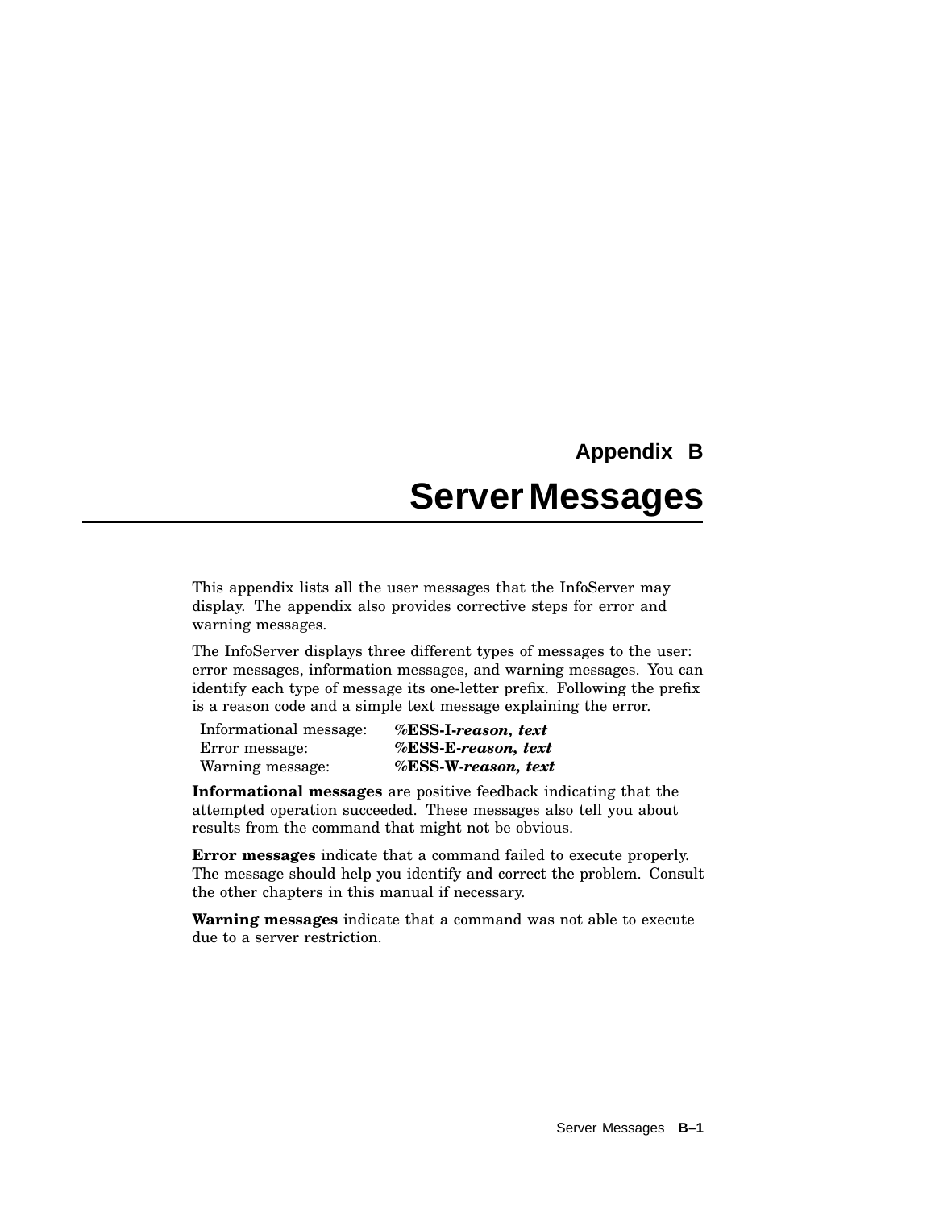# Appendix B

# Server Messages

This appendix lists all the user messages that the InfoServer may display. The appendix also provides corrective steps for error and warning messages.

The InfoServer displays three different types of messages to the user: error messages, information messages, and warning messages. You can identify each type of message its one-letter prefix. Following the prefix is a reason code and a simple text message explaining the error.

| | |
|---|---|
| Informational message: | **%ESS-I-*reason, text*** |
| Error message: | **%ESS-E-*reason, text*** |
| Warning message: | **%ESS-W-*reason, text*** |

**Informational messages** are positive feedback indicating that the attempted operation succeeded. These messages also tell you about results from the command that might not be obvious.

**Error messages** indicate that a command failed to execute properly. The message should help you identify and correct the problem. Consult the other chapters in this manual if necessary.

**Warning messages** indicate that a command was not able to execute due to a server restriction.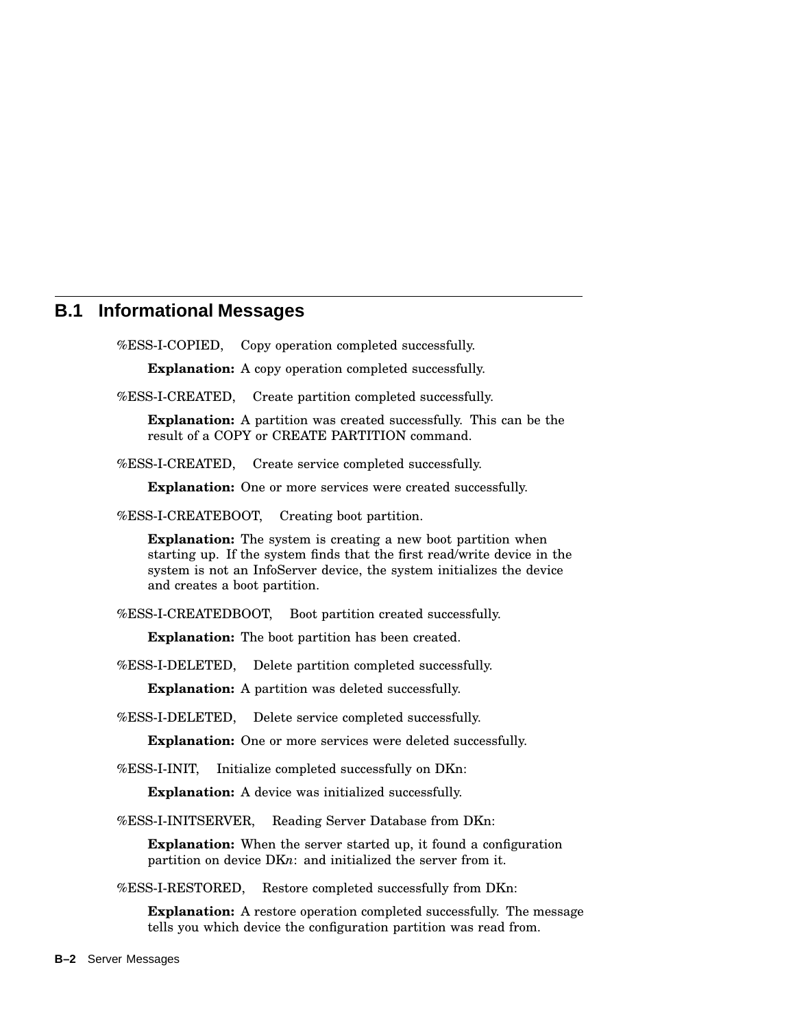## B.1 Informational Messages

%ESS-I-COPIED, Copy operation completed successfully.

**Explanation:** A copy operation completed successfully.

%ESS-I-CREATED, Create partition completed successfully.

**Explanation:** A partition was created successfully. This can be the result of a COPY or CREATE PARTITION command.

%ESS-I-CREATED, Create service completed successfully.

**Explanation:** One or more services were created successfully.

%ESS-I-CREATEBOOT, Creating boot partition.

**Explanation:** The system is creating a new boot partition when starting up. If the system finds that the first read/write device in the system is not an InfoServer device, the system initializes the device and creates a boot partition.

%ESS-I-CREATEDBOOT, Boot partition created successfully.

**Explanation:** The boot partition has been created.

%ESS-I-DELETED, Delete partition completed successfully.

**Explanation:** A partition was deleted successfully.

%ESS-I-DELETED, Delete service completed successfully.

**Explanation:** One or more services were deleted successfully.

%ESS-I-INIT, Initialize completed successfully on DKn:

**Explanation:** A device was initialized successfully.

%ESS-I-INITSERVER, Reading Server Database from DKn:

**Explanation:** When the server started up, it found a configuration partition on device DK*n*: and initialized the server from it.

%ESS-I-RESTORED, Restore completed successfully from DKn:

**Explanation:** A restore operation completed successfully. The message tells you which device the configuration partition was read from.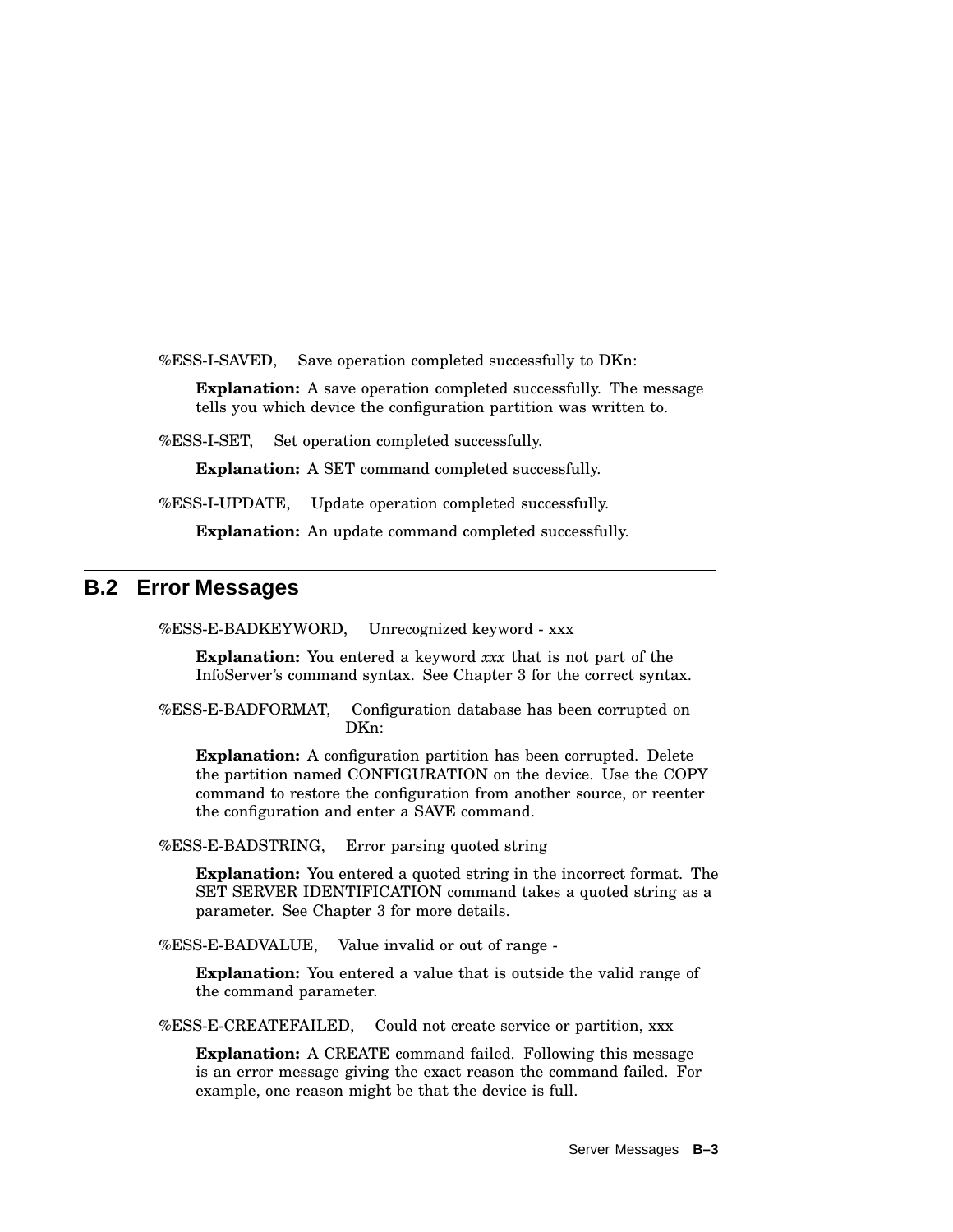%ESS-I-SAVED, Save operation completed successfully to DKn:

**Explanation:** A save operation completed successfully. The message tells you which device the configuration partition was written to.

%ESS-I-SET, Set operation completed successfully.

**Explanation:** A SET command completed successfully.

%ESS-I-UPDATE, Update operation completed successfully.

**Explanation:** An update command completed successfully.

## B.2 Error Messages

%ESS-E-BADKEYWORD, Unrecognized keyword - xxx

**Explanation:** You entered a keyword *xxx* that is not part of the InfoServer's command syntax. See Chapter 3 for the correct syntax.

%ESS-E-BADFORMAT, Configuration database has been corrupted on DKn:

**Explanation:** A configuration partition has been corrupted. Delete the partition named CONFIGURATION on the device. Use the COPY command to restore the configuration from another source, or reenter the configuration and enter a SAVE command.

%ESS-E-BADSTRING, Error parsing quoted string

**Explanation:** You entered a quoted string in the incorrect format. The SET SERVER IDENTIFICATION command takes a quoted string as a parameter. See Chapter 3 for more details.

%ESS-E-BADVALUE, Value invalid or out of range -

**Explanation:** You entered a value that is outside the valid range of the command parameter.

%ESS-E-CREATEFAILED, Could not create service or partition, xxx

**Explanation:** A CREATE command failed. Following this message is an error message giving the exact reason the command failed. For example, one reason might be that the device is full.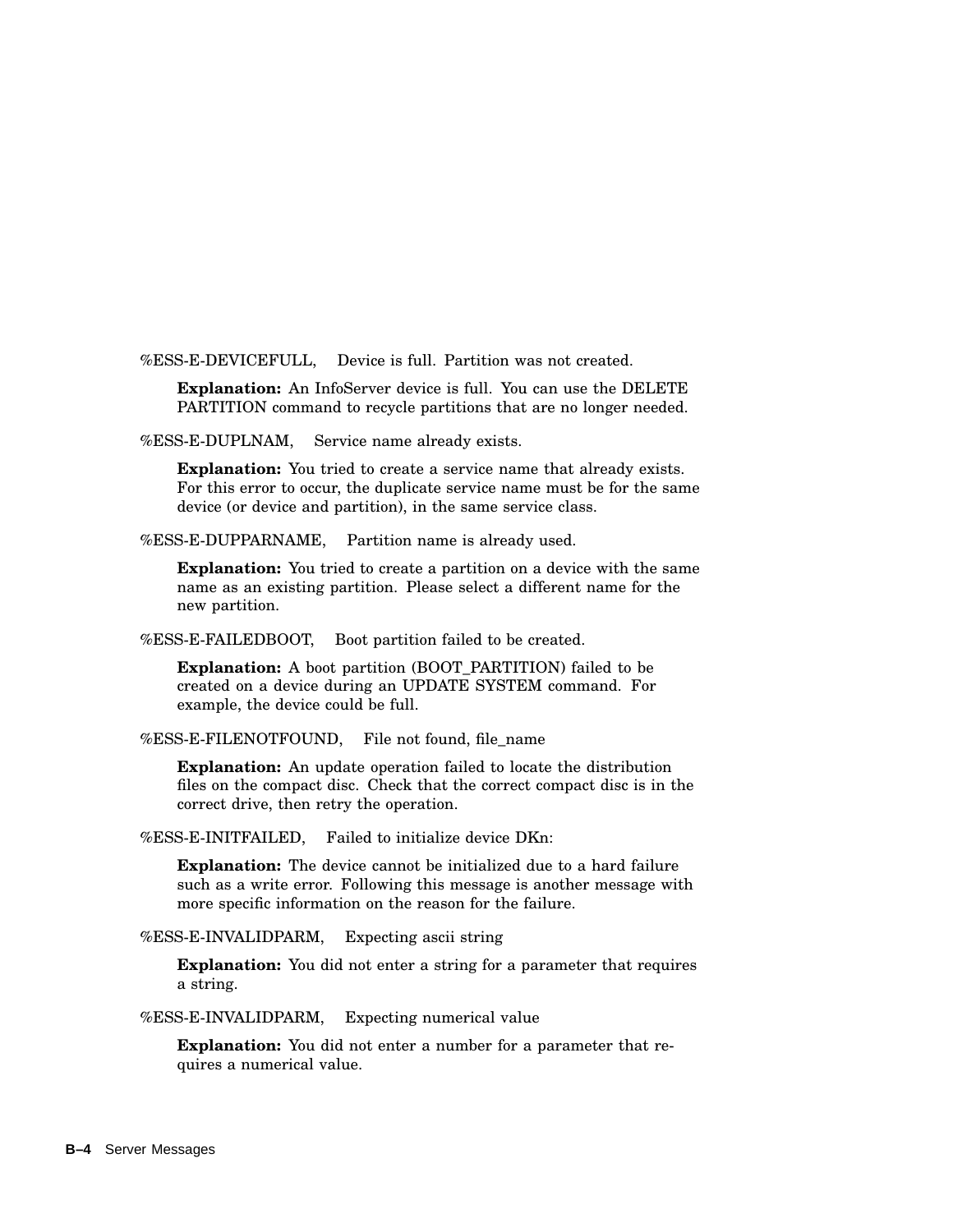%ESS-E-DEVICEFULL, Device is full. Partition was not created.

**Explanation:** An InfoServer device is full. You can use the DELETE PARTITION command to recycle partitions that are no longer needed.

%ESS-E-DUPLNAM, Service name already exists.

**Explanation:** You tried to create a service name that already exists. For this error to occur, the duplicate service name must be for the same device (or device and partition), in the same service class.

%ESS-E-DUPPARNAME, Partition name is already used.

**Explanation:** You tried to create a partition on a device with the same name as an existing partition. Please select a different name for the new partition.

%ESS-E-FAILEDBOOT, Boot partition failed to be created.

**Explanation:** A boot partition (BOOT_PARTITION) failed to be created on a device during an UPDATE SYSTEM command. For example, the device could be full.

%ESS-E-FILENOTFOUND, File not found, file_name

**Explanation:** An update operation failed to locate the distribution files on the compact disc. Check that the correct compact disc is in the correct drive, then retry the operation.

%ESS-E-INITFAILED, Failed to initialize device DKn:

**Explanation:** The device cannot be initialized due to a hard failure such as a write error. Following this message is another message with more specific information on the reason for the failure.

%ESS-E-INVALIDPARM, Expecting ascii string

**Explanation:** You did not enter a string for a parameter that requires a string.

%ESS-E-INVALIDPARM, Expecting numerical value

**Explanation:** You did not enter a number for a parameter that requires a numerical value.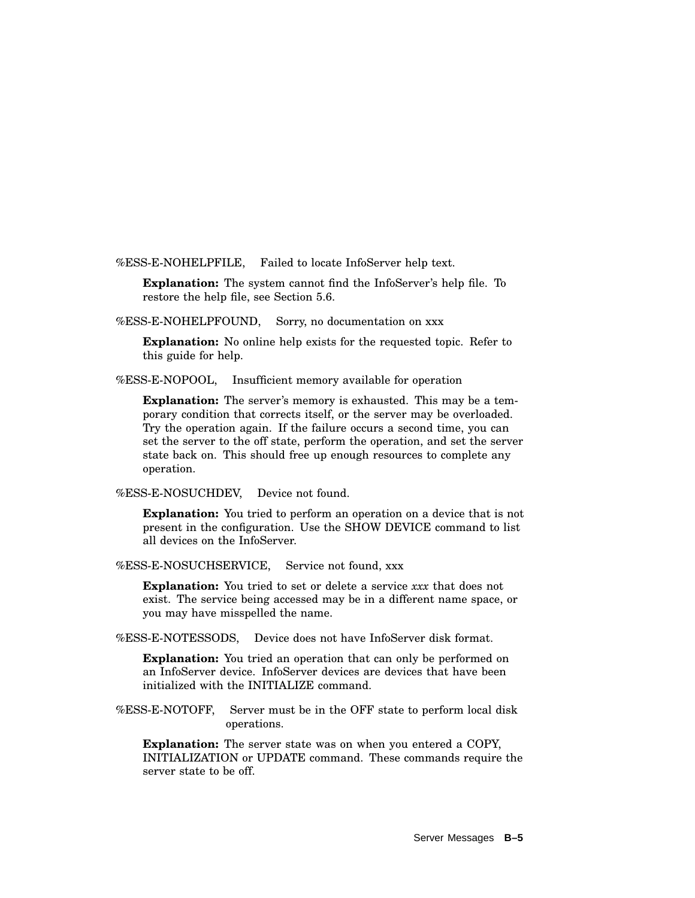%ESS-E-NOHELPFILE,    Failed to locate InfoServer help text.

**Explanation:** The system cannot find the InfoServer's help file. To restore the help file, see Section 5.6.

%ESS-E-NOHELPFOUND,    Sorry, no documentation on xxx

**Explanation:** No online help exists for the requested topic. Refer to this guide for help.

%ESS-E-NOPOOL,    Insufficient memory available for operation

**Explanation:** The server's memory is exhausted. This may be a temporary condition that corrects itself, or the server may be overloaded. Try the operation again. If the failure occurs a second time, you can set the server to the off state, perform the operation, and set the server state back on. This should free up enough resources to complete any operation.

%ESS-E-NOSUCHDEV,    Device not found.

**Explanation:** You tried to perform an operation on a device that is not present in the configuration. Use the SHOW DEVICE command to list all devices on the InfoServer.

%ESS-E-NOSUCHSERVICE,    Service not found, xxx

**Explanation:** You tried to set or delete a service *xxx* that does not exist. The service being accessed may be in a different name space, or you may have misspelled the name.

%ESS-E-NOTESSODS,    Device does not have InfoServer disk format.

**Explanation:** You tried an operation that can only be performed on an InfoServer device. InfoServer devices are devices that have been initialized with the INITIALIZE command.

%ESS-E-NOTOFF,    Server must be in the OFF state to perform local disk operations.

**Explanation:** The server state was on when you entered a COPY, INITIALIZATION or UPDATE command. These commands require the server state to be off.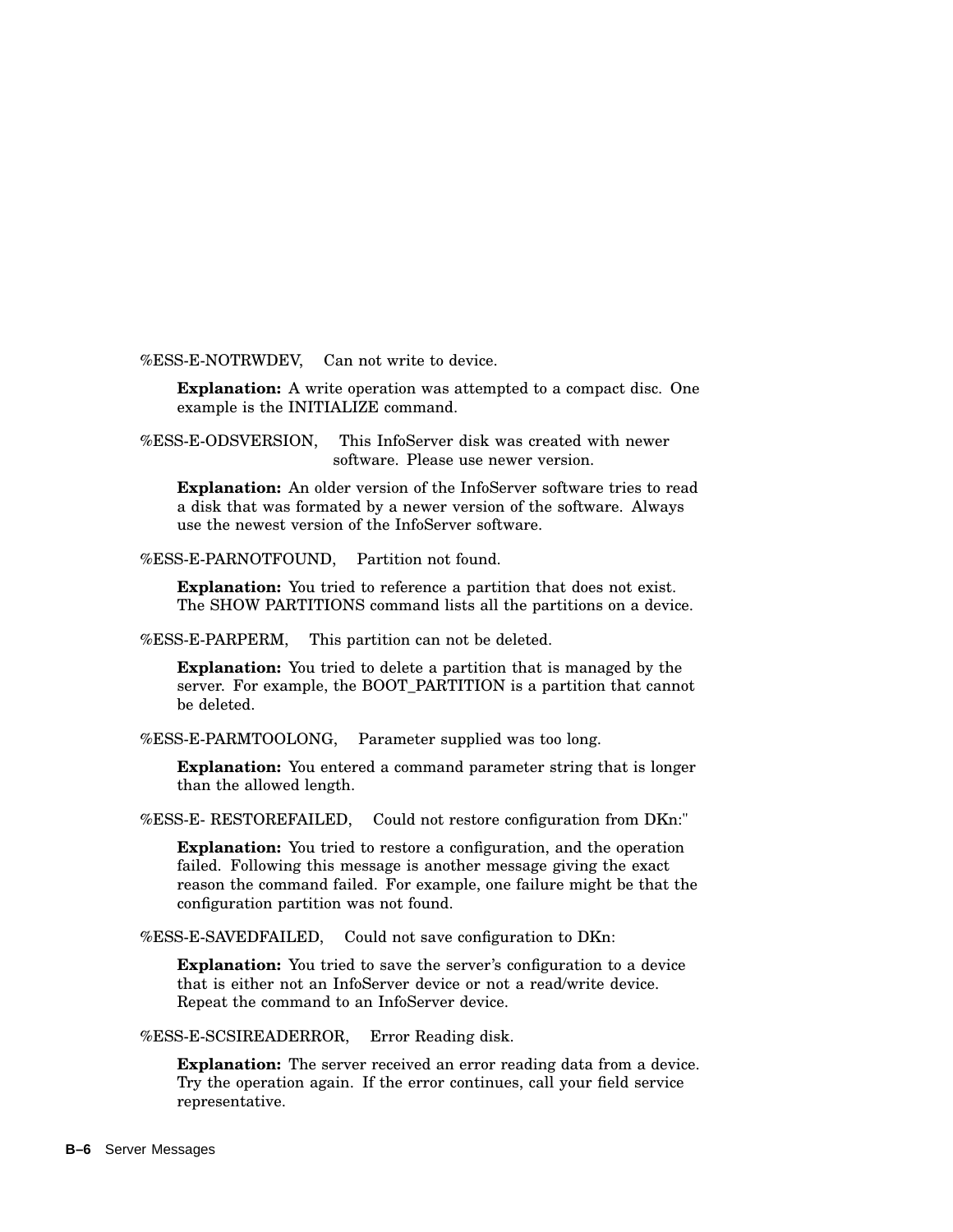%ESS-E-NOTRWDEV,    Can not write to device.

**Explanation:** A write operation was attempted to a compact disc. One example is the INITIALIZE command.

%ESS-E-ODSVERSION,    This InfoServer disk was created with newer software. Please use newer version.

**Explanation:** An older version of the InfoServer software tries to read a disk that was formated by a newer version of the software. Always use the newest version of the InfoServer software.

%ESS-E-PARNOTFOUND,    Partition not found.

**Explanation:** You tried to reference a partition that does not exist. The SHOW PARTITIONS command lists all the partitions on a device.

%ESS-E-PARPERM,    This partition can not be deleted.

**Explanation:** You tried to delete a partition that is managed by the server. For example, the BOOT_PARTITION is a partition that cannot be deleted.

%ESS-E-PARMTOOLONG,    Parameter supplied was too long.

**Explanation:** You entered a command parameter string that is longer than the allowed length.

%ESS-E- RESTOREFAILED,    Could not restore configuration from DKn:"

**Explanation:** You tried to restore a configuration, and the operation failed. Following this message is another message giving the exact reason the command failed. For example, one failure might be that the configuration partition was not found.

%ESS-E-SAVEDFAILED,    Could not save configuration to DKn:

**Explanation:** You tried to save the server's configuration to a device that is either not an InfoServer device or not a read/write device. Repeat the command to an InfoServer device.

%ESS-E-SCSIREADERROR,    Error Reading disk.

**Explanation:** The server received an error reading data from a device. Try the operation again. If the error continues, call your field service representative.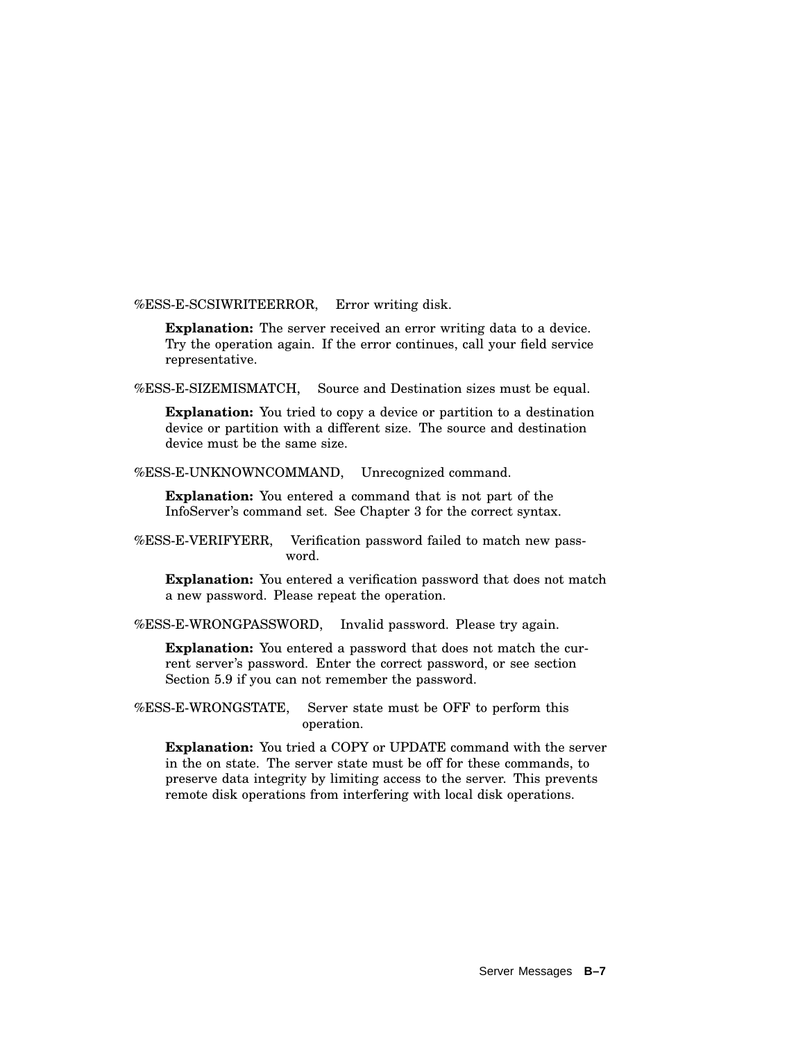%ESS-E-SCSIWRITEERROR, Error writing disk.

**Explanation:** The server received an error writing data to a device. Try the operation again. If the error continues, call your field service representative.

%ESS-E-SIZEMISMATCH, Source and Destination sizes must be equal.

**Explanation:** You tried to copy a device or partition to a destination device or partition with a different size. The source and destination device must be the same size.

%ESS-E-UNKNOWNCOMMAND, Unrecognized command.

**Explanation:** You entered a command that is not part of the InfoServer's command set. See Chapter 3 for the correct syntax.

%ESS-E-VERIFYERR, Verification password failed to match new password.

**Explanation:** You entered a verification password that does not match a new password. Please repeat the operation.

%ESS-E-WRONGPASSWORD, Invalid password. Please try again.

**Explanation:** You entered a password that does not match the current server's password. Enter the correct password, or see section Section 5.9 if you can not remember the password.

%ESS-E-WRONGSTATE, Server state must be OFF to perform this operation.

**Explanation:** You tried a COPY or UPDATE command with the server in the on state. The server state must be off for these commands, to preserve data integrity by limiting access to the server. This prevents remote disk operations from interfering with local disk operations.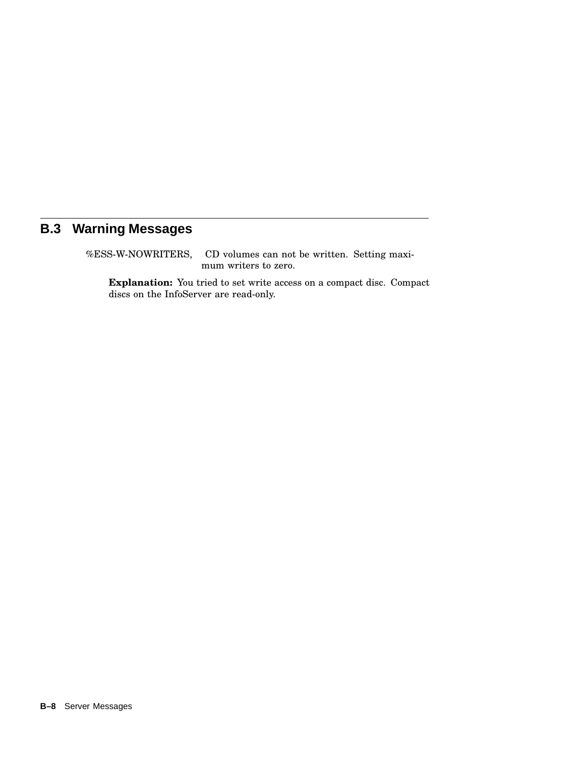## B.3 Warning Messages

%ESS-W-NOWRITERS, CD volumes can not be written. Setting maximum writers to zero.

**Explanation:** You tried to set write access on a compact disc. Compact discs on the InfoServer are read-only.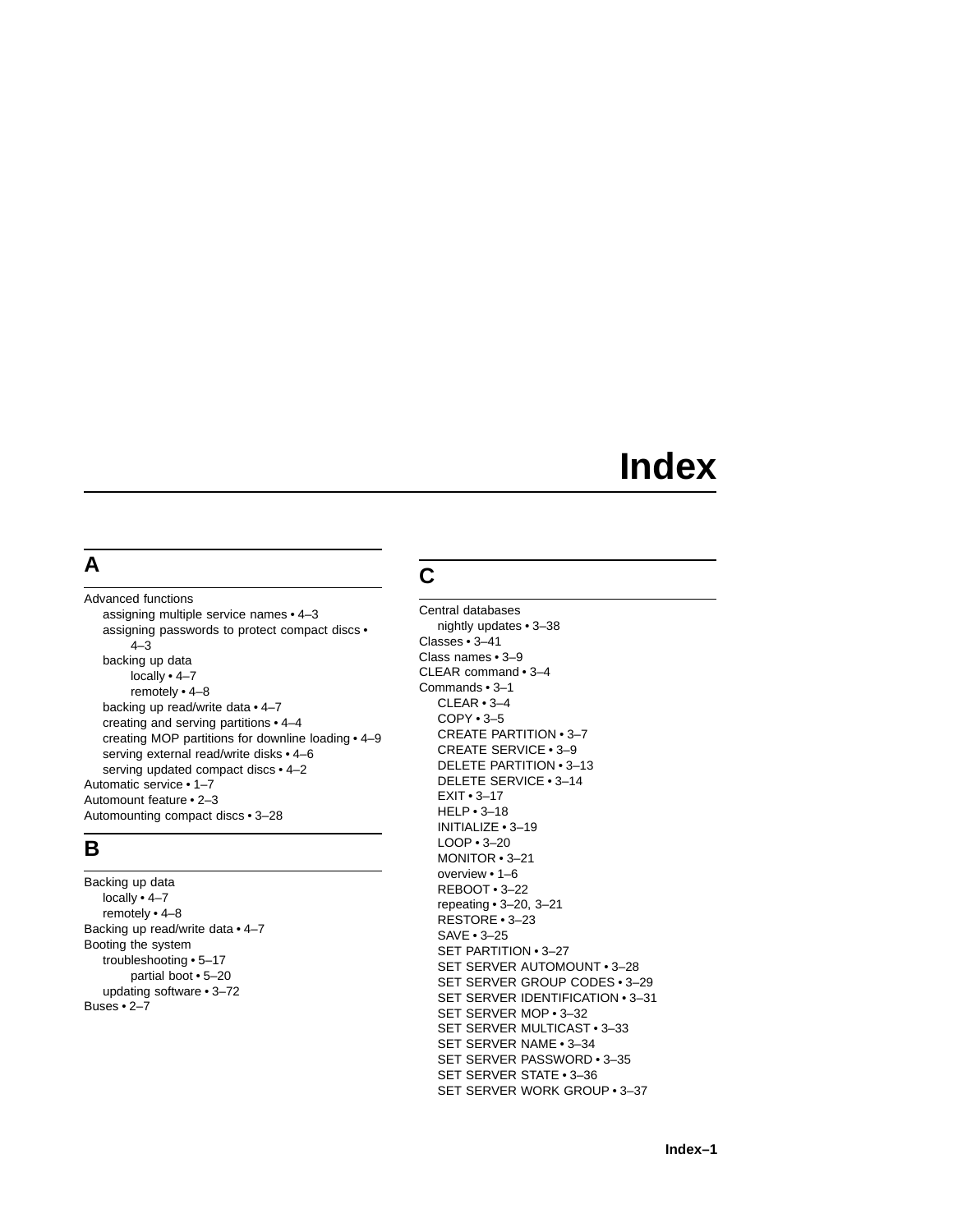# Index

## A

Advanced functions
- assigning multiple service names • 4–3
- assigning passwords to protect compact discs • 4–3
- backing up data
  - locally • 4–7
  - remotely • 4–8
- backing up read/write data • 4–7
- creating and serving partitions • 4–4
- creating MOP partitions for downline loading • 4–9
- serving external read/write disks • 4–6
- serving updated compact discs • 4–2

Automatic service • 1–7
Automount feature • 2–3
Automounting compact discs • 3–28

## B

Backing up data
- locally • 4–7
- remotely • 4–8

Backing up read/write data • 4–7
Booting the system
- troubleshooting • 5–17
  - partial boot • 5–20
- updating software • 3–72

Buses • 2–7

## C

Central databases
- nightly updates • 3–38

Classes • 3–41
Class names • 3–9
CLEAR command • 3–4
Commands • 3–1
- CLEAR • 3–4
- COPY • 3–5
- CREATE PARTITION • 3–7
- CREATE SERVICE • 3–9
- DELETE PARTITION • 3–13
- DELETE SERVICE • 3–14
- EXIT • 3–17
- HELP • 3–18
- INITIALIZE • 3–19
- LOOP • 3–20
- MONITOR • 3–21
- overview • 1–6
- REBOOT • 3–22
- repeating • 3–20, 3–21
- RESTORE • 3–23
- SAVE • 3–25
- SET PARTITION • 3–27
- SET SERVER AUTOMOUNT • 3–28
- SET SERVER GROUP CODES • 3–29
- SET SERVER IDENTIFICATION • 3–31
- SET SERVER MOP • 3–32
- SET SERVER MULTICAST • 3–33
- SET SERVER NAME • 3–34
- SET SERVER PASSWORD • 3–35
- SET SERVER STATE • 3–36
- SET SERVER WORK GROUP • 3–37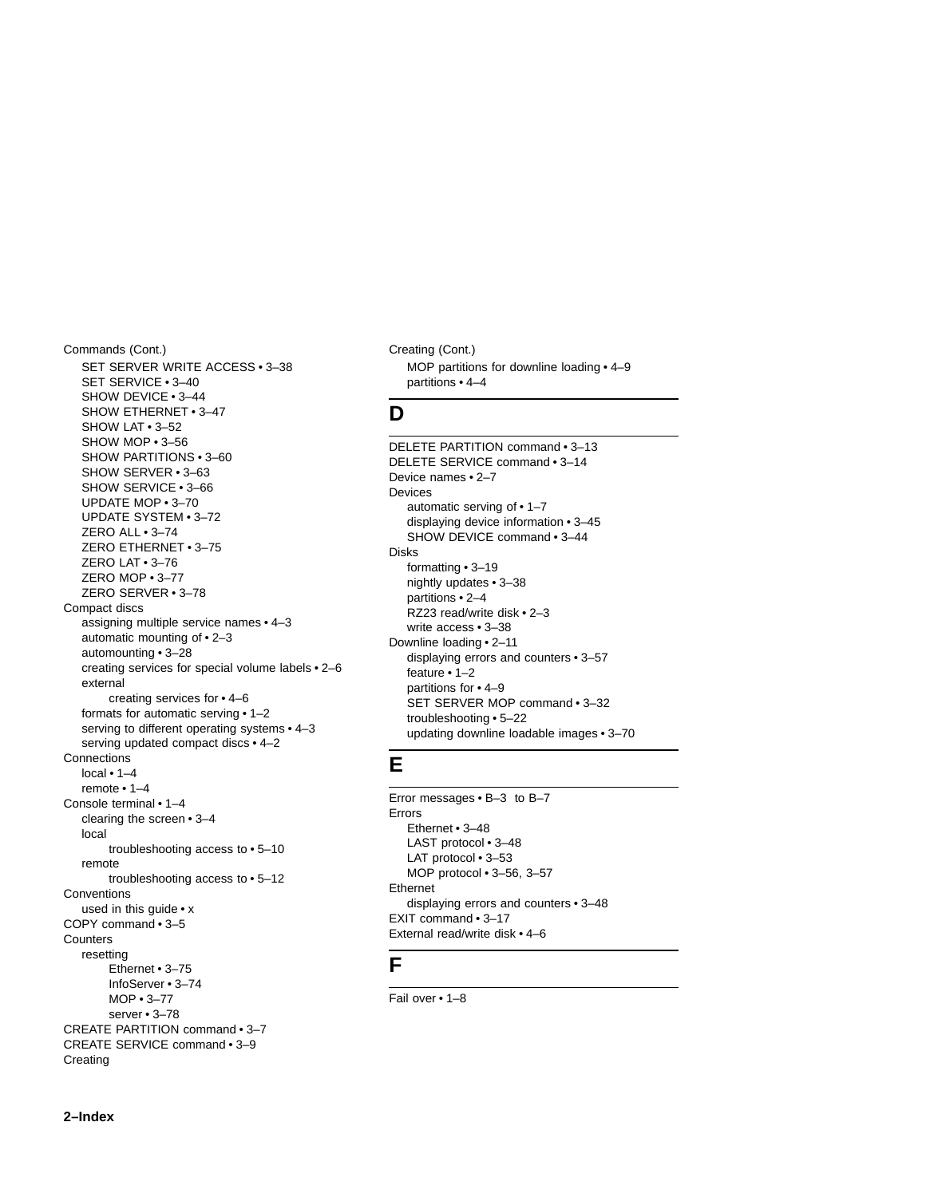Commands (Cont.)
- SET SERVER WRITE ACCESS • 3–38
- SET SERVICE • 3–40
- SHOW DEVICE • 3–44
- SHOW ETHERNET • 3–47
- SHOW LAT • 3–52
- SHOW MOP • 3–56
- SHOW PARTITIONS • 3–60
- SHOW SERVER • 3–63
- SHOW SERVICE • 3–66
- UPDATE MOP • 3–70
- UPDATE SYSTEM • 3–72
- ZERO ALL • 3–74
- ZERO ETHERNET • 3–75
- ZERO LAT • 3–76
- ZERO MOP • 3–77
- ZERO SERVER • 3–78

Compact discs
- assigning multiple service names • 4–3
- automatic mounting of • 2–3
- automounting • 3–28
- creating services for special volume labels • 2–6
- external
  - creating services for • 4–6
- formats for automatic serving • 1–2
- serving to different operating systems • 4–3
- serving updated compact discs • 4–2

Connections
- local • 1–4
- remote • 1–4

Console terminal • 1–4
- clearing the screen • 3–4
- local
  - troubleshooting access to • 5–10
- remote
  - troubleshooting access to • 5–12

Conventions
- used in this guide • x

COPY command • 3–5

Counters
- resetting
  - Ethernet • 3–75
  - InfoServer • 3–74
  - MOP • 3–77
  - server • 3–78

CREATE PARTITION command • 3–7

CREATE SERVICE command • 3–9

Creating

Creating (Cont.)
- MOP partitions for downline loading • 4–9
- partitions • 4–4

# D

DELETE PARTITION command • 3–13

DELETE SERVICE command • 3–14

Device names • 2–7

Devices
- automatic serving of • 1–7
- displaying device information • 3–45
- SHOW DEVICE command • 3–44

Disks
- formatting • 3–19
- nightly updates • 3–38
- partitions • 2–4
- RZ23 read/write disk • 2–3
- write access • 3–38

Downline loading • 2–11
- displaying errors and counters • 3–57
- feature • 1–2
- partitions for • 4–9
- SET SERVER MOP command • 3–32
- troubleshooting • 5–22
- updating downline loadable images • 3–70

# E

Error messages • B–3 to B–7

Errors
- Ethernet • 3–48
- LAST protocol • 3–48
- LAT protocol • 3–53
- MOP protocol • 3–56, 3–57

Ethernet
- displaying errors and counters • 3–48

EXIT command • 3–17

External read/write disk • 4–6

# F

Fail over • 1–8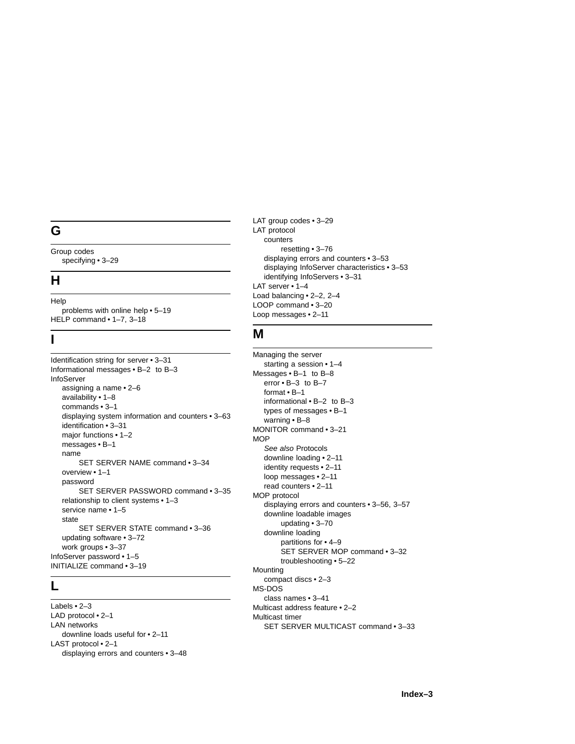## G

Group codes
- specifying • 3–29

## H

Help
- problems with online help • 5–19

HELP command • 1–7, 3–18

## I

Identification string for server • 3–31
Informational messages • B–2 to B–3
InfoServer
- assigning a name • 2–6
- availability • 1–8
- commands • 3–1
- displaying system information and counters • 3–63
- identification • 3–31
- major functions • 1–2
- messages • B–1
- name
  - SET SERVER NAME command • 3–34
- overview • 1–1
- password
  - SET SERVER PASSWORD command • 3–35
- relationship to client systems • 1–3
- service name • 1–5
- state
  - SET SERVER STATE command • 3–36
- updating software • 3–72
- work groups • 3–37

InfoServer password • 1–5
INITIALIZE command • 3–19

## L

Labels • 2–3
LAD protocol • 2–1
LAN networks
- downline loads useful for • 2–11

LAST protocol • 2–1
- displaying errors and counters • 3–48

LAT group codes • 3–29
LAT protocol
- counters
  - resetting • 3–76
- displaying errors and counters • 3–53
- displaying InfoServer characteristics • 3–53
- identifying InfoServers • 3–31

LAT server • 1–4
Load balancing • 2–2, 2–4
LOOP command • 3–20
Loop messages • 2–11

## M

Managing the server
- starting a session • 1–4

Messages • B–1 to B–8
- error • B–3 to B–7
- format • B–1
- informational • B–2 to B–3
- types of messages • B–1
- warning • B–8

MONITOR command • 3–21
MOP
- *See also* Protocols
- downline loading • 2–11
- identity requests • 2–11
- loop messages • 2–11
- read counters • 2–11

MOP protocol
- displaying errors and counters • 3–56, 3–57
- downline loadable images
  - updating • 3–70
- downline loading
  - partitions for • 4–9
  - SET SERVER MOP command • 3–32
  - troubleshooting • 5–22

Mounting
- compact discs • 2–3

MS-DOS
- class names • 3–41

Multicast address feature • 2–2
Multicast timer
- SET SERVER MULTICAST command • 3–33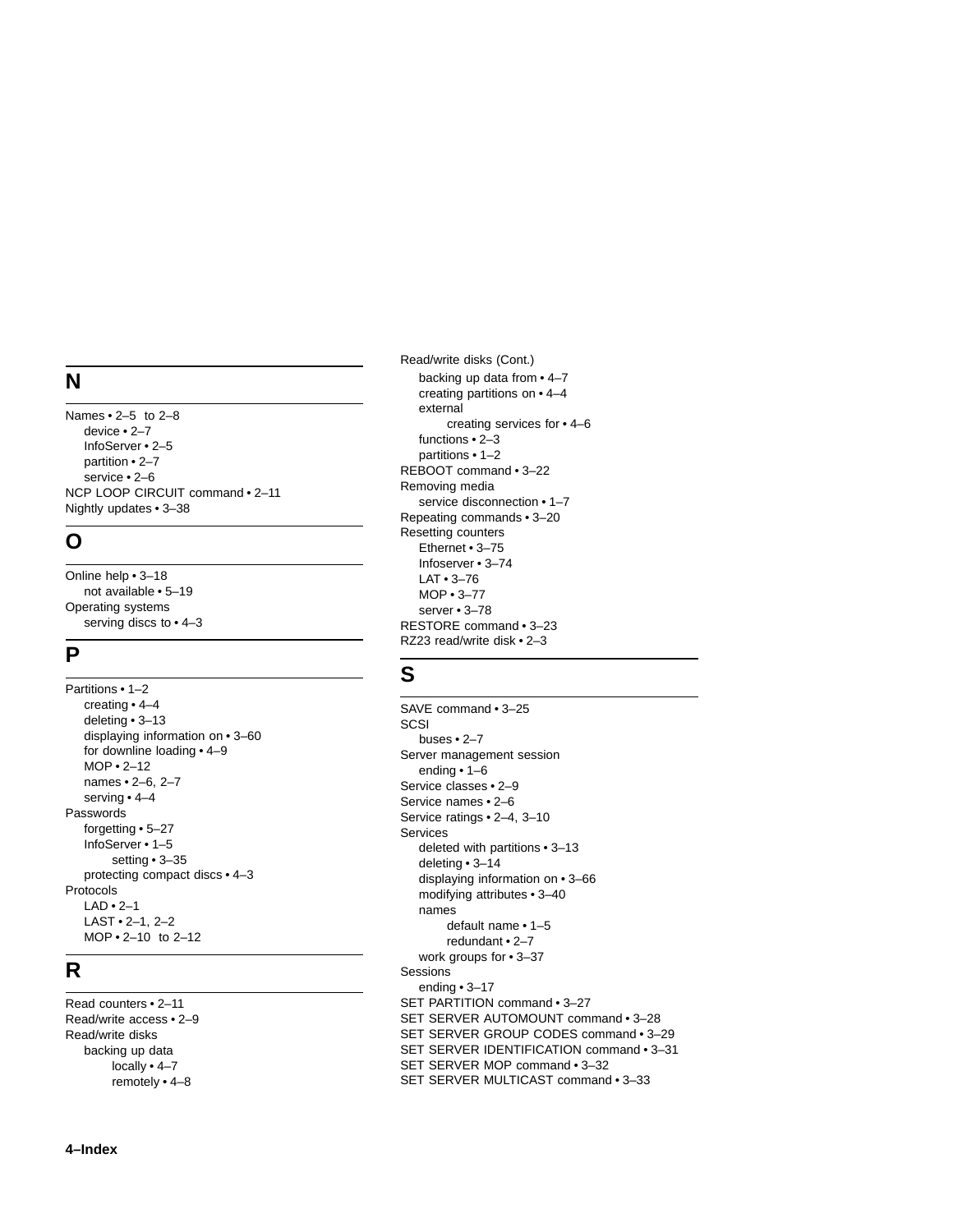## N

Names • 2–5 to 2–8
- device • 2–7
- InfoServer • 2–5
- partition • 2–7
- service • 2–6

NCP LOOP CIRCUIT command • 2–11
Nightly updates • 3–38

## O

Online help • 3–18
- not available • 5–19

Operating systems
- serving discs to • 4–3

## P

Partitions • 1–2
- creating • 4–4
- deleting • 3–13
- displaying information on • 3–60
- for downline loading • 4–9
- MOP • 2–12
- names • 2–6, 2–7
- serving • 4–4

Passwords
- forgetting • 5–27
- InfoServer • 1–5
  - setting • 3–35
- protecting compact discs • 4–3

Protocols
- LAD • 2–1
- LAST • 2–1, 2–2
- MOP • 2–10 to 2–12

## R

Read counters • 2–11
Read/write access • 2–9
Read/write disks
- backing up data
  - locally • 4–7
  - remotely • 4–8

Read/write disks (Cont.)
- backing up data from • 4–7
- creating partitions on • 4–4
- external
  - creating services for • 4–6
- functions • 2–3
- partitions • 1–2

REBOOT command • 3–22
Removing media
- service disconnection • 1–7

Repeating commands • 3–20
Resetting counters
- Ethernet • 3–75
- Infoserver • 3–74
- LAT • 3–76
- MOP • 3–77
- server • 3–78

RESTORE command • 3–23
RZ23 read/write disk • 2–3

## S

SAVE command • 3–25
SCSI
- buses • 2–7

Server management session
- ending • 1–6

Service classes • 2–9
Service names • 2–6
Service ratings • 2–4, 3–10
Services
- deleted with partitions • 3–13
- deleting • 3–14
- displaying information on • 3–66
- modifying attributes • 3–40
- names
  - default name • 1–5
  - redundant • 2–7
- work groups for • 3–37

Sessions
- ending • 3–17

SET PARTITION command • 3–27
SET SERVER AUTOMOUNT command • 3–28
SET SERVER GROUP CODES command • 3–29
SET SERVER IDENTIFICATION command • 3–31
SET SERVER MOP command • 3–32
SET SERVER MULTICAST command • 3–33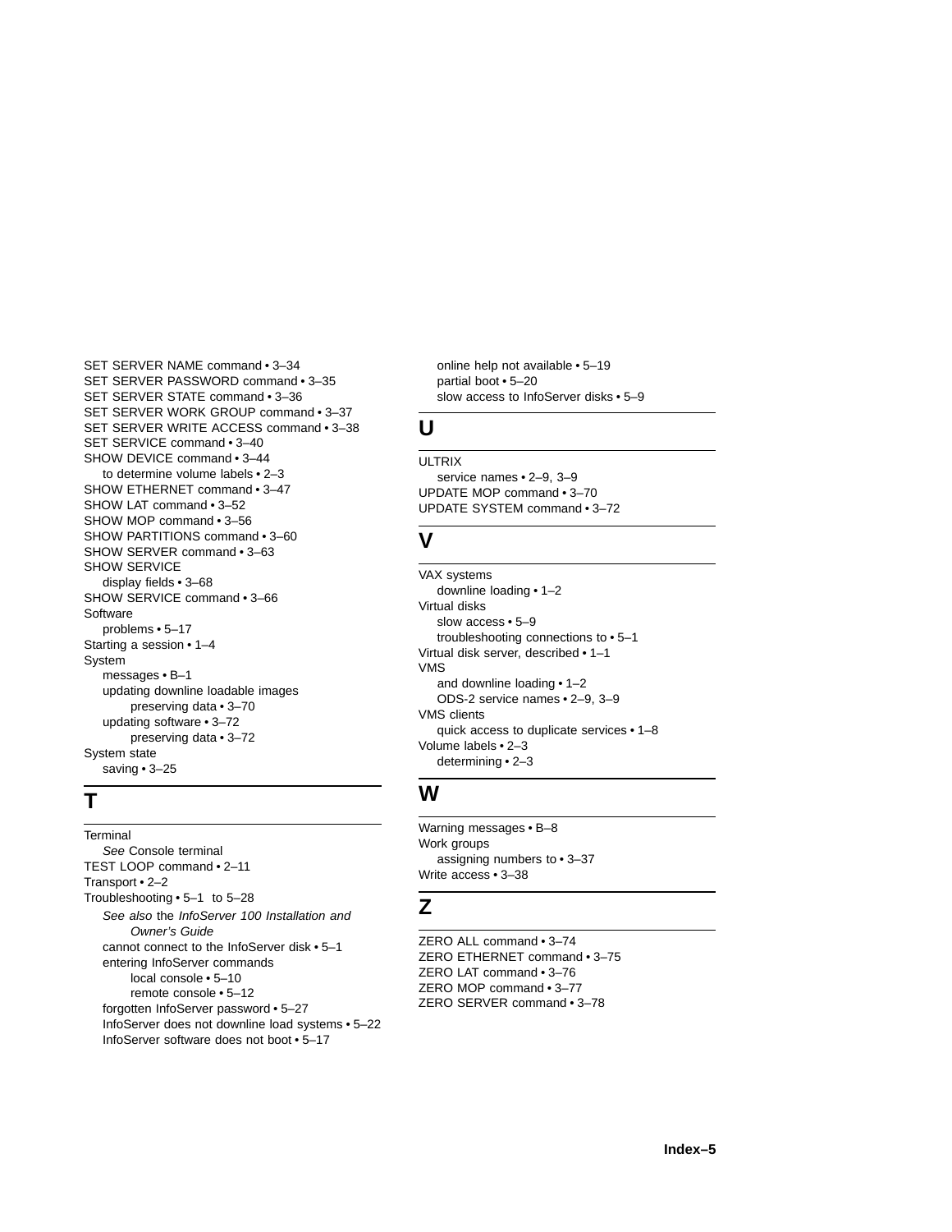SET SERVER NAME command • 3–34
SET SERVER PASSWORD command • 3–35
SET SERVER STATE command • 3–36
SET SERVER WORK GROUP command • 3–37
SET SERVER WRITE ACCESS command • 3–38
SET SERVICE command • 3–40
SHOW DEVICE command • 3–44
  to determine volume labels • 2–3
SHOW ETHERNET command • 3–47
SHOW LAT command • 3–52
SHOW MOP command • 3–56
SHOW PARTITIONS command • 3–60
SHOW SERVER command • 3–63
SHOW SERVICE
  display fields • 3–68
SHOW SERVICE command • 3–66
Software
  problems • 5–17
Starting a session • 1–4
System
  messages • B–1
  updating downline loadable images
    preserving data • 3–70
  updating software • 3–72
    preserving data • 3–72
System state
  saving • 3–25

## T

Terminal
  *See* Console terminal
TEST LOOP command • 2–11
Transport • 2–2
Troubleshooting • 5–1 to 5–28
  *See also* the *InfoServer 100 Installation and Owner's Guide*
  cannot connect to the InfoServer disk • 5–1
  entering InfoServer commands
    local console • 5–10
    remote console • 5–12
  forgotten InfoServer password • 5–27
  InfoServer does not downline load systems • 5–22
  InfoServer software does not boot • 5–17
  online help not available • 5–19
  partial boot • 5–20
  slow access to InfoServer disks • 5–9

## U

ULTRIX
  service names • 2–9, 3–9
UPDATE MOP command • 3–70
UPDATE SYSTEM command • 3–72

## V

VAX systems
  downline loading • 1–2
Virtual disks
  slow access • 5–9
  troubleshooting connections to • 5–1
Virtual disk server, described • 1–1
VMS
  and downline loading • 1–2
  ODS-2 service names • 2–9, 3–9
VMS clients
  quick access to duplicate services • 1–8
Volume labels • 2–3
  determining • 2–3

## W

Warning messages • B–8
Work groups
  assigning numbers to • 3–37
Write access • 3–38

## Z

ZERO ALL command • 3–74
ZERO ETHERNET command • 3–75
ZERO LAT command • 3–76
ZERO MOP command • 3–77
ZERO SERVER command • 3–78